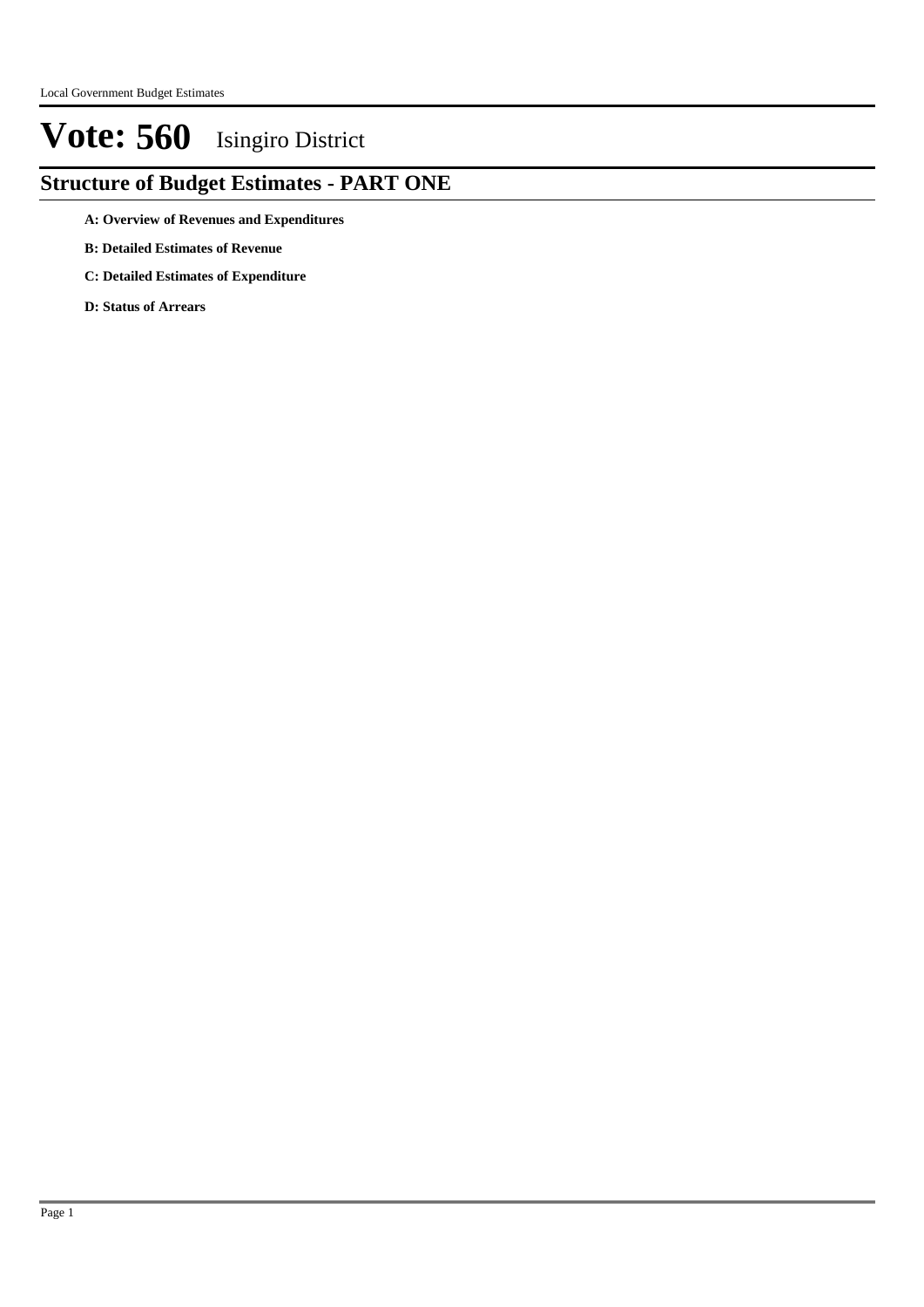# Vote: 560 Isingiro District

## Structure of Budget Estimates - PART ONE

**A: Overview of Revenues and Expenditures**

**B: Detailed Estimates of Revenue**

**C: Detailed Estimates of Expenditure**

**D: Status of Arrears**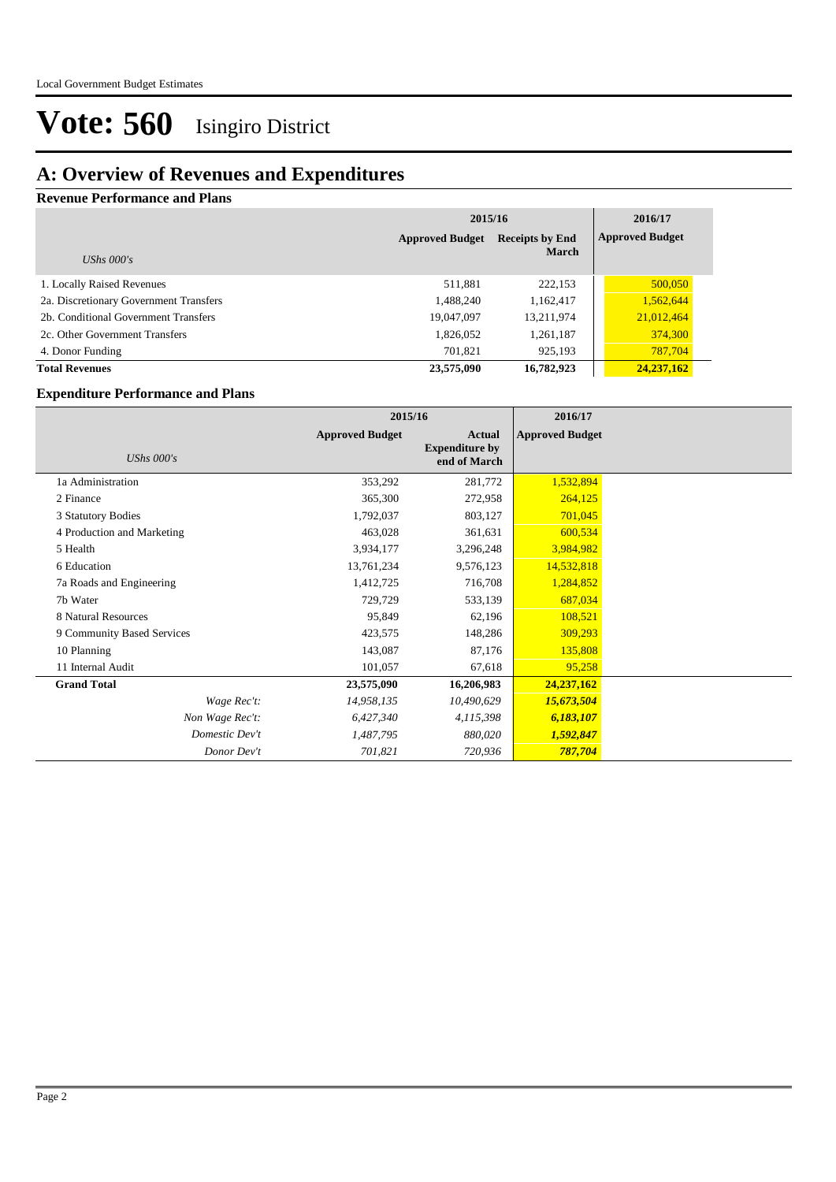# Vote: 560 Isingiro District

## A: Overview of Revenues and Expenditures

### Revenue Performance and Plans

| *UShs 000's* | 2015/16 Approved Budget | 2015/16 Receipts by End March | 2016/17 Approved Budget |
|---|---|---|---|
| 1. Locally Raised Revenues | 511,881 | 222,153 | 500,050 |
| 2a. Discretionary Government Transfers | 1,488,240 | 1,162,417 | 1,562,644 |
| 2b. Conditional Government Transfers | 19,047,097 | 13,211,974 | 21,012,464 |
| 2c. Other Government Transfers | 1,826,052 | 1,261,187 | 374,300 |
| 4. Donor Funding | 701,821 | 925,193 | 787,704 |
| **Total Revenues** | **23,575,090** | **16,782,923** | **24,237,162** |

### Expenditure Performance and Plans

| *UShs 000's* | 2015/16 Approved Budget | 2015/16 Actual Expenditure by end of March | 2016/17 Approved Budget |
|---|---|---|---|
| 1a Administration | 353,292 | 281,772 | 1,532,894 |
| 2 Finance | 365,300 | 272,958 | 264,125 |
| 3 Statutory Bodies | 1,792,037 | 803,127 | 701,045 |
| 4 Production and Marketing | 463,028 | 361,631 | 600,534 |
| 5 Health | 3,934,177 | 3,296,248 | 3,984,982 |
| 6 Education | 13,761,234 | 9,576,123 | 14,532,818 |
| 7a Roads and Engineering | 1,412,725 | 716,708 | 1,284,852 |
| 7b Water | 729,729 | 533,139 | 687,034 |
| 8 Natural Resources | 95,849 | 62,196 | 108,521 |
| 9 Community Based Services | 423,575 | 148,286 | 309,293 |
| 10 Planning | 143,087 | 87,176 | 135,808 |
| 11 Internal Audit | 101,057 | 67,618 | 95,258 |
| **Grand Total** | **23,575,090** | **16,206,983** | **24,237,162** |
| *Wage Rec't:* | *14,958,135* | *10,490,629* | ***15,673,504*** |
| *Non Wage Rec't:* | *6,427,340* | *4,115,398* | ***6,183,107*** |
| *Domestic Dev't* | *1,487,795* | *880,020* | ***1,592,847*** |
| *Donor Dev't* | *701,821* | *720,936* | ***787,704*** |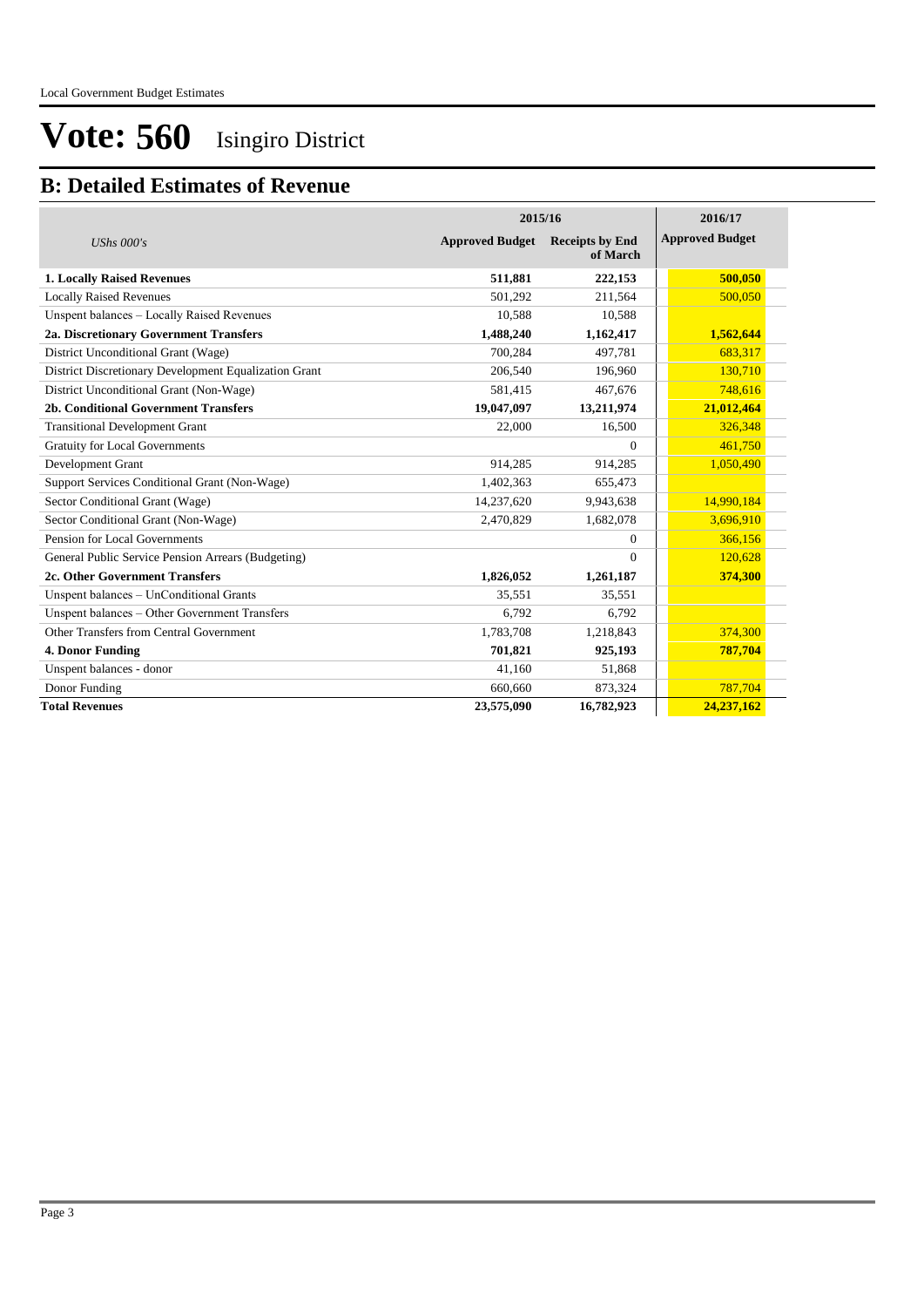# Vote: 560 Isingiro District

## B: Detailed Estimates of Revenue

| *UShs 000's* | 2015/16 Approved Budget | 2015/16 Receipts by End of March | 2016/17 Approved Budget |
|---|---|---|---|
| **1. Locally Raised Revenues** | **511,881** | **222,153** | **500,050** |
| Locally Raised Revenues | 501,292 | 211,564 | 500,050 |
| Unspent balances – Locally Raised Revenues | 10,588 | 10,588 | |
| **2a. Discretionary Government Transfers** | **1,488,240** | **1,162,417** | **1,562,644** |
| District Unconditional Grant (Wage) | 700,284 | 497,781 | 683,317 |
| District Discretionary Development Equalization Grant | 206,540 | 196,960 | 130,710 |
| District Unconditional Grant (Non-Wage) | 581,415 | 467,676 | 748,616 |
| **2b. Conditional Government Transfers** | **19,047,097** | **13,211,974** | **21,012,464** |
| Transitional Development Grant | 22,000 | 16,500 | 326,348 |
| Gratuity for Local Governments | | 0 | 461,750 |
| Development Grant | 914,285 | 914,285 | 1,050,490 |
| Support Services Conditional Grant (Non-Wage) | 1,402,363 | 655,473 | |
| Sector Conditional Grant (Wage) | 14,237,620 | 9,943,638 | 14,990,184 |
| Sector Conditional Grant (Non-Wage) | 2,470,829 | 1,682,078 | 3,696,910 |
| Pension for Local Governments | | 0 | 366,156 |
| General Public Service Pension Arrears (Budgeting) | | 0 | 120,628 |
| **2c. Other Government Transfers** | **1,826,052** | **1,261,187** | **374,300** |
| Unspent balances – UnConditional Grants | 35,551 | 35,551 | |
| Unspent balances – Other Government Transfers | 6,792 | 6,792 | |
| Other Transfers from Central Government | 1,783,708 | 1,218,843 | 374,300 |
| **4. Donor Funding** | **701,821** | **925,193** | **787,704** |
| Unspent balances - donor | 41,160 | 51,868 | |
| Donor Funding | 660,660 | 873,324 | 787,704 |
| **Total Revenues** | **23,575,090** | **16,782,923** | **24,237,162** |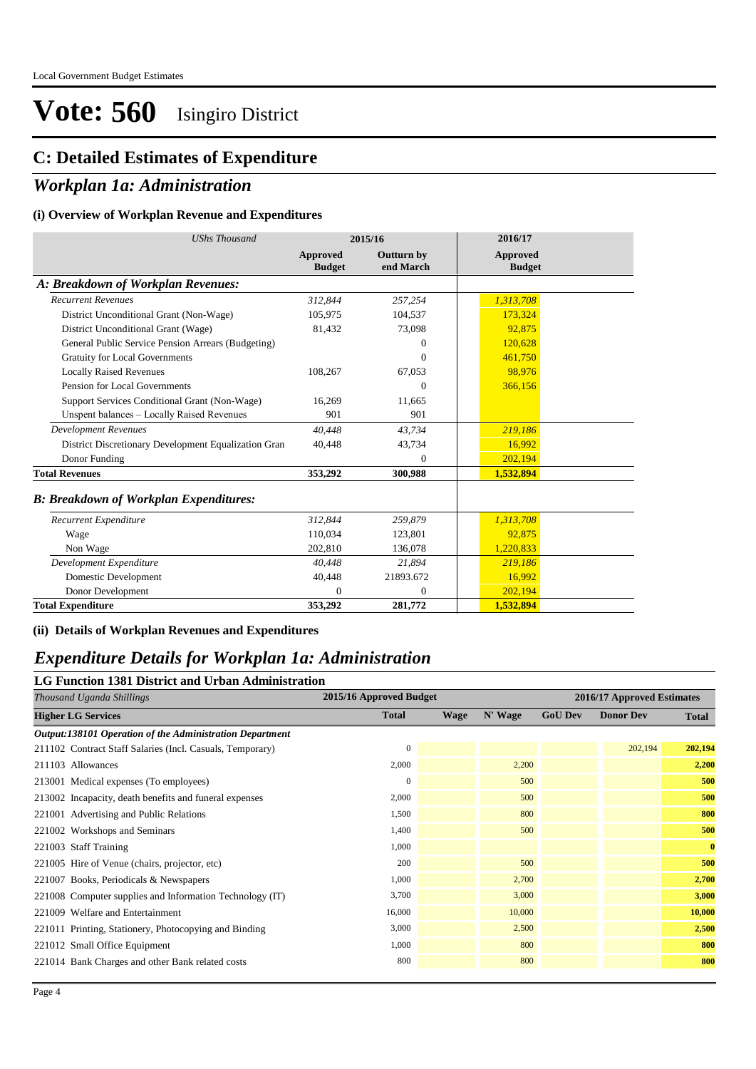Local Government Budget Estimates

# Vote: 560 Isingiro District

## C: Detailed Estimates of Expenditure

## *Workplan 1a: Administration*

### (i) Overview of Workplan Revenue and Expenditures

| *UShs Thousand* | 2015/16 | | 2016/17 |
|---|---|---|---|
| | **Approved Budget** | **Outturn by end March** | **Approved Budget** |
| ***A: Breakdown of Workplan Revenues:*** | | | |
| *Recurrent Revenues* | *312,844* | *257,254* | *1,313,708* |
| District Unconditional Grant (Non-Wage) | 105,975 | 104,537 | 173,324 |
| District Unconditional Grant (Wage) | 81,432 | 73,098 | 92,875 |
| General Public Service Pension Arrears (Budgeting) | | 0 | 120,628 |
| Gratuity for Local Governments | | 0 | 461,750 |
| Locally Raised Revenues | 108,267 | 67,053 | 98,976 |
| Pension for Local Governments | | 0 | 366,156 |
| Support Services Conditional Grant (Non-Wage) | 16,269 | 11,665 | |
| Unspent balances – Locally Raised Revenues | 901 | 901 | |
| *Development Revenues* | *40,448* | *43,734* | *219,186* |
| District Discretionary Development Equalization Gran | 40,448 | 43,734 | 16,992 |
| Donor Funding | | 0 | 202,194 |
| **Total Revenues** | **353,292** | **300,988** | **1,532,894** |
| ***B: Breakdown of Workplan Expenditures:*** | | | |
| *Recurrent Expenditure* | *312,844* | *259,879* | *1,313,708* |
| Wage | 110,034 | 123,801 | 92,875 |
| Non Wage | 202,810 | 136,078 | 1,220,833 |
| *Development Expenditure* | *40,448* | *21,894* | *219,186* |
| Domestic Development | 40,448 | 21893.672 | 16,992 |
| Donor Development | 0 | 0 | 202,194 |
| **Total Expenditure** | **353,292** | **281,772** | **1,532,894** |

### (ii) Details of Workplan Revenues and Expenditures

## *Expenditure Details for Workplan 1a: Administration*

### LG Function 1381 District and Urban Administration

| *Thousand Uganda Shillings* | 2015/16 Approved Budget | 2016/17 Approved Estimates | | | | |
|---|---|---|---|---|---|---|
| **Higher LG Services** | **Total** | **Wage** | **N' Wage** | **GoU Dev** | **Donor Dev** | **Total** |
| ***Output:138101 Operation of the Administration Department*** | | | | | | |
| 211102 Contract Staff Salaries (Incl. Casuals, Temporary) | 0 | | | | 202,194 | **202,194** |
| 211103 Allowances | 2,000 | | 2,200 | | | **2,200** |
| 213001 Medical expenses (To employees) | 0 | | 500 | | | **500** |
| 213002 Incapacity, death benefits and funeral expenses | 2,000 | | 500 | | | **500** |
| 221001 Advertising and Public Relations | 1,500 | | 800 | | | **800** |
| 221002 Workshops and Seminars | 1,400 | | 500 | | | **500** |
| 221003 Staff Training | 1,000 | | | | | **0** |
| 221005 Hire of Venue (chairs, projector, etc) | 200 | | 500 | | | **500** |
| 221007 Books, Periodicals & Newspapers | 1,000 | | 2,700 | | | **2,700** |
| 221008 Computer supplies and Information Technology (IT) | 3,700 | | 3,000 | | | **3,000** |
| 221009 Welfare and Entertainment | 16,000 | | 10,000 | | | **10,000** |
| 221011 Printing, Stationery, Photocopying and Binding | 3,000 | | 2,500 | | | **2,500** |
| 221012 Small Office Equipment | 1,000 | | 800 | | | **800** |
| 221014 Bank Charges and other Bank related costs | 800 | | 800 | | | **800** |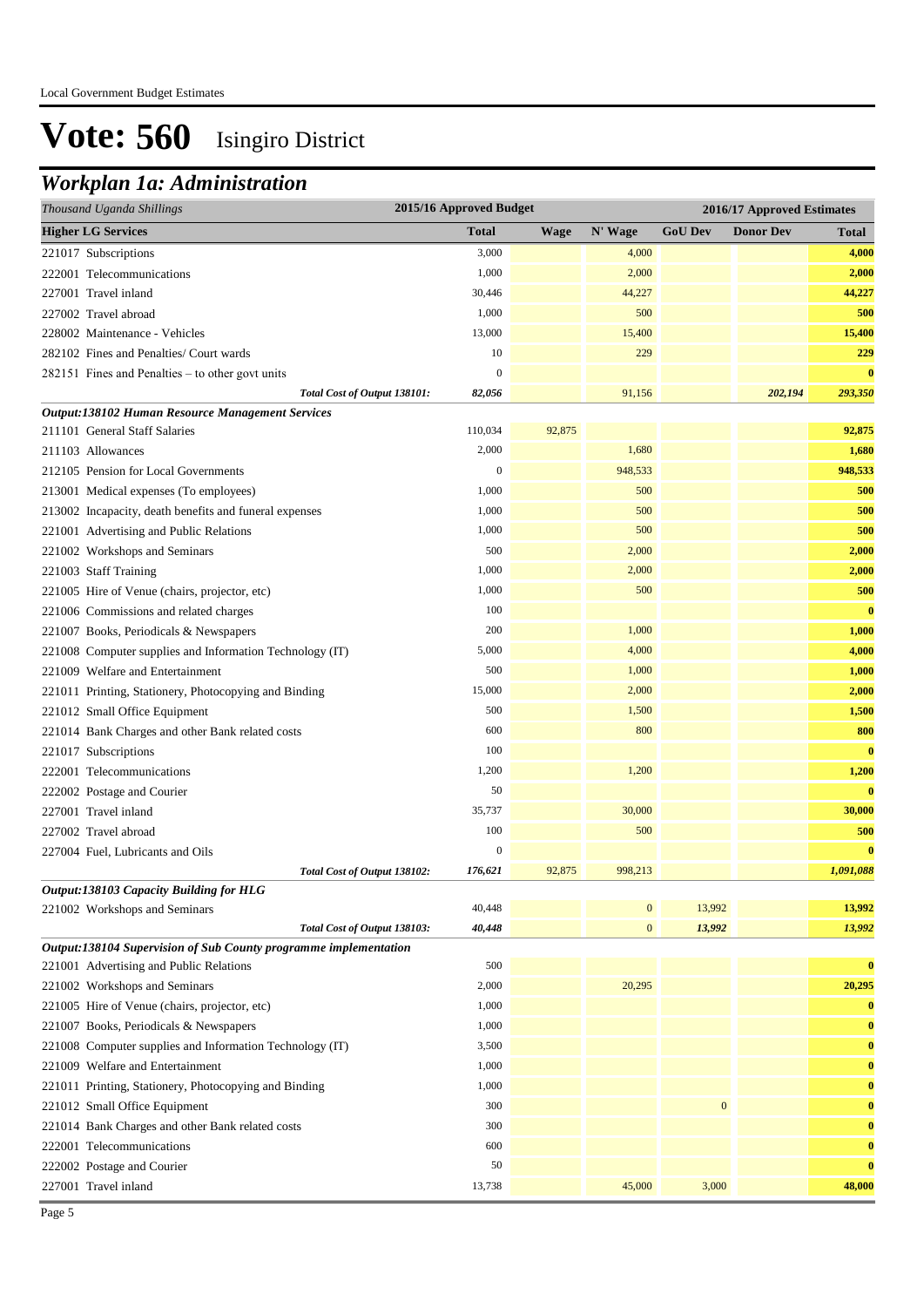Local Government Budget Estimates

# Vote: 560 Isingiro District

## Workplan 1a: Administration

| Thousand Uganda Shillings | 2015/16 Approved Budget | 2016/17 Approved Estimates | | | | |
|---|---|---|---|---|---|---|
| **Higher LG Services** | **Total** | **Wage** | **N' Wage** | **GoU Dev** | **Donor Dev** | **Total** |
| 221017 Subscriptions | 3,000 | | 4,000 | | | **4,000** |
| 222001 Telecommunications | 1,000 | | 2,000 | | | **2,000** |
| 227001 Travel inland | 30,446 | | 44,227 | | | **44,227** |
| 227002 Travel abroad | 1,000 | | 500 | | | **500** |
| 228002 Maintenance - Vehicles | 13,000 | | 15,400 | | | **15,400** |
| 282102 Fines and Penalties/ Court wards | 10 | | 229 | | | **229** |
| 282151 Fines and Penalties – to other govt units | 0 | | | | | **0** |
| ***Total Cost of Output 138101:*** | ***82,056*** | | 91,156 | | ***202,194*** | ***293,350*** |
| ***Output:138102 Human Resource Management Services*** | | | | | | |
| 211101 General Staff Salaries | 110,034 | 92,875 | | | | **92,875** |
| 211103 Allowances | 2,000 | | 1,680 | | | **1,680** |
| 212105 Pension for Local Governments | 0 | | 948,533 | | | **948,533** |
| 213001 Medical expenses (To employees) | 1,000 | | 500 | | | **500** |
| 213002 Incapacity, death benefits and funeral expenses | 1,000 | | 500 | | | **500** |
| 221001 Advertising and Public Relations | 1,000 | | 500 | | | **500** |
| 221002 Workshops and Seminars | 500 | | 2,000 | | | **2,000** |
| 221003 Staff Training | 1,000 | | 2,000 | | | **2,000** |
| 221005 Hire of Venue (chairs, projector, etc) | 1,000 | | 500 | | | **500** |
| 221006 Commissions and related charges | 100 | | | | | **0** |
| 221007 Books, Periodicals & Newspapers | 200 | | 1,000 | | | **1,000** |
| 221008 Computer supplies and Information Technology (IT) | 5,000 | | 4,000 | | | **4,000** |
| 221009 Welfare and Entertainment | 500 | | 1,000 | | | **1,000** |
| 221011 Printing, Stationery, Photocopying and Binding | 15,000 | | 2,000 | | | **2,000** |
| 221012 Small Office Equipment | 500 | | 1,500 | | | **1,500** |
| 221014 Bank Charges and other Bank related costs | 600 | | 800 | | | **800** |
| 221017 Subscriptions | 100 | | | | | **0** |
| 222001 Telecommunications | 1,200 | | 1,200 | | | **1,200** |
| 222002 Postage and Courier | 50 | | | | | **0** |
| 227001 Travel inland | 35,737 | | 30,000 | | | **30,000** |
| 227002 Travel abroad | 100 | | 500 | | | **500** |
| 227004 Fuel, Lubricants and Oils | 0 | | | | | **0** |
| ***Total Cost of Output 138102:*** | ***176,621*** | 92,875 | 998,213 | | | ***1,091,088*** |
| ***Output:138103 Capacity Building for HLG*** | | | | | | |
| 221002 Workshops and Seminars | 40,448 | | 0 | 13,992 | | **13,992** |
| ***Total Cost of Output 138103:*** | ***40,448*** | | 0 | ***13,992*** | | ***13,992*** |
| ***Output:138104 Supervision of Sub County programme implementation*** | | | | | | |
| 221001 Advertising and Public Relations | 500 | | | | | **0** |
| 221002 Workshops and Seminars | 2,000 | | 20,295 | | | **20,295** |
| 221005 Hire of Venue (chairs, projector, etc) | 1,000 | | | | | **0** |
| 221007 Books, Periodicals & Newspapers | 1,000 | | | | | **0** |
| 221008 Computer supplies and Information Technology (IT) | 3,500 | | | | | **0** |
| 221009 Welfare and Entertainment | 1,000 | | | | | **0** |
| 221011 Printing, Stationery, Photocopying and Binding | 1,000 | | | | | **0** |
| 221012 Small Office Equipment | 300 | | | 0 | | **0** |
| 221014 Bank Charges and other Bank related costs | 300 | | | | | **0** |
| 222001 Telecommunications | 600 | | | | | **0** |
| 222002 Postage and Courier | 50 | | | | | **0** |
| 227001 Travel inland | 13,738 | | 45,000 | 3,000 | | **48,000** |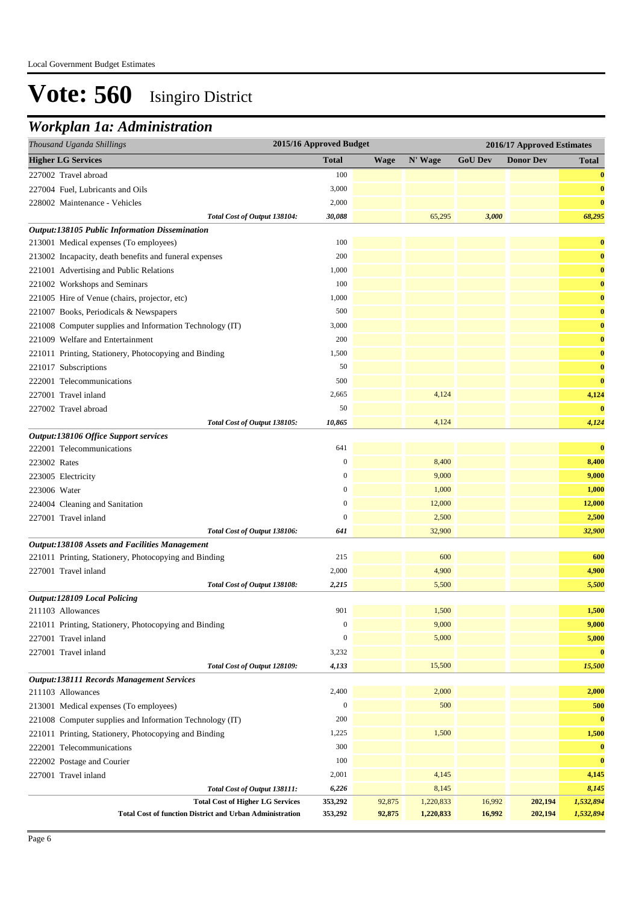Local Government Budget Estimates

# Vote: 560 Isingiro District

## Workplan 1a: Administration

| Thousand Uganda Shillings | 2015/16 Approved Budget | 2016/17 Approved Estimates | | | | |
|---|---|---|---|---|---|---|
| **Higher LG Services** | **Total** | **Wage** | **N' Wage** | **GoU Dev** | **Donor Dev** | **Total** |
| 227002 Travel abroad | 100 | | | | | **0** |
| 227004 Fuel, Lubricants and Oils | 3,000 | | | | | **0** |
| 228002 Maintenance - Vehicles | 2,000 | | | | | **0** |
| *Total Cost of Output 138104:* | *30,088* | | 65,295 | *3,000* | | *68,295* |
| ***Output:138105 Public Information Dissemination*** | | | | | | |
| 213001 Medical expenses (To employees) | 100 | | | | | **0** |
| 213002 Incapacity, death benefits and funeral expenses | 200 | | | | | **0** |
| 221001 Advertising and Public Relations | 1,000 | | | | | **0** |
| 221002 Workshops and Seminars | 100 | | | | | **0** |
| 221005 Hire of Venue (chairs, projector, etc) | 1,000 | | | | | **0** |
| 221007 Books, Periodicals & Newspapers | 500 | | | | | **0** |
| 221008 Computer supplies and Information Technology (IT) | 3,000 | | | | | **0** |
| 221009 Welfare and Entertainment | 200 | | | | | **0** |
| 221011 Printing, Stationery, Photocopying and Binding | 1,500 | | | | | **0** |
| 221017 Subscriptions | 50 | | | | | **0** |
| 222001 Telecommunications | 500 | | | | | **0** |
| 227001 Travel inland | 2,665 | | 4,124 | | | **4,124** |
| 227002 Travel abroad | 50 | | | | | **0** |
| *Total Cost of Output 138105:* | *10,865* | | 4,124 | | | *4,124* |
| ***Output:138106 Office Support services*** | | | | | | |
| 222001 Telecommunications | 641 | | | | | **0** |
| 223002 Rates | 0 | | 8,400 | | | **8,400** |
| 223005 Electricity | 0 | | 9,000 | | | **9,000** |
| 223006 Water | 0 | | 1,000 | | | **1,000** |
| 224004 Cleaning and Sanitation | 0 | | 12,000 | | | **12,000** |
| 227001 Travel inland | 0 | | 2,500 | | | **2,500** |
| *Total Cost of Output 138106:* | *641* | | 32,900 | | | *32,900* |
| ***Output:138108 Assets and Facilities Management*** | | | | | | |
| 221011 Printing, Stationery, Photocopying and Binding | 215 | | 600 | | | **600** |
| 227001 Travel inland | 2,000 | | 4,900 | | | **4,900** |
| *Total Cost of Output 138108:* | *2,215* | | 5,500 | | | *5,500* |
| ***Output:128109 Local Policing*** | | | | | | |
| 211103 Allowances | 901 | | 1,500 | | | **1,500** |
| 221011 Printing, Stationery, Photocopying and Binding | 0 | | 9,000 | | | **9,000** |
| 227001 Travel inland | 0 | | 5,000 | | | **5,000** |
| 227001 Travel inland | 3,232 | | | | | **0** |
| *Total Cost of Output 128109:* | *4,133* | | 15,500 | | | *15,500* |
| ***Output:138111 Records Management Services*** | | | | | | |
| 211103 Allowances | 2,400 | | 2,000 | | | **2,000** |
| 213001 Medical expenses (To employees) | 0 | | 500 | | | **500** |
| 221008 Computer supplies and Information Technology (IT) | 200 | | | | | **0** |
| 221011 Printing, Stationery, Photocopying and Binding | 1,225 | | 1,500 | | | **1,500** |
| 222001 Telecommunications | 300 | | | | | **0** |
| 222002 Postage and Courier | 100 | | | | | **0** |
| 227001 Travel inland | 2,001 | | 4,145 | | | **4,145** |
| *Total Cost of Output 138111:* | *6,226* | | 8,145 | | | *8,145* |
| **Total Cost of Higher LG Services** | **353,292** | 92,875 | 1,220,833 | 16,992 | **202,194** | ***1,532,894*** |
| **Total Cost of function District and Urban Administration** | **353,292** | **92,875** | **1,220,833** | **16,992** | **202,194** | ***1,532,894*** |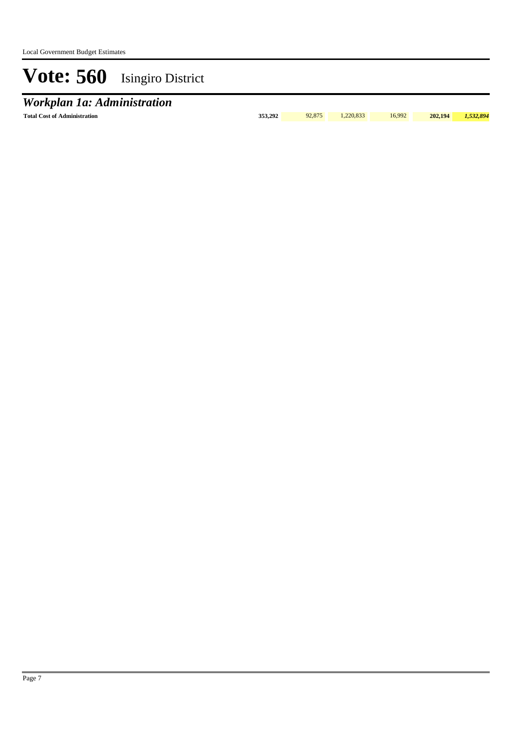# Vote: 560 Isingiro District

## *Workplan 1a: Administration*

| | | | | | | |
|---|---|---|---|---|---|---|
| **Total Cost of Administration** | **353,292** | 92,875 | 1,220,833 | 16,992 | **202,194** | ***1,532,894*** |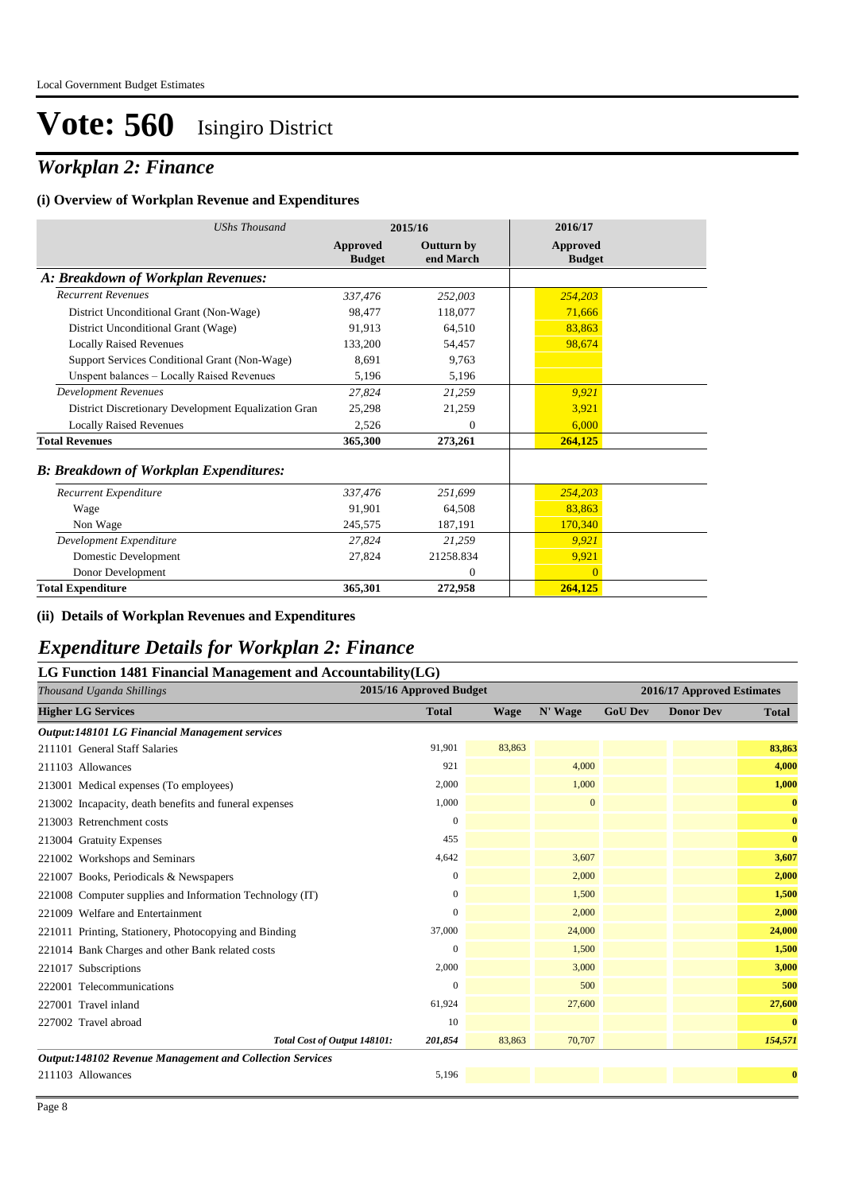Local Government Budget Estimates

# Vote: 560 Isingiro District

## *Workplan 2: Finance*

### (i) Overview of Workplan Revenue and Expenditures

| *UShs Thousand* | 2015/16 | | 2016/17 |
|---|---|---|---|
| | **Approved Budget** | **Outturn by end March** | **Approved Budget** |
| ***A: Breakdown of Workplan Revenues:*** | | | |
| *Recurrent Revenues* | *337,476* | *252,003* | *254,203* |
| District Unconditional Grant (Non-Wage) | 98,477 | 118,077 | 71,666 |
| District Unconditional Grant (Wage) | 91,913 | 64,510 | 83,863 |
| Locally Raised Revenues | 133,200 | 54,457 | 98,674 |
| Support Services Conditional Grant (Non-Wage) | 8,691 | 9,763 | |
| Unspent balances – Locally Raised Revenues | 5,196 | 5,196 | |
| *Development Revenues* | *27,824* | *21,259* | *9,921* |
| District Discretionary Development Equalization Gran | 25,298 | 21,259 | 3,921 |
| Locally Raised Revenues | 2,526 | 0 | 6,000 |
| **Total Revenues** | **365,300** | **273,261** | **264,125** |
| ***B: Breakdown of Workplan Expenditures:*** | | | |
| *Recurrent Expenditure* | *337,476* | *251,699* | *254,203* |
| Wage | 91,901 | 64,508 | 83,863 |
| Non Wage | 245,575 | 187,191 | 170,340 |
| *Development Expenditure* | *27,824* | *21,259* | *9,921* |
| Domestic Development | 27,824 | 21258.834 | 9,921 |
| Donor Development | | 0 | 0 |
| **Total Expenditure** | **365,301** | **272,958** | **264,125** |

### (ii) Details of Workplan Revenues and Expenditures

## *Expenditure Details for Workplan 2: Finance*

### LG Function 1481 Financial Management and Accountability(LG)

| *Thousand Uganda Shillings* | 2015/16 Approved Budget | 2016/17 Approved Estimates | | | | |
|---|---|---|---|---|---|---|
| **Higher LG Services** | **Total** | **Wage** | **N' Wage** | **GoU Dev** | **Donor Dev** | **Total** |
| ***Output:148101 LG Financial Management services*** | | | | | | |
| 211101 General Staff Salaries | 91,901 | 83,863 | | | | **83,863** |
| 211103 Allowances | 921 | | 4,000 | | | **4,000** |
| 213001 Medical expenses (To employees) | 2,000 | | 1,000 | | | **1,000** |
| 213002 Incapacity, death benefits and funeral expenses | 1,000 | | 0 | | | **0** |
| 213003 Retrenchment costs | 0 | | | | | **0** |
| 213004 Gratuity Expenses | 455 | | | | | **0** |
| 221002 Workshops and Seminars | 4,642 | | 3,607 | | | **3,607** |
| 221007 Books, Periodicals & Newspapers | 0 | | 2,000 | | | **2,000** |
| 221008 Computer supplies and Information Technology (IT) | 0 | | 1,500 | | | **1,500** |
| 221009 Welfare and Entertainment | 0 | | 2,000 | | | **2,000** |
| 221011 Printing, Stationery, Photocopying and Binding | 37,000 | | 24,000 | | | **24,000** |
| 221014 Bank Charges and other Bank related costs | 0 | | 1,500 | | | **1,500** |
| 221017 Subscriptions | 2,000 | | 3,000 | | | **3,000** |
| 222001 Telecommunications | 0 | | 500 | | | **500** |
| 227001 Travel inland | 61,924 | | 27,600 | | | **27,600** |
| 227002 Travel abroad | 10 | | | | | **0** |
| ***Total Cost of Output 148101:*** | ***201,854*** | *83,863* | *70,707* | | | ***154,571*** |
| ***Output:148102 Revenue Management and Collection Services*** | | | | | | |
| 211103 Allowances | 5,196 | | | | | **0** |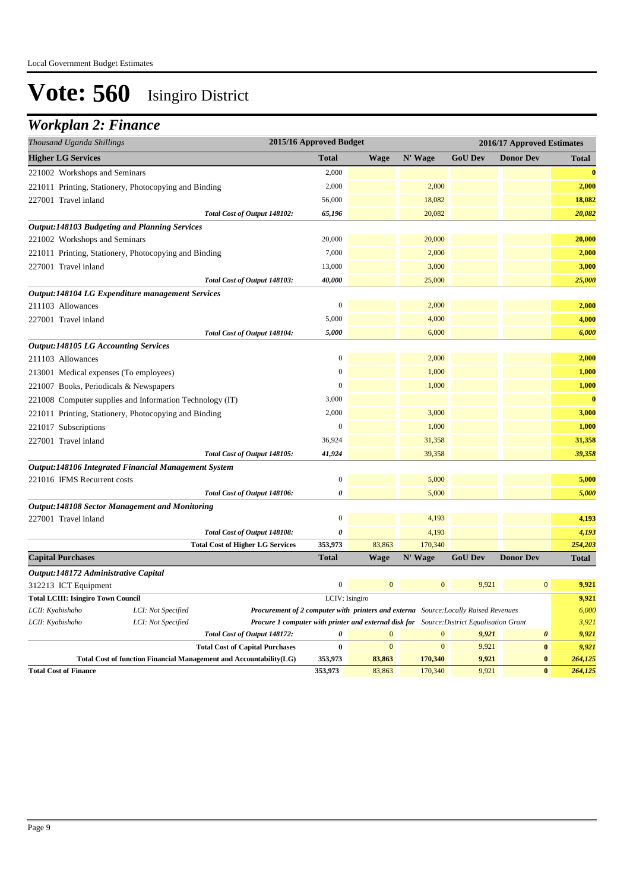# Vote: 560 Isingiro District

## *Workplan 2: Finance*

| *Thousand Uganda Shillings* | 2015/16 Approved Budget | | | 2016/17 Approved Estimates | | |
|---|---|---|---|---|---|---|
| **Higher LG Services** | **Total** | **Wage** | **N' Wage** | **GoU Dev** | **Donor Dev** | **Total** |
| 221002 Workshops and Seminars | 2,000 | | | | | **0** |
| 221011 Printing, Stationery, Photocopying and Binding | 2,000 | | 2,000 | | | **2,000** |
| 227001 Travel inland | 56,000 | | 18,082 | | | **18,082** |
| *Total Cost of Output 148102:* | *65,196* | | 20,082 | | | *20,082* |
| ***Output:148103 Budgeting and Planning Services*** | | | | | | |
| 221002 Workshops and Seminars | 20,000 | | 20,000 | | | **20,000** |
| 221011 Printing, Stationery, Photocopying and Binding | 7,000 | | 2,000 | | | **2,000** |
| 227001 Travel inland | 13,000 | | 3,000 | | | **3,000** |
| *Total Cost of Output 148103:* | *40,000* | | 25,000 | | | *25,000* |
| ***Output:148104 LG Expenditure management Services*** | | | | | | |
| 211103 Allowances | 0 | | 2,000 | | | **2,000** |
| 227001 Travel inland | 5,000 | | 4,000 | | | **4,000** |
| *Total Cost of Output 148104:* | *5,000* | | 6,000 | | | *6,000* |
| ***Output:148105 LG Accounting Services*** | | | | | | |
| 211103 Allowances | 0 | | 2,000 | | | **2,000** |
| 213001 Medical expenses (To employees) | 0 | | 1,000 | | | **1,000** |
| 221007 Books, Periodicals & Newspapers | 0 | | 1,000 | | | **1,000** |
| 221008 Computer supplies and Information Technology (IT) | 3,000 | | | | | **0** |
| 221011 Printing, Stationery, Photocopying and Binding | 2,000 | | 3,000 | | | **3,000** |
| 221017 Subscriptions | 0 | | 1,000 | | | **1,000** |
| 227001 Travel inland | 36,924 | | 31,358 | | | **31,358** |
| *Total Cost of Output 148105:* | *41,924* | | 39,358 | | | *39,358* |
| ***Output:148106 Integrated Financial Management System*** | | | | | | |
| 221016 IFMS Recurrent costs | 0 | | 5,000 | | | **5,000** |
| *Total Cost of Output 148106:* | *0* | | 5,000 | | | *5,000* |
| ***Output:148108 Sector Management and Monitoring*** | | | | | | |
| 227001 Travel inland | 0 | | 4,193 | | | **4,193** |
| *Total Cost of Output 148108:* | *0* | | 4,193 | | | *4,193* |
| **Total Cost of Higher LG Services** | **353,973** | 83,863 | 170,340 | | | *254,203* |
| **Capital Purchases** | **Total** | **Wage** | **N' Wage** | **GoU Dev** | **Donor Dev** | **Total** |
| ***Output:148172 Administrative Capital*** | | | | | | |
| 312213 ICT Equipment | 0 | 0 | 0 | 9,921 | 0 | **9,921** |
| **Total LCIII: Isingiro Town Council** | LCIV: Isingiro | | | | | **9,921** |
| *LCII: Kyabishaho* — *LCI: Not Specified* — ***Procurement of 2 computer with printers and externa*** | *Source:Locally Raised Revenues* | | | | | *6,000* |
| *LCII: Kyabishaho* — *LCI: Not Specified* — ***Procure 1 computer with printer and external disk for*** | *Source:District Equalisation Grant* | | | | | *3,921* |
| *Total Cost of Output 148172:* | *0* | 0 | 0 | *9,921* | *0* | *9,921* |
| **Total Cost of Capital Purchases** | **0** | 0 | 0 | 9,921 | **0** | *9,921* |
| **Total Cost of function Financial Management and Accountability(LG)** | **353,973** | **83,863** | **170,340** | **9,921** | **0** | ***264,125*** |
| **Total Cost of Finance** | **353,973** | 83,863 | 170,340 | 9,921 | **0** | ***264,125*** |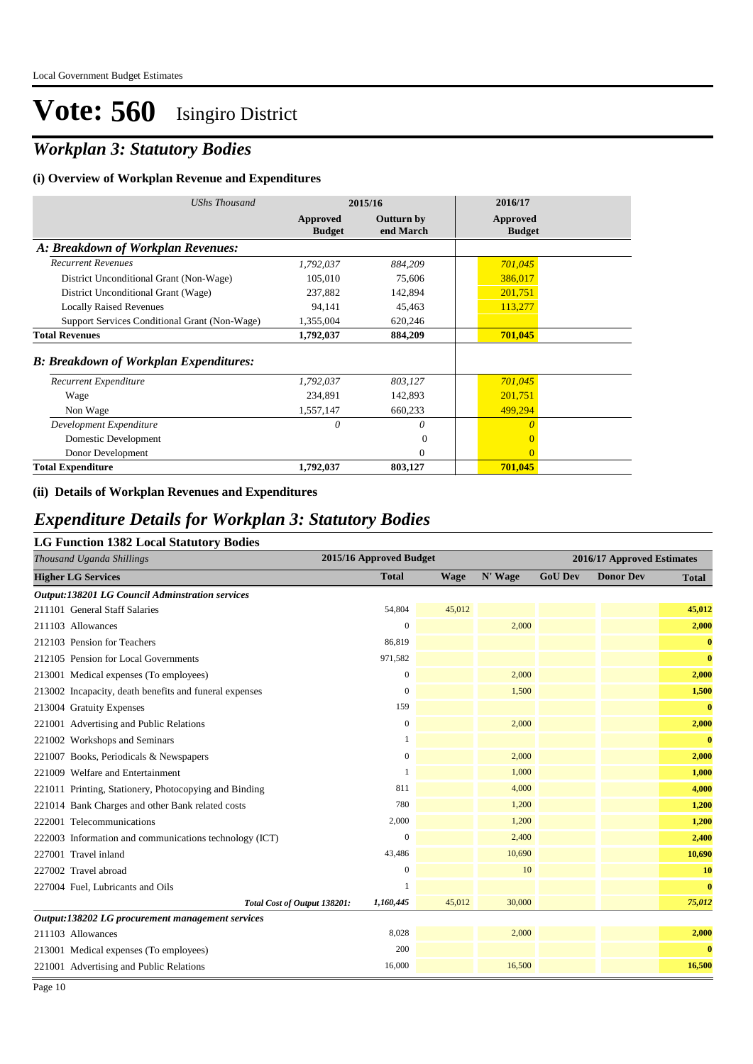Local Government Budget Estimates

# Vote: 560 Isingiro District

## *Workplan 3: Statutory Bodies*

### (i) Overview of Workplan Revenue and Expenditures

| *UShs Thousand* | 2015/16 | | 2016/17 |
|---|---|---|---|
| | **Approved Budget** | **Outturn by end March** | **Approved Budget** |
| ***A: Breakdown of Workplan Revenues:*** | | | |
| *Recurrent Revenues* | *1,792,037* | *884,209* | *701,045* |
| District Unconditional Grant (Non-Wage) | 105,010 | 75,606 | 386,017 |
| District Unconditional Grant (Wage) | 237,882 | 142,894 | 201,751 |
| Locally Raised Revenues | 94,141 | 45,463 | 113,277 |
| Support Services Conditional Grant (Non-Wage) | 1,355,004 | 620,246 | |
| **Total Revenues** | **1,792,037** | **884,209** | **701,045** |
| ***B: Breakdown of Workplan Expenditures:*** | | | |
| *Recurrent Expenditure* | *1,792,037* | *803,127* | *701,045* |
| Wage | 234,891 | 142,893 | 201,751 |
| Non Wage | 1,557,147 | 660,233 | 499,294 |
| *Development Expenditure* | *0* | *0* | *0* |
| Domestic Development | | 0 | 0 |
| Donor Development | | 0 | 0 |
| **Total Expenditure** | **1,792,037** | **803,127** | **701,045** |

### (ii) Details of Workplan Revenues and Expenditures

## *Expenditure Details for Workplan 3: Statutory Bodies*

### LG Function 1382 Local Statutory Bodies

| *Thousand Uganda Shillings* | 2015/16 Approved Budget | 2016/17 Approved Estimates | | | | |
|---|---|---|---|---|---|---|
| **Higher LG Services** | **Total** | **Wage** | **N' Wage** | **GoU Dev** | **Donor Dev** | **Total** |
| ***Output:138201 LG Council Adminstration services*** | | | | | | |
| 211101 General Staff Salaries | 54,804 | 45,012 | | | | **45,012** |
| 211103 Allowances | 0 | | 2,000 | | | **2,000** |
| 212103 Pension for Teachers | 86,819 | | | | | **0** |
| 212105 Pension for Local Governments | 971,582 | | | | | **0** |
| 213001 Medical expenses (To employees) | 0 | | 2,000 | | | **2,000** |
| 213002 Incapacity, death benefits and funeral expenses | 0 | | 1,500 | | | **1,500** |
| 213004 Gratuity Expenses | 159 | | | | | **0** |
| 221001 Advertising and Public Relations | 0 | | 2,000 | | | **2,000** |
| 221002 Workshops and Seminars | 1 | | | | | **0** |
| 221007 Books, Periodicals & Newspapers | 0 | | 2,000 | | | **2,000** |
| 221009 Welfare and Entertainment | 1 | | 1,000 | | | **1,000** |
| 221011 Printing, Stationery, Photocopying and Binding | 811 | | 4,000 | | | **4,000** |
| 221014 Bank Charges and other Bank related costs | 780 | | 1,200 | | | **1,200** |
| 222001 Telecommunications | 2,000 | | 1,200 | | | **1,200** |
| 222003 Information and communications technology (ICT) | 0 | | 2,400 | | | **2,400** |
| 227001 Travel inland | 43,486 | | 10,690 | | | **10,690** |
| 227002 Travel abroad | 0 | | 10 | | | **10** |
| 227004 Fuel, Lubricants and Oils | 1 | | | | | **0** |
| *Total Cost of Output 138201:* | *1,160,445* | 45,012 | 30,000 | | | ***75,012*** |
| ***Output:138202 LG procurement management services*** | | | | | | |
| 211103 Allowances | 8,028 | | 2,000 | | | **2,000** |
| 213001 Medical expenses (To employees) | 200 | | | | | **0** |
| 221001 Advertising and Public Relations | 16,000 | | 16,500 | | | **16,500** |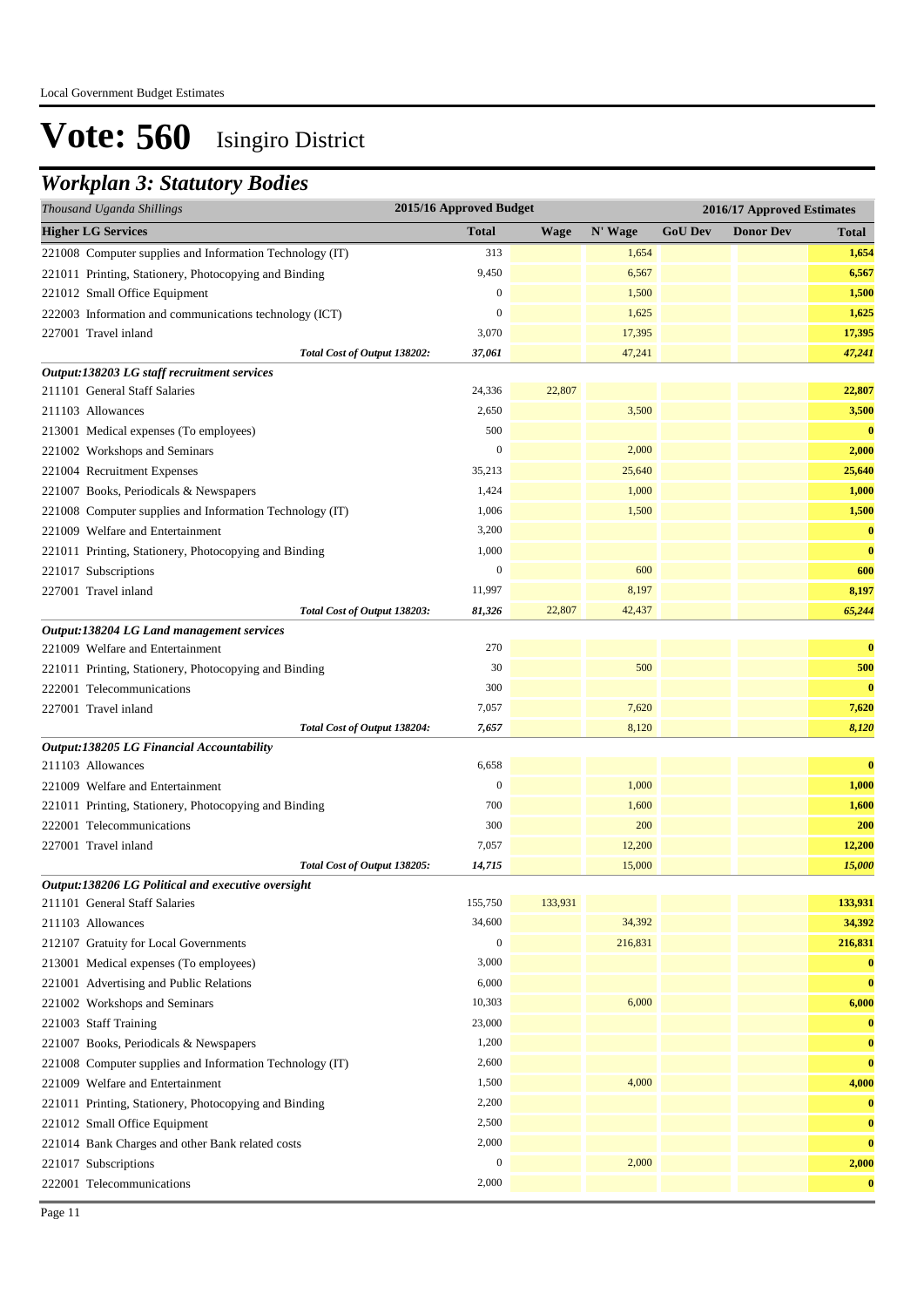Local Government Budget Estimates

# Vote: 560 Isingiro District

## Workplan 3: Statutory Bodies

| *Thousand Uganda Shillings* | 2015/16 Approved Budget | 2016/17 Approved Estimates | | | | |
|---|---|---|---|---|---|---|
| **Higher LG Services** | **Total** | **Wage** | **N' Wage** | **GoU Dev** | **Donor Dev** | **Total** |
| 221008 Computer supplies and Information Technology (IT) | 313 | | 1,654 | | | **1,654** |
| 221011 Printing, Stationery, Photocopying and Binding | 9,450 | | 6,567 | | | **6,567** |
| 221012 Small Office Equipment | 0 | | 1,500 | | | **1,500** |
| 222003 Information and communications technology (ICT) | 0 | | 1,625 | | | **1,625** |
| 227001 Travel inland | 3,070 | | 17,395 | | | **17,395** |
| ***Total Cost of Output 138202:*** | ***37,061*** | | 47,241 | | | ***47,241*** |
| ***Output:138203 LG staff recruitment services*** | | | | | | |
| 211101 General Staff Salaries | 24,336 | 22,807 | | | | **22,807** |
| 211103 Allowances | 2,650 | | 3,500 | | | **3,500** |
| 213001 Medical expenses (To employees) | 500 | | | | | **0** |
| 221002 Workshops and Seminars | 0 | | 2,000 | | | **2,000** |
| 221004 Recruitment Expenses | 35,213 | | 25,640 | | | **25,640** |
| 221007 Books, Periodicals & Newspapers | 1,424 | | 1,000 | | | **1,000** |
| 221008 Computer supplies and Information Technology (IT) | 1,006 | | 1,500 | | | **1,500** |
| 221009 Welfare and Entertainment | 3,200 | | | | | **0** |
| 221011 Printing, Stationery, Photocopying and Binding | 1,000 | | | | | **0** |
| 221017 Subscriptions | 0 | | 600 | | | **600** |
| 227001 Travel inland | 11,997 | | 8,197 | | | **8,197** |
| ***Total Cost of Output 138203:*** | ***81,326*** | 22,807 | 42,437 | | | ***65,244*** |
| ***Output:138204 LG Land management services*** | | | | | | |
| 221009 Welfare and Entertainment | 270 | | | | | **0** |
| 221011 Printing, Stationery, Photocopying and Binding | 30 | | 500 | | | **500** |
| 222001 Telecommunications | 300 | | | | | **0** |
| 227001 Travel inland | 7,057 | | 7,620 | | | **7,620** |
| ***Total Cost of Output 138204:*** | ***7,657*** | | 8,120 | | | ***8,120*** |
| ***Output:138205 LG Financial Accountability*** | | | | | | |
| 211103 Allowances | 6,658 | | | | | **0** |
| 221009 Welfare and Entertainment | 0 | | 1,000 | | | **1,000** |
| 221011 Printing, Stationery, Photocopying and Binding | 700 | | 1,600 | | | **1,600** |
| 222001 Telecommunications | 300 | | 200 | | | **200** |
| 227001 Travel inland | 7,057 | | 12,200 | | | **12,200** |
| ***Total Cost of Output 138205:*** | ***14,715*** | | 15,000 | | | ***15,000*** |
| ***Output:138206 LG Political and executive oversight*** | | | | | | |
| 211101 General Staff Salaries | 155,750 | 133,931 | | | | **133,931** |
| 211103 Allowances | 34,600 | | 34,392 | | | **34,392** |
| 212107 Gratuity for Local Governments | 0 | | 216,831 | | | **216,831** |
| 213001 Medical expenses (To employees) | 3,000 | | | | | **0** |
| 221001 Advertising and Public Relations | 6,000 | | | | | **0** |
| 221002 Workshops and Seminars | 10,303 | | 6,000 | | | **6,000** |
| 221003 Staff Training | 23,000 | | | | | **0** |
| 221007 Books, Periodicals & Newspapers | 1,200 | | | | | **0** |
| 221008 Computer supplies and Information Technology (IT) | 2,600 | | | | | **0** |
| 221009 Welfare and Entertainment | 1,500 | | 4,000 | | | **4,000** |
| 221011 Printing, Stationery, Photocopying and Binding | 2,200 | | | | | **0** |
| 221012 Small Office Equipment | 2,500 | | | | | **0** |
| 221014 Bank Charges and other Bank related costs | 2,000 | | | | | **0** |
| 221017 Subscriptions | 0 | | 2,000 | | | **2,000** |
| 222001 Telecommunications | 2,000 | | | | | **0** |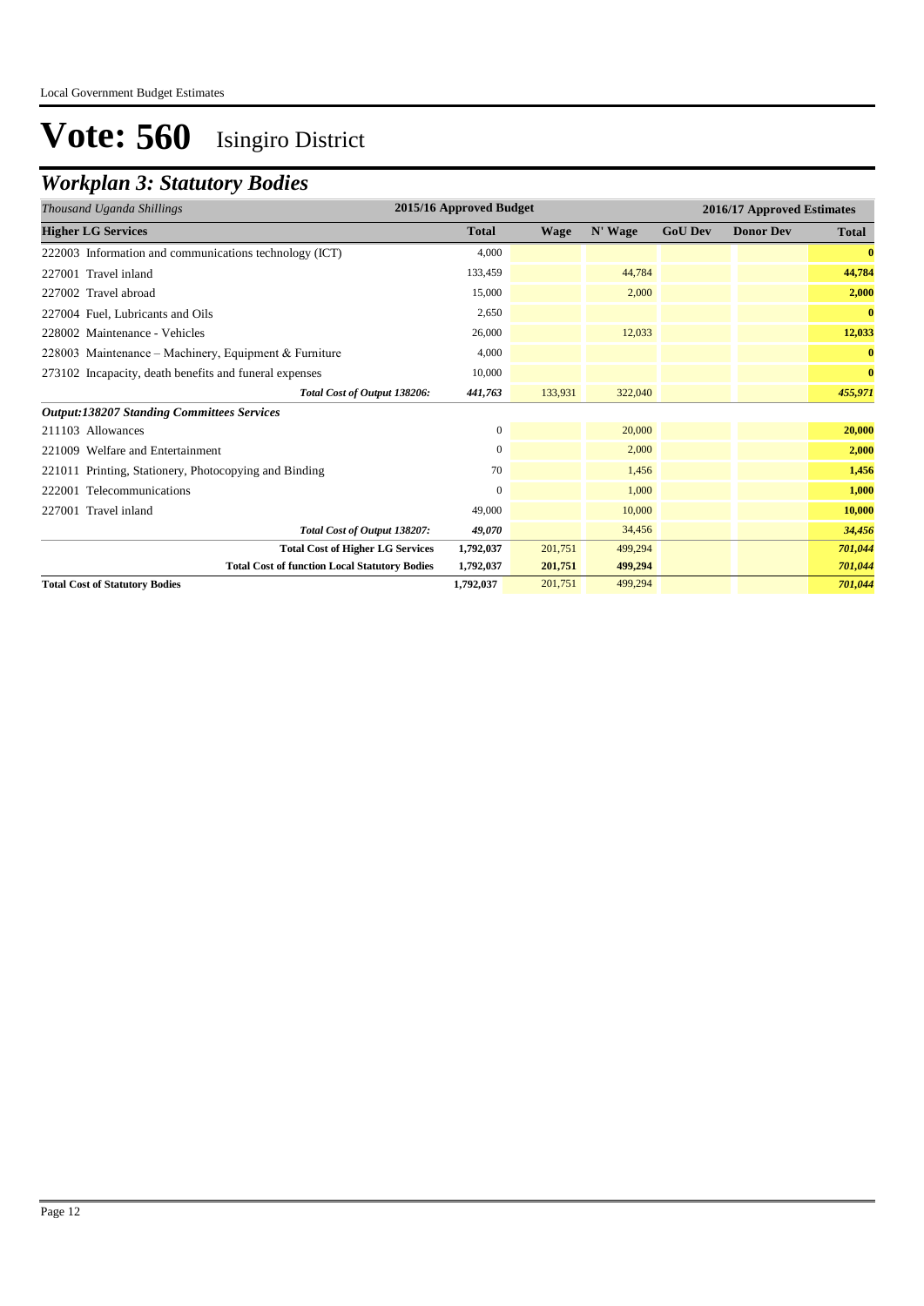# Vote: 560 Isingiro District

## *Workplan 3: Statutory Bodies*

| *Thousand Uganda Shillings* | 2015/16 Approved Budget | 2016/17 Approved Estimates | | | | |
|---|---|---|---|---|---|---|
| **Higher LG Services** | **Total** | **Wage** | **N' Wage** | **GoU Dev** | **Donor Dev** | **Total** |
| 222003 Information and communications technology (ICT) | 4,000 | | | | | **0** |
| 227001 Travel inland | 133,459 | | 44,784 | | | **44,784** |
| 227002 Travel abroad | 15,000 | | 2,000 | | | **2,000** |
| 227004 Fuel, Lubricants and Oils | 2,650 | | | | | **0** |
| 228002 Maintenance - Vehicles | 26,000 | | 12,033 | | | **12,033** |
| 228003 Maintenance – Machinery, Equipment & Furniture | 4,000 | | | | | **0** |
| 273102 Incapacity, death benefits and funeral expenses | 10,000 | | | | | **0** |
| ***Total Cost of Output 138206:*** | ***441,763*** | 133,931 | 322,040 | | | ***455,971*** |
| ***Output:138207 Standing Committees Services*** | | | | | | |
| 211103 Allowances | 0 | | 20,000 | | | **20,000** |
| 221009 Welfare and Entertainment | 0 | | 2,000 | | | **2,000** |
| 221011 Printing, Stationery, Photocopying and Binding | 70 | | 1,456 | | | **1,456** |
| 222001 Telecommunications | 0 | | 1,000 | | | **1,000** |
| 227001 Travel inland | 49,000 | | 10,000 | | | **10,000** |
| ***Total Cost of Output 138207:*** | ***49,070*** | | 34,456 | | | ***34,456*** |
| **Total Cost of Higher LG Services** | **1,792,037** | 201,751 | 499,294 | | | ***701,044*** |
| **Total Cost of function Local Statutory Bodies** | **1,792,037** | **201,751** | **499,294** | | | ***701,044*** |
| **Total Cost of Statutory Bodies** | **1,792,037** | 201,751 | 499,294 | | | ***701,044*** |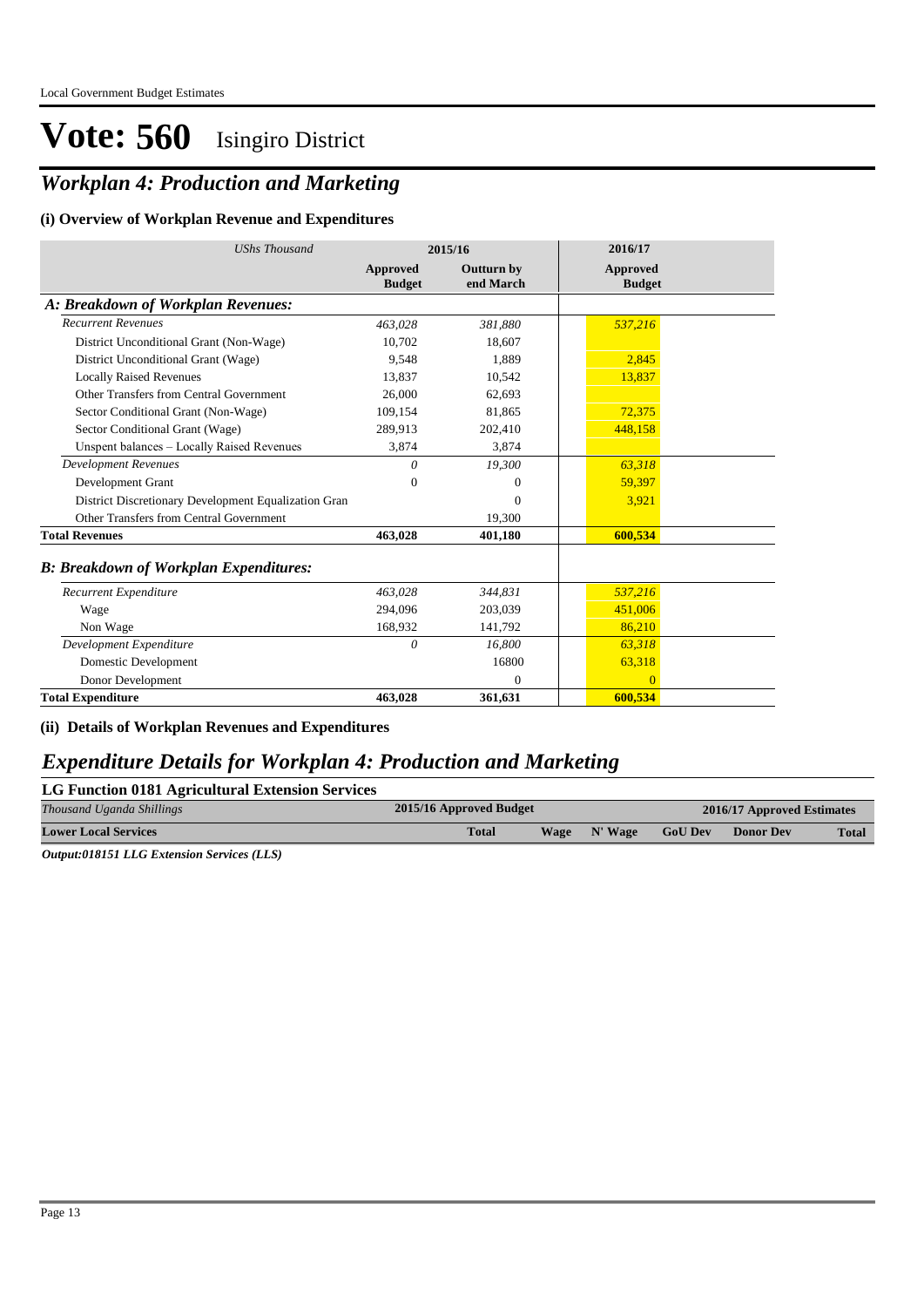# Vote: 560 Isingiro District

## *Workplan 4: Production and Marketing*

### (i) Overview of Workplan Revenue and Expenditures

| *UShs Thousand* | 2015/16 | | 2016/17 |
|---|---|---|---|
| | **Approved Budget** | **Outturn by end March** | **Approved Budget** |
| ***A: Breakdown of Workplan Revenues:*** | | | |
| *Recurrent Revenues* | *463,028* | *381,880* | *537,216* |
| District Unconditional Grant (Non-Wage) | 10,702 | 18,607 | |
| District Unconditional Grant (Wage) | 9,548 | 1,889 | 2,845 |
| Locally Raised Revenues | 13,837 | 10,542 | 13,837 |
| Other Transfers from Central Government | 26,000 | 62,693 | |
| Sector Conditional Grant (Non-Wage) | 109,154 | 81,865 | 72,375 |
| Sector Conditional Grant (Wage) | 289,913 | 202,410 | 448,158 |
| Unspent balances – Locally Raised Revenues | 3,874 | 3,874 | |
| *Development Revenues* | *0* | *19,300* | *63,318* |
| Development Grant | 0 | 0 | 59,397 |
| District Discretionary Development Equalization Gran | | 0 | 3,921 |
| Other Transfers from Central Government | | 19,300 | |
| **Total Revenues** | **463,028** | **401,180** | **600,534** |
| ***B: Breakdown of Workplan Expenditures:*** | | | |
| *Recurrent Expenditure* | *463,028* | *344,831* | *537,216* |
| Wage | 294,096 | 203,039 | 451,006 |
| Non Wage | 168,932 | 141,792 | 86,210 |
| *Development Expenditure* | *0* | *16,800* | *63,318* |
| Domestic Development | | 16800 | 63,318 |
| Donor Development | | 0 | 0 |
| **Total Expenditure** | **463,028** | **361,631** | **600,534** |

### (ii) Details of Workplan Revenues and Expenditures

## *Expenditure Details for Workplan 4: Production and Marketing*

**LG Function 0181 Agricultural Extension Services**

| *Thousand Uganda Shillings* | 2015/16 Approved Budget | 2016/17 Approved Estimates | | | | |
|---|---|---|---|---|---|---|
| **Lower Local Services** | **Total** | **Wage** | **N' Wage** | **GoU Dev** | **Donor Dev** | **Total** |

***Output:018151 LLG Extension Services (LLS)***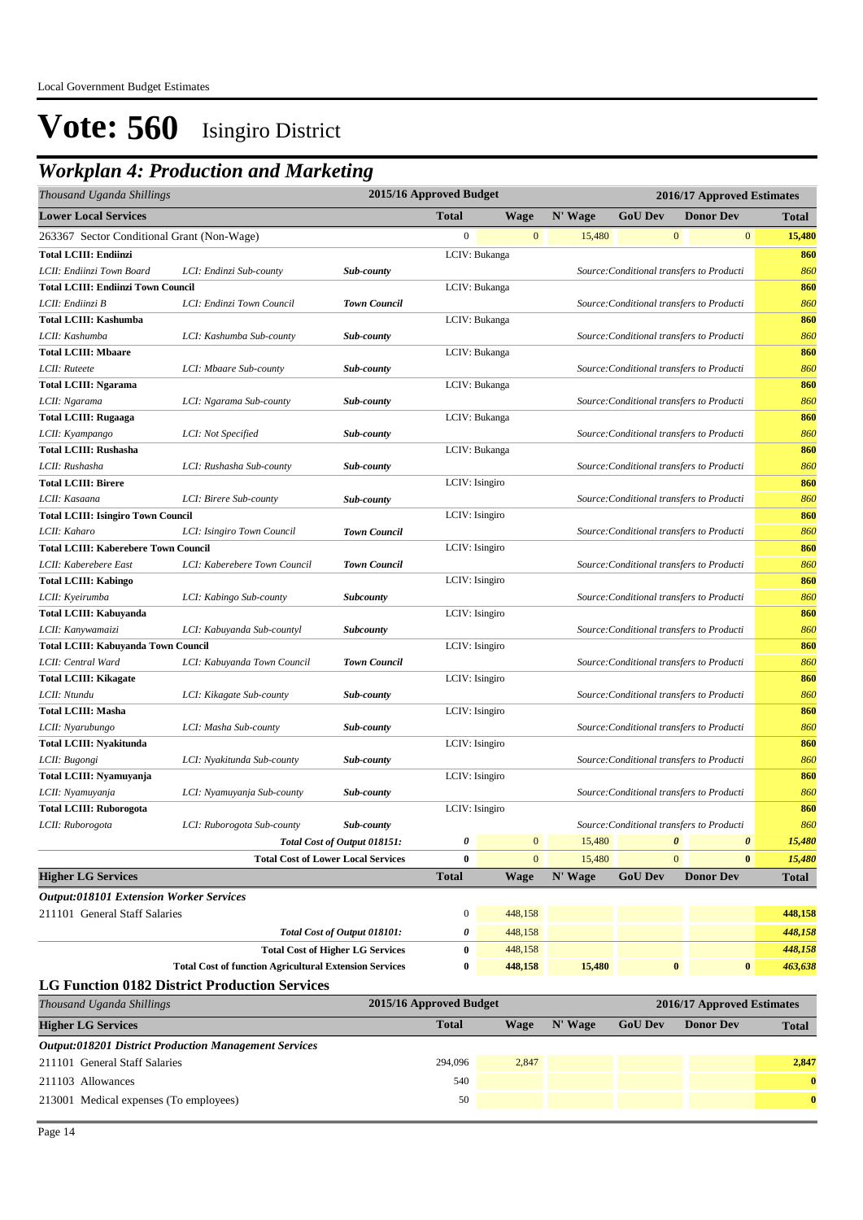# Vote: 560 Isingiro District

## Workplan 4: Production and Marketing

| Thousand Uganda Shillings | | | 2015/16 Approved Budget | | 2016/17 Approved Estimates | | | |
|---|---|---|---|---|---|---|---|---|
| **Lower Local Services** | | | **Total** | **Wage** | **N' Wage** | **GoU Dev** | **Donor Dev** | **Total** |
| 263367 Sector Conditional Grant (Non-Wage) | | | 0 | 0 | 15,480 | 0 | 0 | 15,480 |
| **Total LCIII: Endiinzi** | | | LCIV: Bukanga | | | | | **860** |
| *LCII: Endiinzi Town Board* | *LCI: Endinzi Sub-county* | *Sub-county* | | | *Source:Conditional transfers to Producti* | | | *860* |
| **Total LCIII: Endiinzi Town Council** | | | LCIV: Bukanga | | | | | **860** |
| *LCII: Endiinzi B* | *LCI: Endinzi Town Council* | *Town Council* | | | *Source:Conditional transfers to Producti* | | | *860* |
| **Total LCIII: Kashumba** | | | LCIV: Bukanga | | | | | **860** |
| *LCII: Kashumba* | *LCI: Kashumba Sub-county* | *Sub-county* | | | *Source:Conditional transfers to Producti* | | | *860* |
| **Total LCIII: Mbaare** | | | LCIV: Bukanga | | | | | **860** |
| *LCII: Ruteete* | *LCI: Mbaare Sub-county* | *Sub-county* | | | *Source:Conditional transfers to Producti* | | | *860* |
| **Total LCIII: Ngarama** | | | LCIV: Bukanga | | | | | **860** |
| *LCII: Ngarama* | *LCI: Ngarama Sub-county* | *Sub-county* | | | *Source:Conditional transfers to Producti* | | | *860* |
| **Total LCIII: Rugaaga** | | | LCIV: Bukanga | | | | | **860** |
| *LCII: Kyampango* | *LCI: Not Specified* | *Sub-county* | | | *Source:Conditional transfers to Producti* | | | *860* |
| **Total LCIII: Rushasha** | | | LCIV: Bukanga | | | | | **860** |
| *LCII: Rushasha* | *LCI: Rushasha Sub-county* | *Sub-county* | | | *Source:Conditional transfers to Producti* | | | *860* |
| **Total LCIII: Birere** | | | LCIV: Isingiro | | | | | **860** |
| *LCII: Kasaana* | *LCI: Birere Sub-county* | *Sub-county* | | | *Source:Conditional transfers to Producti* | | | *860* |
| **Total LCIII: Isingiro Town Council** | | | LCIV: Isingiro | | | | | **860** |
| *LCII: Kaharo* | *LCI: Isingiro Town Council* | *Town Council* | | | *Source:Conditional transfers to Producti* | | | *860* |
| **Total LCIII: Kaberebere Town Council** | | | LCIV: Isingiro | | | | | **860** |
| *LCII: Kaberebere East* | *LCI: Kaberebere Town Council* | *Town Council* | | | *Source:Conditional transfers to Producti* | | | *860* |
| **Total LCIII: Kabingo** | | | LCIV: Isingiro | | | | | **860** |
| *LCII: Kyeirumba* | *LCI: Kabingo Sub-county* | *Subcounty* | | | *Source:Conditional transfers to Producti* | | | *860* |
| **Total LCIII: Kabuyanda** | | | LCIV: Isingiro | | | | | **860** |
| *LCII: Kanywamaizi* | *LCI: Kabuyanda Sub-countyl* | *Subcounty* | | | *Source:Conditional transfers to Producti* | | | *860* |
| **Total LCIII: Kabuyanda Town Council** | | | LCIV: Isingiro | | | | | **860** |
| *LCII: Central Ward* | *LCI: Kabuyanda Town Council* | *Town Council* | | | *Source:Conditional transfers to Producti* | | | *860* |
| **Total LCIII: Kikagate** | | | LCIV: Isingiro | | | | | **860** |
| *LCII: Ntundu* | *LCI: Kikagate Sub-county* | *Sub-county* | | | *Source:Conditional transfers to Producti* | | | *860* |
| **Total LCIII: Masha** | | | LCIV: Isingiro | | | | | **860** |
| *LCII: Nyarubungo* | *LCI: Masha Sub-county* | *Sub-county* | | | *Source:Conditional transfers to Producti* | | | *860* |
| **Total LCIII: Nyakitunda** | | | LCIV: Isingiro | | | | | **860** |
| *LCII: Bugongi* | *LCI: Nyakitunda Sub-county* | *Sub-county* | | | *Source:Conditional transfers to Producti* | | | *860* |
| **Total LCIII: Nyamuyanja** | | | LCIV: Isingiro | | | | | **860** |
| *LCII: Nyamuyanja* | *LCI: Nyamuyanja Sub-county* | *Sub-county* | | | *Source:Conditional transfers to Producti* | | | *860* |
| **Total LCIII: Ruborogota** | | | LCIV: Isingiro | | | | | **860** |
| *LCII: Ruborogota* | *LCI: Ruborogota Sub-county* | *Sub-county* | | | *Source:Conditional transfers to Producti* | | | *860* |
| | | *Total Cost of Output 018151:* | *0* | 0 | 15,480 | *0* | *0* | *15,480* |
| | | **Total Cost of Lower Local Services** | **0** | 0 | 15,480 | 0 | **0** | *15,480* |
| **Higher LG Services** | | | **Total** | **Wage** | **N' Wage** | **GoU Dev** | **Donor Dev** | **Total** |
| ***Output:018101 Extension Worker Services*** | | | | | | | | |
| 211101 General Staff Salaries | | | 0 | 448,158 | | | | 448,158 |
| | | *Total Cost of Output 018101:* | *0* | 448,158 | | | | *448,158* |
| | | **Total Cost of Higher LG Services** | **0** | 448,158 | | | | *448,158* |
| | | **Total Cost of function Agricultural Extension Services** | **0** | **448,158** | **15,480** | **0** | **0** | ***463,638*** |

### LG Function 0182 District Production Services

| Thousand Uganda Shillings | 2015/16 Approved Budget | 2016/17 Approved Estimates | | | | |
|---|---|---|---|---|---|---|
| **Higher LG Services** | **Total** | **Wage** | **N' Wage** | **GoU Dev** | **Donor Dev** | **Total** |
| ***Output:018201 District Production Management Services*** | | | | | | |
| 211101 General Staff Salaries | 294,096 | 2,847 | | | | 2,847 |
| 211103 Allowances | 540 | | | | | 0 |
| 213001 Medical expenses (To employees) | 50 | | | | | 0 |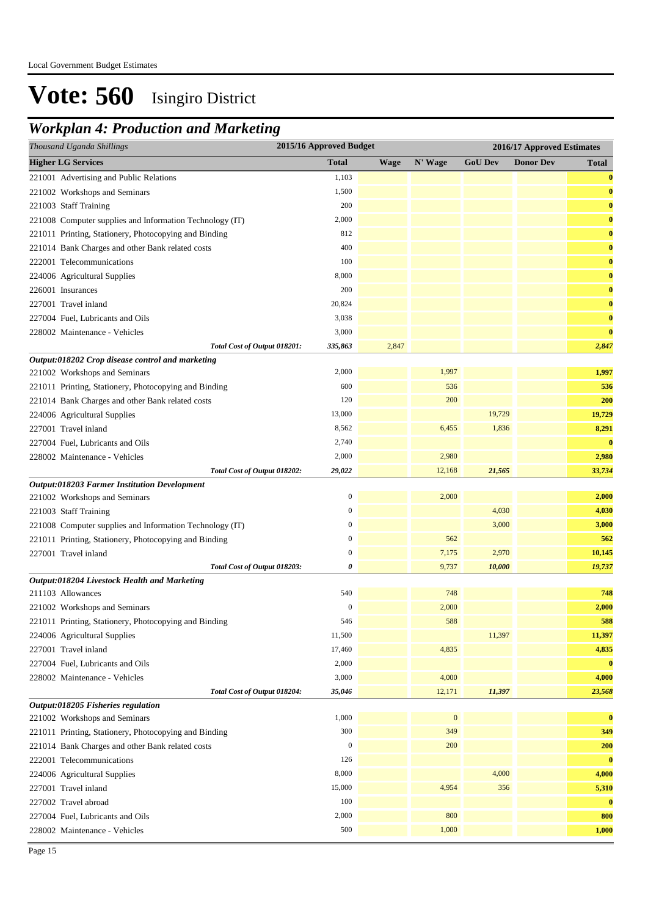# Vote: 560 Isingiro District

## *Workplan 4: Production and Marketing*

| *Thousand Uganda Shillings* | 2015/16 Approved Budget | 2016/17 Approved Estimates | | | | |
|---|---|---|---|---|---|---|
| **Higher LG Services** | **Total** | **Wage** | **N' Wage** | **GoU Dev** | **Donor Dev** | **Total** |
| 221001 Advertising and Public Relations | 1,103 | | | | | **0** |
| 221002 Workshops and Seminars | 1,500 | | | | | **0** |
| 221003 Staff Training | 200 | | | | | **0** |
| 221008 Computer supplies and Information Technology (IT) | 2,000 | | | | | **0** |
| 221011 Printing, Stationery, Photocopying and Binding | 812 | | | | | **0** |
| 221014 Bank Charges and other Bank related costs | 400 | | | | | **0** |
| 222001 Telecommunications | 100 | | | | | **0** |
| 224006 Agricultural Supplies | 8,000 | | | | | **0** |
| 226001 Insurances | 200 | | | | | **0** |
| 227001 Travel inland | 20,824 | | | | | **0** |
| 227004 Fuel, Lubricants and Oils | 3,038 | | | | | **0** |
| 228002 Maintenance - Vehicles | 3,000 | | | | | **0** |
| ***Total Cost of Output 018201:*** | ***335,863*** | *2,847* | | | | ***2,847*** |
| ***Output:018202 Crop disease control and marketing*** | | | | | | |
| 221002 Workshops and Seminars | 2,000 | | 1,997 | | | **1,997** |
| 221011 Printing, Stationery, Photocopying and Binding | 600 | | 536 | | | **536** |
| 221014 Bank Charges and other Bank related costs | 120 | | 200 | | | **200** |
| 224006 Agricultural Supplies | 13,000 | | | 19,729 | | **19,729** |
| 227001 Travel inland | 8,562 | | 6,455 | 1,836 | | **8,291** |
| 227004 Fuel, Lubricants and Oils | 2,740 | | | | | **0** |
| 228002 Maintenance - Vehicles | 2,000 | | 2,980 | | | **2,980** |
| ***Total Cost of Output 018202:*** | ***29,022*** | | *12,168* | ***21,565*** | | ***33,734*** |
| ***Output:018203 Farmer Institution Development*** | | | | | | |
| 221002 Workshops and Seminars | 0 | | 2,000 | | | **2,000** |
| 221003 Staff Training | 0 | | | 4,030 | | **4,030** |
| 221008 Computer supplies and Information Technology (IT) | 0 | | | 3,000 | | **3,000** |
| 221011 Printing, Stationery, Photocopying and Binding | 0 | | 562 | | | **562** |
| 227001 Travel inland | 0 | | 7,175 | 2,970 | | **10,145** |
| ***Total Cost of Output 018203:*** | ***0*** | | *9,737* | ***10,000*** | | ***19,737*** |
| ***Output:018204 Livestock Health and Marketing*** | | | | | | |
| 211103 Allowances | 540 | | 748 | | | **748** |
| 221002 Workshops and Seminars | 0 | | 2,000 | | | **2,000** |
| 221011 Printing, Stationery, Photocopying and Binding | 546 | | 588 | | | **588** |
| 224006 Agricultural Supplies | 11,500 | | | 11,397 | | **11,397** |
| 227001 Travel inland | 17,460 | | 4,835 | | | **4,835** |
| 227004 Fuel, Lubricants and Oils | 2,000 | | | | | **0** |
| 228002 Maintenance - Vehicles | 3,000 | | 4,000 | | | **4,000** |
| ***Total Cost of Output 018204:*** | ***35,046*** | | *12,171* | ***11,397*** | | ***23,568*** |
| ***Output:018205 Fisheries regulation*** | | | | | | |
| 221002 Workshops and Seminars | 1,000 | | 0 | | | **0** |
| 221011 Printing, Stationery, Photocopying and Binding | 300 | | 349 | | | **349** |
| 221014 Bank Charges and other Bank related costs | 0 | | 200 | | | **200** |
| 222001 Telecommunications | 126 | | | | | **0** |
| 224006 Agricultural Supplies | 8,000 | | | 4,000 | | **4,000** |
| 227001 Travel inland | 15,000 | | 4,954 | 356 | | **5,310** |
| 227002 Travel abroad | 100 | | | | | **0** |
| 227004 Fuel, Lubricants and Oils | 2,000 | | 800 | | | **800** |
| 228002 Maintenance - Vehicles | 500 | | 1,000 | | | **1,000** |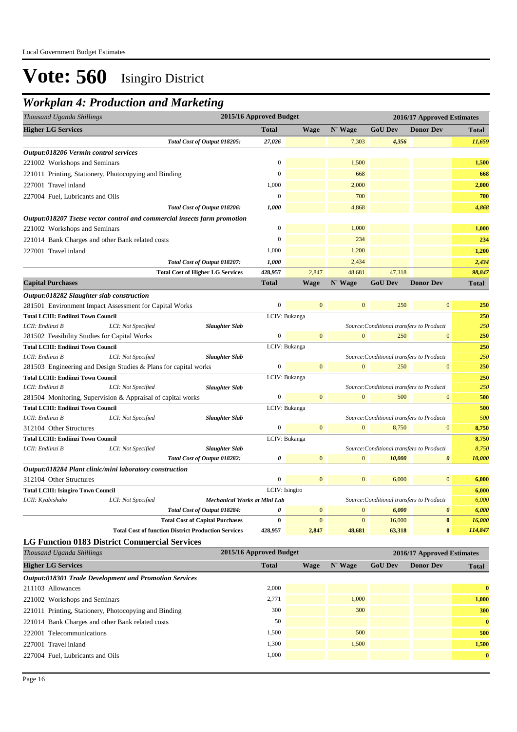# Vote: 560 Isingiro District

## *Workplan 4: Production and Marketing*

| *Thousand Uganda Shillings* | 2015/16 Approved Budget | | | 2016/17 Approved Estimates | | |
|---|---|---|---|---|---|---|
| **Higher LG Services** | **Total** | **Wage** | **N' Wage** | **GoU Dev** | **Donor Dev** | **Total** |
| *Total Cost of Output 018205:* | *27,026* | | 7,303 | *4,356* | | *11,659* |
| ***Output:018206 Vermin control services*** | | | | | | |
| 221002 Workshops and Seminars | 0 | | 1,500 | | | **1,500** |
| 221011 Printing, Stationery, Photocopying and Binding | 0 | | 668 | | | **668** |
| 227001 Travel inland | 1,000 | | 2,000 | | | **2,000** |
| 227004 Fuel, Lubricants and Oils | 0 | | 700 | | | **700** |
| *Total Cost of Output 018206:* | *1,000* | | 4,868 | | | *4,868* |
| ***Output:018207 Tsetse vector control and commercial insects farm promotion*** | | | | | | |
| 221002 Workshops and Seminars | 0 | | 1,000 | | | **1,000** |
| 221014 Bank Charges and other Bank related costs | 0 | | 234 | | | **234** |
| 227001 Travel inland | 1,000 | | 1,200 | | | **1,200** |
| *Total Cost of Output 018207:* | *1,000* | | 2,434 | | | *2,434* |
| **Total Cost of Higher LG Services** | **428,957** | **2,847** | **48,681** | **47,318** | | ***98,847*** |
| **Capital Purchases** | **Total** | **Wage** | **N' Wage** | **GoU Dev** | **Donor Dev** | **Total** |
| ***Output:018282 Slaughter slab construction*** | | | | | | |
| 281501 Environment Impact Assessment for Capital Works | 0 | 0 | 0 | 250 | 0 | **250** |
| **Total LCIII: Endiinzi Town Council** | LCIV: Bukanga | | | | | **250** |
| *LCII: Endiinzi B* — *LCI: Not Specified* — ***Slaughter Slab*** | | | *Source:Conditional transfers to Producti* | | | *250* |
| 281502 Feasibility Studies for Capital Works | 0 | 0 | 0 | 250 | 0 | **250** |
| **Total LCIII: Endiinzi Town Council** | LCIV: Bukanga | | | | | **250** |
| *LCII: Endiinzi B* — *LCI: Not Specified* — ***Slaughter Slab*** | | | *Source:Conditional transfers to Producti* | | | *250* |
| 281503 Engineering and Design Studies & Plans for capital works | 0 | 0 | 0 | 250 | 0 | **250** |
| **Total LCIII: Endiinzi Town Council** | LCIV: Bukanga | | | | | **250** |
| *LCII: Endiinzi B* — *LCI: Not Specified* — ***Slaughter Slab*** | | | *Source:Conditional transfers to Producti* | | | *250* |
| 281504 Monitoring, Supervision & Appraisal of capital works | 0 | 0 | 0 | 500 | 0 | **500** |
| **Total LCIII: Endiinzi Town Council** | LCIV: Bukanga | | | | | **500** |
| *LCII: Endiinzi B* — *LCI: Not Specified* — ***Slaughter Slab*** | | | *Source:Conditional transfers to Producti* | | | *500* |
| 312104 Other Structures | 0 | 0 | 0 | 8,750 | 0 | **8,750** |
| **Total LCIII: Endiinzi Town Council** | LCIV: Bukanga | | | | | **8,750** |
| *LCII: Endiinzi B* — *LCI: Not Specified* — ***Slaughter Slab*** | | | *Source:Conditional transfers to Producti* | | | *8,750* |
| *Total Cost of Output 018282:* | *0* | 0 | 0 | *10,000* | *0* | *10,000* |
| ***Output:018284 Plant clinic/mini laboratory construction*** | | | | | | |
| 312104 Other Structures | 0 | 0 | 0 | 6,000 | 0 | **6,000** |
| **Total LCIII: Isingiro Town Council** | LCIV: Isingiro | | | | | **6,000** |
| *LCII: Kyabishaho* — *LCI: Not Specified* — ***Mechanical Works at Mini Lab*** | | | *Source:Conditional transfers to Producti* | | | *6,000* |
| *Total Cost of Output 018284:* | *0* | 0 | 0 | *6,000* | *0* | *6,000* |
| **Total Cost of Capital Purchases** | **0** | 0 | 0 | 16,000 | **0** | ***16,000*** |
| **Total Cost of function District Production Services** | **428,957** | **2,847** | **48,681** | **63,318** | **0** | ***114,847*** |

### LG Function 0183 District Commercial Services

| *Thousand Uganda Shillings* | 2015/16 Approved Budget | | | 2016/17 Approved Estimates | | |
|---|---|---|---|---|---|---|
| **Higher LG Services** | **Total** | **Wage** | **N' Wage** | **GoU Dev** | **Donor Dev** | **Total** |
| ***Output:018301 Trade Development and Promotion Services*** | | | | | | |
| 211103 Allowances | 2,000 | | | | | **0** |
| 221002 Workshops and Seminars | 2,771 | | 1,000 | | | **1,000** |
| 221011 Printing, Stationery, Photocopying and Binding | 300 | | 300 | | | **300** |
| 221014 Bank Charges and other Bank related costs | 50 | | | | | **0** |
| 222001 Telecommunications | 1,500 | | 500 | | | **500** |
| 227001 Travel inland | 1,300 | | 1,500 | | | **1,500** |
| 227004 Fuel, Lubricants and Oils | 1,000 | | | | | **0** |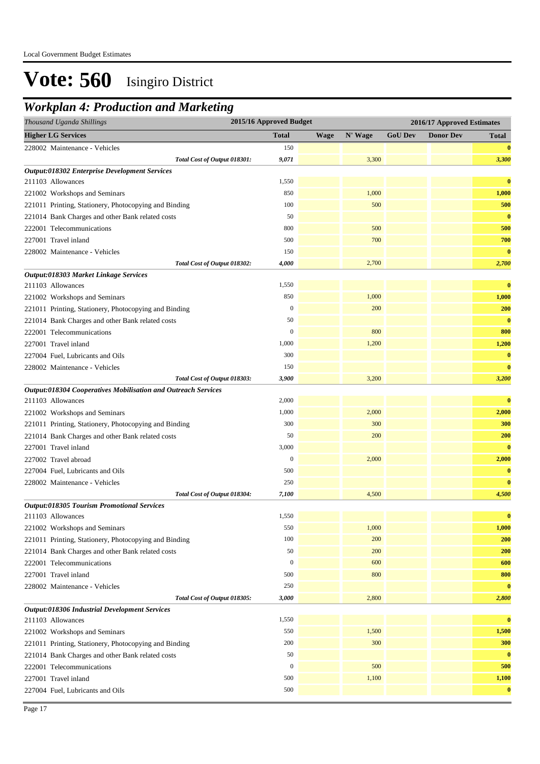Local Government Budget Estimates

# Vote: 560 Isingiro District

## *Workplan 4: Production and Marketing*

| *Thousand Uganda Shillings* | 2015/16 Approved Budget | 2016/17 Approved Estimates | | | | |
|---|---|---|---|---|---|---|
| **Higher LG Services** | **Total** | **Wage** | **N' Wage** | **GoU Dev** | **Donor Dev** | **Total** |
| 228002 Maintenance - Vehicles | 150 | | | | | **0** |
| *Total Cost of Output 018301:* | *9,071* | | 3,300 | | | ***3,300*** |
| ***Output:018302 Enterprise Development Services*** | | | | | | |
| 211103 Allowances | 1,550 | | | | | **0** |
| 221002 Workshops and Seminars | 850 | | 1,000 | | | **1,000** |
| 221011 Printing, Stationery, Photocopying and Binding | 100 | | 500 | | | **500** |
| 221014 Bank Charges and other Bank related costs | 50 | | | | | **0** |
| 222001 Telecommunications | 800 | | 500 | | | **500** |
| 227001 Travel inland | 500 | | 700 | | | **700** |
| 228002 Maintenance - Vehicles | 150 | | | | | **0** |
| *Total Cost of Output 018302:* | *4,000* | | 2,700 | | | ***2,700*** |
| ***Output:018303 Market Linkage Services*** | | | | | | |
| 211103 Allowances | 1,550 | | | | | **0** |
| 221002 Workshops and Seminars | 850 | | 1,000 | | | **1,000** |
| 221011 Printing, Stationery, Photocopying and Binding | 0 | | 200 | | | **200** |
| 221014 Bank Charges and other Bank related costs | 50 | | | | | **0** |
| 222001 Telecommunications | 0 | | 800 | | | **800** |
| 227001 Travel inland | 1,000 | | 1,200 | | | **1,200** |
| 227004 Fuel, Lubricants and Oils | 300 | | | | | **0** |
| 228002 Maintenance - Vehicles | 150 | | | | | **0** |
| *Total Cost of Output 018303:* | *3,900* | | 3,200 | | | ***3,200*** |
| ***Output:018304 Cooperatives Mobilisation and Outreach Services*** | | | | | | |
| 211103 Allowances | 2,000 | | | | | **0** |
| 221002 Workshops and Seminars | 1,000 | | 2,000 | | | **2,000** |
| 221011 Printing, Stationery, Photocopying and Binding | 300 | | 300 | | | **300** |
| 221014 Bank Charges and other Bank related costs | 50 | | 200 | | | **200** |
| 227001 Travel inland | 3,000 | | | | | **0** |
| 227002 Travel abroad | 0 | | 2,000 | | | **2,000** |
| 227004 Fuel, Lubricants and Oils | 500 | | | | | **0** |
| 228002 Maintenance - Vehicles | 250 | | | | | **0** |
| *Total Cost of Output 018304:* | *7,100* | | 4,500 | | | ***4,500*** |
| ***Output:018305 Tourism Promotional Services*** | | | | | | |
| 211103 Allowances | 1,550 | | | | | **0** |
| 221002 Workshops and Seminars | 550 | | 1,000 | | | **1,000** |
| 221011 Printing, Stationery, Photocopying and Binding | 100 | | 200 | | | **200** |
| 221014 Bank Charges and other Bank related costs | 50 | | 200 | | | **200** |
| 222001 Telecommunications | 0 | | 600 | | | **600** |
| 227001 Travel inland | 500 | | 800 | | | **800** |
| 228002 Maintenance - Vehicles | 250 | | | | | **0** |
| *Total Cost of Output 018305:* | *3,000* | | 2,800 | | | ***2,800*** |
| ***Output:018306 Industrial Development Services*** | | | | | | |
| 211103 Allowances | 1,550 | | | | | **0** |
| 221002 Workshops and Seminars | 550 | | 1,500 | | | **1,500** |
| 221011 Printing, Stationery, Photocopying and Binding | 200 | | 300 | | | **300** |
| 221014 Bank Charges and other Bank related costs | 50 | | | | | **0** |
| 222001 Telecommunications | 0 | | 500 | | | **500** |
| 227001 Travel inland | 500 | | 1,100 | | | **1,100** |
| 227004 Fuel, Lubricants and Oils | 500 | | | | | **0** |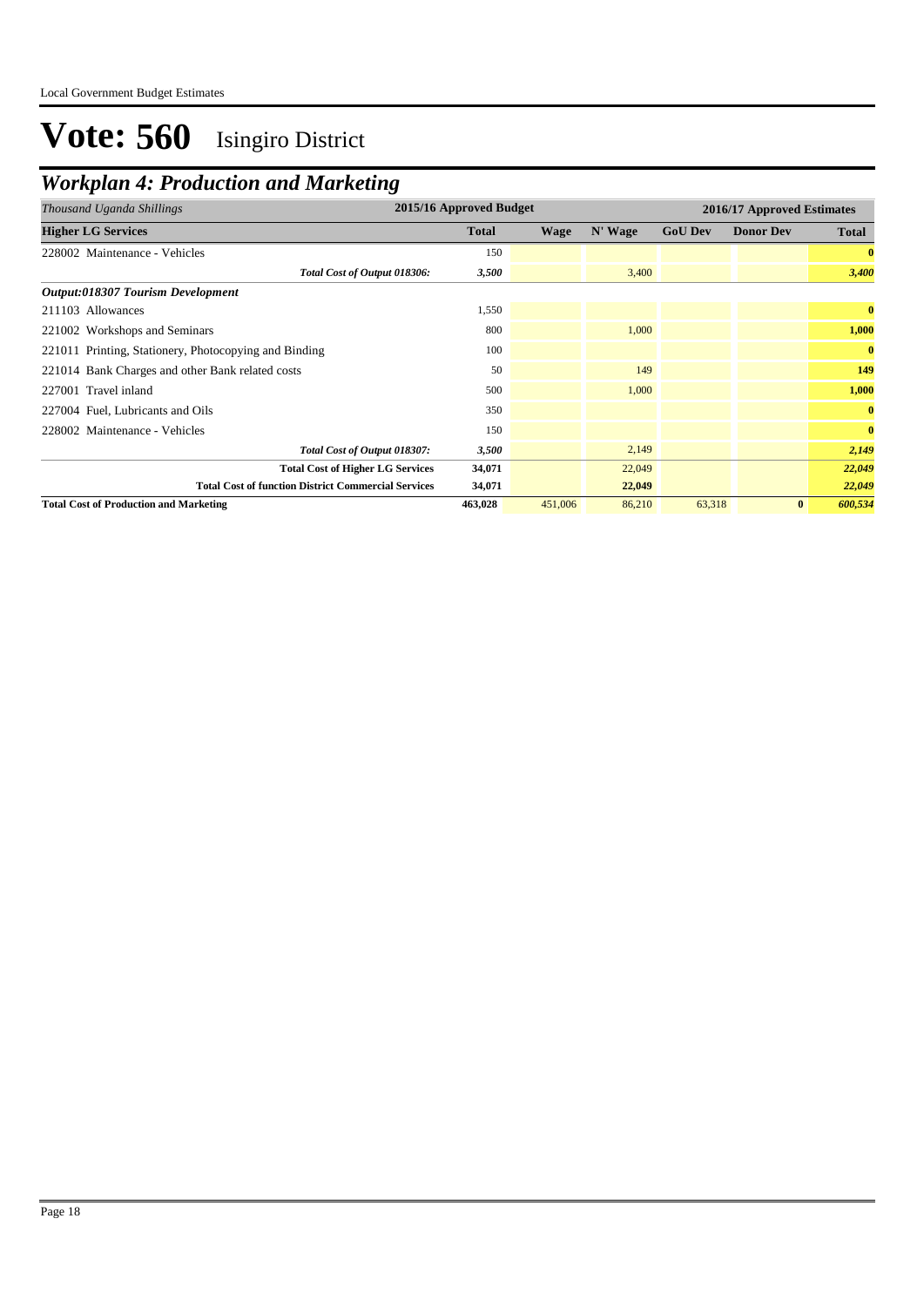# Vote: 560 Isingiro District

## Workplan 4: Production and Marketing

| *Thousand Uganda Shillings* | 2015/16 Approved Budget | 2016/17 Approved Estimates | | | | |
|---|---|---|---|---|---|---|
| **Higher LG Services** | **Total** | **Wage** | **N' Wage** | **GoU Dev** | **Donor Dev** | **Total** |
| 228002 Maintenance - Vehicles | 150 | | | | | **0** |
| ***Total Cost of Output 018306:*** | ***3,500*** | | 3,400 | | | ***3,400*** |
| ***Output:018307 Tourism Development*** | | | | | | |
| 211103 Allowances | 1,550 | | | | | **0** |
| 221002 Workshops and Seminars | 800 | | 1,000 | | | **1,000** |
| 221011 Printing, Stationery, Photocopying and Binding | 100 | | | | | **0** |
| 221014 Bank Charges and other Bank related costs | 50 | | 149 | | | **149** |
| 227001 Travel inland | 500 | | 1,000 | | | **1,000** |
| 227004 Fuel, Lubricants and Oils | 350 | | | | | **0** |
| 228002 Maintenance - Vehicles | 150 | | | | | **0** |
| ***Total Cost of Output 018307:*** | ***3,500*** | | 2,149 | | | ***2,149*** |
| **Total Cost of Higher LG Services** | **34,071** | | 22,049 | | | ***22,049*** |
| **Total Cost of function District Commercial Services** | **34,071** | | **22,049** | | | ***22,049*** |
| **Total Cost of Production and Marketing** | **463,028** | 451,006 | 86,210 | 63,318 | **0** | ***600,534*** |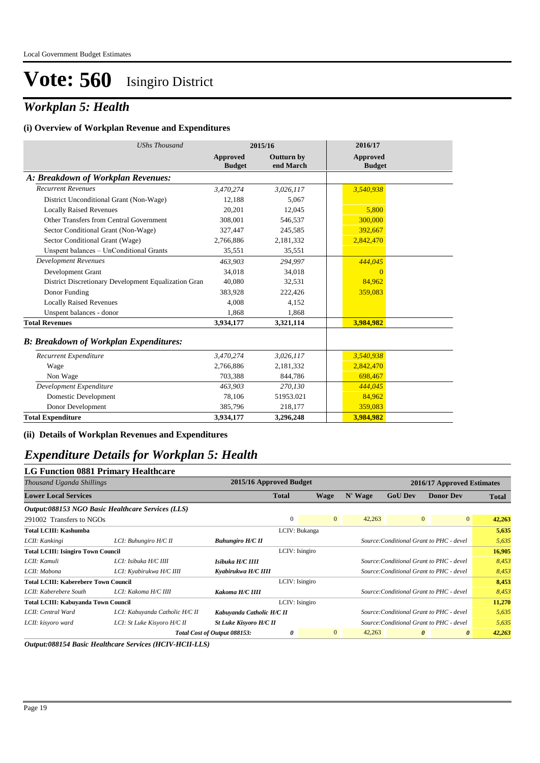# Vote: 560 Isingiro District

## *Workplan 5: Health*

### (i) Overview of Workplan Revenue and Expenditures

| *UShs Thousand* | 2015/16 | | 2016/17 |
|---|---|---|---|
| | **Approved Budget** | **Outturn by end March** | **Approved Budget** |
| ***A: Breakdown of Workplan Revenues:*** | | | |
| *Recurrent Revenues* | *3,470,274* | *3,026,117* | *3,540,938* |
| District Unconditional Grant (Non-Wage) | 12,188 | 5,067 | |
| Locally Raised Revenues | 20,201 | 12,045 | 5,800 |
| Other Transfers from Central Government | 308,001 | 546,537 | 300,000 |
| Sector Conditional Grant (Non-Wage) | 327,447 | 245,585 | 392,667 |
| Sector Conditional Grant (Wage) | 2,766,886 | 2,181,332 | 2,842,470 |
| Unspent balances – UnConditional Grants | 35,551 | 35,551 | |
| *Development Revenues* | *463,903* | *294,997* | *444,045* |
| Development Grant | 34,018 | 34,018 | 0 |
| District Discretionary Development Equalization Gran | 40,080 | 32,531 | 84,962 |
| Donor Funding | 383,928 | 222,426 | 359,083 |
| Locally Raised Revenues | 4,008 | 4,152 | |
| Unspent balances - donor | 1,868 | 1,868 | |
| **Total Revenues** | **3,934,177** | **3,321,114** | **3,984,982** |
| ***B: Breakdown of Workplan Expenditures:*** | | | |
| *Recurrent Expenditure* | *3,470,274* | *3,026,117* | *3,540,938* |
| Wage | 2,766,886 | 2,181,332 | 2,842,470 |
| Non Wage | 703,388 | 844,786 | 698,467 |
| *Development Expenditure* | *463,903* | *270,130* | *444,045* |
| Domestic Development | 78,106 | 51953.021 | 84,962 |
| Donor Development | 385,796 | 218,177 | 359,083 |
| **Total Expenditure** | **3,934,177** | **3,296,248** | **3,984,982** |

### (ii) Details of Workplan Revenues and Expenditures

## *Expenditure Details for Workplan 5: Health*

### LG Function 0881 Primary Healthcare

| *Thousand Uganda Shillings* | | | 2015/16 Approved Budget | | 2016/17 Approved Estimates | | | |
|---|---|---|---|---|---|---|---|---|
| **Lower Local Services** | | | **Total** | **Wage** | **N' Wage** | **GoU Dev** | **Donor Dev** | **Total** |
| ***Output:088153 NGO Basic Healthcare Services (LLS)*** | | | | | | | | |
| 291002 Transfers to NGOs | | | 0 | 0 | 42,263 | 0 | 0 | 42,263 |
| **Total LCIII: Kashumba** | | | LCIV: Bukanga | | | | | **5,635** |
| *LCII: Kankingi* | *LCI: Buhungiro H/C II* | ***Buhungiro H/C II*** | | | *Source:Conditional Grant to PHC - devel* | | | *5,635* |
| **Total LCIII: Isingiro Town Council** | | | LCIV: Isingiro | | | | | **16,905** |
| *LCII: Kamuli* | *LCI: Isibuka H/C IIII* | ***Isibuka H/C IIII*** | | | *Source:Conditional Grant to PHC - devel* | | | *8,453* |
| *LCII: Mabona* | *LCI: Kyabirukwa H/C IIII* | ***Kyabirukwa H/C IIII*** | | | *Source:Conditional Grant to PHC - devel* | | | *8,453* |
| **Total LCIII: Kaberebere Town Council** | | | LCIV: Isingiro | | | | | **8,453** |
| *LCII: Kaberebere South* | *LCI: Kakoma H/C IIII* | ***Kakoma H/C IIII*** | | | *Source:Conditional Grant to PHC - devel* | | | *8,453* |
| **Total LCIII: Kabuyanda Town Council** | | | LCIV: Isingiro | | | | | **11,270** |
| *LCII: Central Ward* | *LCI: Kabuyanda Catholic H/C II* | ***Kabuyanda Catholic H/C II*** | | | *Source:Conditional Grant to PHC - devel* | | | *5,635* |
| *LCII: kisyoro ward* | *LCI: St Luke Kisyoro H/C II* | ***St Luke Kisyoro H/C II*** | | | *Source:Conditional Grant to PHC - devel* | | | *5,635* |
| | | ***Total Cost of Output 088153:*** | *0* | 0 | 42,263 | *0* | *0* | *42,263* |

***Output:088154 Basic Healthcare Services (HCIV-HCII-LLS)***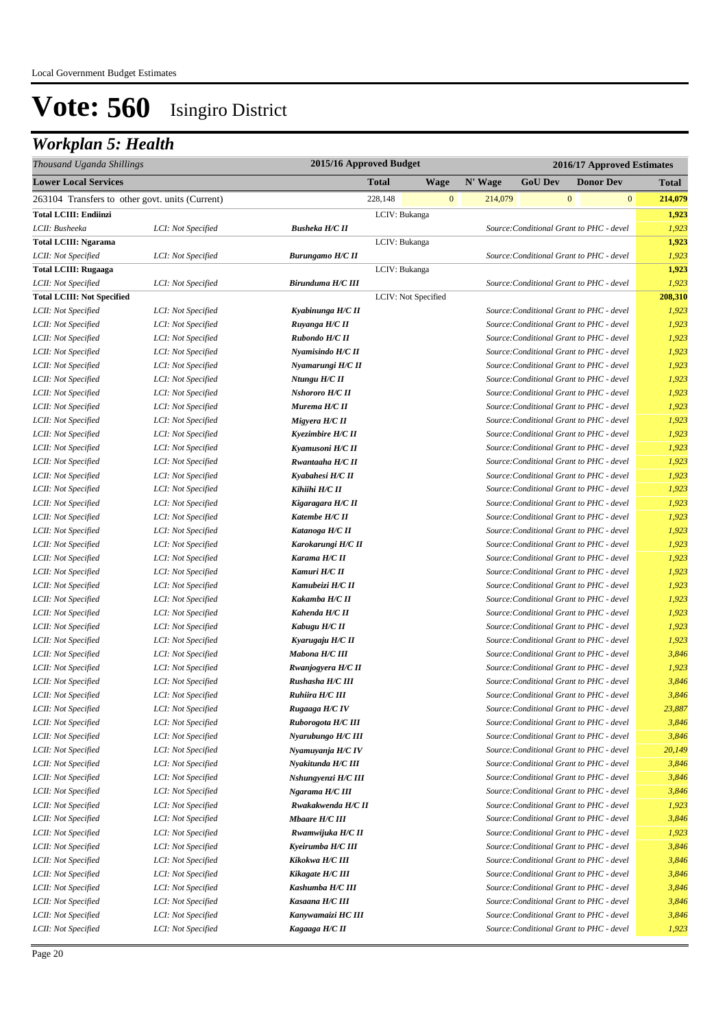Local Government Budget Estimates

# Vote: 560 Isingiro District

## *Workplan 5: Health*

| *Thousand Uganda Shillings* | | | 2015/16 Approved Budget | | 2016/17 Approved Estimates | | | |
|---|---|---|---|---|---|---|---|---|
| **Lower Local Services** | | | **Total** | **Wage** | **N' Wage** | **GoU Dev** | **Donor Dev** | **Total** |
| 263104 Transfers to other govt. units (Current) | | | 228,148 | 0 | 214,079 | 0 | 0 | **214,079** |
| **Total LCIII: Endiinzi** | | | LCIV: Bukanga | | | | | **1,923** |
| *LCII: Busheeka* | *LCI: Not Specified* | ***Busheka H/C II*** | | | *Source:Conditional Grant to PHC - devel* | | | *1,923* |
| **Total LCIII: Ngarama** | | | LCIV: Bukanga | | | | | **1,923** |
| *LCII: Not Specified* | *LCI: Not Specified* | ***Burungamo H/C II*** | | | *Source:Conditional Grant to PHC - devel* | | | *1,923* |
| **Total LCIII: Rugaaga** | | | LCIV: Bukanga | | | | | **1,923** |
| *LCII: Not Specified* | *LCI: Not Specified* | ***Birunduma H/C III*** | | | *Source:Conditional Grant to PHC - devel* | | | *1,923* |
| **Total LCIII: Not Specified** | | | LCIV: Not Specified | | | | | **208,310** |
| *LCII: Not Specified* | *LCI: Not Specified* | ***Kyabinunga H/C II*** | | | *Source:Conditional Grant to PHC - devel* | | | *1,923* |
| *LCII: Not Specified* | *LCI: Not Specified* | ***Ruyanga H/C II*** | | | *Source:Conditional Grant to PHC - devel* | | | *1,923* |
| *LCII: Not Specified* | *LCI: Not Specified* | ***Rubondo H/C II*** | | | *Source:Conditional Grant to PHC - devel* | | | *1,923* |
| *LCII: Not Specified* | *LCI: Not Specified* | ***Nyamisindo H/C II*** | | | *Source:Conditional Grant to PHC - devel* | | | *1,923* |
| *LCII: Not Specified* | *LCI: Not Specified* | ***Nyamarungi H/C II*** | | | *Source:Conditional Grant to PHC - devel* | | | *1,923* |
| *LCII: Not Specified* | *LCI: Not Specified* | ***Ntungu H/C II*** | | | *Source:Conditional Grant to PHC - devel* | | | *1,923* |
| *LCII: Not Specified* | *LCI: Not Specified* | ***Nshororo H/C II*** | | | *Source:Conditional Grant to PHC - devel* | | | *1,923* |
| *LCII: Not Specified* | *LCI: Not Specified* | ***Murema H/C II*** | | | *Source:Conditional Grant to PHC - devel* | | | *1,923* |
| *LCII: Not Specified* | *LCI: Not Specified* | ***Migyera H/C II*** | | | *Source:Conditional Grant to PHC - devel* | | | *1,923* |
| *LCII: Not Specified* | *LCI: Not Specified* | ***Kyezimbire H/C II*** | | | *Source:Conditional Grant to PHC - devel* | | | *1,923* |
| *LCII: Not Specified* | *LCI: Not Specified* | ***Kyamusoni H/C II*** | | | *Source:Conditional Grant to PHC - devel* | | | *1,923* |
| *LCII: Not Specified* | *LCI: Not Specified* | ***Rwantaaha H/C II*** | | | *Source:Conditional Grant to PHC - devel* | | | *1,923* |
| *LCII: Not Specified* | *LCI: Not Specified* | ***Kyabahesi H/C II*** | | | *Source:Conditional Grant to PHC - devel* | | | *1,923* |
| *LCII: Not Specified* | *LCI: Not Specified* | ***Kihiihi H/C II*** | | | *Source:Conditional Grant to PHC - devel* | | | *1,923* |
| *LCII: Not Specified* | *LCI: Not Specified* | ***Kigaragara H/C II*** | | | *Source:Conditional Grant to PHC - devel* | | | *1,923* |
| *LCII: Not Specified* | *LCI: Not Specified* | ***Katembe H/C II*** | | | *Source:Conditional Grant to PHC - devel* | | | *1,923* |
| *LCII: Not Specified* | *LCI: Not Specified* | ***Katanoga H/C II*** | | | *Source:Conditional Grant to PHC - devel* | | | *1,923* |
| *LCII: Not Specified* | *LCI: Not Specified* | ***Karokarungi H/C II*** | | | *Source:Conditional Grant to PHC - devel* | | | *1,923* |
| *LCII: Not Specified* | *LCI: Not Specified* | ***Karama H/C II*** | | | *Source:Conditional Grant to PHC - devel* | | | *1,923* |
| *LCII: Not Specified* | *LCI: Not Specified* | ***Kamuri H/C II*** | | | *Source:Conditional Grant to PHC - devel* | | | *1,923* |
| *LCII: Not Specified* | *LCI: Not Specified* | ***Kamubeizi H/C II*** | | | *Source:Conditional Grant to PHC - devel* | | | *1,923* |
| *LCII: Not Specified* | *LCI: Not Specified* | ***Kakamba H/C II*** | | | *Source:Conditional Grant to PHC - devel* | | | *1,923* |
| *LCII: Not Specified* | *LCI: Not Specified* | ***Kahenda H/C II*** | | | *Source:Conditional Grant to PHC - devel* | | | *1,923* |
| *LCII: Not Specified* | *LCI: Not Specified* | ***Kabugu H/C II*** | | | *Source:Conditional Grant to PHC - devel* | | | *1,923* |
| *LCII: Not Specified* | *LCI: Not Specified* | ***Kyarugaju H/C II*** | | | *Source:Conditional Grant to PHC - devel* | | | *1,923* |
| *LCII: Not Specified* | *LCI: Not Specified* | ***Mabona H/C III*** | | | *Source:Conditional Grant to PHC - devel* | | | *3,846* |
| *LCII: Not Specified* | *LCI: Not Specified* | ***Rwanjogyera H/C II*** | | | *Source:Conditional Grant to PHC - devel* | | | *1,923* |
| *LCII: Not Specified* | *LCI: Not Specified* | ***Rushasha H/C III*** | | | *Source:Conditional Grant to PHC - devel* | | | *3,846* |
| *LCII: Not Specified* | *LCI: Not Specified* | ***Ruhiira H/C III*** | | | *Source:Conditional Grant to PHC - devel* | | | *3,846* |
| *LCII: Not Specified* | *LCI: Not Specified* | ***Rugaaga H/C IV*** | | | *Source:Conditional Grant to PHC - devel* | | | *23,887* |
| *LCII: Not Specified* | *LCI: Not Specified* | ***Ruborogota H/C III*** | | | *Source:Conditional Grant to PHC - devel* | | | *3,846* |
| *LCII: Not Specified* | *LCI: Not Specified* | ***Nyarubungo H/C III*** | | | *Source:Conditional Grant to PHC - devel* | | | *3,846* |
| *LCII: Not Specified* | *LCI: Not Specified* | ***Nyamuyanja H/C IV*** | | | *Source:Conditional Grant to PHC - devel* | | | *20,149* |
| *LCII: Not Specified* | *LCI: Not Specified* | ***Nyakitunda H/C III*** | | | *Source:Conditional Grant to PHC - devel* | | | *3,846* |
| *LCII: Not Specified* | *LCI: Not Specified* | ***Nshungyenzi H/C III*** | | | *Source:Conditional Grant to PHC - devel* | | | *3,846* |
| *LCII: Not Specified* | *LCI: Not Specified* | ***Ngarama H/C III*** | | | *Source:Conditional Grant to PHC - devel* | | | *3,846* |
| *LCII: Not Specified* | *LCI: Not Specified* | ***Rwakakwenda H/C II*** | | | *Source:Conditional Grant to PHC - devel* | | | *1,923* |
| *LCII: Not Specified* | *LCI: Not Specified* | ***Mbaare H/C III*** | | | *Source:Conditional Grant to PHC - devel* | | | *3,846* |
| *LCII: Not Specified* | *LCI: Not Specified* | ***Rwamwijuka H/C II*** | | | *Source:Conditional Grant to PHC - devel* | | | *1,923* |
| *LCII: Not Specified* | *LCI: Not Specified* | ***Kyeirumba H/C III*** | | | *Source:Conditional Grant to PHC - devel* | | | *3,846* |
| *LCII: Not Specified* | *LCI: Not Specified* | ***Kikokwa H/C III*** | | | *Source:Conditional Grant to PHC - devel* | | | *3,846* |
| *LCII: Not Specified* | *LCI: Not Specified* | ***Kikagate H/C III*** | | | *Source:Conditional Grant to PHC - devel* | | | *3,846* |
| *LCII: Not Specified* | *LCI: Not Specified* | ***Kashumba H/C III*** | | | *Source:Conditional Grant to PHC - devel* | | | *3,846* |
| *LCII: Not Specified* | *LCI: Not Specified* | ***Kasaana H/C III*** | | | *Source:Conditional Grant to PHC - devel* | | | *3,846* |
| *LCII: Not Specified* | *LCI: Not Specified* | ***Kanywamaizi HC III*** | | | *Source:Conditional Grant to PHC - devel* | | | *3,846* |
| *LCII: Not Specified* | *LCI: Not Specified* | ***Kagaaga H/C II*** | | | *Source:Conditional Grant to PHC - devel* | | | *1,923* |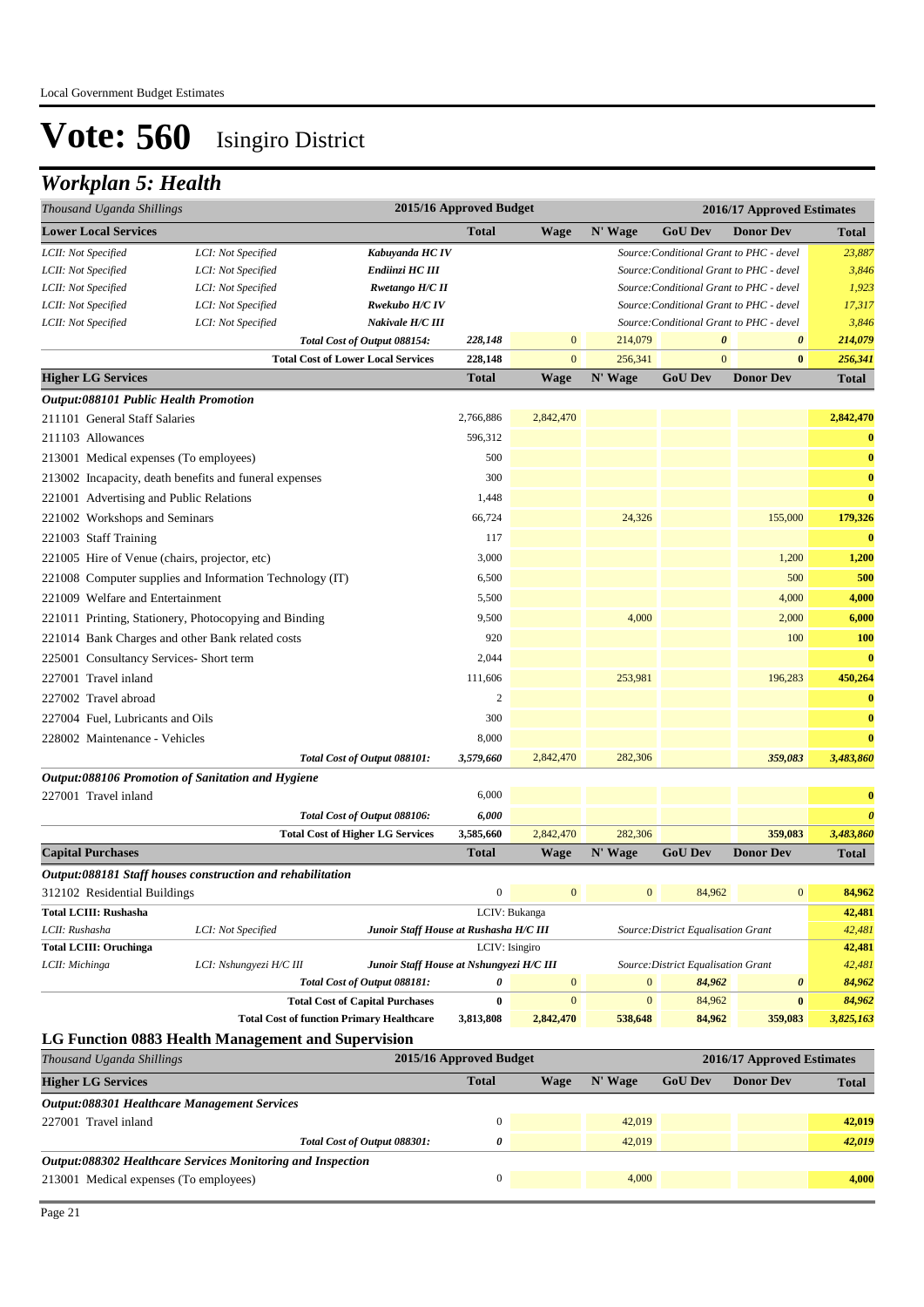# Vote: 560 Isingiro District

## Workplan 5: Health

| Thousand Uganda Shillings | | | 2015/16 Approved Budget | | 2016/17 Approved Estimates | | | |
|---|---|---|---|---|---|---|---|---|
| **Lower Local Services** | | | **Total** | **Wage** | **N' Wage** | **GoU Dev** | **Donor Dev** | **Total** |
| *LCII: Not Specified* | *LCI: Not Specified* | ***Kabuyanda HC IV*** | | | *Source:Conditional Grant to PHC - devel* | | | *23,887* |
| *LCII: Not Specified* | *LCI: Not Specified* | ***Endiinzi HC III*** | | | *Source:Conditional Grant to PHC - devel* | | | *3,846* |
| *LCII: Not Specified* | *LCI: Not Specified* | ***Rwetango H/C II*** | | | *Source:Conditional Grant to PHC - devel* | | | *1,923* |
| *LCII: Not Specified* | *LCI: Not Specified* | ***Rwekubo H/C IV*** | | | *Source:Conditional Grant to PHC - devel* | | | *17,317* |
| *LCII: Not Specified* | *LCI: Not Specified* | ***Nakivale H/C III*** | | | *Source:Conditional Grant to PHC - devel* | | | *3,846* |
| | | ***Total Cost of Output 088154:*** | ***228,148*** | 0 | 214,079 | ***0*** | ***0*** | ***214,079*** |
| | | **Total Cost of Lower Local Services** | **228,148** | 0 | 256,341 | 0 | **0** | ***256,341*** |
| **Higher LG Services** | | | **Total** | **Wage** | **N' Wage** | **GoU Dev** | **Donor Dev** | **Total** |
| ***Output:088101 Public Health Promotion*** | | | | | | | | |
| 211101 General Staff Salaries | | | 2,766,886 | 2,842,470 | | | | **2,842,470** |
| 211103 Allowances | | | 596,312 | | | | | **0** |
| 213001 Medical expenses (To employees) | | | 500 | | | | | **0** |
| 213002 Incapacity, death benefits and funeral expenses | | | 300 | | | | | **0** |
| 221001 Advertising and Public Relations | | | 1,448 | | | | | **0** |
| 221002 Workshops and Seminars | | | 66,724 | | 24,326 | | 155,000 | **179,326** |
| 221003 Staff Training | | | 117 | | | | | **0** |
| 221005 Hire of Venue (chairs, projector, etc) | | | 3,000 | | | | 1,200 | **1,200** |
| 221008 Computer supplies and Information Technology (IT) | | | 6,500 | | | | 500 | **500** |
| 221009 Welfare and Entertainment | | | 5,500 | | | | 4,000 | **4,000** |
| 221011 Printing, Stationery, Photocopying and Binding | | | 9,500 | | 4,000 | | 2,000 | **6,000** |
| 221014 Bank Charges and other Bank related costs | | | 920 | | | | 100 | **100** |
| 225001 Consultancy Services- Short term | | | 2,044 | | | | | **0** |
| 227001 Travel inland | | | 111,606 | | 253,981 | | 196,283 | **450,264** |
| 227002 Travel abroad | | | 2 | | | | | **0** |
| 227004 Fuel, Lubricants and Oils | | | 300 | | | | | **0** |
| 228002 Maintenance - Vehicles | | | 8,000 | | | | | **0** |
| | | ***Total Cost of Output 088101:*** | ***3,579,660*** | 2,842,470 | 282,306 | | ***359,083*** | ***3,483,860*** |
| ***Output:088106 Promotion of Sanitation and Hygiene*** | | | | | | | | |
| 227001 Travel inland | | | 6,000 | | | | | **0** |
| | | ***Total Cost of Output 088106:*** | ***6,000*** | | | | | ***0*** |
| | | **Total Cost of Higher LG Services** | **3,585,660** | 2,842,470 | 282,306 | | **359,083** | ***3,483,860*** |
| **Capital Purchases** | | | **Total** | **Wage** | **N' Wage** | **GoU Dev** | **Donor Dev** | **Total** |
| ***Output:088181 Staff houses construction and rehabilitation*** | | | | | | | | |
| 312102 Residential Buildings | | | 0 | 0 | 0 | 84,962 | 0 | **84,962** |
| **Total LCIII: Rushasha** | | | LCIV: Bukanga | | | | | **42,481** |
| *LCII: Rushasha* | *LCI: Not Specified* | ***Junoir Staff House at Rushasha H/C III*** | | | *Source:District Equalisation Grant* | | | *42,481* |
| **Total LCIII: Oruchinga** | | | LCIV: Isingiro | | | | | **42,481** |
| *LCII: Michinga* | *LCI: Nshungyezi H/C III* | ***Junoir Staff House at Nshungyezi H/C III*** | | | *Source:District Equalisation Grant* | | | *42,481* |
| | | ***Total Cost of Output 088181:*** | ***0*** | 0 | 0 | ***84,962*** | ***0*** | ***84,962*** |
| | | **Total Cost of Capital Purchases** | **0** | 0 | 0 | 84,962 | **0** | ***84,962*** |
| | | **Total Cost of function Primary Healthcare** | **3,813,808** | **2,842,470** | **538,648** | **84,962** | **359,083** | ***3,825,163*** |

### LG Function 0883 Health Management and Supervision

| Thousand Uganda Shillings | 2015/16 Approved Budget | 2016/17 Approved Estimates | | | | |
|---|---|---|---|---|---|---|
| **Higher LG Services** | **Total** | **Wage** | **N' Wage** | **GoU Dev** | **Donor Dev** | **Total** |
| ***Output:088301 Healthcare Management Services*** | | | | | | |
| 227001 Travel inland | 0 | | 42,019 | | | **42,019** |
| ***Total Cost of Output 088301:*** | ***0*** | | 42,019 | | | ***42,019*** |
| ***Output:088302 Healthcare Services Monitoring and Inspection*** | | | | | | |
| 213001 Medical expenses (To employees) | 0 | | 4,000 | | | **4,000** |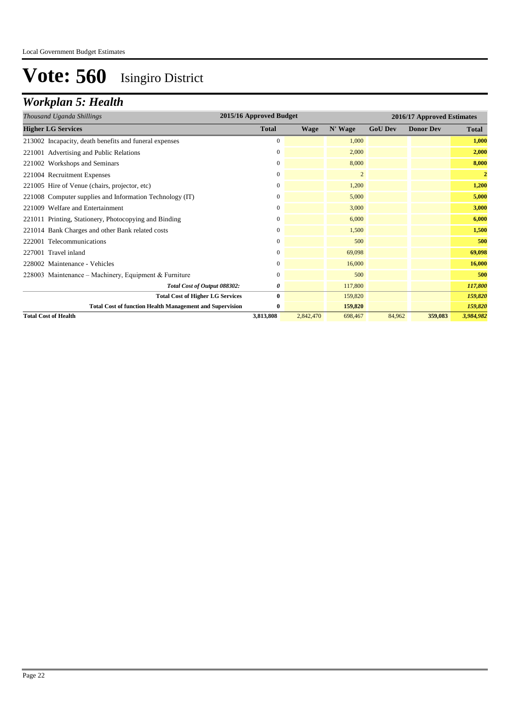# Vote: 560 Isingiro District

## *Workplan 5: Health*

| *Thousand Uganda Shillings* | 2015/16 Approved Budget | | | 2016/17 Approved Estimates | | |
|---|---|---|---|---|---|---|
| **Higher LG Services** | **Total** | **Wage** | **N' Wage** | **GoU Dev** | **Donor Dev** | **Total** |
| 213002 Incapacity, death benefits and funeral expenses | 0 | | 1,000 | | | **1,000** |
| 221001 Advertising and Public Relations | 0 | | 2,000 | | | **2,000** |
| 221002 Workshops and Seminars | 0 | | 8,000 | | | **8,000** |
| 221004 Recruitment Expenses | 0 | | 2 | | | **2** |
| 221005 Hire of Venue (chairs, projector, etc) | 0 | | 1,200 | | | **1,200** |
| 221008 Computer supplies and Information Technology (IT) | 0 | | 5,000 | | | **5,000** |
| 221009 Welfare and Entertainment | 0 | | 3,000 | | | **3,000** |
| 221011 Printing, Stationery, Photocopying and Binding | 0 | | 6,000 | | | **6,000** |
| 221014 Bank Charges and other Bank related costs | 0 | | 1,500 | | | **1,500** |
| 222001 Telecommunications | 0 | | 500 | | | **500** |
| 227001 Travel inland | 0 | | 69,098 | | | **69,098** |
| 228002 Maintenance - Vehicles | 0 | | 16,000 | | | **16,000** |
| 228003 Maintenance – Machinery, Equipment & Furniture | 0 | | 500 | | | **500** |
| *Total Cost of Output 088302:* | *0* | | 117,800 | | | ***117,800*** |
| **Total Cost of Higher LG Services** | **0** | | 159,820 | | | ***159,820*** |
| **Total Cost of function Health Management and Supervision** | **0** | | **159,820** | | | ***159,820*** |
| **Total Cost of Health** | **3,813,808** | 2,842,470 | 698,467 | 84,962 | **359,083** | ***3,984,982*** |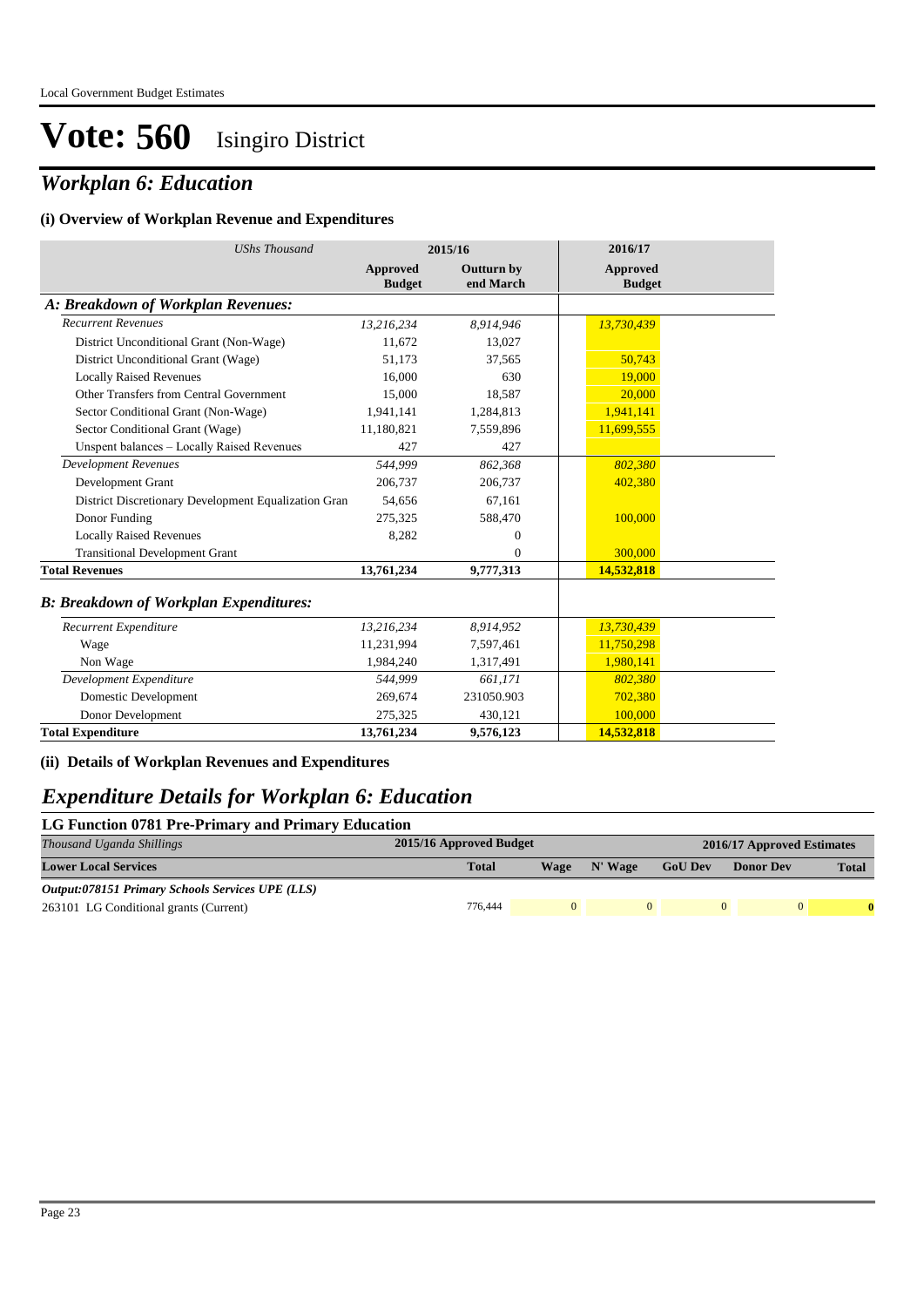# Vote: 560 Isingiro District

## *Workplan 6: Education*

### (i) Overview of Workplan Revenue and Expenditures

| *UShs Thousand* | 2015/16 | | 2016/17 |
|---|---|---|---|
| | **Approved Budget** | **Outturn by end March** | **Approved Budget** |
| ***A: Breakdown of Workplan Revenues:*** | | | |
| *Recurrent Revenues* | *13,216,234* | *8,914,946* | *13,730,439* |
| District Unconditional Grant (Non-Wage) | 11,672 | 13,027 | |
| District Unconditional Grant (Wage) | 51,173 | 37,565 | 50,743 |
| Locally Raised Revenues | 16,000 | 630 | 19,000 |
| Other Transfers from Central Government | 15,000 | 18,587 | 20,000 |
| Sector Conditional Grant (Non-Wage) | 1,941,141 | 1,284,813 | 1,941,141 |
| Sector Conditional Grant (Wage) | 11,180,821 | 7,559,896 | 11,699,555 |
| Unspent balances – Locally Raised Revenues | 427 | 427 | |
| *Development Revenues* | *544,999* | *862,368* | *802,380* |
| Development Grant | 206,737 | 206,737 | 402,380 |
| District Discretionary Development Equalization Gran | 54,656 | 67,161 | |
| Donor Funding | 275,325 | 588,470 | 100,000 |
| Locally Raised Revenues | 8,282 | 0 | |
| Transitional Development Grant | | 0 | 300,000 |
| **Total Revenues** | **13,761,234** | **9,777,313** | **14,532,818** |
| ***B: Breakdown of Workplan Expenditures:*** | | | |
| *Recurrent Expenditure* | *13,216,234* | *8,914,952* | *13,730,439* |
| Wage | 11,231,994 | 7,597,461 | 11,750,298 |
| Non Wage | 1,984,240 | 1,317,491 | 1,980,141 |
| *Development Expenditure* | *544,999* | *661,171* | *802,380* |
| Domestic Development | 269,674 | 231050.903 | 702,380 |
| Donor Development | 275,325 | 430,121 | 100,000 |
| **Total Expenditure** | **13,761,234** | **9,576,123** | **14,532,818** |

### (ii) Details of Workplan Revenues and Expenditures

## *Expenditure Details for Workplan 6: Education*

### LG Function 0781 Pre-Primary and Primary Education

| *Thousand Uganda Shillings* | 2015/16 Approved Budget | 2016/17 Approved Estimates | | | | |
|---|---|---|---|---|---|---|
| **Lower Local Services** | **Total** | **Wage** | **N' Wage** | **GoU Dev** | **Donor Dev** | **Total** |
| ***Output:078151 Primary Schools Services UPE (LLS)*** | | | | | | |
| 263101 LG Conditional grants (Current) | 776,444 | 0 | 0 | 0 | 0 | **0** |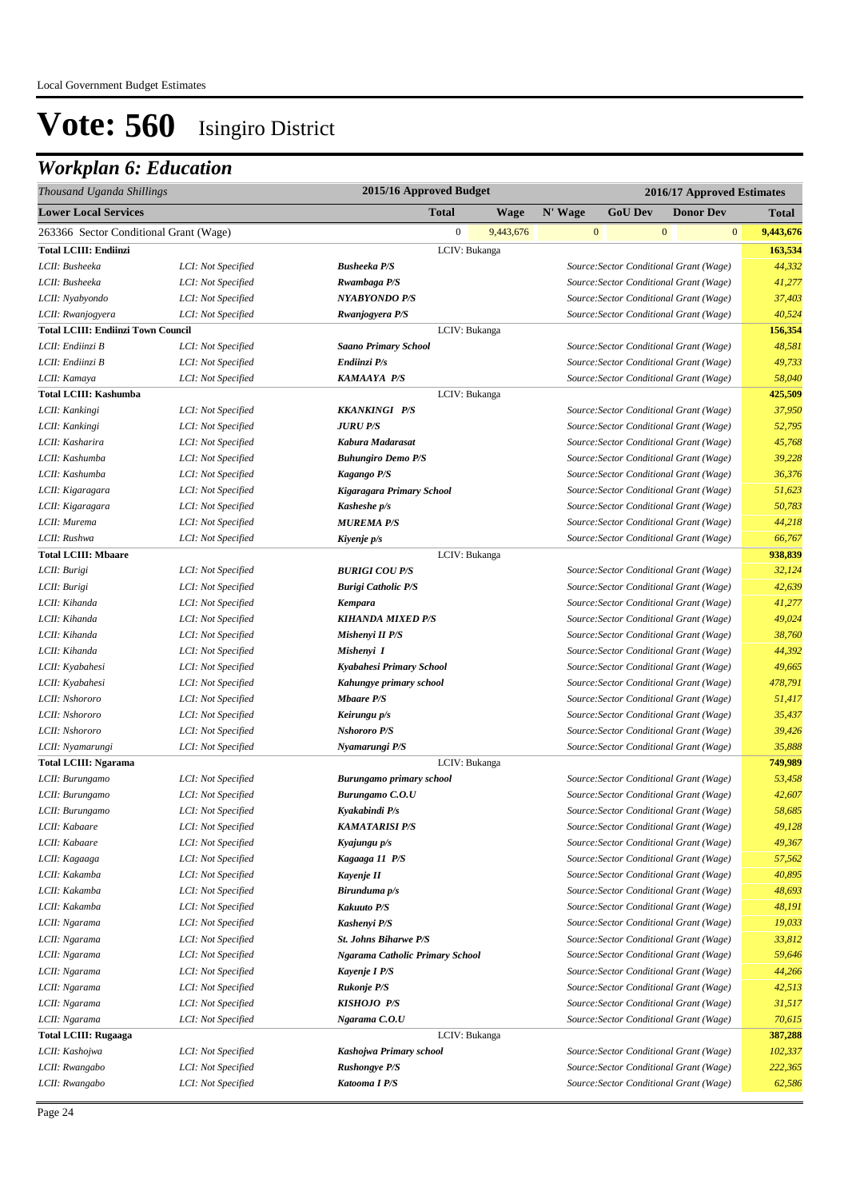Local Government Budget Estimates

# Vote: 560 Isingiro District

## *Workplan 6: Education*

| *Thousand Uganda Shillings* | | 2015/16 Approved Budget | | | 2016/17 Approved Estimates | | | |
|---|---|---|---|---|---|---|---|---|
| **Lower Local Services** | | **Total** | **Wage** | **N' Wage** | **GoU Dev** | **Donor Dev** | | **Total** |
| 263366 Sector Conditional Grant (Wage) | | 0 | 9,443,676 | 0 | 0 | 0 | | 9,443,676 |
| **Total LCIII: Endiinzi** | | LCIV: Bukanga | | | | | | **163,534** |
| *LCII: Busheeka* | *LCI: Not Specified* | ***Busheeka P/S*** | | | *Source:Sector Conditional Grant (Wage)* | | | *44,332* |
| *LCII: Busheeka* | *LCI: Not Specified* | ***Rwambaga P/S*** | | | *Source:Sector Conditional Grant (Wage)* | | | *41,277* |
| *LCII: Nyabyondo* | *LCI: Not Specified* | ***NYABYONDO P/S*** | | | *Source:Sector Conditional Grant (Wage)* | | | *37,403* |
| *LCII: Rwanjogyera* | *LCI: Not Specified* | ***Rwanjogyera P/S*** | | | *Source:Sector Conditional Grant (Wage)* | | | *40,524* |
| **Total LCIII: Endiinzi Town Council** | | LCIV: Bukanga | | | | | | **156,354** |
| *LCII: Endiinzi B* | *LCI: Not Specified* | ***Saano Primary School*** | | | *Source:Sector Conditional Grant (Wage)* | | | *48,581* |
| *LCII: Endiinzi B* | *LCI: Not Specified* | ***Endiinzi P/s*** | | | *Source:Sector Conditional Grant (Wage)* | | | *49,733* |
| *LCII: Kamaya* | *LCI: Not Specified* | ***KAMAAYA P/S*** | | | *Source:Sector Conditional Grant (Wage)* | | | *58,040* |
| **Total LCIII: Kashumba** | | LCIV: Bukanga | | | | | | **425,509** |
| *LCII: Kankingi* | *LCI: Not Specified* | ***KKANKINGI P/S*** | | | *Source:Sector Conditional Grant (Wage)* | | | *37,950* |
| *LCII: Kankingi* | *LCI: Not Specified* | ***JURU P/S*** | | | *Source:Sector Conditional Grant (Wage)* | | | *52,795* |
| *LCII: Kasharira* | *LCI: Not Specified* | ***Kabura Madarasat*** | | | *Source:Sector Conditional Grant (Wage)* | | | *45,768* |
| *LCII: Kashumba* | *LCI: Not Specified* | ***Buhungiro Demo P/S*** | | | *Source:Sector Conditional Grant (Wage)* | | | *39,228* |
| *LCII: Kashumba* | *LCI: Not Specified* | ***Kagango P/S*** | | | *Source:Sector Conditional Grant (Wage)* | | | *36,376* |
| *LCII: Kigaragara* | *LCI: Not Specified* | ***Kigaragara Primary School*** | | | *Source:Sector Conditional Grant (Wage)* | | | *51,623* |
| *LCII: Kigaragara* | *LCI: Not Specified* | ***Kasheshe p/s*** | | | *Source:Sector Conditional Grant (Wage)* | | | *50,783* |
| *LCII: Murema* | *LCI: Not Specified* | ***MUREMA P/S*** | | | *Source:Sector Conditional Grant (Wage)* | | | *44,218* |
| *LCII: Rushwa* | *LCI: Not Specified* | ***Kiyenje p/s*** | | | *Source:Sector Conditional Grant (Wage)* | | | *66,767* |
| **Total LCIII: Mbaare** | | LCIV: Bukanga | | | | | | **938,839** |
| *LCII: Burigi* | *LCI: Not Specified* | ***BURIGI COU P/S*** | | | *Source:Sector Conditional Grant (Wage)* | | | *32,124* |
| *LCII: Burigi* | *LCI: Not Specified* | ***Burigi Catholic P/S*** | | | *Source:Sector Conditional Grant (Wage)* | | | *42,639* |
| *LCII: Kihanda* | *LCI: Not Specified* | ***Kempara*** | | | *Source:Sector Conditional Grant (Wage)* | | | *41,277* |
| *LCII: Kihanda* | *LCI: Not Specified* | ***KIHANDA MIXED P/S*** | | | *Source:Sector Conditional Grant (Wage)* | | | *49,024* |
| *LCII: Kihanda* | *LCI: Not Specified* | ***Mishenyi II P/S*** | | | *Source:Sector Conditional Grant (Wage)* | | | *38,760* |
| *LCII: Kihanda* | *LCI: Not Specified* | ***Mishenyi I*** | | | *Source:Sector Conditional Grant (Wage)* | | | *44,392* |
| *LCII: Kyabahesi* | *LCI: Not Specified* | ***Kyabahesi Primary School*** | | | *Source:Sector Conditional Grant (Wage)* | | | *49,665* |
| *LCII: Kyabahesi* | *LCI: Not Specified* | ***Kahungye primary school*** | | | *Source:Sector Conditional Grant (Wage)* | | | *478,791* |
| *LCII: Nshororo* | *LCI: Not Specified* | ***Mbaare P/S*** | | | *Source:Sector Conditional Grant (Wage)* | | | *51,417* |
| *LCII: Nshororo* | *LCI: Not Specified* | ***Keirungu p/s*** | | | *Source:Sector Conditional Grant (Wage)* | | | *35,437* |
| *LCII: Nshororo* | *LCI: Not Specified* | ***Nshororo P/S*** | | | *Source:Sector Conditional Grant (Wage)* | | | *39,426* |
| *LCII: Nyamarungi* | *LCI: Not Specified* | ***Nyamarungi P/S*** | | | *Source:Sector Conditional Grant (Wage)* | | | *35,888* |
| **Total LCIII: Ngarama** | | LCIV: Bukanga | | | | | | **749,989** |
| *LCII: Burungamo* | *LCI: Not Specified* | ***Burungamo primary school*** | | | *Source:Sector Conditional Grant (Wage)* | | | *53,458* |
| *LCII: Burungamo* | *LCI: Not Specified* | ***Burungamo C.O.U*** | | | *Source:Sector Conditional Grant (Wage)* | | | *42,607* |
| *LCII: Burungamo* | *LCI: Not Specified* | ***Kyakabindi P/s*** | | | *Source:Sector Conditional Grant (Wage)* | | | *58,685* |
| *LCII: Kabaare* | *LCI: Not Specified* | ***KAMATARISI P/S*** | | | *Source:Sector Conditional Grant (Wage)* | | | *49,128* |
| *LCII: Kabaare* | *LCI: Not Specified* | ***Kyajungu p/s*** | | | *Source:Sector Conditional Grant (Wage)* | | | *49,367* |
| *LCII: Kagaaga* | *LCI: Not Specified* | ***Kagaaga 11 P/S*** | | | *Source:Sector Conditional Grant (Wage)* | | | *57,562* |
| *LCII: Kakamba* | *LCI: Not Specified* | ***Kayenje II*** | | | *Source:Sector Conditional Grant (Wage)* | | | *40,895* |
| *LCII: Kakamba* | *LCI: Not Specified* | ***Birunduma p/s*** | | | *Source:Sector Conditional Grant (Wage)* | | | *48,693* |
| *LCII: Kakamba* | *LCI: Not Specified* | ***Kakuuto P/S*** | | | *Source:Sector Conditional Grant (Wage)* | | | *48,191* |
| *LCII: Ngarama* | *LCI: Not Specified* | ***Kashenyi P/S*** | | | *Source:Sector Conditional Grant (Wage)* | | | *19,033* |
| *LCII: Ngarama* | *LCI: Not Specified* | ***St. Johns Biharwe P/S*** | | | *Source:Sector Conditional Grant (Wage)* | | | *33,812* |
| *LCII: Ngarama* | *LCI: Not Specified* | ***Ngarama Catholic Primary School*** | | | *Source:Sector Conditional Grant (Wage)* | | | *59,646* |
| *LCII: Ngarama* | *LCI: Not Specified* | ***Kayenje I P/S*** | | | *Source:Sector Conditional Grant (Wage)* | | | *44,266* |
| *LCII: Ngarama* | *LCI: Not Specified* | ***Rukonje P/S*** | | | *Source:Sector Conditional Grant (Wage)* | | | *42,513* |
| *LCII: Ngarama* | *LCI: Not Specified* | ***KISHOJO P/S*** | | | *Source:Sector Conditional Grant (Wage)* | | | *31,517* |
| *LCII: Ngarama* | *LCI: Not Specified* | ***Ngarama C.O.U*** | | | *Source:Sector Conditional Grant (Wage)* | | | *70,615* |
| **Total LCIII: Rugaaga** | | LCIV: Bukanga | | | | | | **387,288** |
| *LCII: Kashojwa* | *LCI: Not Specified* | ***Kashojwa Primary school*** | | | *Source:Sector Conditional Grant (Wage)* | | | *102,337* |
| *LCII: Rwangabo* | *LCI: Not Specified* | ***Rushongye P/S*** | | | *Source:Sector Conditional Grant (Wage)* | | | *222,365* |
| *LCII: Rwangabo* | *LCI: Not Specified* | ***Katooma I P/S*** | | | *Source:Sector Conditional Grant (Wage)* | | | *62,586* |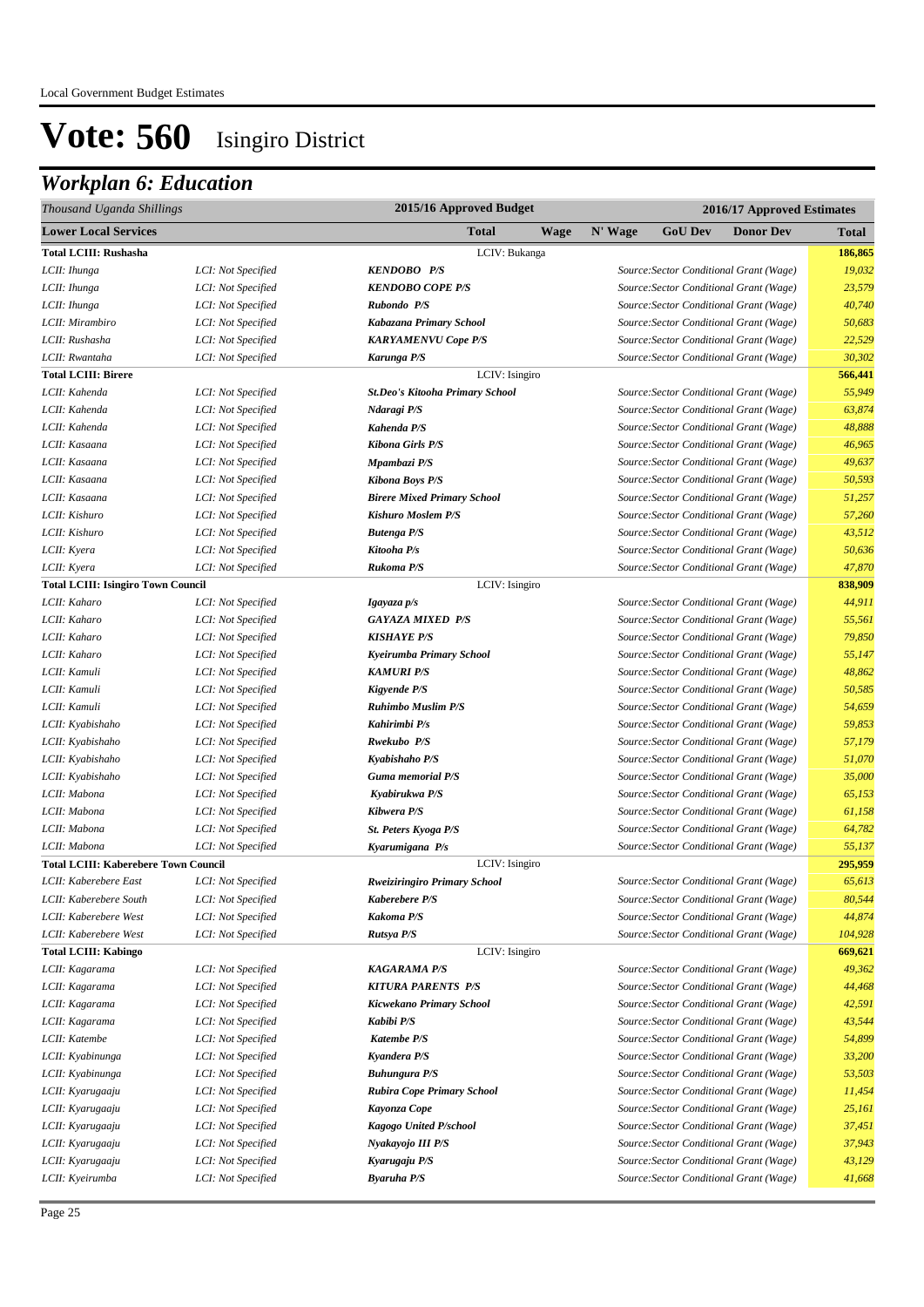Local Government Budget Estimates

# Vote: 560 Isingiro District

## *Workplan 6: Education*

| *Thousand Uganda Shillings* | | 2015/16 Approved Budget | | 2016/17 Approved Estimates | | | | |
|---|---|---|---|---|---|---|---|---|
| **Lower Local Services** | | **Total** | **Wage** | **N' Wage** | **GoU Dev** | **Donor Dev** | | **Total** |
| **Total LCIII: Rushasha** | | LCIV: Bukanga | | | | | | **186,865** |
| *LCII: Ihunga* | *LCI: Not Specified* | ***KENDOBO P/S*** | | *Source:Sector Conditional Grant (Wage)* | | | | *19,032* |
| *LCII: Ihunga* | *LCI: Not Specified* | ***KENDOBO COPE P/S*** | | *Source:Sector Conditional Grant (Wage)* | | | | *23,579* |
| *LCII: Ihunga* | *LCI: Not Specified* | ***Rubondo P/S*** | | *Source:Sector Conditional Grant (Wage)* | | | | *40,740* |
| *LCII: Mirambiro* | *LCI: Not Specified* | ***Kabazana Primary School*** | | *Source:Sector Conditional Grant (Wage)* | | | | *50,683* |
| *LCII: Rushasha* | *LCI: Not Specified* | ***KARYAMENVU Cope P/S*** | | *Source:Sector Conditional Grant (Wage)* | | | | *22,529* |
| *LCII: Rwantaha* | *LCI: Not Specified* | ***Karunga P/S*** | | *Source:Sector Conditional Grant (Wage)* | | | | *30,302* |
| **Total LCIII: Birere** | | LCIV: Isingiro | | | | | | **566,441** |
| *LCII: Kahenda* | *LCI: Not Specified* | ***St.Deo's Kitooha Primary School*** | | *Source:Sector Conditional Grant (Wage)* | | | | *55,949* |
| *LCII: Kahenda* | *LCI: Not Specified* | ***Ndaragi P/S*** | | *Source:Sector Conditional Grant (Wage)* | | | | *63,874* |
| *LCII: Kahenda* | *LCI: Not Specified* | ***Kahenda P/S*** | | *Source:Sector Conditional Grant (Wage)* | | | | *48,888* |
| *LCII: Kasaana* | *LCI: Not Specified* | ***Kibona Girls P/S*** | | *Source:Sector Conditional Grant (Wage)* | | | | *46,965* |
| *LCII: Kasaana* | *LCI: Not Specified* | ***Mpambazi P/S*** | | *Source:Sector Conditional Grant (Wage)* | | | | *49,637* |
| *LCII: Kasaana* | *LCI: Not Specified* | ***Kibona Boys P/S*** | | *Source:Sector Conditional Grant (Wage)* | | | | *50,593* |
| *LCII: Kasaana* | *LCI: Not Specified* | ***Birere Mixed Primary School*** | | *Source:Sector Conditional Grant (Wage)* | | | | *51,257* |
| *LCII: Kishuro* | *LCI: Not Specified* | ***Kishuro Moslem P/S*** | | *Source:Sector Conditional Grant (Wage)* | | | | *57,260* |
| *LCII: Kishuro* | *LCI: Not Specified* | ***Butenga P/S*** | | *Source:Sector Conditional Grant (Wage)* | | | | *43,512* |
| *LCII: Kyera* | *LCI: Not Specified* | ***Kitooha P/s*** | | *Source:Sector Conditional Grant (Wage)* | | | | *50,636* |
| *LCII: Kyera* | *LCI: Not Specified* | ***Rukoma P/S*** | | *Source:Sector Conditional Grant (Wage)* | | | | *47,870* |
| **Total LCIII: Isingiro Town Council** | | LCIV: Isingiro | | | | | | **838,909** |
| *LCII: Kaharo* | *LCI: Not Specified* | ***Igayaza p/s*** | | *Source:Sector Conditional Grant (Wage)* | | | | *44,911* |
| *LCII: Kaharo* | *LCI: Not Specified* | ***GAYAZA MIXED P/S*** | | *Source:Sector Conditional Grant (Wage)* | | | | *55,561* |
| *LCII: Kaharo* | *LCI: Not Specified* | ***KISHAYE P/S*** | | *Source:Sector Conditional Grant (Wage)* | | | | *79,850* |
| *LCII: Kaharo* | *LCI: Not Specified* | ***Kyeirumba Primary School*** | | *Source:Sector Conditional Grant (Wage)* | | | | *55,147* |
| *LCII: Kamuli* | *LCI: Not Specified* | ***KAMURI P/S*** | | *Source:Sector Conditional Grant (Wage)* | | | | *48,862* |
| *LCII: Kamuli* | *LCI: Not Specified* | ***Kigyende P/S*** | | *Source:Sector Conditional Grant (Wage)* | | | | *50,585* |
| *LCII: Kamuli* | *LCI: Not Specified* | ***Ruhimbo Muslim P/S*** | | *Source:Sector Conditional Grant (Wage)* | | | | *54,659* |
| *LCII: Kyabishaho* | *LCI: Not Specified* | ***Kahirimbi P/s*** | | *Source:Sector Conditional Grant (Wage)* | | | | *59,853* |
| *LCII: Kyabishaho* | *LCI: Not Specified* | ***Rwekubo P/S*** | | *Source:Sector Conditional Grant (Wage)* | | | | *57,179* |
| *LCII: Kyabishaho* | *LCI: Not Specified* | ***Kyabishaho P/S*** | | *Source:Sector Conditional Grant (Wage)* | | | | *51,070* |
| *LCII: Kyabishaho* | *LCI: Not Specified* | ***Guma memorial P/S*** | | *Source:Sector Conditional Grant (Wage)* | | | | *35,000* |
| *LCII: Mabona* | *LCI: Not Specified* | ***Kyabirukwa P/S*** | | *Source:Sector Conditional Grant (Wage)* | | | | *65,153* |
| *LCII: Mabona* | *LCI: Not Specified* | ***Kibwera P/S*** | | *Source:Sector Conditional Grant (Wage)* | | | | *61,158* |
| *LCII: Mabona* | *LCI: Not Specified* | ***St. Peters Kyoga P/S*** | | *Source:Sector Conditional Grant (Wage)* | | | | *64,782* |
| *LCII: Mabona* | *LCI: Not Specified* | ***Kyarumigana P/s*** | | *Source:Sector Conditional Grant (Wage)* | | | | *55,137* |
| **Total LCIII: Kaberebere Town Council** | | LCIV: Isingiro | | | | | | **295,959** |
| *LCII: Kaberebere East* | *LCI: Not Specified* | ***Rweiziringiro Primary School*** | | *Source:Sector Conditional Grant (Wage)* | | | | *65,613* |
| *LCII: Kaberebere South* | *LCI: Not Specified* | ***Kaberebere P/S*** | | *Source:Sector Conditional Grant (Wage)* | | | | *80,544* |
| *LCII: Kaberebere West* | *LCI: Not Specified* | ***Kakoma P/S*** | | *Source:Sector Conditional Grant (Wage)* | | | | *44,874* |
| *LCII: Kaberebere West* | *LCI: Not Specified* | ***Rutsya P/S*** | | *Source:Sector Conditional Grant (Wage)* | | | | *104,928* |
| **Total LCIII: Kabingo** | | LCIV: Isingiro | | | | | | **669,621** |
| *LCII: Kagarama* | *LCI: Not Specified* | ***KAGARAMA P/S*** | | *Source:Sector Conditional Grant (Wage)* | | | | *49,362* |
| *LCII: Kagarama* | *LCI: Not Specified* | ***KITURA PARENTS P/S*** | | *Source:Sector Conditional Grant (Wage)* | | | | *44,468* |
| *LCII: Kagarama* | *LCI: Not Specified* | ***Kicwekano Primary School*** | | *Source:Sector Conditional Grant (Wage)* | | | | *42,591* |
| *LCII: Kagarama* | *LCI: Not Specified* | ***Kabibi P/S*** | | *Source:Sector Conditional Grant (Wage)* | | | | *43,544* |
| *LCII: Katembe* | *LCI: Not Specified* | ***Katembe P/S*** | | *Source:Sector Conditional Grant (Wage)* | | | | *54,899* |
| *LCII: Kyabinunga* | *LCI: Not Specified* | ***Kyandera P/S*** | | *Source:Sector Conditional Grant (Wage)* | | | | *33,200* |
| *LCII: Kyabinunga* | *LCI: Not Specified* | ***Buhungura P/S*** | | *Source:Sector Conditional Grant (Wage)* | | | | *53,503* |
| *LCII: Kyarugaaju* | *LCI: Not Specified* | ***Rubira Cope Primary School*** | | *Source:Sector Conditional Grant (Wage)* | | | | *11,454* |
| *LCII: Kyarugaaju* | *LCI: Not Specified* | ***Kayonza Cope*** | | *Source:Sector Conditional Grant (Wage)* | | | | *25,161* |
| *LCII: Kyarugaaju* | *LCI: Not Specified* | ***Kagogo United P/school*** | | *Source:Sector Conditional Grant (Wage)* | | | | *37,451* |
| *LCII: Kyarugaaju* | *LCI: Not Specified* | ***Nyakayojo III P/S*** | | *Source:Sector Conditional Grant (Wage)* | | | | *37,943* |
| *LCII: Kyarugaaju* | *LCI: Not Specified* | ***Kyarugaju P/S*** | | *Source:Sector Conditional Grant (Wage)* | | | | *43,129* |
| *LCII: Kyeirumba* | *LCI: Not Specified* | ***Byaruha P/S*** | | *Source:Sector Conditional Grant (Wage)* | | | | *41,668* |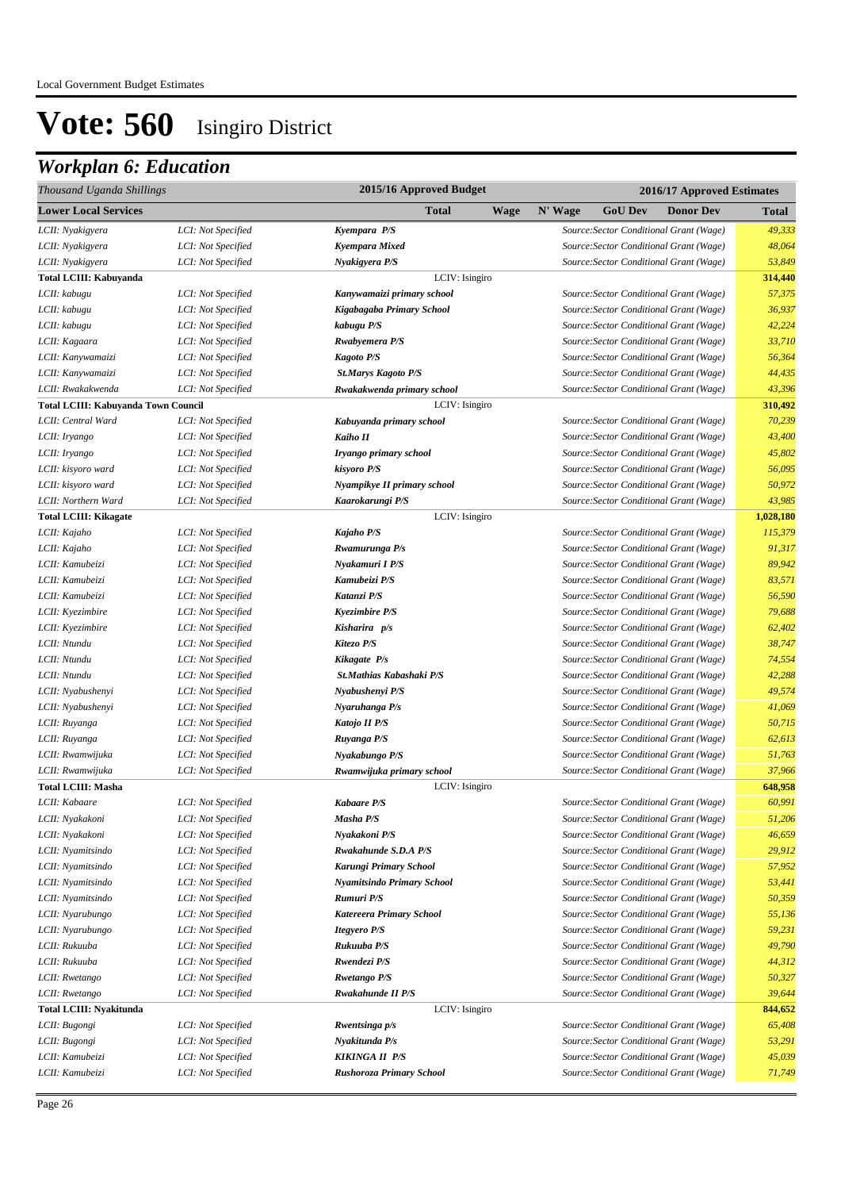Local Government Budget Estimates

# Vote: 560 Isingiro District

## Workplan 6: Education

| Thousand Uganda Shillings | | 2015/16 Approved Budget | | | 2016/17 Approved Estimates | | | |
|---|---|---|---|---|---|---|---|---|
| **Lower Local Services** | | | **Total** | **Wage** | **N' Wage** | **GoU Dev** | **Donor Dev** | **Total** |
| *LCII: Nyakigyera* | *LCI: Not Specified* | ***Kyempara P/S*** | | | *Source:Sector Conditional Grant (Wage)* | | | *49,333* |
| *LCII: Nyakigyera* | *LCI: Not Specified* | ***Kyempara Mixed*** | | | *Source:Sector Conditional Grant (Wage)* | | | *48,064* |
| *LCII: Nyakigyera* | *LCI: Not Specified* | ***Nyakigyera P/S*** | | | *Source:Sector Conditional Grant (Wage)* | | | *53,849* |
| **Total LCIII: Kabuyanda** | | LCIV: Isingiro | | | | | | **314,440** |
| *LCII: kabugu* | *LCI: Not Specified* | ***Kanywamaizi primary school*** | | | *Source:Sector Conditional Grant (Wage)* | | | *57,375* |
| *LCII: kabugu* | *LCI: Not Specified* | ***Kigabagaba Primary School*** | | | *Source:Sector Conditional Grant (Wage)* | | | *36,937* |
| *LCII: kabugu* | *LCI: Not Specified* | ***kabugu P/S*** | | | *Source:Sector Conditional Grant (Wage)* | | | *42,224* |
| *LCII: Kagaara* | *LCI: Not Specified* | ***Rwabyemera P/S*** | | | *Source:Sector Conditional Grant (Wage)* | | | *33,710* |
| *LCII: Kanywamaizi* | *LCI: Not Specified* | ***Kagoto P/S*** | | | *Source:Sector Conditional Grant (Wage)* | | | *56,364* |
| *LCII: Kanywamaizi* | *LCI: Not Specified* | ***St.Marys Kagoto P/S*** | | | *Source:Sector Conditional Grant (Wage)* | | | *44,435* |
| *LCII: Rwakakwenda* | *LCI: Not Specified* | ***Rwakakwenda primary school*** | | | *Source:Sector Conditional Grant (Wage)* | | | *43,396* |
| **Total LCIII: Kabuyanda Town Council** | | LCIV: Isingiro | | | | | | **310,492** |
| *LCII: Central Ward* | *LCI: Not Specified* | ***Kabuyanda primary school*** | | | *Source:Sector Conditional Grant (Wage)* | | | *70,239* |
| *LCII: Iryango* | *LCI: Not Specified* | ***Kaiho II*** | | | *Source:Sector Conditional Grant (Wage)* | | | *43,400* |
| *LCII: Iryango* | *LCI: Not Specified* | ***Iryango primary school*** | | | *Source:Sector Conditional Grant (Wage)* | | | *45,802* |
| *LCII: kisyoro ward* | *LCI: Not Specified* | ***kisyoro P/S*** | | | *Source:Sector Conditional Grant (Wage)* | | | *56,095* |
| *LCII: kisyoro ward* | *LCI: Not Specified* | ***Nyampikye II primary school*** | | | *Source:Sector Conditional Grant (Wage)* | | | *50,972* |
| *LCII: Northern Ward* | *LCI: Not Specified* | ***Kaarokarungi P/S*** | | | *Source:Sector Conditional Grant (Wage)* | | | *43,985* |
| **Total LCIII: Kikagate** | | LCIV: Isingiro | | | | | | **1,028,180** |
| *LCII: Kajaho* | *LCI: Not Specified* | ***Kajaho P/S*** | | | *Source:Sector Conditional Grant (Wage)* | | | *115,379* |
| *LCII: Kajaho* | *LCI: Not Specified* | ***Rwamurunga P/s*** | | | *Source:Sector Conditional Grant (Wage)* | | | *91,317* |
| *LCII: Kamubeizi* | *LCI: Not Specified* | ***Nyakamuri I P/S*** | | | *Source:Sector Conditional Grant (Wage)* | | | *89,942* |
| *LCII: Kamubeizi* | *LCI: Not Specified* | ***Kamubeizi P/S*** | | | *Source:Sector Conditional Grant (Wage)* | | | *83,571* |
| *LCII: Kamubeizi* | *LCI: Not Specified* | ***Katanzi P/S*** | | | *Source:Sector Conditional Grant (Wage)* | | | *56,590* |
| *LCII: Kyezimbire* | *LCI: Not Specified* | ***Kyezimbire P/S*** | | | *Source:Sector Conditional Grant (Wage)* | | | *79,688* |
| *LCII: Kyezimbire* | *LCI: Not Specified* | ***Kisharira p/s*** | | | *Source:Sector Conditional Grant (Wage)* | | | *62,402* |
| *LCII: Ntundu* | *LCI: Not Specified* | ***Kitezo P/S*** | | | *Source:Sector Conditional Grant (Wage)* | | | *38,747* |
| *LCII: Ntundu* | *LCI: Not Specified* | ***Kikagate P/s*** | | | *Source:Sector Conditional Grant (Wage)* | | | *74,554* |
| *LCII: Ntundu* | *LCI: Not Specified* | ***St.Mathias Kabashaki P/S*** | | | *Source:Sector Conditional Grant (Wage)* | | | *42,288* |
| *LCII: Nyabushenyi* | *LCI: Not Specified* | ***Nyabushenyi P/S*** | | | *Source:Sector Conditional Grant (Wage)* | | | *49,574* |
| *LCII: Nyabushenyi* | *LCI: Not Specified* | ***Nyaruhanga P/s*** | | | *Source:Sector Conditional Grant (Wage)* | | | *41,069* |
| *LCII: Ruyanga* | *LCI: Not Specified* | ***Katojo II P/S*** | | | *Source:Sector Conditional Grant (Wage)* | | | *50,715* |
| *LCII: Ruyanga* | *LCI: Not Specified* | ***Ruyanga P/S*** | | | *Source:Sector Conditional Grant (Wage)* | | | *62,613* |
| *LCII: Rwamwijuka* | *LCI: Not Specified* | ***Nyakabungo P/S*** | | | *Source:Sector Conditional Grant (Wage)* | | | *51,763* |
| *LCII: Rwamwijuka* | *LCI: Not Specified* | ***Rwamwijuka primary school*** | | | *Source:Sector Conditional Grant (Wage)* | | | *37,966* |
| **Total LCIII: Masha** | | LCIV: Isingiro | | | | | | **648,958** |
| *LCII: Kabaare* | *LCI: Not Specified* | ***Kabaare P/S*** | | | *Source:Sector Conditional Grant (Wage)* | | | *60,991* |
| *LCII: Nyakakoni* | *LCI: Not Specified* | ***Masha P/S*** | | | *Source:Sector Conditional Grant (Wage)* | | | *51,206* |
| *LCII: Nyakakoni* | *LCI: Not Specified* | ***Nyakakoni P/S*** | | | *Source:Sector Conditional Grant (Wage)* | | | *46,659* |
| *LCII: Nyamitsindo* | *LCI: Not Specified* | ***Rwakahunde S.D.A P/S*** | | | *Source:Sector Conditional Grant (Wage)* | | | *29,912* |
| *LCII: Nyamitsindo* | *LCI: Not Specified* | ***Karungi Primary School*** | | | *Source:Sector Conditional Grant (Wage)* | | | *57,952* |
| *LCII: Nyamitsindo* | *LCI: Not Specified* | ***Nyamitsindo Primary School*** | | | *Source:Sector Conditional Grant (Wage)* | | | *53,441* |
| *LCII: Nyamitsindo* | *LCI: Not Specified* | ***Rumuri P/S*** | | | *Source:Sector Conditional Grant (Wage)* | | | *50,359* |
| *LCII: Nyarubungo* | *LCI: Not Specified* | ***Katereera Primary School*** | | | *Source:Sector Conditional Grant (Wage)* | | | *55,136* |
| *LCII: Nyarubungo* | *LCI: Not Specified* | ***Itegyero P/S*** | | | *Source:Sector Conditional Grant (Wage)* | | | *59,231* |
| *LCII: Rukuuba* | *LCI: Not Specified* | ***Rukuuba P/S*** | | | *Source:Sector Conditional Grant (Wage)* | | | *49,790* |
| *LCII: Rukuuba* | *LCI: Not Specified* | ***Rwendezi P/S*** | | | *Source:Sector Conditional Grant (Wage)* | | | *44,312* |
| *LCII: Rwetango* | *LCI: Not Specified* | ***Rwetango P/S*** | | | *Source:Sector Conditional Grant (Wage)* | | | *50,327* |
| *LCII: Rwetango* | *LCI: Not Specified* | ***Rwakahunde II P/S*** | | | *Source:Sector Conditional Grant (Wage)* | | | *39,644* |
| **Total LCIII: Nyakitunda** | | LCIV: Isingiro | | | | | | **844,652** |
| *LCII: Bugongi* | *LCI: Not Specified* | ***Rwentsinga p/s*** | | | *Source:Sector Conditional Grant (Wage)* | | | *65,408* |
| *LCII: Bugongi* | *LCI: Not Specified* | ***Nyakitunda P/s*** | | | *Source:Sector Conditional Grant (Wage)* | | | *53,291* |
| *LCII: Kamubeizi* | *LCI: Not Specified* | ***KIKINGA II P/S*** | | | *Source:Sector Conditional Grant (Wage)* | | | *45,039* |
| *LCII: Kamubeizi* | *LCI: Not Specified* | ***Rushoroza Primary School*** | | | *Source:Sector Conditional Grant (Wage)* | | | *71,749* |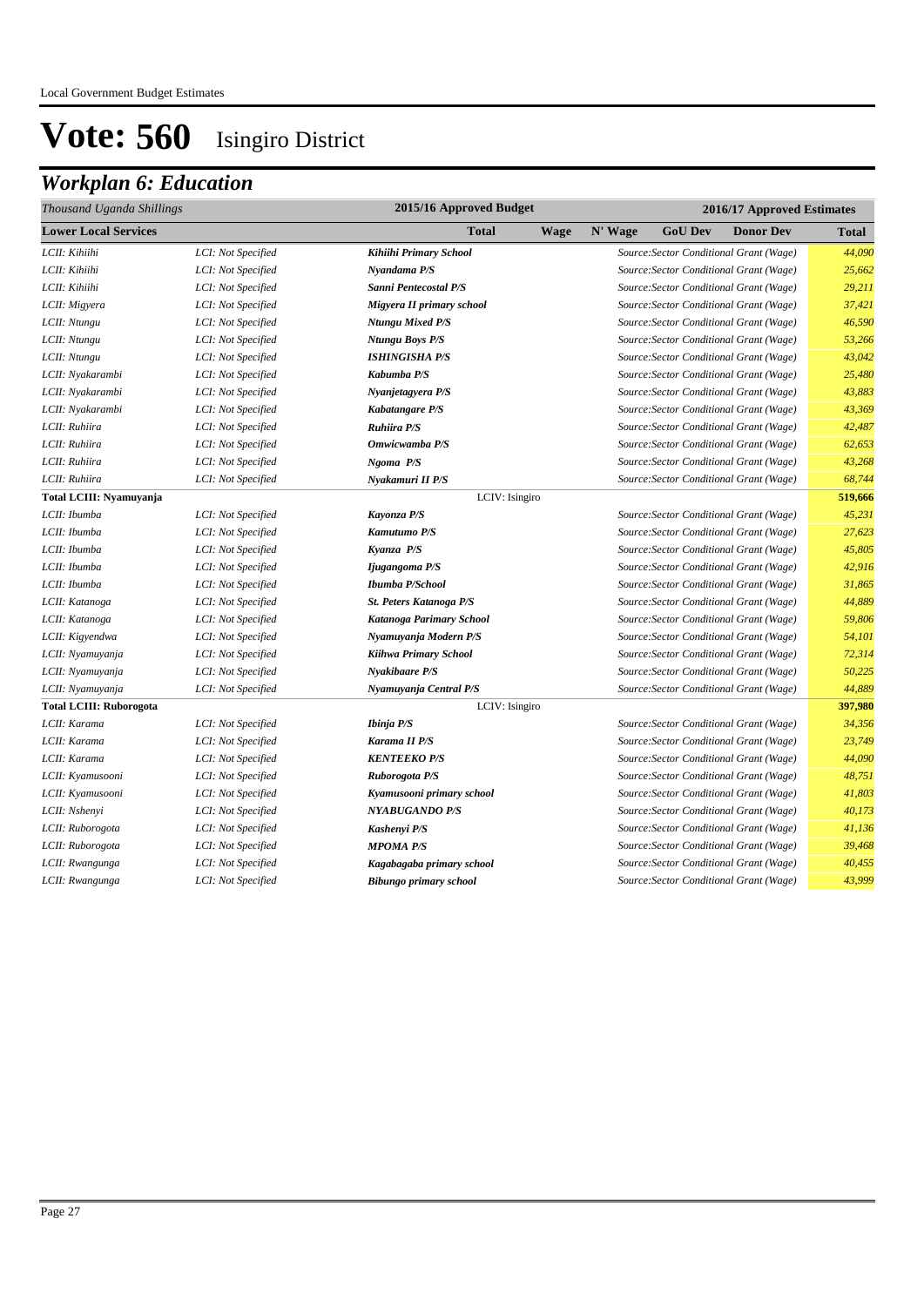Local Government Budget Estimates

# Vote: 560 Isingiro District

## *Workplan 6: Education*

| *Thousand Uganda Shillings* | | 2015/16 Approved Budget | | | 2016/17 Approved Estimates | | |
|---|---|---|---|---|---|---|---|
| **Lower Local Services** | | **Total** | **Wage** | **N' Wage** | **GoU Dev** | **Donor Dev** | **Total** |
| *LCII: Kihiihi* | *LCI: Not Specified* | ***Kihiihi Primary School*** | | *Source:Sector Conditional Grant (Wage)* | | | *44,090* |
| *LCII: Kihiihi* | *LCI: Not Specified* | ***Nyandama P/S*** | | *Source:Sector Conditional Grant (Wage)* | | | *25,662* |
| *LCII: Kihiihi* | *LCI: Not Specified* | ***Sanni Pentecostal P/S*** | | *Source:Sector Conditional Grant (Wage)* | | | *29,211* |
| *LCII: Migyera* | *LCI: Not Specified* | ***Migyera II primary school*** | | *Source:Sector Conditional Grant (Wage)* | | | *37,421* |
| *LCII: Ntungu* | *LCI: Not Specified* | ***Ntungu Mixed P/S*** | | *Source:Sector Conditional Grant (Wage)* | | | *46,590* |
| *LCII: Ntungu* | *LCI: Not Specified* | ***Ntungu Boys P/S*** | | *Source:Sector Conditional Grant (Wage)* | | | *53,266* |
| *LCII: Ntungu* | *LCI: Not Specified* | ***ISHINGISHA P/S*** | | *Source:Sector Conditional Grant (Wage)* | | | *43,042* |
| *LCII: Nyakarambi* | *LCI: Not Specified* | ***Kabumba P/S*** | | *Source:Sector Conditional Grant (Wage)* | | | *25,480* |
| *LCII: Nyakarambi* | *LCI: Not Specified* | ***Nyanjetagyera P/S*** | | *Source:Sector Conditional Grant (Wage)* | | | *43,883* |
| *LCII: Nyakarambi* | *LCI: Not Specified* | ***Kabatangare P/S*** | | *Source:Sector Conditional Grant (Wage)* | | | *43,369* |
| *LCII: Ruhiira* | *LCI: Not Specified* | ***Ruhiira P/S*** | | *Source:Sector Conditional Grant (Wage)* | | | *42,487* |
| *LCII: Ruhiira* | *LCI: Not Specified* | ***Omwicwamba P/S*** | | *Source:Sector Conditional Grant (Wage)* | | | *62,653* |
| *LCII: Ruhiira* | *LCI: Not Specified* | ***Ngoma P/S*** | | *Source:Sector Conditional Grant (Wage)* | | | *43,268* |
| *LCII: Ruhiira* | *LCI: Not Specified* | ***Nyakamuri II P/S*** | | *Source:Sector Conditional Grant (Wage)* | | | *68,744* |
| **Total LCIII: Nyamuyanja** | | LCIV: Isingiro | | | | | **519,666** |
| *LCII: Ibumba* | *LCI: Not Specified* | ***Kayonza P/S*** | | *Source:Sector Conditional Grant (Wage)* | | | *45,231* |
| *LCII: Ibumba* | *LCI: Not Specified* | ***Kamutumo P/S*** | | *Source:Sector Conditional Grant (Wage)* | | | *27,623* |
| *LCII: Ibumba* | *LCI: Not Specified* | ***Kyanza P/S*** | | *Source:Sector Conditional Grant (Wage)* | | | *45,805* |
| *LCII: Ibumba* | *LCI: Not Specified* | ***Ijugangoma P/S*** | | *Source:Sector Conditional Grant (Wage)* | | | *42,916* |
| *LCII: Ibumba* | *LCI: Not Specified* | ***Ibumba P/School*** | | *Source:Sector Conditional Grant (Wage)* | | | *31,865* |
| *LCII: Katanoga* | *LCI: Not Specified* | ***St. Peters Katanoga P/S*** | | *Source:Sector Conditional Grant (Wage)* | | | *44,889* |
| *LCII: Katanoga* | *LCI: Not Specified* | ***Katanoga Parimary School*** | | *Source:Sector Conditional Grant (Wage)* | | | *59,806* |
| *LCII: Kigyendwa* | *LCI: Not Specified* | ***Nyamuyanja Modern P/S*** | | *Source:Sector Conditional Grant (Wage)* | | | *54,101* |
| *LCII: Nyamuyanja* | *LCI: Not Specified* | ***Kiihwa Primary School*** | | *Source:Sector Conditional Grant (Wage)* | | | *72,314* |
| *LCII: Nyamuyanja* | *LCI: Not Specified* | ***Nyakibaare P/S*** | | *Source:Sector Conditional Grant (Wage)* | | | *50,225* |
| *LCII: Nyamuyanja* | *LCI: Not Specified* | ***Nyamuyanja Central P/S*** | | *Source:Sector Conditional Grant (Wage)* | | | *44,889* |
| **Total LCIII: Ruborogota** | | LCIV: Isingiro | | | | | **397,980** |
| *LCII: Karama* | *LCI: Not Specified* | ***Ibinja P/S*** | | *Source:Sector Conditional Grant (Wage)* | | | *34,356* |
| *LCII: Karama* | *LCI: Not Specified* | ***Karama II P/S*** | | *Source:Sector Conditional Grant (Wage)* | | | *23,749* |
| *LCII: Karama* | *LCI: Not Specified* | ***KENTEEKO P/S*** | | *Source:Sector Conditional Grant (Wage)* | | | *44,090* |
| *LCII: Kyamusooni* | *LCI: Not Specified* | ***Ruborogota P/S*** | | *Source:Sector Conditional Grant (Wage)* | | | *48,751* |
| *LCII: Kyamusooni* | *LCI: Not Specified* | ***Kyamusooni primary school*** | | *Source:Sector Conditional Grant (Wage)* | | | *41,803* |
| *LCII: Nshenyi* | *LCI: Not Specified* | ***NYABUGANDO P/S*** | | *Source:Sector Conditional Grant (Wage)* | | | *40,173* |
| *LCII: Ruborogota* | *LCI: Not Specified* | ***Kashenyi P/S*** | | *Source:Sector Conditional Grant (Wage)* | | | *41,136* |
| *LCII: Ruborogota* | *LCI: Not Specified* | ***MPOMA P/S*** | | *Source:Sector Conditional Grant (Wage)* | | | *39,468* |
| *LCII: Rwangunga* | *LCI: Not Specified* | ***Kagabagaba primary school*** | | *Source:Sector Conditional Grant (Wage)* | | | *40,455* |
| *LCII: Rwangunga* | *LCI: Not Specified* | ***Bibungo primary school*** | | *Source:Sector Conditional Grant (Wage)* | | | *43,999* |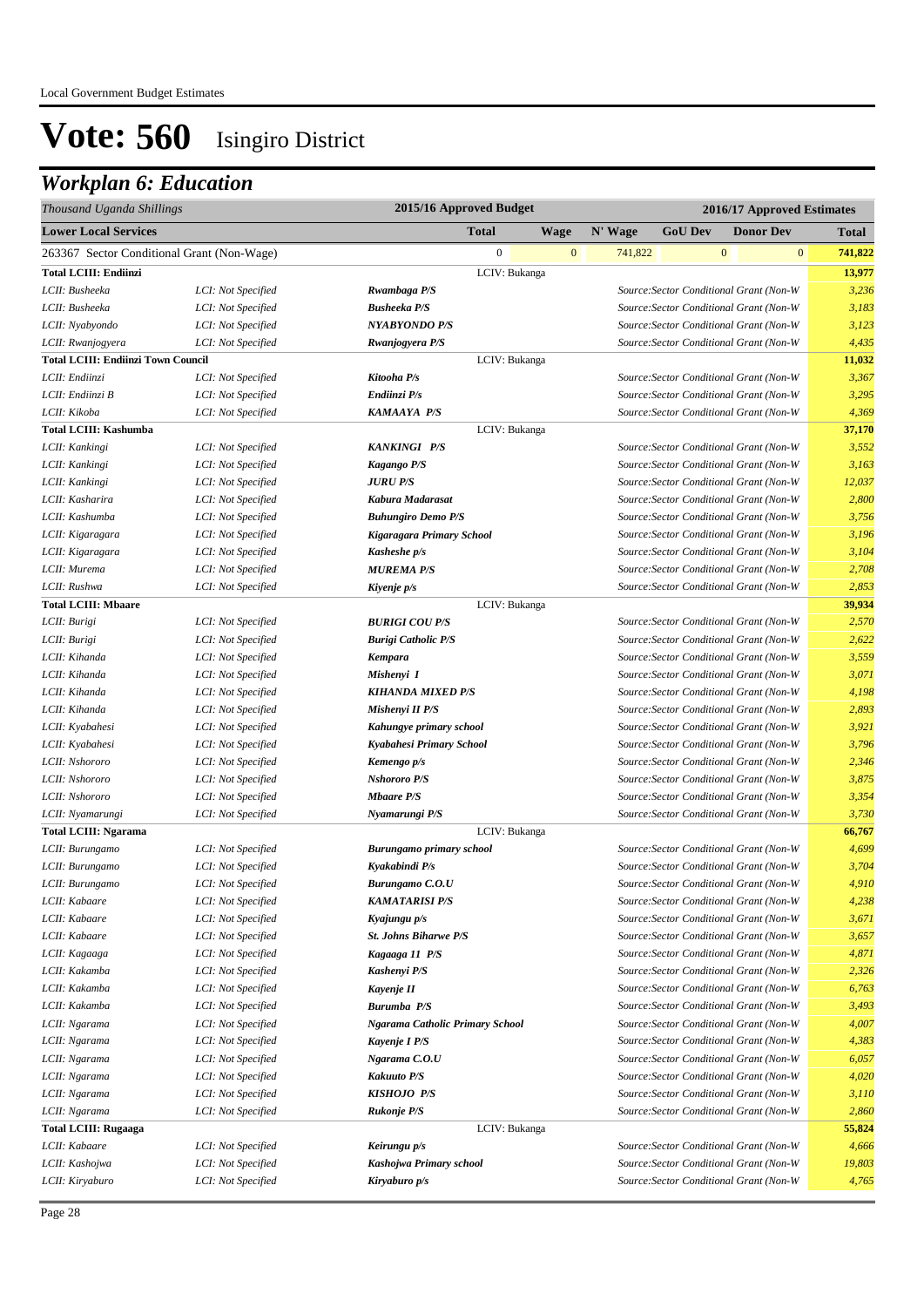# Vote: 560 Isingiro District

## *Workplan 6: Education*

| *Thousand Uganda Shillings* | | 2015/16 Approved Budget | | | 2016/17 Approved Estimates | | | |
|---|---|---|---|---|---|---|---|---|
| **Lower Local Services** | | **Total** | **Wage** | **N' Wage** | **GoU Dev** | **Donor Dev** | **Total** | |
| 263367 Sector Conditional Grant (Non-Wage) | | | 0 | 0 | 741,822 | 0 | 0 | **741,822** |
| **Total LCIII: Endiinzi** | | LCIV: Bukanga | | | | | | **13,977** |
| *LCII: Busheeka* | *LCI: Not Specified* | ***Rwambaga P/S*** | | | *Source:Sector Conditional Grant (Non-W* | | | *3,236* |
| *LCII: Busheeka* | *LCI: Not Specified* | ***Busheeka P/S*** | | | *Source:Sector Conditional Grant (Non-W* | | | *3,183* |
| *LCII: Nyabyondo* | *LCI: Not Specified* | ***NYABYONDO P/S*** | | | *Source:Sector Conditional Grant (Non-W* | | | *3,123* |
| *LCII: Rwanjogyera* | *LCI: Not Specified* | ***Rwanjogyera P/S*** | | | *Source:Sector Conditional Grant (Non-W* | | | *4,435* |
| **Total LCIII: Endiinzi Town Council** | | LCIV: Bukanga | | | | | | **11,032** |
| *LCII: Endiinzi* | *LCI: Not Specified* | ***Kitooha P/s*** | | | *Source:Sector Conditional Grant (Non-W* | | | *3,367* |
| *LCII: Endiinzi B* | *LCI: Not Specified* | ***Endiinzi P/s*** | | | *Source:Sector Conditional Grant (Non-W* | | | *3,295* |
| *LCII: Kikoba* | *LCI: Not Specified* | ***KAMAAYA P/S*** | | | *Source:Sector Conditional Grant (Non-W* | | | *4,369* |
| **Total LCIII: Kashumba** | | LCIV: Bukanga | | | | | | **37,170** |
| *LCII: Kankingi* | *LCI: Not Specified* | ***KANKINGI P/S*** | | | *Source:Sector Conditional Grant (Non-W* | | | *3,552* |
| *LCII: Kankingi* | *LCI: Not Specified* | ***Kagango P/S*** | | | *Source:Sector Conditional Grant (Non-W* | | | *3,163* |
| *LCII: Kankingi* | *LCI: Not Specified* | ***JURU P/S*** | | | *Source:Sector Conditional Grant (Non-W* | | | *12,037* |
| *LCII: Kasharira* | *LCI: Not Specified* | ***Kabura Madarasat*** | | | *Source:Sector Conditional Grant (Non-W* | | | *2,800* |
| *LCII: Kashumba* | *LCI: Not Specified* | ***Buhungiro Demo P/S*** | | | *Source:Sector Conditional Grant (Non-W* | | | *3,756* |
| *LCII: Kigaragara* | *LCI: Not Specified* | ***Kigaragara Primary School*** | | | *Source:Sector Conditional Grant (Non-W* | | | *3,196* |
| *LCII: Kigaragara* | *LCI: Not Specified* | ***Kasheshe p/s*** | | | *Source:Sector Conditional Grant (Non-W* | | | *3,104* |
| *LCII: Murema* | *LCI: Not Specified* | ***MUREMA P/S*** | | | *Source:Sector Conditional Grant (Non-W* | | | *2,708* |
| *LCII: Rushwa* | *LCI: Not Specified* | ***Kiyenje p/s*** | | | *Source:Sector Conditional Grant (Non-W* | | | *2,853* |
| **Total LCIII: Mbaare** | | LCIV: Bukanga | | | | | | **39,934** |
| *LCII: Burigi* | *LCI: Not Specified* | ***BURIGI COU P/S*** | | | *Source:Sector Conditional Grant (Non-W* | | | *2,570* |
| *LCII: Burigi* | *LCI: Not Specified* | ***Burigi Catholic P/S*** | | | *Source:Sector Conditional Grant (Non-W* | | | *2,622* |
| *LCII: Kihanda* | *LCI: Not Specified* | ***Kempara*** | | | *Source:Sector Conditional Grant (Non-W* | | | *3,559* |
| *LCII: Kihanda* | *LCI: Not Specified* | ***Mishenyi I*** | | | *Source:Sector Conditional Grant (Non-W* | | | *3,071* |
| *LCII: Kihanda* | *LCI: Not Specified* | ***KIHANDA MIXED P/S*** | | | *Source:Sector Conditional Grant (Non-W* | | | *4,198* |
| *LCII: Kihanda* | *LCI: Not Specified* | ***Mishenyi II P/S*** | | | *Source:Sector Conditional Grant (Non-W* | | | *2,893* |
| *LCII: Kyabahesi* | *LCI: Not Specified* | ***Kahungye primary school*** | | | *Source:Sector Conditional Grant (Non-W* | | | *3,921* |
| *LCII: Kyabahesi* | *LCI: Not Specified* | ***Kyabahesi Primary School*** | | | *Source:Sector Conditional Grant (Non-W* | | | *3,796* |
| *LCII: Nshororo* | *LCI: Not Specified* | ***Kemengo p/s*** | | | *Source:Sector Conditional Grant (Non-W* | | | *2,346* |
| *LCII: Nshororo* | *LCI: Not Specified* | ***Nshororo P/S*** | | | *Source:Sector Conditional Grant (Non-W* | | | *3,875* |
| *LCII: Nshororo* | *LCI: Not Specified* | ***Mbaare P/S*** | | | *Source:Sector Conditional Grant (Non-W* | | | *3,354* |
| *LCII: Nyamarungi* | *LCI: Not Specified* | ***Nyamarungi P/S*** | | | *Source:Sector Conditional Grant (Non-W* | | | *3,730* |
| **Total LCIII: Ngarama** | | LCIV: Bukanga | | | | | | **66,767** |
| *LCII: Burungamo* | *LCI: Not Specified* | ***Burungamo primary school*** | | | *Source:Sector Conditional Grant (Non-W* | | | *4,699* |
| *LCII: Burungamo* | *LCI: Not Specified* | ***Kyakabindi P/s*** | | | *Source:Sector Conditional Grant (Non-W* | | | *3,704* |
| *LCII: Burungamo* | *LCI: Not Specified* | ***Burungamo C.O.U*** | | | *Source:Sector Conditional Grant (Non-W* | | | *4,910* |
| *LCII: Kabaare* | *LCI: Not Specified* | ***KAMATARISI P/S*** | | | *Source:Sector Conditional Grant (Non-W* | | | *4,238* |
| *LCII: Kabaare* | *LCI: Not Specified* | ***Kyajungu p/s*** | | | *Source:Sector Conditional Grant (Non-W* | | | *3,671* |
| *LCII: Kabaare* | *LCI: Not Specified* | ***St. Johns Biharwe P/S*** | | | *Source:Sector Conditional Grant (Non-W* | | | *3,657* |
| *LCII: Kagaaga* | *LCI: Not Specified* | ***Kagaaga 11 P/S*** | | | *Source:Sector Conditional Grant (Non-W* | | | *4,871* |
| *LCII: Kakamba* | *LCI: Not Specified* | ***Kashenyi P/S*** | | | *Source:Sector Conditional Grant (Non-W* | | | *2,326* |
| *LCII: Kakamba* | *LCI: Not Specified* | ***Kayenje II*** | | | *Source:Sector Conditional Grant (Non-W* | | | *6,763* |
| *LCII: Kakamba* | *LCI: Not Specified* | ***Burumba P/S*** | | | *Source:Sector Conditional Grant (Non-W* | | | *3,493* |
| *LCII: Ngarama* | *LCI: Not Specified* | ***Ngarama Catholic Primary School*** | | | *Source:Sector Conditional Grant (Non-W* | | | *4,007* |
| *LCII: Ngarama* | *LCI: Not Specified* | ***Kayenje I P/S*** | | | *Source:Sector Conditional Grant (Non-W* | | | *4,383* |
| *LCII: Ngarama* | *LCI: Not Specified* | ***Ngarama C.O.U*** | | | *Source:Sector Conditional Grant (Non-W* | | | *6,057* |
| *LCII: Ngarama* | *LCI: Not Specified* | ***Kakuuto P/S*** | | | *Source:Sector Conditional Grant (Non-W* | | | *4,020* |
| *LCII: Ngarama* | *LCI: Not Specified* | ***KISHOJO P/S*** | | | *Source:Sector Conditional Grant (Non-W* | | | *3,110* |
| *LCII: Ngarama* | *LCI: Not Specified* | ***Rukonje P/S*** | | | *Source:Sector Conditional Grant (Non-W* | | | *2,860* |
| **Total LCIII: Rugaaga** | | LCIV: Bukanga | | | | | | **55,824** |
| *LCII: Kabaare* | *LCI: Not Specified* | ***Keirungu p/s*** | | | *Source:Sector Conditional Grant (Non-W* | | | *4,666* |
| *LCII: Kashojwa* | *LCI: Not Specified* | ***Kashojwa Primary school*** | | | *Source:Sector Conditional Grant (Non-W* | | | *19,803* |
| *LCII: Kiryaburo* | *LCI: Not Specified* | ***Kiryaburo p/s*** | | | *Source:Sector Conditional Grant (Non-W* | | | *4,765* |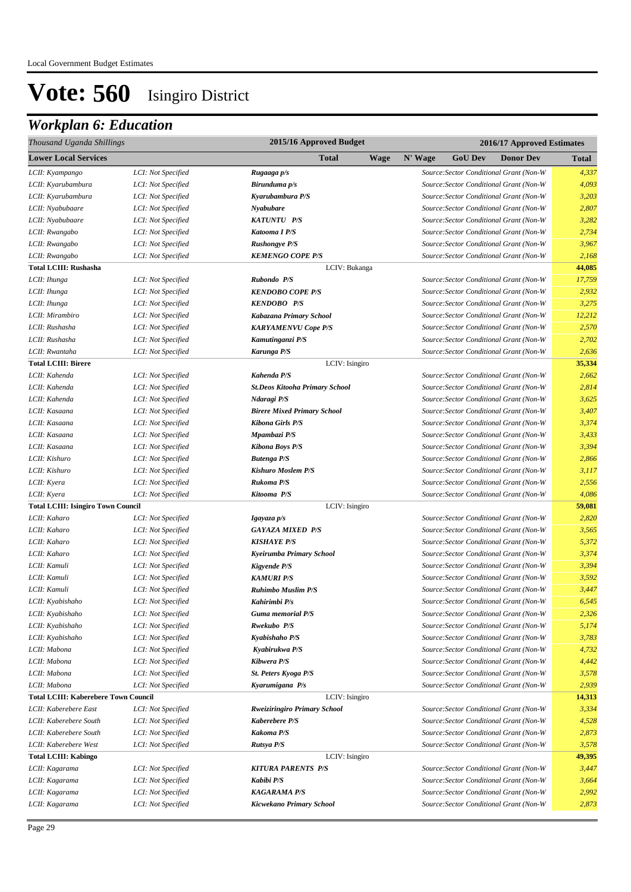Local Government Budget Estimates

# Vote: 560 Isingiro District

## *Workplan 6: Education*

| *Thousand Uganda Shillings* | | 2015/16 Approved Budget | | | 2016/17 Approved Estimates | | | |
|---|---|---|---|---|---|---|---|---|
| **Lower Local Services** | | | **Total** | **Wage** | **N' Wage** | **GoU Dev** | **Donor Dev** | **Total** |
| *LCII: Kyampango* | *LCI: Not Specified* | ***Rugaaga p/s*** | | | *Source:Sector Conditional Grant (Non-W* | | | *4,337* |
| *LCII: Kyarubambura* | *LCI: Not Specified* | ***Birunduma p/s*** | | | *Source:Sector Conditional Grant (Non-W* | | | *4,093* |
| *LCII: Kyarubambura* | *LCI: Not Specified* | ***Kyarubambura P/S*** | | | *Source:Sector Conditional Grant (Non-W* | | | *3,203* |
| *LCII: Nyabubaare* | *LCI: Not Specified* | ***Nyabubare*** | | | *Source:Sector Conditional Grant (Non-W* | | | *2,807* |
| *LCII: Nyabubaare* | *LCI: Not Specified* | ***KATUNTU P/S*** | | | *Source:Sector Conditional Grant (Non-W* | | | *3,282* |
| *LCII: Rwangabo* | *LCI: Not Specified* | ***Katooma I P/S*** | | | *Source:Sector Conditional Grant (Non-W* | | | *2,734* |
| *LCII: Rwangabo* | *LCI: Not Specified* | ***Rushongye P/S*** | | | *Source:Sector Conditional Grant (Non-W* | | | *3,967* |
| *LCII: Rwangabo* | *LCI: Not Specified* | ***KEMENGO COPE P/S*** | | | *Source:Sector Conditional Grant (Non-W* | | | *2,168* |
| **Total LCIII: Rushasha** | | LCIV: Bukanga | | | | | | **44,085** |
| *LCII: Ihunga* | *LCI: Not Specified* | ***Rubondo P/S*** | | | *Source:Sector Conditional Grant (Non-W* | | | *17,759* |
| *LCII: Ihunga* | *LCI: Not Specified* | ***KENDOBO COPE P/S*** | | | *Source:Sector Conditional Grant (Non-W* | | | *2,932* |
| *LCII: Ihunga* | *LCI: Not Specified* | ***KENDOBO P/S*** | | | *Source:Sector Conditional Grant (Non-W* | | | *3,275* |
| *LCII: Mirambiro* | *LCI: Not Specified* | ***Kabazana Primary School*** | | | *Source:Sector Conditional Grant (Non-W* | | | *12,212* |
| *LCII: Rushasha* | *LCI: Not Specified* | ***KARYAMENVU Cope P/S*** | | | *Source:Sector Conditional Grant (Non-W* | | | *2,570* |
| *LCII: Rushasha* | *LCI: Not Specified* | ***Kamutinganzi P/S*** | | | *Source:Sector Conditional Grant (Non-W* | | | *2,702* |
| *LCII: Rwantaha* | *LCI: Not Specified* | ***Karunga P/S*** | | | *Source:Sector Conditional Grant (Non-W* | | | *2,636* |
| **Total LCIII: Birere** | | LCIV: Isingiro | | | | | | **35,334** |
| *LCII: Kahenda* | *LCI: Not Specified* | ***Kahenda P/S*** | | | *Source:Sector Conditional Grant (Non-W* | | | *2,662* |
| *LCII: Kahenda* | *LCI: Not Specified* | ***St.Deos Kitooha Primary School*** | | | *Source:Sector Conditional Grant (Non-W* | | | *2,814* |
| *LCII: Kahenda* | *LCI: Not Specified* | ***Ndaragi P/S*** | | | *Source:Sector Conditional Grant (Non-W* | | | *3,625* |
| *LCII: Kasaana* | *LCI: Not Specified* | ***Birere Mixed Primary School*** | | | *Source:Sector Conditional Grant (Non-W* | | | *3,407* |
| *LCII: Kasaana* | *LCI: Not Specified* | ***Kibona Girls P/S*** | | | *Source:Sector Conditional Grant (Non-W* | | | *3,374* |
| *LCII: Kasaana* | *LCI: Not Specified* | ***Mpambazi P/S*** | | | *Source:Sector Conditional Grant (Non-W* | | | *3,433* |
| *LCII: Kasaana* | *LCI: Not Specified* | ***Kibona Boys P/S*** | | | *Source:Sector Conditional Grant (Non-W* | | | *3,394* |
| *LCII: Kishuro* | *LCI: Not Specified* | ***Butenga P/S*** | | | *Source:Sector Conditional Grant (Non-W* | | | *2,866* |
| *LCII: Kishuro* | *LCI: Not Specified* | ***Kishuro Moslem P/S*** | | | *Source:Sector Conditional Grant (Non-W* | | | *3,117* |
| *LCII: Kyera* | *LCI: Not Specified* | ***Rukoma P/S*** | | | *Source:Sector Conditional Grant (Non-W* | | | *2,556* |
| *LCII: Kyera* | *LCI: Not Specified* | ***Kitooma P/S*** | | | *Source:Sector Conditional Grant (Non-W* | | | *4,086* |
| **Total LCIII: Isingiro Town Council** | | LCIV: Isingiro | | | | | | **59,081** |
| *LCII: Kaharo* | *LCI: Not Specified* | ***Igayaza p/s*** | | | *Source:Sector Conditional Grant (Non-W* | | | *2,820* |
| *LCII: Kaharo* | *LCI: Not Specified* | ***GAYAZA MIXED P/S*** | | | *Source:Sector Conditional Grant (Non-W* | | | *3,565* |
| *LCII: Kaharo* | *LCI: Not Specified* | ***KISHAYE P/S*** | | | *Source:Sector Conditional Grant (Non-W* | | | *5,372* |
| *LCII: Kaharo* | *LCI: Not Specified* | ***Kyeirumba Primary School*** | | | *Source:Sector Conditional Grant (Non-W* | | | *3,374* |
| *LCII: Kamuli* | *LCI: Not Specified* | ***Kigyende P/S*** | | | *Source:Sector Conditional Grant (Non-W* | | | *3,394* |
| *LCII: Kamuli* | *LCI: Not Specified* | ***KAMURI P/S*** | | | *Source:Sector Conditional Grant (Non-W* | | | *3,592* |
| *LCII: Kamuli* | *LCI: Not Specified* | ***Ruhimbo Muslim P/S*** | | | *Source:Sector Conditional Grant (Non-W* | | | *3,447* |
| *LCII: Kyabishaho* | *LCI: Not Specified* | ***Kahirimbi P/s*** | | | *Source:Sector Conditional Grant (Non-W* | | | *6,545* |
| *LCII: Kyabishaho* | *LCI: Not Specified* | ***Guma memorial P/S*** | | | *Source:Sector Conditional Grant (Non-W* | | | *2,326* |
| *LCII: Kyabishaho* | *LCI: Not Specified* | ***Rwekubo P/S*** | | | *Source:Sector Conditional Grant (Non-W* | | | *5,174* |
| *LCII: Kyabishaho* | *LCI: Not Specified* | ***Kyabishaho P/S*** | | | *Source:Sector Conditional Grant (Non-W* | | | *3,783* |
| *LCII: Mabona* | *LCI: Not Specified* | ***Kyabirukwa P/S*** | | | *Source:Sector Conditional Grant (Non-W* | | | *4,732* |
| *LCII: Mabona* | *LCI: Not Specified* | ***Kibwera P/S*** | | | *Source:Sector Conditional Grant (Non-W* | | | *4,442* |
| *LCII: Mabona* | *LCI: Not Specified* | ***St. Peters Kyoga P/S*** | | | *Source:Sector Conditional Grant (Non-W* | | | *3,578* |
| *LCII: Mabona* | *LCI: Not Specified* | ***Kyarumigana P/s*** | | | *Source:Sector Conditional Grant (Non-W* | | | *2,939* |
| **Total LCIII: Kaberebere Town Council** | | LCIV: Isingiro | | | | | | **14,313** |
| *LCII: Kaberebere East* | *LCI: Not Specified* | ***Rweiziringiro Primary School*** | | | *Source:Sector Conditional Grant (Non-W* | | | *3,334* |
| *LCII: Kaberebere South* | *LCI: Not Specified* | ***Kaberebere P/S*** | | | *Source:Sector Conditional Grant (Non-W* | | | *4,528* |
| *LCII: Kaberebere South* | *LCI: Not Specified* | ***Kakoma P/S*** | | | *Source:Sector Conditional Grant (Non-W* | | | *2,873* |
| *LCII: Kaberebere West* | *LCI: Not Specified* | ***Rutsya P/S*** | | | *Source:Sector Conditional Grant (Non-W* | | | *3,578* |
| **Total LCIII: Kabingo** | | LCIV: Isingiro | | | | | | **49,395** |
| *LCII: Kagarama* | *LCI: Not Specified* | ***KITURA PARENTS P/S*** | | | *Source:Sector Conditional Grant (Non-W* | | | *3,447* |
| *LCII: Kagarama* | *LCI: Not Specified* | ***Kabibi P/S*** | | | *Source:Sector Conditional Grant (Non-W* | | | *3,664* |
| *LCII: Kagarama* | *LCI: Not Specified* | ***KAGARAMA P/S*** | | | *Source:Sector Conditional Grant (Non-W* | | | *2,992* |
| *LCII: Kagarama* | *LCI: Not Specified* | ***Kicwekano Primary School*** | | | *Source:Sector Conditional Grant (Non-W* | | | *2,873* |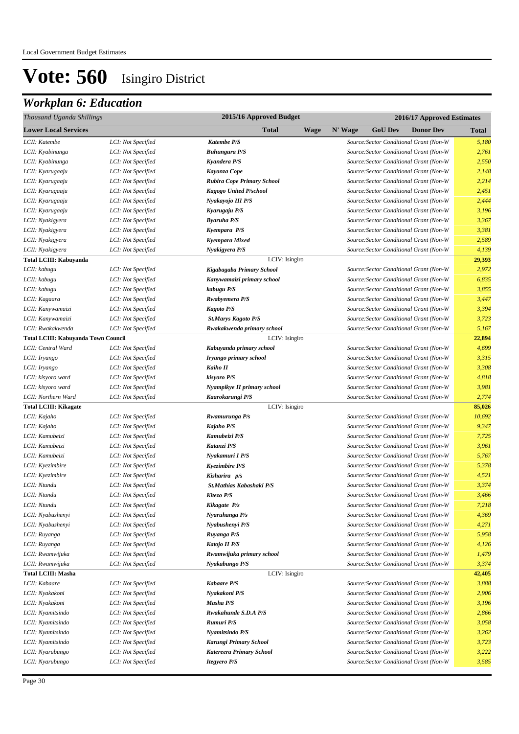Local Government Budget Estimates

# Vote: 560 Isingiro District

## Workplan 6: Education

| Thousand Uganda Shillings | | 2015/16 Approved Budget | | 2016/17 Approved Estimates | | | | |
|---|---|---|---|---|---|---|---|---|
| **Lower Local Services** | | | **Total** | **Wage** | **N' Wage** | **GoU Dev** | **Donor Dev** | **Total** |
| LCII: Katembe | LCI: Not Specified | **Katembe P/S** | | | Source:Sector Conditional Grant (Non-W | | | 5,180 |
| LCII: Kyabinunga | LCI: Not Specified | **Buhungura P/S** | | | Source:Sector Conditional Grant (Non-W | | | 2,761 |
| LCII: Kyabinunga | LCI: Not Specified | **Kyandera P/S** | | | Source:Sector Conditional Grant (Non-W | | | 2,550 |
| LCII: Kyarugaaju | LCI: Not Specified | **Kayonza Cope** | | | Source:Sector Conditional Grant (Non-W | | | 2,148 |
| LCII: Kyarugaaju | LCI: Not Specified | **Rubira Cope Primary School** | | | Source:Sector Conditional Grant (Non-W | | | 2,214 |
| LCII: Kyarugaaju | LCI: Not Specified | **Kagogo United P/school** | | | Source:Sector Conditional Grant (Non-W | | | 2,451 |
| LCII: Kyarugaaju | LCI: Not Specified | **Nyakayojo III P/S** | | | Source:Sector Conditional Grant (Non-W | | | 2,444 |
| LCII: Kyarugaaju | LCI: Not Specified | **Kyarugaju P/S** | | | Source:Sector Conditional Grant (Non-W | | | 3,196 |
| LCII: Nyakigyera | LCI: Not Specified | **Byaruha P/S** | | | Source:Sector Conditional Grant (Non-W | | | 3,367 |
| LCII: Nyakigyera | LCI: Not Specified | **Kyempara P/S** | | | Source:Sector Conditional Grant (Non-W | | | 3,381 |
| LCII: Nyakigyera | LCI: Not Specified | **Kyempara Mixed** | | | Source:Sector Conditional Grant (Non-W | | | 2,589 |
| LCII: Nyakigyera | LCI: Not Specified | **Nyakigyera P/S** | | | Source:Sector Conditional Grant (Non-W | | | 4,139 |
| **Total LCIII: Kabuyanda** | | LCIV: Isingiro | | | | | | **29,393** |
| LCII: kabugu | LCI: Not Specified | **Kigabagaba Primary School** | | | Source:Sector Conditional Grant (Non-W | | | 2,972 |
| LCII: kabugu | LCI: Not Specified | **Kanywamaizi primary school** | | | Source:Sector Conditional Grant (Non-W | | | 6,835 |
| LCII: kabugu | LCI: Not Specified | **kabugu P/S** | | | Source:Sector Conditional Grant (Non-W | | | 3,855 |
| LCII: Kagaara | LCI: Not Specified | **Rwabyemera P/S** | | | Source:Sector Conditional Grant (Non-W | | | 3,447 |
| LCII: Kanywamaizi | LCI: Not Specified | **Kagoto P/S** | | | Source:Sector Conditional Grant (Non-W | | | 3,394 |
| LCII: Kanywamaizi | LCI: Not Specified | **St.Marys Kagoto P/S** | | | Source:Sector Conditional Grant (Non-W | | | 3,723 |
| LCII: Rwakakwenda | LCI: Not Specified | **Rwakakwenda primary school** | | | Source:Sector Conditional Grant (Non-W | | | 5,167 |
| **Total LCIII: Kabuyanda Town Council** | | LCIV: Isingiro | | | | | | **22,894** |
| LCII: Central Ward | LCI: Not Specified | **Kabuyanda primary school** | | | Source:Sector Conditional Grant (Non-W | | | 4,699 |
| LCII: Iryango | LCI: Not Specified | **Iryango primary school** | | | Source:Sector Conditional Grant (Non-W | | | 3,315 |
| LCII: Iryango | LCI: Not Specified | **Kaiho II** | | | Source:Sector Conditional Grant (Non-W | | | 3,308 |
| LCII: kisyoro ward | LCI: Not Specified | **kisyoro P/S** | | | Source:Sector Conditional Grant (Non-W | | | 4,818 |
| LCII: kisyoro ward | LCI: Not Specified | **Nyampikye II primary school** | | | Source:Sector Conditional Grant (Non-W | | | 3,981 |
| LCII: Northern Ward | LCI: Not Specified | **Kaarokarungi P/S** | | | Source:Sector Conditional Grant (Non-W | | | 2,774 |
| **Total LCIII: Kikagate** | | LCIV: Isingiro | | | | | | **85,026** |
| LCII: Kajaho | LCI: Not Specified | **Rwamurunga P/s** | | | Source:Sector Conditional Grant (Non-W | | | 10,692 |
| LCII: Kajaho | LCI: Not Specified | **Kajaho P/S** | | | Source:Sector Conditional Grant (Non-W | | | 9,347 |
| LCII: Kamubeizi | LCI: Not Specified | **Kamubeizi P/S** | | | Source:Sector Conditional Grant (Non-W | | | 7,725 |
| LCII: Kamubeizi | LCI: Not Specified | **Katanzi P/S** | | | Source:Sector Conditional Grant (Non-W | | | 3,961 |
| LCII: Kamubeizi | LCI: Not Specified | **Nyakamuri I P/S** | | | Source:Sector Conditional Grant (Non-W | | | 5,767 |
| LCII: Kyezimbire | LCI: Not Specified | **Kyezimbire P/S** | | | Source:Sector Conditional Grant (Non-W | | | 5,378 |
| LCII: Kyezimbire | LCI: Not Specified | **Kisharira p/s** | | | Source:Sector Conditional Grant (Non-W | | | 4,521 |
| LCII: Ntundu | LCI: Not Specified | **St.Mathias Kabashaki P/S** | | | Source:Sector Conditional Grant (Non-W | | | 3,374 |
| LCII: Ntundu | LCI: Not Specified | **Kitezo P/S** | | | Source:Sector Conditional Grant (Non-W | | | 3,466 |
| LCII: Ntundu | LCI: Not Specified | **Kikagate P/s** | | | Source:Sector Conditional Grant (Non-W | | | 7,218 |
| LCII: Nyabushenyi | LCI: Not Specified | **Nyaruhanga P/s** | | | Source:Sector Conditional Grant (Non-W | | | 4,369 |
| LCII: Nyabushenyi | LCI: Not Specified | **Nyabushenyi P/S** | | | Source:Sector Conditional Grant (Non-W | | | 4,271 |
| LCII: Ruyanga | LCI: Not Specified | **Ruyanga P/S** | | | Source:Sector Conditional Grant (Non-W | | | 5,958 |
| LCII: Ruyanga | LCI: Not Specified | **Katojo II P/S** | | | Source:Sector Conditional Grant (Non-W | | | 4,126 |
| LCII: Rwamwijuka | LCI: Not Specified | **Rwamwijuka primary school** | | | Source:Sector Conditional Grant (Non-W | | | 1,479 |
| LCII: Rwamwijuka | LCI: Not Specified | **Nyakabungo P/S** | | | Source:Sector Conditional Grant (Non-W | | | 3,374 |
| **Total LCIII: Masha** | | LCIV: Isingiro | | | | | | **42,405** |
| LCII: Kabaare | LCI: Not Specified | **Kabaare P/S** | | | Source:Sector Conditional Grant (Non-W | | | 3,888 |
| LCII: Nyakakoni | LCI: Not Specified | **Nyakakoni P/S** | | | Source:Sector Conditional Grant (Non-W | | | 2,906 |
| LCII: Nyakakoni | LCI: Not Specified | **Masha P/S** | | | Source:Sector Conditional Grant (Non-W | | | 3,196 |
| LCII: Nyamitsindo | LCI: Not Specified | **Rwakahunde S.D.A P/S** | | | Source:Sector Conditional Grant (Non-W | | | 2,866 |
| LCII: Nyamitsindo | LCI: Not Specified | **Rumuri P/S** | | | Source:Sector Conditional Grant (Non-W | | | 3,058 |
| LCII: Nyamitsindo | LCI: Not Specified | **Nyamitsindo P/S** | | | Source:Sector Conditional Grant (Non-W | | | 3,262 |
| LCII: Nyamitsindo | LCI: Not Specified | **Karungi Primary School** | | | Source:Sector Conditional Grant (Non-W | | | 3,723 |
| LCII: Nyarubungo | LCI: Not Specified | **Katereera Primary School** | | | Source:Sector Conditional Grant (Non-W | | | 3,222 |
| LCII: Nyarubungo | LCI: Not Specified | **Itegyero P/S** | | | Source:Sector Conditional Grant (Non-W | | | 3,585 |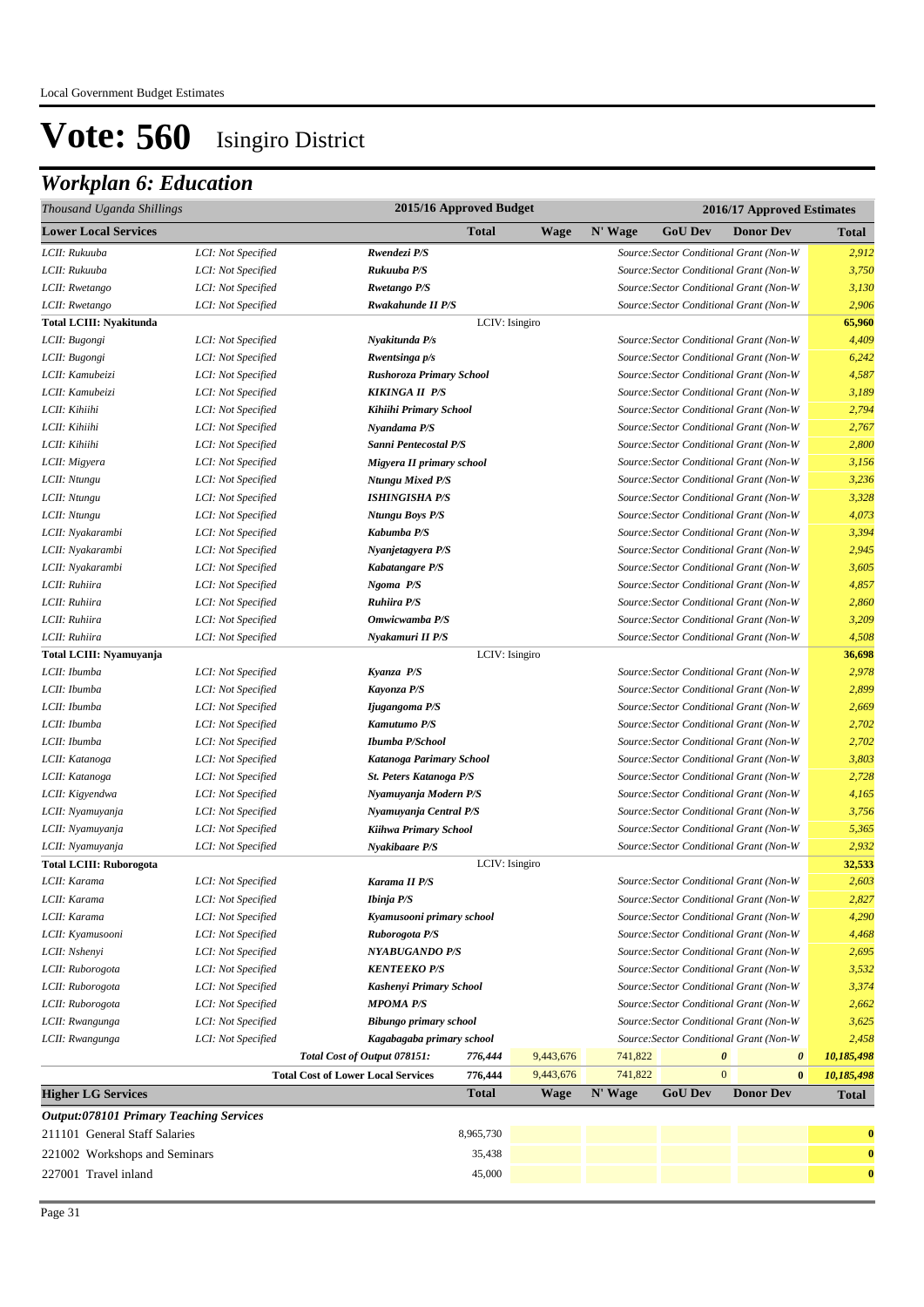Local Government Budget Estimates

# Vote: 560 Isingiro District

## *Workplan 6: Education*

| *Thousand Uganda Shillings* | | | 2015/16 Approved Budget | | 2016/17 Approved Estimates | | | | |
|---|---|---|---|---|---|---|---|---|---|
| **Lower Local Services** | | | **Total** | **Wage** | **N' Wage** | **GoU Dev** | **Donor Dev** | | **Total** |
| *LCII: Rukuuba* | *LCI: Not Specified* | ***Rwendezi P/S*** | | | *Source:Sector Conditional Grant (Non-W* | | | | *2,912* |
| *LCII: Rukuuba* | *LCI: Not Specified* | ***Rukuuba P/S*** | | | *Source:Sector Conditional Grant (Non-W* | | | | *3,750* |
| *LCII: Rwetango* | *LCI: Not Specified* | ***Rwetango P/S*** | | | *Source:Sector Conditional Grant (Non-W* | | | | *3,130* |
| *LCII: Rwetango* | *LCI: Not Specified* | ***Rwakahunde II P/S*** | | | *Source:Sector Conditional Grant (Non-W* | | | | *2,906* |
| **Total LCIII: Nyakitunda** | | | LCIV: Isingiro | | | | | | **65,960** |
| *LCII: Bugongi* | *LCI: Not Specified* | ***Nyakitunda P/s*** | | | *Source:Sector Conditional Grant (Non-W* | | | | *4,409* |
| *LCII: Bugongi* | *LCI: Not Specified* | ***Rwentsinga p/s*** | | | *Source:Sector Conditional Grant (Non-W* | | | | *6,242* |
| *LCII: Kamubeizi* | *LCI: Not Specified* | ***Rushoroza Primary School*** | | | *Source:Sector Conditional Grant (Non-W* | | | | *4,587* |
| *LCII: Kamubeizi* | *LCI: Not Specified* | ***KIKINGA II P/S*** | | | *Source:Sector Conditional Grant (Non-W* | | | | *3,189* |
| *LCII: Kihiihi* | *LCI: Not Specified* | ***Kihiihi Primary School*** | | | *Source:Sector Conditional Grant (Non-W* | | | | *2,794* |
| *LCII: Kihiihi* | *LCI: Not Specified* | ***Nyandama P/S*** | | | *Source:Sector Conditional Grant (Non-W* | | | | *2,767* |
| *LCII: Kihiihi* | *LCI: Not Specified* | ***Sanni Pentecostal P/S*** | | | *Source:Sector Conditional Grant (Non-W* | | | | *2,800* |
| *LCII: Migyera* | *LCI: Not Specified* | ***Migyera II primary school*** | | | *Source:Sector Conditional Grant (Non-W* | | | | *3,156* |
| *LCII: Ntungu* | *LCI: Not Specified* | ***Ntungu Mixed P/S*** | | | *Source:Sector Conditional Grant (Non-W* | | | | *3,236* |
| *LCII: Ntungu* | *LCI: Not Specified* | ***ISHINGISHA P/S*** | | | *Source:Sector Conditional Grant (Non-W* | | | | *3,328* |
| *LCII: Ntungu* | *LCI: Not Specified* | ***Ntungu Boys P/S*** | | | *Source:Sector Conditional Grant (Non-W* | | | | *4,073* |
| *LCII: Nyakarambi* | *LCI: Not Specified* | ***Kabumba P/S*** | | | *Source:Sector Conditional Grant (Non-W* | | | | *3,394* |
| *LCII: Nyakarambi* | *LCI: Not Specified* | ***Nyanjetagyera P/S*** | | | *Source:Sector Conditional Grant (Non-W* | | | | *2,945* |
| *LCII: Nyakarambi* | *LCI: Not Specified* | ***Kabatangare P/S*** | | | *Source:Sector Conditional Grant (Non-W* | | | | *3,605* |
| *LCII: Ruhiira* | *LCI: Not Specified* | ***Ngoma P/S*** | | | *Source:Sector Conditional Grant (Non-W* | | | | *4,857* |
| *LCII: Ruhiira* | *LCI: Not Specified* | ***Ruhiira P/S*** | | | *Source:Sector Conditional Grant (Non-W* | | | | *2,860* |
| *LCII: Ruhiira* | *LCI: Not Specified* | ***Omwicwamba P/S*** | | | *Source:Sector Conditional Grant (Non-W* | | | | *3,209* |
| *LCII: Ruhiira* | *LCI: Not Specified* | ***Nyakamuri II P/S*** | | | *Source:Sector Conditional Grant (Non-W* | | | | *4,508* |
| **Total LCIII: Nyamuyanja** | | | LCIV: Isingiro | | | | | | **36,698** |
| *LCII: Ibumba* | *LCI: Not Specified* | ***Kyanza P/S*** | | | *Source:Sector Conditional Grant (Non-W* | | | | *2,978* |
| *LCII: Ibumba* | *LCI: Not Specified* | ***Kayonza P/S*** | | | *Source:Sector Conditional Grant (Non-W* | | | | *2,899* |
| *LCII: Ibumba* | *LCI: Not Specified* | ***Ijugangoma P/S*** | | | *Source:Sector Conditional Grant (Non-W* | | | | *2,669* |
| *LCII: Ibumba* | *LCI: Not Specified* | ***Kamutumo P/S*** | | | *Source:Sector Conditional Grant (Non-W* | | | | *2,702* |
| *LCII: Ibumba* | *LCI: Not Specified* | ***Ibumba P/School*** | | | *Source:Sector Conditional Grant (Non-W* | | | | *2,702* |
| *LCII: Katanoga* | *LCI: Not Specified* | ***Katanoga Parimary School*** | | | *Source:Sector Conditional Grant (Non-W* | | | | *3,803* |
| *LCII: Katanoga* | *LCI: Not Specified* | ***St. Peters Katanoga P/S*** | | | *Source:Sector Conditional Grant (Non-W* | | | | *2,728* |
| *LCII: Kigyendwa* | *LCI: Not Specified* | ***Nyamuyanja Modern P/S*** | | | *Source:Sector Conditional Grant (Non-W* | | | | *4,165* |
| *LCII: Nyamuyanja* | *LCI: Not Specified* | ***Nyamuyanja Central P/S*** | | | *Source:Sector Conditional Grant (Non-W* | | | | *3,756* |
| *LCII: Nyamuyanja* | *LCI: Not Specified* | ***Kiihwa Primary School*** | | | *Source:Sector Conditional Grant (Non-W* | | | | *5,365* |
| *LCII: Nyamuyanja* | *LCI: Not Specified* | ***Nyakibaare P/S*** | | | *Source:Sector Conditional Grant (Non-W* | | | | *2,932* |
| **Total LCIII: Ruborogota** | | | LCIV: Isingiro | | | | | | **32,533** |
| *LCII: Karama* | *LCI: Not Specified* | ***Karama II P/S*** | | | *Source:Sector Conditional Grant (Non-W* | | | | *2,603* |
| *LCII: Karama* | *LCI: Not Specified* | ***Ibinja P/S*** | | | *Source:Sector Conditional Grant (Non-W* | | | | *2,827* |
| *LCII: Karama* | *LCI: Not Specified* | ***Kyamusooni primary school*** | | | *Source:Sector Conditional Grant (Non-W* | | | | *4,290* |
| *LCII: Kyamusooni* | *LCI: Not Specified* | ***Ruborogota P/S*** | | | *Source:Sector Conditional Grant (Non-W* | | | | *4,468* |
| *LCII: Nshenyi* | *LCI: Not Specified* | ***NYABUGANDO P/S*** | | | *Source:Sector Conditional Grant (Non-W* | | | | *2,695* |
| *LCII: Ruborogota* | *LCI: Not Specified* | ***KENTEEKO P/S*** | | | *Source:Sector Conditional Grant (Non-W* | | | | *3,532* |
| *LCII: Ruborogota* | *LCI: Not Specified* | ***Kashenyi Primary School*** | | | *Source:Sector Conditional Grant (Non-W* | | | | *3,374* |
| *LCII: Ruborogota* | *LCI: Not Specified* | ***MPOMA P/S*** | | | *Source:Sector Conditional Grant (Non-W* | | | | *2,662* |
| *LCII: Rwangunga* | *LCI: Not Specified* | ***Bibungo primary school*** | | | *Source:Sector Conditional Grant (Non-W* | | | | *3,625* |
| *LCII: Rwangunga* | *LCI: Not Specified* | ***Kagabagaba primary school*** | | | *Source:Sector Conditional Grant (Non-W* | | | | *2,458* |
| | | ***Total Cost of Output 078151:*** | ***776,444*** | 9,443,676 | 741,822 | ***0*** | ***0*** | | ***10,185,498*** |
| | | **Total Cost of Lower Local Services** | **776,444** | 9,443,676 | 741,822 | 0 | **0** | | ***10,185,498*** |
| **Higher LG Services** | | | **Total** | **Wage** | **N' Wage** | **GoU Dev** | **Donor Dev** | | **Total** |
| ***Output:078101 Primary Teaching Services*** | | | | | | | | | |
| 211101 General Staff Salaries | | | 8,965,730 | | | | | | **0** |
| 221002 Workshops and Seminars | | | 35,438 | | | | | | **0** |
| 227001 Travel inland | | | 45,000 | | | | | | **0** |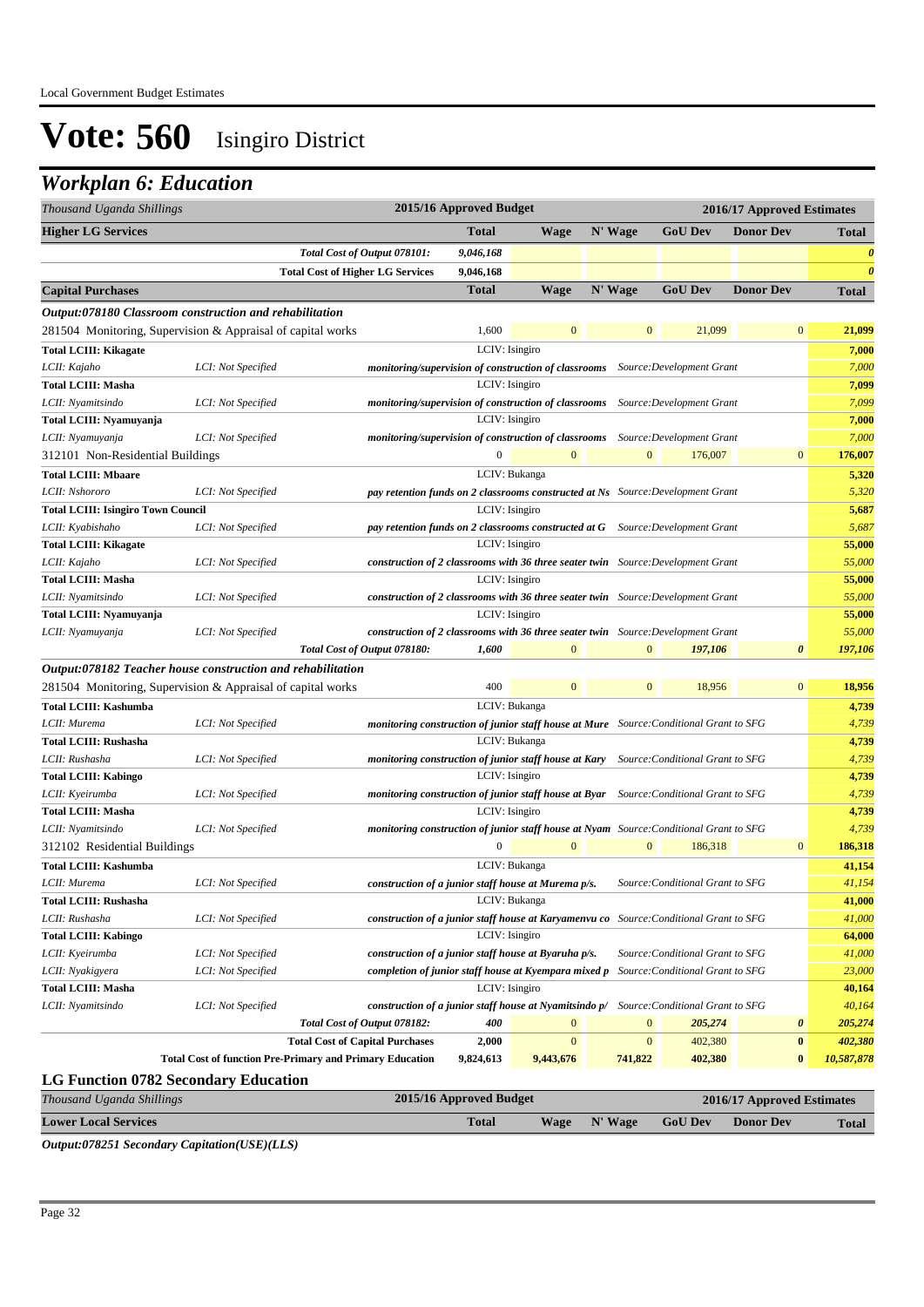# Vote: 560 Isingiro District

## Workplan 6: Education

| Thousand Uganda Shillings | | | 2015/16 Approved Budget | 2016/17 Approved Estimates | | | | |
|---|---|---|---|---|---|---|---|---|
| **Higher LG Services** | | | **Total** | **Wage** | **N' Wage** | **GoU Dev** | **Donor Dev** | **Total** |
| | | *Total Cost of Output 078101:* | *9,046,168* | | | | | *0* |
| | | **Total Cost of Higher LG Services** | **9,046,168** | | | | | *0* |
| **Capital Purchases** | | | **Total** | **Wage** | **N' Wage** | **GoU Dev** | **Donor Dev** | **Total** |
| ***Output:078180 Classroom construction and rehabilitation*** | | | | | | | | |
| 281504 Monitoring, Supervision & Appraisal of capital works | | | 1,600 | 0 | 0 | 21,099 | 0 | **21,099** |
| **Total LCIII: Kikagate** | | | LCIV: Isingiro | | | | | **7,000** |
| *LCII: Kajaho* | *LCI: Not Specified* | ***monitoring/supervision of construction of classrooms*** | | | | *Source:Development Grant* | | *7,000* |
| **Total LCIII: Masha** | | | LCIV: Isingiro | | | | | **7,099** |
| *LCII: Nyamitsindo* | *LCI: Not Specified* | ***monitoring/supervision of construction of classrooms*** | | | | *Source:Development Grant* | | *7,099* |
| **Total LCIII: Nyamuyanja** | | | LCIV: Isingiro | | | | | **7,000** |
| *LCII: Nyamuyanja* | *LCI: Not Specified* | ***monitoring/supervision of construction of classrooms*** | | | | *Source:Development Grant* | | *7,000* |
| 312101 Non-Residential Buildings | | | 0 | 0 | 0 | 176,007 | 0 | **176,007** |
| **Total LCIII: Mbaare** | | | LCIV: Bukanga | | | | | **5,320** |
| *LCII: Nshororo* | *LCI: Not Specified* | ***pay retention funds on 2 classrooms constructed at Ns*** | | | | *Source:Development Grant* | | *5,320* |
| **Total LCIII: Isingiro Town Council** | | | LCIV: Isingiro | | | | | **5,687** |
| *LCII: Kyabishaho* | *LCI: Not Specified* | ***pay retention funds on 2 classrooms constructed at G*** | | | | *Source:Development Grant* | | *5,687* |
| **Total LCIII: Kikagate** | | | LCIV: Isingiro | | | | | **55,000** |
| *LCII: Kajaho* | *LCI: Not Specified* | ***construction of 2 classrooms with 36 three seater twin*** | | | | *Source:Development Grant* | | *55,000* |
| **Total LCIII: Masha** | | | LCIV: Isingiro | | | | | **55,000** |
| *LCII: Nyamitsindo* | *LCI: Not Specified* | ***construction of 2 classrooms with 36 three seater twin*** | | | | *Source:Development Grant* | | *55,000* |
| **Total LCIII: Nyamuyanja** | | | LCIV: Isingiro | | | | | **55,000** |
| *LCII: Nyamuyanja* | *LCI: Not Specified* | ***construction of 2 classrooms with 36 three seater twin*** | | | | *Source:Development Grant* | | *55,000* |
| | | *Total Cost of Output 078180:* | *1,600* | 0 | 0 | *197,106* | *0* | *197,106* |
| ***Output:078182 Teacher house construction and rehabilitation*** | | | | | | | | |
| 281504 Monitoring, Supervision & Appraisal of capital works | | | 400 | 0 | 0 | 18,956 | 0 | **18,956** |
| **Total LCIII: Kashumba** | | | LCIV: Bukanga | | | | | **4,739** |
| *LCII: Murema* | *LCI: Not Specified* | ***monitoring construction of junior staff house at Mure*** | | | | *Source:Conditional Grant to SFG* | | *4,739* |
| **Total LCIII: Rushasha** | | | LCIV: Bukanga | | | | | **4,739** |
| *LCII: Rushasha* | *LCI: Not Specified* | ***monitoring construction of junior staff house at Kary*** | | | | *Source:Conditional Grant to SFG* | | *4,739* |
| **Total LCIII: Kabingo** | | | LCIV: Isingiro | | | | | **4,739** |
| *LCII: Kyeirumba* | *LCI: Not Specified* | ***monitoring construction of junior staff house at Byar*** | | | | *Source:Conditional Grant to SFG* | | *4,739* |
| **Total LCIII: Masha** | | | LCIV: Isingiro | | | | | **4,739** |
| *LCII: Nyamitsindo* | *LCI: Not Specified* | ***monitoring construction of junior staff house at Nyam*** | | | | *Source:Conditional Grant to SFG* | | *4,739* |
| 312102 Residential Buildings | | | 0 | 0 | 0 | 186,318 | 0 | **186,318** |
| **Total LCIII: Kashumba** | | | LCIV: Bukanga | | | | | **41,154** |
| *LCII: Murema* | *LCI: Not Specified* | ***construction of a junior staff house at Murema p/s.*** | | | | *Source:Conditional Grant to SFG* | | *41,154* |
| **Total LCIII: Rushasha** | | | LCIV: Bukanga | | | | | **41,000** |
| *LCII: Rushasha* | *LCI: Not Specified* | ***construction of a junior staff house at Karyamenvu co*** | | | | *Source:Conditional Grant to SFG* | | *41,000* |
| **Total LCIII: Kabingo** | | | LCIV: Isingiro | | | | | **64,000** |
| *LCII: Kyeirumba* | *LCI: Not Specified* | ***construction of a junior staff house at Byaruha p/s.*** | | | | *Source:Conditional Grant to SFG* | | *41,000* |
| *LCII: Nyakigyera* | *LCI: Not Specified* | ***completion of junior staff house at Kyempara mixed p*** | | | | *Source:Conditional Grant to SFG* | | *23,000* |
| **Total LCIII: Masha** | | | LCIV: Isingiro | | | | | **40,164** |
| *LCII: Nyamitsindo* | *LCI: Not Specified* | ***construction of a junior staff house at Nyamitsindo p/*** | | | | *Source:Conditional Grant to SFG* | | *40,164* |
| | | *Total Cost of Output 078182:* | *400* | 0 | 0 | *205,274* | *0* | *205,274* |
| | | **Total Cost of Capital Purchases** | **2,000** | 0 | 0 | 402,380 | **0** | *402,380* |
| | | **Total Cost of function Pre-Primary and Primary Education** | **9,824,613** | **9,443,676** | **741,822** | **402,380** | **0** | ***10,587,878*** |

### LG Function 0782 Secondary Education

| Thousand Uganda Shillings | 2015/16 Approved Budget | 2016/17 Approved Estimates | | | | |
|---|---|---|---|---|---|---|
| **Lower Local Services** | **Total** | **Wage** | **N' Wage** | **GoU Dev** | **Donor Dev** | **Total** |

***Output:078251 Secondary Capitation(USE)(LLS)***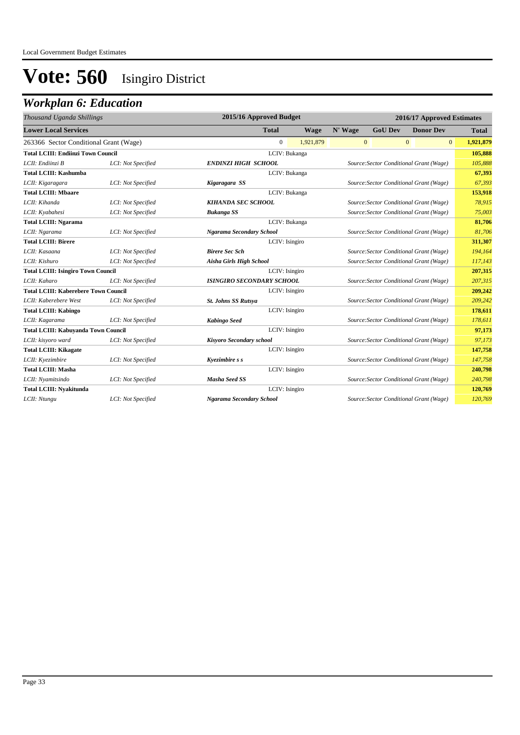Local Government Budget Estimates

# Vote: 560 Isingiro District

## *Workplan 6: Education*

| *Thousand Uganda Shillings* | | 2015/16 Approved Budget | | 2016/17 Approved Estimates | | | |
|---|---|---|---|---|---|---|---|
| **Lower Local Services** | | **Total** | **Wage** | **N' Wage** | **GoU Dev** | **Donor Dev** | **Total** |
| 263366 Sector Conditional Grant (Wage) | | 0 | 1,921,879 | 0 | 0 | 0 | **1,921,879** |
| **Total LCIII: Endiinzi Town Council** | | LCIV: Bukanga | | | | | **105,888** |
| *LCII: Endiinzi B* | *LCI: Not Specified* | ***ENDINZI HIGH SCHOOL*** | | *Source:Sector Conditional Grant (Wage)* | | | *105,888* |
| **Total LCIII: Kashumba** | | LCIV: Bukanga | | | | | **67,393** |
| *LCII: Kigaragara* | *LCI: Not Specified* | ***Kigaragara SS*** | | *Source:Sector Conditional Grant (Wage)* | | | *67,393* |
| **Total LCIII: Mbaare** | | LCIV: Bukanga | | | | | **153,918** |
| *LCII: Kihanda* | *LCI: Not Specified* | ***KIHANDA SEC SCHOOL*** | | *Source:Sector Conditional Grant (Wage)* | | | *78,915* |
| *LCII: Kyabahesi* | *LCI: Not Specified* | ***Bukanga SS*** | | *Source:Sector Conditional Grant (Wage)* | | | *75,003* |
| **Total LCIII: Ngarama** | | LCIV: Bukanga | | | | | **81,706** |
| *LCII: Ngarama* | *LCI: Not Specified* | ***Ngarama Secondary School*** | | *Source:Sector Conditional Grant (Wage)* | | | *81,706* |
| **Total LCIII: Birere** | | LCIV: Isingiro | | | | | **311,307** |
| *LCII: Kasaana* | *LCI: Not Specified* | ***Birere Sec Sch*** | | *Source:Sector Conditional Grant (Wage)* | | | *194,164* |
| *LCII: Kishuro* | *LCI: Not Specified* | ***Aisha Girls High School*** | | *Source:Sector Conditional Grant (Wage)* | | | *117,143* |
| **Total LCIII: Isingiro Town Council** | | LCIV: Isingiro | | | | | **207,315** |
| *LCII: Kaharo* | *LCI: Not Specified* | ***ISINGIRO SECONDARY SCHOOL*** | | *Source:Sector Conditional Grant (Wage)* | | | *207,315* |
| **Total LCIII: Kaberebere Town Council** | | LCIV: Isingiro | | | | | **209,242** |
| *LCII: Kaberebere West* | *LCI: Not Specified* | ***St. Johns SS Rutsya*** | | *Source:Sector Conditional Grant (Wage)* | | | *209,242* |
| **Total LCIII: Kabingo** | | LCIV: Isingiro | | | | | **178,611** |
| *LCII: Kagarama* | *LCI: Not Specified* | ***Kabingo Seed*** | | *Source:Sector Conditional Grant (Wage)* | | | *178,611* |
| **Total LCIII: Kabuyanda Town Council** | | LCIV: Isingiro | | | | | **97,173** |
| *LCII: kisyoro ward* | *LCI: Not Specified* | ***Kisyoro Secondary school*** | | *Source:Sector Conditional Grant (Wage)* | | | *97,173* |
| **Total LCIII: Kikagate** | | LCIV: Isingiro | | | | | **147,758** |
| *LCII: Kyezimbire* | *LCI: Not Specified* | ***Kyezimbire s s*** | | *Source:Sector Conditional Grant (Wage)* | | | *147,758* |
| **Total LCIII: Masha** | | LCIV: Isingiro | | | | | **240,798** |
| *LCII: Nyamitsindo* | *LCI: Not Specified* | ***Masha Seed SS*** | | *Source:Sector Conditional Grant (Wage)* | | | *240,798* |
| **Total LCIII: Nyakitunda** | | LCIV: Isingiro | | | | | **120,769** |
| *LCII: Ntungu* | *LCI: Not Specified* | ***Ngarama Secondary School*** | | *Source:Sector Conditional Grant (Wage)* | | | *120,769* |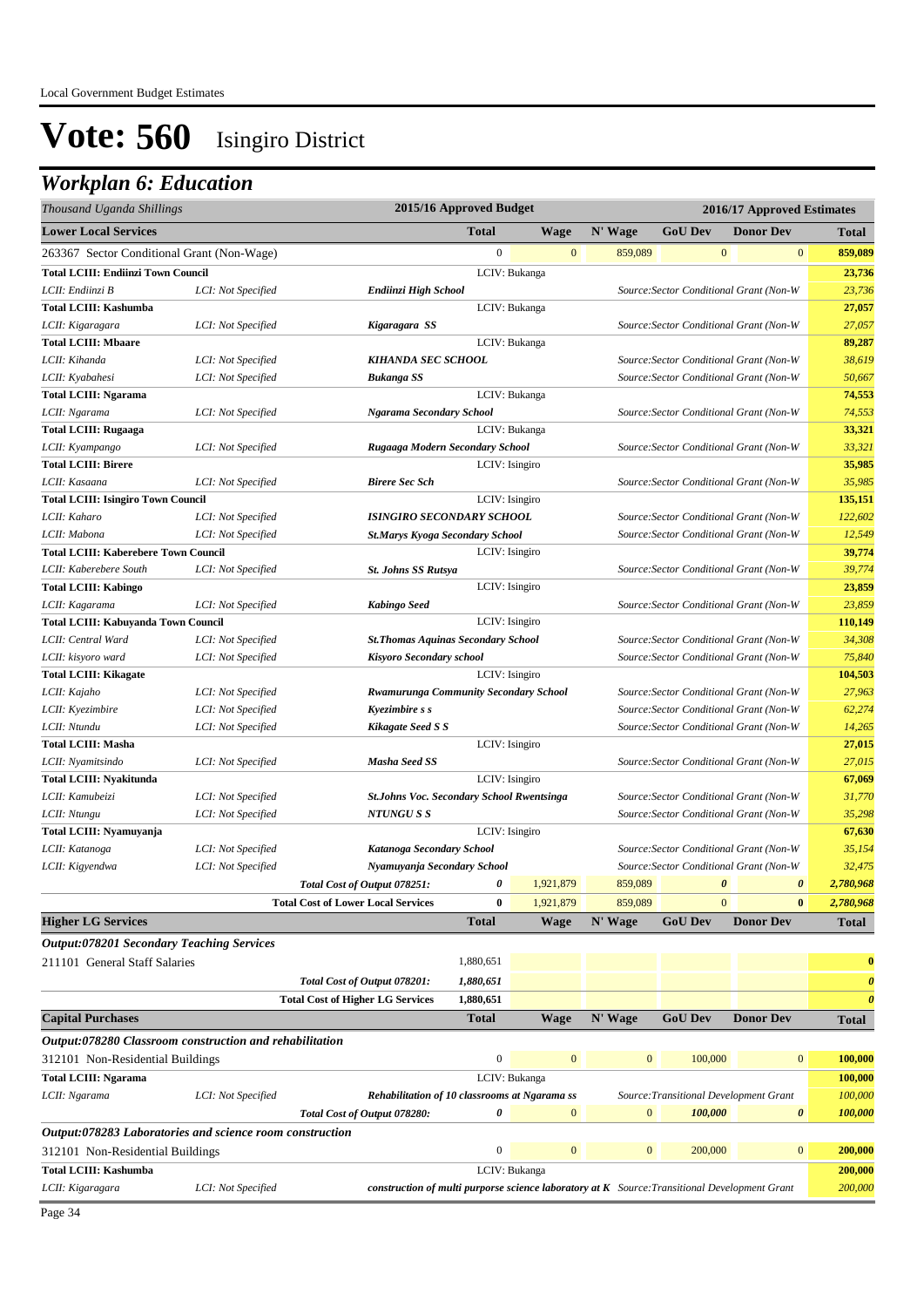# Vote: 560 Isingiro District

## Workplan 6: Education

| *Thousand Uganda Shillings* | | | 2015/16 Approved Budget | | 2016/17 Approved Estimates | | | |
|---|---|---|---|---|---|---|---|---|
| **Lower Local Services** | | | **Total** | **Wage** | **N' Wage** | **GoU Dev** | **Donor Dev** | **Total** |
| 263367 Sector Conditional Grant (Non-Wage) | | | 0 | 0 | 859,089 | 0 | 0 | 859,089 |
| **Total LCIII: Endiinzi Town Council** | | | LCIV: Bukanga | | | | | **23,736** |
| *LCII: Endiinzi B* | *LCI: Not Specified* | ***Endiinzi High School*** | | | *Source:Sector Conditional Grant (Non-W* | | | *23,736* |
| **Total LCIII: Kashumba** | | | LCIV: Bukanga | | | | | **27,057** |
| *LCII: Kigaragara* | *LCI: Not Specified* | ***Kigaragara SS*** | | | *Source:Sector Conditional Grant (Non-W* | | | *27,057* |
| **Total LCIII: Mbaare** | | | LCIV: Bukanga | | | | | **89,287** |
| *LCII: Kihanda* | *LCI: Not Specified* | ***KIHANDA SEC SCHOOL*** | | | *Source:Sector Conditional Grant (Non-W* | | | *38,619* |
| *LCII: Kyabahesi* | *LCI: Not Specified* | ***Bukanga SS*** | | | *Source:Sector Conditional Grant (Non-W* | | | *50,667* |
| **Total LCIII: Ngarama** | | | LCIV: Bukanga | | | | | **74,553** |
| *LCII: Ngarama* | *LCI: Not Specified* | ***Ngarama Secondary School*** | | | *Source:Sector Conditional Grant (Non-W* | | | *74,553* |
| **Total LCIII: Rugaaga** | | | LCIV: Bukanga | | | | | **33,321** |
| *LCII: Kyampango* | *LCI: Not Specified* | ***Rugaaga Modern Secondary School*** | | | *Source:Sector Conditional Grant (Non-W* | | | *33,321* |
| **Total LCIII: Birere** | | | LCIV: Isingiro | | | | | **35,985** |
| *LCII: Kasaana* | *LCI: Not Specified* | ***Birere Sec Sch*** | | | *Source:Sector Conditional Grant (Non-W* | | | *35,985* |
| **Total LCIII: Isingiro Town Council** | | | LCIV: Isingiro | | | | | **135,151** |
| *LCII: Kaharo* | *LCI: Not Specified* | ***ISINGIRO SECONDARY SCHOOL*** | | | *Source:Sector Conditional Grant (Non-W* | | | *122,602* |
| *LCII: Mabona* | *LCI: Not Specified* | ***St.Marys Kyoga Secondary School*** | | | *Source:Sector Conditional Grant (Non-W* | | | *12,549* |
| **Total LCIII: Kaberebere Town Council** | | | LCIV: Isingiro | | | | | **39,774** |
| *LCII: Kaberebere South* | *LCI: Not Specified* | ***St. Johns SS Rutsya*** | | | *Source:Sector Conditional Grant (Non-W* | | | *39,774* |
| **Total LCIII: Kabingo** | | | LCIV: Isingiro | | | | | **23,859** |
| *LCII: Kagarama* | *LCI: Not Specified* | ***Kabingo Seed*** | | | *Source:Sector Conditional Grant (Non-W* | | | *23,859* |
| **Total LCIII: Kabuyanda Town Council** | | | LCIV: Isingiro | | | | | **110,149** |
| *LCII: Central Ward* | *LCI: Not Specified* | ***St.Thomas Aquinas Secondary School*** | | | *Source:Sector Conditional Grant (Non-W* | | | *34,308* |
| *LCII: kisyoro ward* | *LCI: Not Specified* | ***Kisyoro Secondary school*** | | | *Source:Sector Conditional Grant (Non-W* | | | *75,840* |
| **Total LCIII: Kikagate** | | | LCIV: Isingiro | | | | | **104,503** |
| *LCII: Kajaho* | *LCI: Not Specified* | ***Rwamurunga Community Secondary School*** | | | *Source:Sector Conditional Grant (Non-W* | | | *27,963* |
| *LCII: Kyezimbire* | *LCI: Not Specified* | ***Kyezimbire s s*** | | | *Source:Sector Conditional Grant (Non-W* | | | *62,274* |
| *LCII: Ntundu* | *LCI: Not Specified* | ***Kikagate Seed S S*** | | | *Source:Sector Conditional Grant (Non-W* | | | *14,265* |
| **Total LCIII: Masha** | | | LCIV: Isingiro | | | | | **27,015** |
| *LCII: Nyamitsindo* | *LCI: Not Specified* | ***Masha Seed SS*** | | | *Source:Sector Conditional Grant (Non-W* | | | *27,015* |
| **Total LCIII: Nyakitunda** | | | LCIV: Isingiro | | | | | **67,069** |
| *LCII: Kamubeizi* | *LCI: Not Specified* | ***St.Johns Voc. Secondary School Rwentsinga*** | | | *Source:Sector Conditional Grant (Non-W* | | | *31,770* |
| *LCII: Ntungu* | *LCI: Not Specified* | ***NTUNGU S S*** | | | *Source:Sector Conditional Grant (Non-W* | | | *35,298* |
| **Total LCIII: Nyamuyanja** | | | LCIV: Isingiro | | | | | **67,630** |
| *LCII: Katanoga* | *LCI: Not Specified* | ***Katanoga Secondary School*** | | | *Source:Sector Conditional Grant (Non-W* | | | *35,154* |
| *LCII: Kigyendwa* | *LCI: Not Specified* | ***Nyamuyanja Secondary School*** | | | *Source:Sector Conditional Grant (Non-W* | | | *32,475* |
| | | ***Total Cost of Output 078251:*** | ***0*** | 1,921,879 | 859,089 | ***0*** | ***0*** | ***2,780,968*** |
| | | **Total Cost of Lower Local Services** | **0** | 1,921,879 | 859,089 | 0 | **0** | ***2,780,968*** |
| **Higher LG Services** | | | **Total** | **Wage** | **N' Wage** | **GoU Dev** | **Donor Dev** | **Total** |
| ***Output:078201 Secondary Teaching Services*** | | | | | | | | |
| 211101 General Staff Salaries | | | 1,880,651 | | | | | **0** |
| | | ***Total Cost of Output 078201:*** | ***1,880,651*** | | | | | ***0*** |
| | | **Total Cost of Higher LG Services** | **1,880,651** | | | | | ***0*** |
| **Capital Purchases** | | | **Total** | **Wage** | **N' Wage** | **GoU Dev** | **Donor Dev** | **Total** |
| ***Output:078280 Classroom construction and rehabilitation*** | | | | | | | | |
| 312101 Non-Residential Buildings | | | 0 | 0 | 0 | 100,000 | 0 | **100,000** |
| **Total LCIII: Ngarama** | | | LCIV: Bukanga | | | | | **100,000** |
| *LCII: Ngarama* | *LCI: Not Specified* | ***Rehabilitation of 10 classrooms at Ngarama ss*** | | | *Source:Transitional Development Grant* | | | *100,000* |
| | | ***Total Cost of Output 078280:*** | ***0*** | 0 | 0 | ***100,000*** | ***0*** | ***100,000*** |
| ***Output:078283 Laboratories and science room construction*** | | | | | | | | |
| 312101 Non-Residential Buildings | | | 0 | 0 | 0 | 200,000 | 0 | **200,000** |
| **Total LCIII: Kashumba** | | | LCIV: Bukanga | | | | | **200,000** |
| *LCII: Kigaragara* | *LCI: Not Specified* | ***construction of multi purpose science laboratory at K*** | | | *Source:Transitional Development Grant* | | | *200,000* |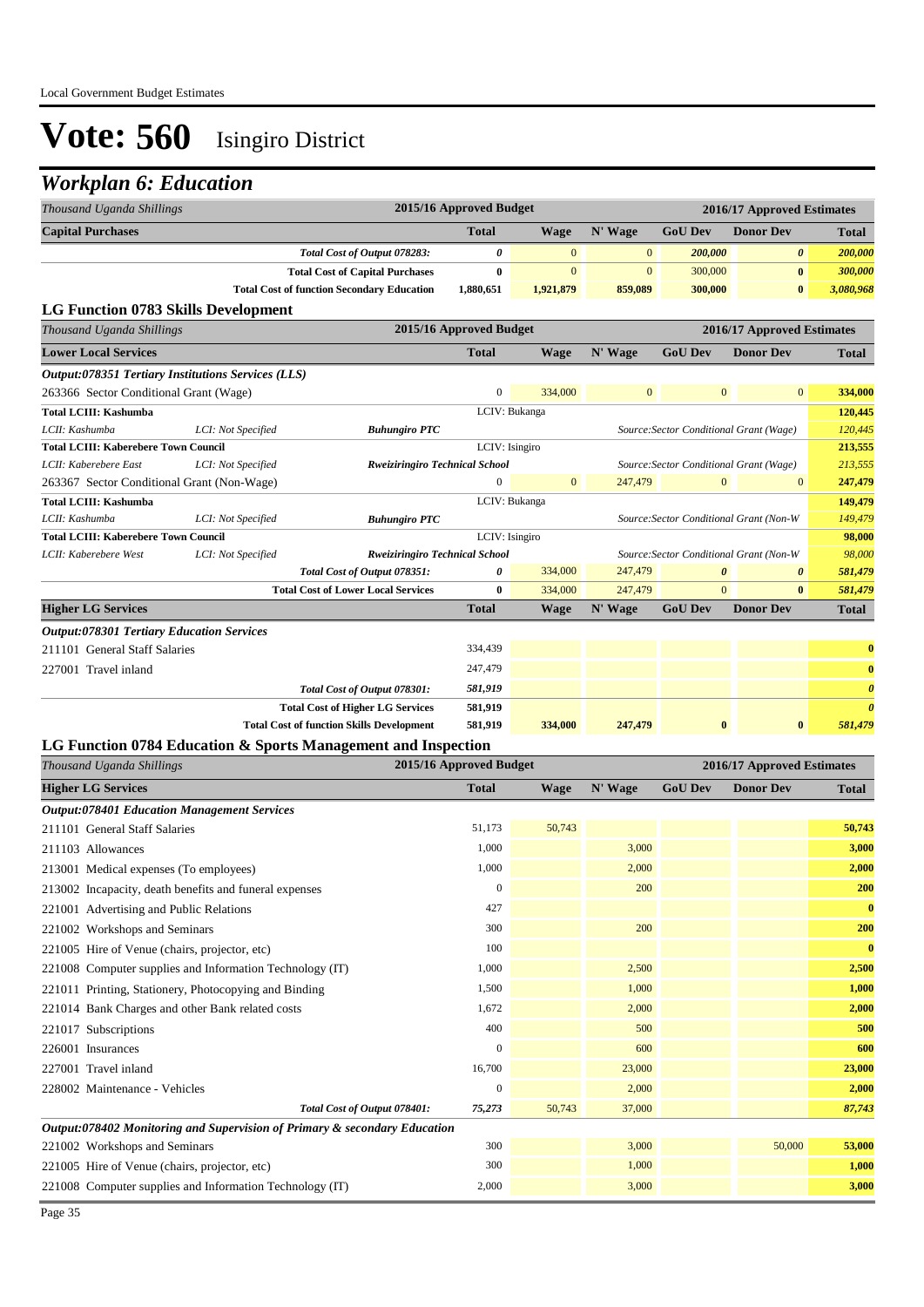Local Government Budget Estimates

# Vote: 560 Isingiro District

## Workplan 6: Education

| Thousand Uganda Shillings | | | 2015/16 Approved Budget | 2016/17 Approved Estimates | | | | |
|---|---|---|---|---|---|---|---|---|
| **Capital Purchases** | | | **Total** | **Wage** | **N' Wage** | **GoU Dev** | **Donor Dev** | **Total** |
| | | *Total Cost of Output 078283:* | *0* | 0 | 0 | *200,000* | *0* | *200,000* |
| | | **Total Cost of Capital Purchases** | **0** | 0 | 0 | 300,000 | **0** | *300,000* |
| | | **Total Cost of function Secondary Education** | **1,880,651** | **1,921,879** | **859,089** | **300,000** | **0** | *3,080,968* |

### LG Function 0783 Skills Development

| Thousand Uganda Shillings | | | 2015/16 Approved Budget | 2016/17 Approved Estimates | | | | |
|---|---|---|---|---|---|---|---|---|
| **Lower Local Services** | | | **Total** | **Wage** | **N' Wage** | **GoU Dev** | **Donor Dev** | **Total** |
| ***Output:078351 Tertiary Institutions Services (LLS)*** | | | | | | | | |
| 263366 Sector Conditional Grant (Wage) | | | 0 | 334,000 | 0 | 0 | 0 | **334,000** |
| **Total LCIII: Kashumba** | | | LCIV: Bukanga | | | | | **120,445** |
| *LCII: Kashumba* | *LCI: Not Specified* | ***Buhungiro PTC*** | | | *Source:Sector Conditional Grant (Wage)* | | | *120,445* |
| **Total LCIII: Kaberebere Town Council** | | | LCIV: Isingiro | | | | | **213,555** |
| *LCII: Kaberebere East* | *LCI: Not Specified* | ***Rweiziringiro Technical School*** | | | *Source:Sector Conditional Grant (Wage)* | | | *213,555* |
| 263367 Sector Conditional Grant (Non-Wage) | | | 0 | 0 | 247,479 | 0 | 0 | **247,479** |
| **Total LCIII: Kashumba** | | | LCIV: Bukanga | | | | | **149,479** |
| *LCII: Kashumba* | *LCI: Not Specified* | ***Buhungiro PTC*** | | | *Source:Sector Conditional Grant (Non-W* | | | *149,479* |
| **Total LCIII: Kaberebere Town Council** | | | LCIV: Isingiro | | | | | **98,000** |
| *LCII: Kaberebere West* | *LCI: Not Specified* | ***Rweiziringiro Technical School*** | | | *Source:Sector Conditional Grant (Non-W* | | | *98,000* |
| | | *Total Cost of Output 078351:* | *0* | 334,000 | 247,479 | *0* | *0* | *581,479* |
| | | **Total Cost of Lower Local Services** | **0** | 334,000 | 247,479 | 0 | **0** | *581,479* |
| **Higher LG Services** | | | **Total** | **Wage** | **N' Wage** | **GoU Dev** | **Donor Dev** | **Total** |
| ***Output:078301 Tertiary Education Services*** | | | | | | | | |
| 211101 General Staff Salaries | | | 334,439 | | | | | **0** |
| 227001 Travel inland | | | 247,479 | | | | | **0** |
| | | *Total Cost of Output 078301:* | *581,919* | | | | | *0* |
| | | **Total Cost of Higher LG Services** | **581,919** | | | | | *0* |
| | | **Total Cost of function Skills Development** | **581,919** | **334,000** | **247,479** | **0** | **0** | *581,479* |

### LG Function 0784 Education & Sports Management and Inspection

| Thousand Uganda Shillings | 2015/16 Approved Budget | 2016/17 Approved Estimates | | | | |
|---|---|---|---|---|---|---|
| **Higher LG Services** | **Total** | **Wage** | **N' Wage** | **GoU Dev** | **Donor Dev** | **Total** |
| ***Output:078401 Education Management Services*** | | | | | | |
| 211101 General Staff Salaries | 51,173 | 50,743 | | | | **50,743** |
| 211103 Allowances | 1,000 | | 3,000 | | | **3,000** |
| 213001 Medical expenses (To employees) | 1,000 | | 2,000 | | | **2,000** |
| 213002 Incapacity, death benefits and funeral expenses | 0 | | 200 | | | **200** |
| 221001 Advertising and Public Relations | 427 | | | | | **0** |
| 221002 Workshops and Seminars | 300 | | 200 | | | **200** |
| 221005 Hire of Venue (chairs, projector, etc) | 100 | | | | | **0** |
| 221008 Computer supplies and Information Technology (IT) | 1,000 | | 2,500 | | | **2,500** |
| 221011 Printing, Stationery, Photocopying and Binding | 1,500 | | 1,000 | | | **1,000** |
| 221014 Bank Charges and other Bank related costs | 1,672 | | 2,000 | | | **2,000** |
| 221017 Subscriptions | 400 | | 500 | | | **500** |
| 226001 Insurances | 0 | | 600 | | | **600** |
| 227001 Travel inland | 16,700 | | 23,000 | | | **23,000** |
| 228002 Maintenance - Vehicles | 0 | | 2,000 | | | **2,000** |
| *Total Cost of Output 078401:* | *75,273* | 50,743 | 37,000 | | | *87,743* |
| ***Output:078402 Monitoring and Supervision of Primary & secondary Education*** | | | | | | |
| 221002 Workshops and Seminars | 300 | | 3,000 | | 50,000 | **53,000** |
| 221005 Hire of Venue (chairs, projector, etc) | 300 | | 1,000 | | | **1,000** |
| 221008 Computer supplies and Information Technology (IT) | 2,000 | | 3,000 | | | **3,000** |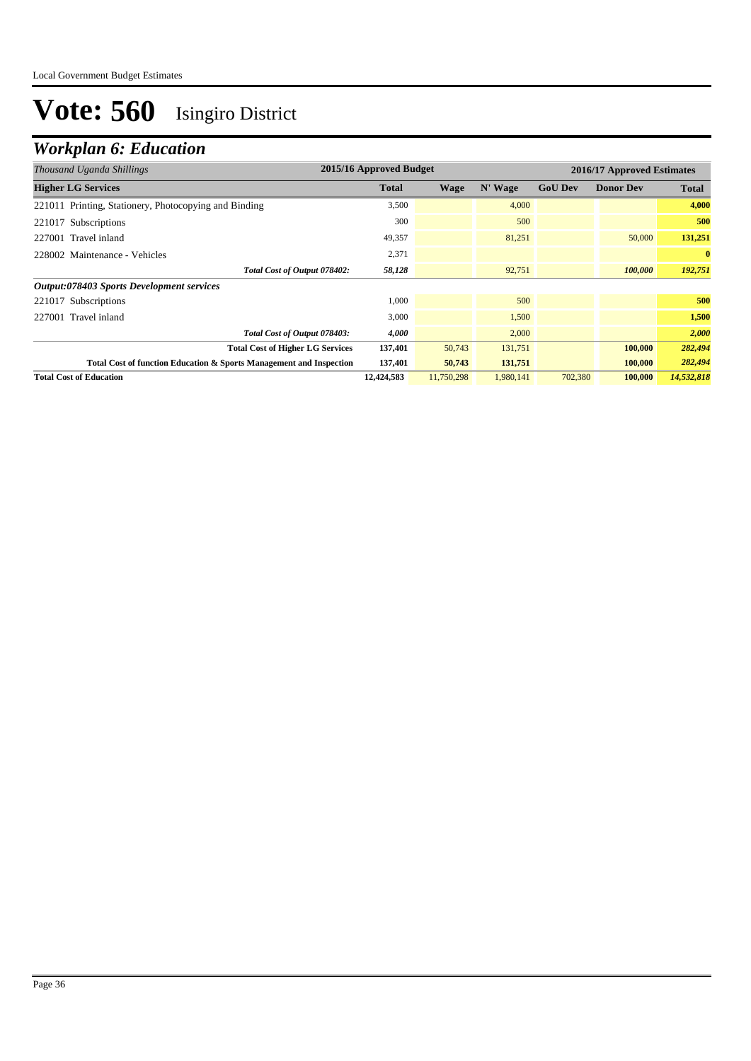# Vote: 560 Isingiro District

## *Workplan 6: Education*

| *Thousand Uganda Shillings* | 2015/16 Approved Budget | 2016/17 Approved Estimates | | | | |
|---|---|---|---|---|---|---|
| **Higher LG Services** | **Total** | **Wage** | **N' Wage** | **GoU Dev** | **Donor Dev** | **Total** |
| 221011 Printing, Stationery, Photocopying and Binding | 3,500 | | 4,000 | | | **4,000** |
| 221017 Subscriptions | 300 | | 500 | | | **500** |
| 227001 Travel inland | 49,357 | | 81,251 | | 50,000 | **131,251** |
| 228002 Maintenance - Vehicles | 2,371 | | | | | **0** |
| ***Total Cost of Output 078402:*** | ***58,128*** | | 92,751 | | ***100,000*** | ***192,751*** |
| ***Output:078403 Sports Development services*** | | | | | | |
| 221017 Subscriptions | 1,000 | | 500 | | | **500** |
| 227001 Travel inland | 3,000 | | 1,500 | | | **1,500** |
| ***Total Cost of Output 078403:*** | ***4,000*** | | 2,000 | | | ***2,000*** |
| **Total Cost of Higher LG Services** | **137,401** | 50,743 | 131,751 | | **100,000** | ***282,494*** |
| **Total Cost of function Education & Sports Management and Inspection** | **137,401** | **50,743** | **131,751** | | **100,000** | ***282,494*** |
| **Total Cost of Education** | **12,424,583** | 11,750,298 | 1,980,141 | 702,380 | **100,000** | ***14,532,818*** |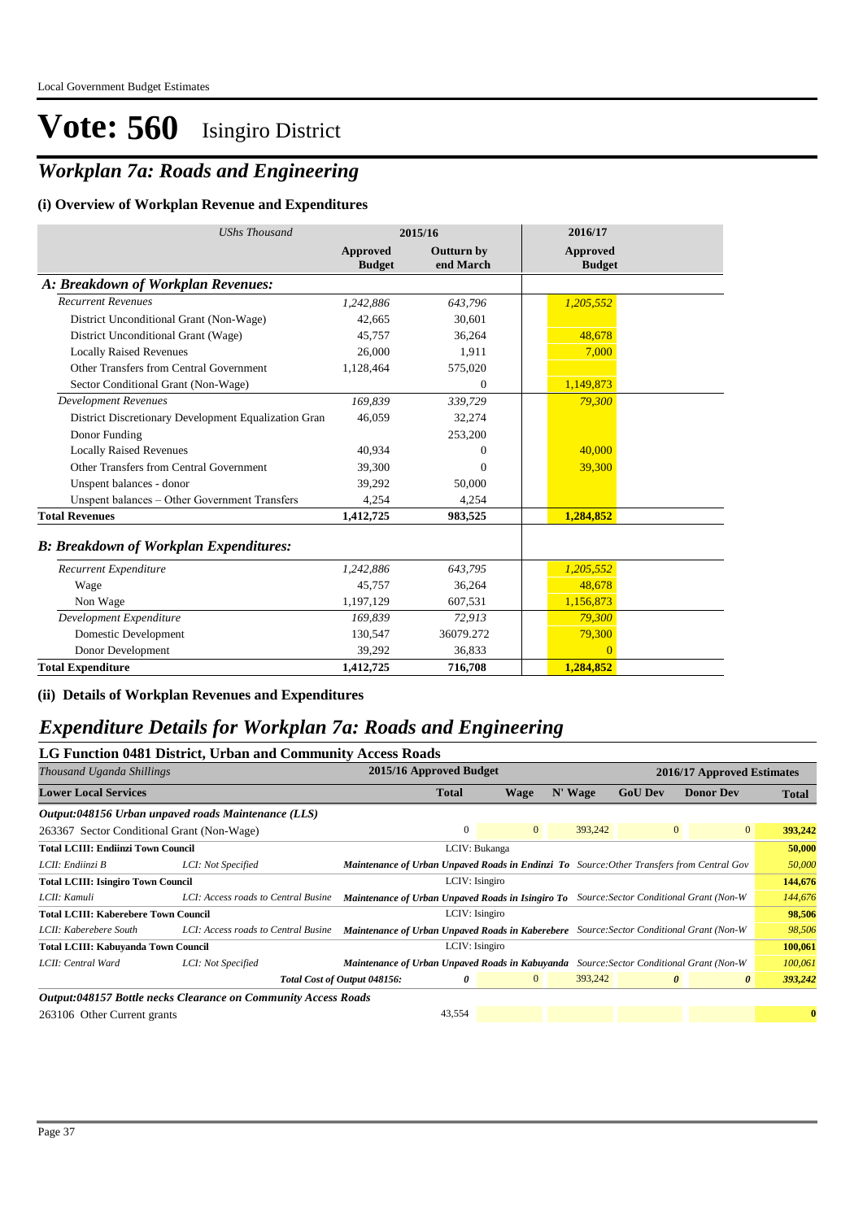Local Government Budget Estimates

# Vote: 560 Isingiro District

## *Workplan 7a: Roads and Engineering*

### (i) Overview of Workplan Revenue and Expenditures

| *UShs Thousand* | 2015/16 | | 2016/17 |
|---|---|---|---|
| | **Approved Budget** | **Outturn by end March** | **Approved Budget** |
| ***A: Breakdown of Workplan Revenues:*** | | | |
| *Recurrent Revenues* | *1,242,886* | *643,796* | *1,205,552* |
| District Unconditional Grant (Non-Wage) | 42,665 | 30,601 | |
| District Unconditional Grant (Wage) | 45,757 | 36,264 | 48,678 |
| Locally Raised Revenues | 26,000 | 1,911 | 7,000 |
| Other Transfers from Central Government | 1,128,464 | 575,020 | |
| Sector Conditional Grant (Non-Wage) | | 0 | 1,149,873 |
| *Development Revenues* | *169,839* | *339,729* | *79,300* |
| District Discretionary Development Equalization Gran | 46,059 | 32,274 | |
| Donor Funding | | 253,200 | |
| Locally Raised Revenues | 40,934 | 0 | 40,000 |
| Other Transfers from Central Government | 39,300 | 0 | 39,300 |
| Unspent balances - donor | 39,292 | 50,000 | |
| Unspent balances – Other Government Transfers | 4,254 | 4,254 | |
| **Total Revenues** | **1,412,725** | **983,525** | **1,284,852** |
| ***B: Breakdown of Workplan Expenditures:*** | | | |
| *Recurrent Expenditure* | *1,242,886* | *643,795* | *1,205,552* |
| Wage | 45,757 | 36,264 | 48,678 |
| Non Wage | 1,197,129 | 607,531 | 1,156,873 |
| *Development Expenditure* | *169,839* | *72,913* | *79,300* |
| Domestic Development | 130,547 | 36079.272 | 79,300 |
| Donor Development | 39,292 | 36,833 | 0 |
| **Total Expenditure** | **1,412,725** | **716,708** | **1,284,852** |

### (ii) Details of Workplan Revenues and Expenditures

## *Expenditure Details for Workplan 7a: Roads and Engineering*

### LG Function 0481 District, Urban and Community Access Roads

| *Thousand Uganda Shillings* | | 2015/16 Approved Budget | 2016/17 Approved Estimates | | | | |
|---|---|---|---|---|---|---|---|
| **Lower Local Services** | | **Total** | **Wage** | **N' Wage** | **GoU Dev** | **Donor Dev** | **Total** |
| ***Output:048156 Urban unpaved roads Maintenance (LLS)*** | | | | | | | |
| 263367 Sector Conditional Grant (Non-Wage) | | 0 | 0 | 393,242 | 0 | 0 | **393,242** |
| **Total LCIII: Endiinzi Town Council** | | LCIV: Bukanga | | | | | **50,000** |
| *LCII: Endiinzi B* | *LCI: Not Specified* | ***Maintenance of Urban Unpaved Roads in Endinzi To*** | *Source:Other Transfers from Central Gov* | | | | *50,000* |
| **Total LCIII: Isingiro Town Council** | | LCIV: Isingiro | | | | | **144,676** |
| *LCII: Kamuli* | *LCI: Access roads to Central Busine* | ***Maintenance of Urban Unpaved Roads in Isingiro To*** | *Source:Sector Conditional Grant (Non-W* | | | | *144,676* |
| **Total LCIII: Kaberebere Town Council** | | LCIV: Isingiro | | | | | **98,506** |
| *LCII: Kaberebere South* | *LCI: Access roads to Central Busine* | ***Maintenance of Urban Unpaved Roads in Kaberebere*** | *Source:Sector Conditional Grant (Non-W* | | | | *98,506* |
| **Total LCIII: Kabuyanda Town Council** | | LCIV: Isingiro | | | | | **100,061** |
| *LCII: Central Ward* | *LCI: Not Specified* | ***Maintenance of Urban Unpaved Roads in Kabuyanda*** | *Source:Sector Conditional Grant (Non-W* | | | | *100,061* |
| | ***Total Cost of Output 048156:*** | ***0*** | 0 | 393,242 | ***0*** | ***0*** | ***393,242*** |
| ***Output:048157 Bottle necks Clearance on Community Access Roads*** | | | | | | | |
| 263106 Other Current grants | | 43,554 | | | | | **0** |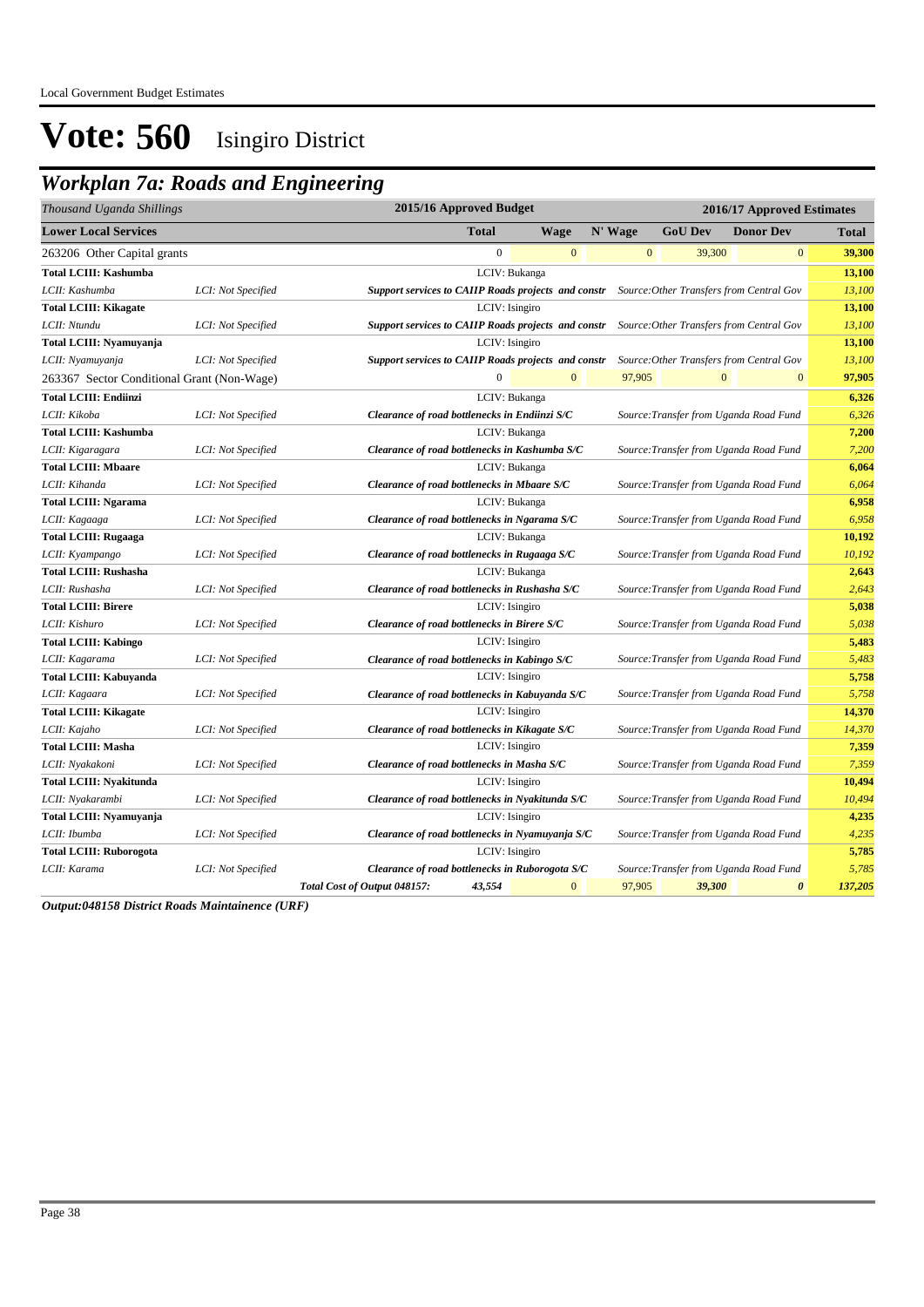# Vote: 560 Isingiro District

## Workplan 7a: Roads and Engineering

| Thousand Uganda Shillings | | 2015/16 Approved Budget | | | 2016/17 Approved Estimates | | |
|---|---|---|---|---|---|---|---|
| **Lower Local Services** | | **Total** | **Wage** | **N' Wage** | **GoU Dev** | **Donor Dev** | **Total** |
| 263206 Other Capital grants | | 0 | 0 | 0 | 39,300 | 0 | **39,300** |
| **Total LCIII: Kashumba** | | LCIV: Bukanga | | | | | **13,100** |
| *LCII: Kashumba* | *LCI: Not Specified* | ***Support services to CAIIP Roads projects and constr*** | | *Source:Other Transfers from Central Gov* | | | *13,100* |
| **Total LCIII: Kikagate** | | LCIV: Isingiro | | | | | **13,100** |
| *LCII: Ntundu* | *LCI: Not Specified* | ***Support services to CAIIP Roads projects and constr*** | | *Source:Other Transfers from Central Gov* | | | *13,100* |
| **Total LCIII: Nyamuyanja** | | LCIV: Isingiro | | | | | **13,100** |
| *LCII: Nyamuyanja* | *LCI: Not Specified* | ***Support services to CAIIP Roads projects and constr*** | | *Source:Other Transfers from Central Gov* | | | *13,100* |
| 263367 Sector Conditional Grant (Non-Wage) | | 0 | 0 | 97,905 | 0 | 0 | **97,905** |
| **Total LCIII: Endiinzi** | | LCIV: Bukanga | | | | | **6,326** |
| *LCII: Kikoba* | *LCI: Not Specified* | ***Clearance of road bottlenecks in Endiinzi S/C*** | | *Source:Transfer from Uganda Road Fund* | | | *6,326* |
| **Total LCIII: Kashumba** | | LCIV: Bukanga | | | | | **7,200** |
| *LCII: Kigaragara* | *LCI: Not Specified* | ***Clearance of road bottlenecks in Kashumba S/C*** | | *Source:Transfer from Uganda Road Fund* | | | *7,200* |
| **Total LCIII: Mbaare** | | LCIV: Bukanga | | | | | **6,064** |
| *LCII: Kihanda* | *LCI: Not Specified* | ***Clearance of road bottlenecks in Mbaare S/C*** | | *Source:Transfer from Uganda Road Fund* | | | *6,064* |
| **Total LCIII: Ngarama** | | LCIV: Bukanga | | | | | **6,958** |
| *LCII: Kagaaga* | *LCI: Not Specified* | ***Clearance of road bottlenecks in Ngarama S/C*** | | *Source:Transfer from Uganda Road Fund* | | | *6,958* |
| **Total LCIII: Rugaaga** | | LCIV: Bukanga | | | | | **10,192** |
| *LCII: Kyampango* | *LCI: Not Specified* | ***Clearance of road bottlenecks in Rugaaga S/C*** | | *Source:Transfer from Uganda Road Fund* | | | *10,192* |
| **Total LCIII: Rushasha** | | LCIV: Bukanga | | | | | **2,643** |
| *LCII: Rushasha* | *LCI: Not Specified* | ***Clearance of road bottlenecks in Rushasha S/C*** | | *Source:Transfer from Uganda Road Fund* | | | *2,643* |
| **Total LCIII: Birere** | | LCIV: Isingiro | | | | | **5,038** |
| *LCII: Kishuro* | *LCI: Not Specified* | ***Clearance of road bottlenecks in Birere S/C*** | | *Source:Transfer from Uganda Road Fund* | | | *5,038* |
| **Total LCIII: Kabingo** | | LCIV: Isingiro | | | | | **5,483** |
| *LCII: Kagarama* | *LCI: Not Specified* | ***Clearance of road bottlenecks in Kabingo S/C*** | | *Source:Transfer from Uganda Road Fund* | | | *5,483* |
| **Total LCIII: Kabuyanda** | | LCIV: Isingiro | | | | | **5,758** |
| *LCII: Kagaara* | *LCI: Not Specified* | ***Clearance of road bottlenecks in Kabuyanda S/C*** | | *Source:Transfer from Uganda Road Fund* | | | *5,758* |
| **Total LCIII: Kikagate** | | LCIV: Isingiro | | | | | **14,370** |
| *LCII: Kajaho* | *LCI: Not Specified* | ***Clearance of road bottlenecks in Kikagate S/C*** | | *Source:Transfer from Uganda Road Fund* | | | *14,370* |
| **Total LCIII: Masha** | | LCIV: Isingiro | | | | | **7,359** |
| *LCII: Nyakakoni* | *LCI: Not Specified* | ***Clearance of road bottlenecks in Masha S/C*** | | *Source:Transfer from Uganda Road Fund* | | | *7,359* |
| **Total LCIII: Nyakitunda** | | LCIV: Isingiro | | | | | **10,494** |
| *LCII: Nyakarambi* | *LCI: Not Specified* | ***Clearance of road bottlenecks in Nyakitunda S/C*** | | *Source:Transfer from Uganda Road Fund* | | | *10,494* |
| **Total LCIII: Nyamuyanja** | | LCIV: Isingiro | | | | | **4,235** |
| *LCII: Ibumba* | *LCI: Not Specified* | ***Clearance of road bottlenecks in Nyamuyanja S/C*** | | *Source:Transfer from Uganda Road Fund* | | | *4,235* |
| **Total LCIII: Ruborogota** | | LCIV: Isingiro | | | | | **5,785** |
| *LCII: Karama* | *LCI: Not Specified* | ***Clearance of road bottlenecks in Ruborogota S/C*** | | *Source:Transfer from Uganda Road Fund* | | | *5,785* |
| | ***Total Cost of Output 048157:*** | *43,554* | 0 | 97,905 | *39,300* | *0* | *137,205* |

***Output:048158 District Roads Maintainence (URF)***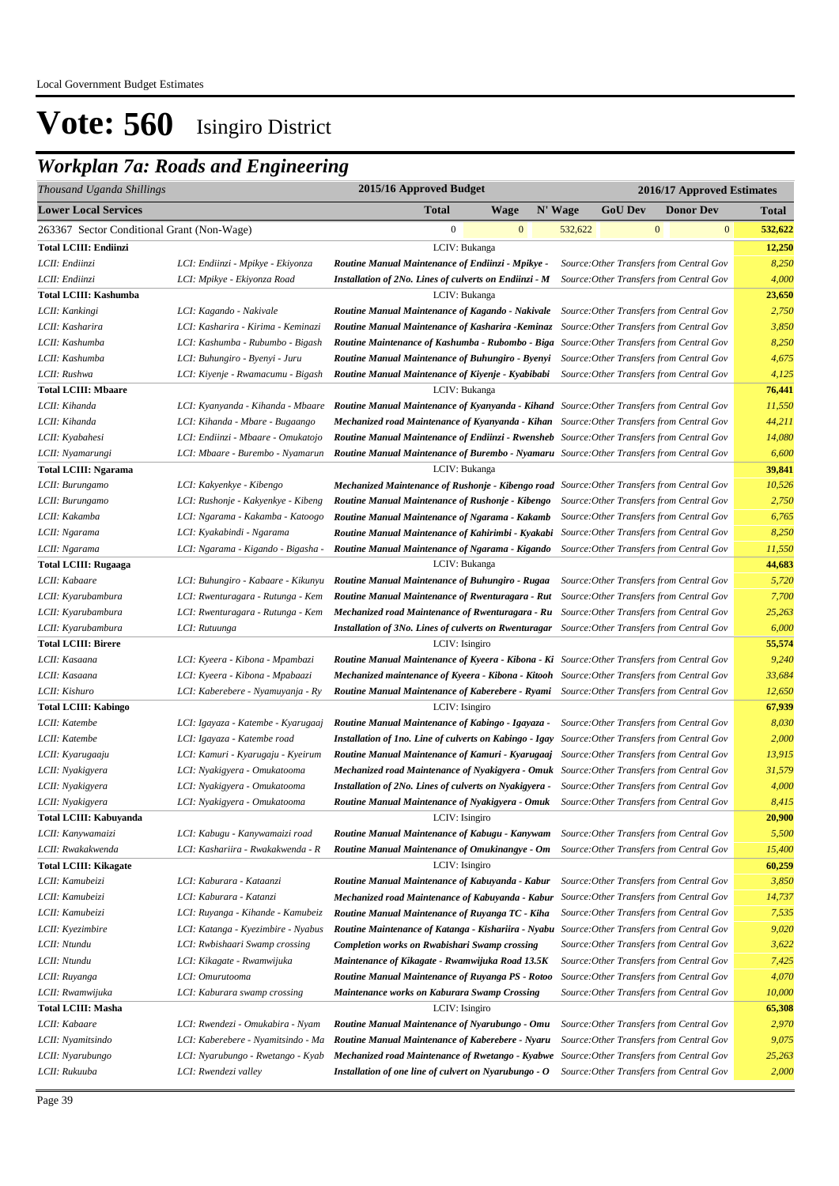Local Government Budget Estimates

# Vote: 560 Isingiro District

## *Workplan 7a: Roads and Engineering*

| *Thousand Uganda Shillings* | | | 2015/16 Approved Budget | | | | | 2016/17 Approved Estimates |
|---|---|---|---|---|---|---|---|---|
| **Lower Local Services** | | | **Total** | **Wage** | **N' Wage** | **GoU Dev** | **Donor Dev** | **Total** |
| 263367 Sector Conditional Grant (Non-Wage) | | | 0 | 0 | 532,622 | 0 | 0 | 532,622 |
| **Total LCIII: Endiinzi** | | LCIV: Bukanga | | | | | | **12,250** |
| *LCII: Endiinzi* | *LCI: Endiinzi - Mpikye - Ekiyonza* | ***Routine Manual Maintenance of Endiinzi - Mpikye -*** | *Source:Other Transfers from Central Gov* | | | | | *8,250* |
| *LCII: Endiinzi* | *LCI: Mpikye - Ekiyonza Road* | ***Installation of 2No. Lines of culverts on Endiinzi - M*** | *Source:Other Transfers from Central Gov* | | | | | *4,000* |
| **Total LCIII: Kashumba** | | LCIV: Bukanga | | | | | | **23,650** |
| *LCII: Kankingi* | *LCI: Kagando - Nakivale* | ***Routine Manual Maintenance of Kagando - Nakivale*** | *Source:Other Transfers from Central Gov* | | | | | *2,750* |
| *LCII: Kasharira* | *LCI: Kasharira - Kirima - Keminazi* | ***Routine Manual Maintenance of Kasharira -Keminaz*** | *Source:Other Transfers from Central Gov* | | | | | *3,850* |
| *LCII: Kashumba* | *LCI: Kashumba - Rubumbo - Bigash* | ***Routine Maintenance of Kashumba - Rubombo - Biga*** | *Source:Other Transfers from Central Gov* | | | | | *8,250* |
| *LCII: Kashumba* | *LCI: Buhungiro - Byenyi - Juru* | ***Routine Manual Maintenance of Buhungiro - Byenyi*** | *Source:Other Transfers from Central Gov* | | | | | *4,675* |
| *LCII: Rushwa* | *LCI: Kiyenje - Rwamacumu - Bigash* | ***Routine Manual Maintenance of Kiyenje - Kyabibabi*** | *Source:Other Transfers from Central Gov* | | | | | *4,125* |
| **Total LCIII: Mbaare** | | LCIV: Bukanga | | | | | | **76,441** |
| *LCII: Kihanda* | *LCI: Kyanyanda - Kihanda - Mbaare* | ***Routine Manual Maintenance of Kyanyanda - Kihand*** | *Source:Other Transfers from Central Gov* | | | | | *11,550* |
| *LCII: Kihanda* | *LCI: Kihanda - Mbare - Bugaango* | ***Mechanized road Maintenance of Kyanyanda - Kihan*** | *Source:Other Transfers from Central Gov* | | | | | *44,211* |
| *LCII: Kyabahesi* | *LCI: Endiinzi - Mbaare - Omukatojo* | ***Routine Manual Maintenance of Endiinzi - Rwensheb*** | *Source:Other Transfers from Central Gov* | | | | | *14,080* |
| *LCII: Nyamarungi* | *LCI: Mbaare - Burembo - Nyamarun* | ***Routine Manual Maintenance of Burembo - Nyamaru*** | *Source:Other Transfers from Central Gov* | | | | | *6,600* |
| **Total LCIII: Ngarama** | | LCIV: Bukanga | | | | | | **39,841** |
| *LCII: Burungamo* | *LCI: Kakyenkye - Kibengo* | ***Mechanized Maintenance of Rushonje - Kibengo road*** | *Source:Other Transfers from Central Gov* | | | | | *10,526* |
| *LCII: Burungamo* | *LCI: Rushonje - Kakyenkye - Kibeng* | ***Routine Manual Maintenance of Rushonje - Kibengo*** | *Source:Other Transfers from Central Gov* | | | | | *2,750* |
| *LCII: Kakamba* | *LCI: Ngarama - Kakamba - Katoogo* | ***Routine Manual Maintenance of Ngarama - Kakamb*** | *Source:Other Transfers from Central Gov* | | | | | *6,765* |
| *LCII: Ngarama* | *LCI: Kyakabindi - Ngarama* | ***Routine Manual Maintenance of Kahirimbi - Kyakabi*** | *Source:Other Transfers from Central Gov* | | | | | *8,250* |
| *LCII: Ngarama* | *LCI: Ngarama - Kigando - Bigasha -* | ***Routine Manual Maintenance of Ngarama - Kigando*** | *Source:Other Transfers from Central Gov* | | | | | *11,550* |
| **Total LCIII: Rugaaga** | | LCIV: Bukanga | | | | | | **44,683** |
| *LCII: Kabaare* | *LCI: Buhungiro - Kabaare - Kikunyu* | ***Routine Manual Maintenance of Buhungiro - Rugaa*** | *Source:Other Transfers from Central Gov* | | | | | *5,720* |
| *LCII: Kyarubambura* | *LCI: Rwenturagara - Rutunga - Kem* | ***Routine Manual Maintenance of Rwenturagara - Rut*** | *Source:Other Transfers from Central Gov* | | | | | *7,700* |
| *LCII: Kyarubambura* | *LCI: Rwenturagara - Rutunga - Kem* | ***Mechanized road Maintenance of Rwenturagara - Ru*** | *Source:Other Transfers from Central Gov* | | | | | *25,263* |
| *LCII: Kyarubambura* | *LCI: Rutuunga* | ***Installation of 3No. Lines of culverts on Rwenturagar*** | *Source:Other Transfers from Central Gov* | | | | | *6,000* |
| **Total LCIII: Birere** | | LCIV: Isingiro | | | | | | **55,574** |
| *LCII: Kasaana* | *LCI: Kyeera - Kibona - Mpambazi* | ***Routine Manual Maintenance of Kyeera - Kibona - Ki*** | *Source:Other Transfers from Central Gov* | | | | | *9,240* |
| *LCII: Kasaana* | *LCI: Kyeera - Kibona - Mpabaazi* | ***Mechanized maintenance of Kyeera - Kibona - Kitooh*** | *Source:Other Transfers from Central Gov* | | | | | *33,684* |
| *LCII: Kishuro* | *LCI: Kaberebere - Nyamuyanja - Ry* | ***Routine Manual Maintenance of Kaberebere - Ryami*** | *Source:Other Transfers from Central Gov* | | | | | *12,650* |
| **Total LCIII: Kabingo** | | LCIV: Isingiro | | | | | | **67,939** |
| *LCII: Katembe* | *LCI: Igayaza - Katembe - Kyarugaaj* | ***Routine Manual Maintenance of Kabingo - Igayaza -*** | *Source:Other Transfers from Central Gov* | | | | | *8,030* |
| *LCII: Katembe* | *LCI: Igayaza - Katembe road* | ***Installation of 1no. Line of culverts on Kabingo - Igay*** | *Source:Other Transfers from Central Gov* | | | | | *2,000* |
| *LCII: Kyarugaaju* | *LCI: Kamuri - Kyarugaju - Kyeirum* | ***Routine Manual Maintenance of Kamuri - Kyarugaaj*** | *Source:Other Transfers from Central Gov* | | | | | *13,915* |
| *LCII: Nyakigyera* | *LCI: Nyakigyera - Omukatooma* | ***Mechanized road Maintenance of Nyakigyera - Omuk*** | *Source:Other Transfers from Central Gov* | | | | | *31,579* |
| *LCII: Nyakigyera* | *LCI: Nyakigyera - Omukatooma* | ***Installation of 2No. Lines of culverts on Nyakigyera -*** | *Source:Other Transfers from Central Gov* | | | | | *4,000* |
| *LCII: Nyakigyera* | *LCI: Nyakigyera - Omukatooma* | ***Routine Manual Maintenance of Nyakigyera - Omuk*** | *Source:Other Transfers from Central Gov* | | | | | *8,415* |
| **Total LCIII: Kabuyanda** | | LCIV: Isingiro | | | | | | **20,900** |
| *LCII: Kanywamaizi* | *LCI: Kabugu - Kanywamaizi road* | ***Routine Manual Maintenance of Kabugu - Kanywam*** | *Source:Other Transfers from Central Gov* | | | | | *5,500* |
| *LCII: Rwakakwenda* | *LCI: Kashariira - Rwakakwenda - R* | ***Routine Manual Maintenance of Omukinangye - Om*** | *Source:Other Transfers from Central Gov* | | | | | *15,400* |
| **Total LCIII: Kikagate** | | LCIV: Isingiro | | | | | | **60,259** |
| *LCII: Kamubeizi* | *LCI: Kaburara - Kataanzi* | ***Routine Manual Maintenance of Kabuyanda - Kabur*** | *Source:Other Transfers from Central Gov* | | | | | *3,850* |
| *LCII: Kamubeizi* | *LCI: Kaburara - Katanzi* | ***Mechanized road Maintenance of Kabuyanda - Kabur*** | *Source:Other Transfers from Central Gov* | | | | | *14,737* |
| *LCII: Kamubeizi* | *LCI: Ruyanga - Kihande - Kamubeiz* | ***Routine Manual Maintenance of Ruyanga TC - Kiha*** | *Source:Other Transfers from Central Gov* | | | | | *7,535* |
| *LCII: Kyezimbire* | *LCI: Katanga - Kyezimbire - Nyabus* | ***Routine Maintenance of Katanga - Kishariira - Nyabu*** | *Source:Other Transfers from Central Gov* | | | | | *9,020* |
| *LCII: Ntundu* | *LCI: Rwbishaari Swamp crossing* | ***Completion works on Rwabishari Swamp crossing*** | *Source:Other Transfers from Central Gov* | | | | | *3,622* |
| *LCII: Ntundu* | *LCI: Kikagate - Rwamwijuka* | ***Maintenance of Kikagate - Rwamwijuka Road 13.5K*** | *Source:Other Transfers from Central Gov* | | | | | *7,425* |
| *LCII: Ruyanga* | *LCI: Omurutooma* | ***Routine Manual Maintenance of Ruyanga PS - Rotoo*** | *Source:Other Transfers from Central Gov* | | | | | *4,070* |
| *LCII: Rwamwijuka* | *LCI: Kaburara swamp crossing* | ***Maintenance works on Kaburara Swamp Crossing*** | *Source:Other Transfers from Central Gov* | | | | | *10,000* |
| **Total LCIII: Masha** | | LCIV: Isingiro | | | | | | **65,308** |
| *LCII: Kabaare* | *LCI: Rwendezi - Omukabira - Nyam* | ***Routine Manual Maintenance of Nyarubungo - Omu*** | *Source:Other Transfers from Central Gov* | | | | | *2,970* |
| *LCII: Nyamitsindo* | *LCI: Kaberebere - Nyamitsindo - Ma* | ***Routine Manual Maintenance of Kaberebere - Nyaru*** | *Source:Other Transfers from Central Gov* | | | | | *9,075* |
| *LCII: Nyarubungo* | *LCI: Nyarubungo - Rwetango - Kyab* | ***Mechanized road Maintenance of Rwetango - Kyabwe*** | *Source:Other Transfers from Central Gov* | | | | | *25,263* |
| *LCII: Rukuuba* | *LCI: Rwendezi valley* | ***Installation of one line of culvert on Nyarubungo - O*** | *Source:Other Transfers from Central Gov* | | | | | *2,000* |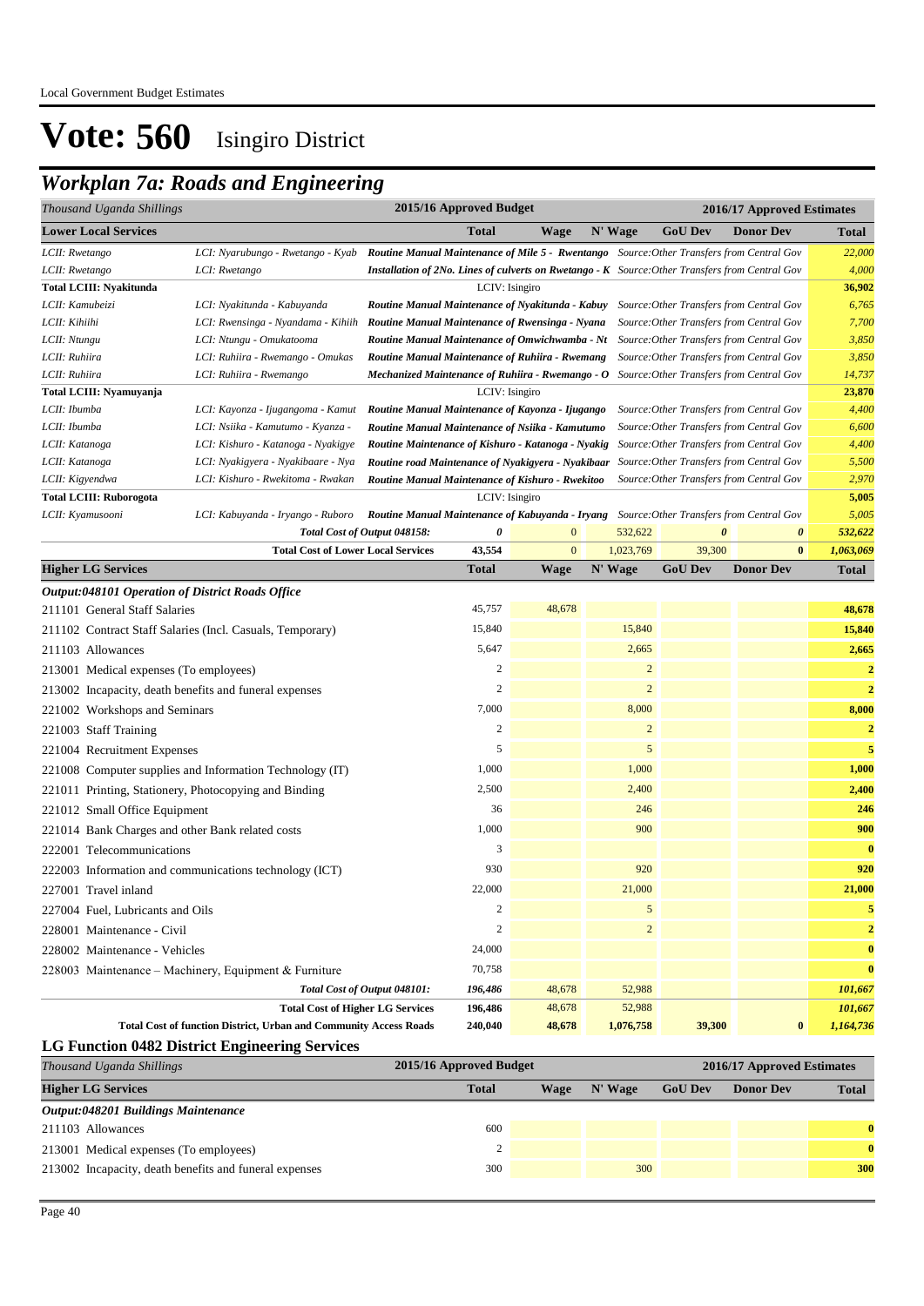Local Government Budget Estimates

# Vote: 560 Isingiro District

## Workplan 7a: Roads and Engineering

| Thousand Uganda Shillings | | | 2015/16 Approved Budget | 2016/17 Approved Estimates | | | | |
|---|---|---|---|---|---|---|---|---|
| **Lower Local Services** | | | **Total** | **Wage** | **N' Wage** | **GoU Dev** | **Donor Dev** | **Total** |
| *LCII: Rwetango* | *LCI: Nyarubungo - Rwetango - Kyab* | ***Routine Manual Maintenance of Mile 5 - Rwentango*** *Source:Other Transfers from Central Gov* | | | | | | *22,000* |
| *LCII: Rwetango* | *LCI: Rwetango* | ***Installation of 2No. Lines of culverts on Rwetango - K*** *Source:Other Transfers from Central Gov* | | | | | | *4,000* |
| **Total LCIII: Nyakitunda** | | | LCIV: Isingiro | | | | | **36,902** |
| *LCII: Kamubeizi* | *LCI: Nyakitunda - Kabuyanda* | ***Routine Manual Maintenance of Nyakitunda - Kabuy*** *Source:Other Transfers from Central Gov* | | | | | | *6,765* |
| *LCII: Kihiihi* | *LCI: Rwensinga - Nyandama - Kihiih* | ***Routine Manual Maintenance of Rwensinga - Nyana*** *Source:Other Transfers from Central Gov* | | | | | | *7,700* |
| *LCII: Ntungu* | *LCI: Ntungu - Omukatooma* | ***Routine Manual Maintenance of Omwichwamba - Nt*** *Source:Other Transfers from Central Gov* | | | | | | *3,850* |
| *LCII: Ruhiira* | *LCI: Ruhiira - Rwemango - Omukas* | ***Routine Manual Maintenance of Ruhiira - Rwemang*** *Source:Other Transfers from Central Gov* | | | | | | *3,850* |
| *LCII: Ruhiira* | *LCI: Ruhiira - Rwemango* | ***Mechanized Maintenance of Ruhiira - Rwemango - O*** *Source:Other Transfers from Central Gov* | | | | | | *14,737* |
| **Total LCIII: Nyamuyanja** | | | LCIV: Isingiro | | | | | **23,870** |
| *LCII: Ibumba* | *LCI: Kayonza - Ijugangoma - Kamut* | ***Routine Manual Maintenance of Kayonza - Ijugango*** *Source:Other Transfers from Central Gov* | | | | | | *4,400* |
| *LCII: Ibumba* | *LCI: Nsiika - Kamutumo - Kyanza -* | ***Routine Manual Maintenance of Nsiika - Kamutumo*** *Source:Other Transfers from Central Gov* | | | | | | *6,600* |
| *LCII: Katanoga* | *LCI: Kishuro - Katanoga - Nyakigye* | ***Routine Maintenance of Kishuro - Katanoga - Nyakig*** *Source:Other Transfers from Central Gov* | | | | | | *4,400* |
| *LCII: Katanoga* | *LCI: Nyakigyera - Nyakibaare - Nya* | ***Routine road Maintenance of Nyakigyera - Nyakibaar*** *Source:Other Transfers from Central Gov* | | | | | | *5,500* |
| *LCII: Kigyendwa* | *LCI: Kishuro - Rwekitoma - Rwakan* | ***Routine Manual Maintenance of Kishuro - Rwekitoo*** *Source:Other Transfers from Central Gov* | | | | | | *2,970* |
| **Total LCIII: Ruborogota** | | | LCIV: Isingiro | | | | | **5,005** |
| *LCII: Kyamusooni* | *LCI: Kabuyanda - Iryango - Ruboro* | ***Routine Manual Maintenance of Kabuyanda - Iryang*** *Source:Other Transfers from Central Gov* | | | | | | *5,005* |
| | | ***Total Cost of Output 048158:*** | ***0*** | 0 | 532,622 | ***0*** | ***0*** | ***532,622*** |
| | | **Total Cost of Lower Local Services** | **43,554** | 0 | 1,023,769 | 39,300 | **0** | ***1,063,069*** |

| **Higher LG Services** | **Total** | **Wage** | **N' Wage** | **GoU Dev** | **Donor Dev** | **Total** |
|---|---|---|---|---|---|---|
| ***Output:048101 Operation of District Roads Office*** | | | | | | |
| 211101 General Staff Salaries | 45,757 | 48,678 | | | | **48,678** |
| 211102 Contract Staff Salaries (Incl. Casuals, Temporary) | 15,840 | | 15,840 | | | **15,840** |
| 211103 Allowances | 5,647 | | 2,665 | | | **2,665** |
| 213001 Medical expenses (To employees) | 2 | | 2 | | | **2** |
| 213002 Incapacity, death benefits and funeral expenses | 2 | | 2 | | | **2** |
| 221002 Workshops and Seminars | 7,000 | | 8,000 | | | **8,000** |
| 221003 Staff Training | 2 | | 2 | | | **2** |
| 221004 Recruitment Expenses | 5 | | 5 | | | **5** |
| 221008 Computer supplies and Information Technology (IT) | 1,000 | | 1,000 | | | **1,000** |
| 221011 Printing, Stationery, Photocopying and Binding | 2,500 | | 2,400 | | | **2,400** |
| 221012 Small Office Equipment | 36 | | 246 | | | **246** |
| 221014 Bank Charges and other Bank related costs | 1,000 | | 900 | | | **900** |
| 222001 Telecommunications | 3 | | | | | **0** |
| 222003 Information and communications technology (ICT) | 930 | | 920 | | | **920** |
| 227001 Travel inland | 22,000 | | 21,000 | | | **21,000** |
| 227004 Fuel, Lubricants and Oils | 2 | | 5 | | | **5** |
| 228001 Maintenance - Civil | 2 | | 2 | | | **2** |
| 228002 Maintenance - Vehicles | 24,000 | | | | | **0** |
| 228003 Maintenance – Machinery, Equipment & Furniture | 70,758 | | | | | **0** |
| ***Total Cost of Output 048101:*** | ***196,486*** | 48,678 | 52,988 | | | ***101,667*** |
| **Total Cost of Higher LG Services** | **196,486** | 48,678 | 52,988 | | | ***101,667*** |
| **Total Cost of function District, Urban and Community Access Roads** | **240,040** | **48,678** | **1,076,758** | **39,300** | **0** | ***1,164,736*** |

### LG Function 0482 District Engineering Services

| Thousand Uganda Shillings | 2015/16 Approved Budget | 2016/17 Approved Estimates | | | | |
|---|---|---|---|---|---|---|
| **Higher LG Services** | **Total** | **Wage** | **N' Wage** | **GoU Dev** | **Donor Dev** | **Total** |
| ***Output:048201 Buildings Maintenance*** | | | | | | |
| 211103 Allowances | 600 | | | | | **0** |
| 213001 Medical expenses (To employees) | 2 | | | | | **0** |
| 213002 Incapacity, death benefits and funeral expenses | 300 | | 300 | | | **300** |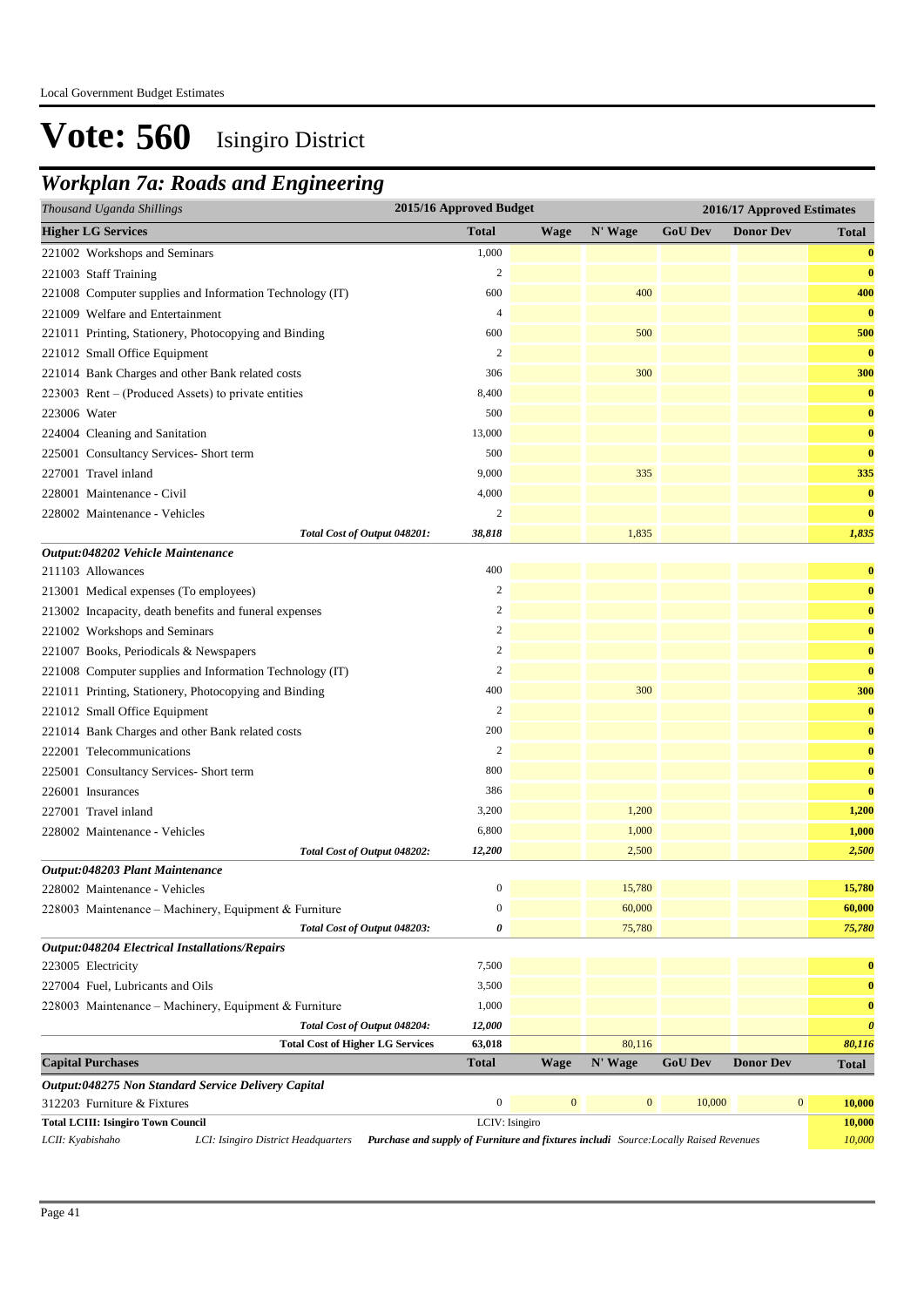Local Government Budget Estimates

# Vote: 560 Isingiro District

## Workplan 7a: Roads and Engineering

| *Thousand Uganda Shillings* | 2015/16 Approved Budget | 2016/17 Approved Estimates | | | | |
|---|---|---|---|---|---|---|
| **Higher LG Services** | **Total** | **Wage** | **N' Wage** | **GoU Dev** | **Donor Dev** | **Total** |
| 221002 Workshops and Seminars | 1,000 | | | | | **0** |
| 221003 Staff Training | 2 | | | | | **0** |
| 221008 Computer supplies and Information Technology (IT) | 600 | | 400 | | | **400** |
| 221009 Welfare and Entertainment | 4 | | | | | **0** |
| 221011 Printing, Stationery, Photocopying and Binding | 600 | | 500 | | | **500** |
| 221012 Small Office Equipment | 2 | | | | | **0** |
| 221014 Bank Charges and other Bank related costs | 306 | | 300 | | | **300** |
| 223003 Rent – (Produced Assets) to private entities | 8,400 | | | | | **0** |
| 223006 Water | 500 | | | | | **0** |
| 224004 Cleaning and Sanitation | 13,000 | | | | | **0** |
| 225001 Consultancy Services- Short term | 500 | | | | | **0** |
| 227001 Travel inland | 9,000 | | 335 | | | **335** |
| 228001 Maintenance - Civil | 4,000 | | | | | **0** |
| 228002 Maintenance - Vehicles | 2 | | | | | **0** |
| *Total Cost of Output 048201:* | *38,818* | | 1,835 | | | ***1,835*** |
| ***Output:048202 Vehicle Maintenance*** | | | | | | |
| 211103 Allowances | 400 | | | | | **0** |
| 213001 Medical expenses (To employees) | 2 | | | | | **0** |
| 213002 Incapacity, death benefits and funeral expenses | 2 | | | | | **0** |
| 221002 Workshops and Seminars | 2 | | | | | **0** |
| 221007 Books, Periodicals & Newspapers | 2 | | | | | **0** |
| 221008 Computer supplies and Information Technology (IT) | 2 | | | | | **0** |
| 221011 Printing, Stationery, Photocopying and Binding | 400 | | 300 | | | **300** |
| 221012 Small Office Equipment | 2 | | | | | **0** |
| 221014 Bank Charges and other Bank related costs | 200 | | | | | **0** |
| 222001 Telecommunications | 2 | | | | | **0** |
| 225001 Consultancy Services- Short term | 800 | | | | | **0** |
| 226001 Insurances | 386 | | | | | **0** |
| 227001 Travel inland | 3,200 | | 1,200 | | | **1,200** |
| 228002 Maintenance - Vehicles | 6,800 | | 1,000 | | | **1,000** |
| *Total Cost of Output 048202:* | *12,200* | | 2,500 | | | ***2,500*** |
| ***Output:048203 Plant Maintenance*** | | | | | | |
| 228002 Maintenance - Vehicles | 0 | | 15,780 | | | **15,780** |
| 228003 Maintenance – Machinery, Equipment & Furniture | 0 | | 60,000 | | | **60,000** |
| *Total Cost of Output 048203:* | *0* | | 75,780 | | | ***75,780*** |
| ***Output:048204 Electrical Installations/Repairs*** | | | | | | |
| 223005 Electricity | 7,500 | | | | | **0** |
| 227004 Fuel, Lubricants and Oils | 3,500 | | | | | **0** |
| 228003 Maintenance – Machinery, Equipment & Furniture | 1,000 | | | | | **0** |
| *Total Cost of Output 048204:* | *12,000* | | | | | ***0*** |
| **Total Cost of Higher LG Services** | **63,018** | | 80,116 | | | ***80,116*** |
| **Capital Purchases** | **Total** | **Wage** | **N' Wage** | **GoU Dev** | **Donor Dev** | **Total** |
| ***Output:048275 Non Standard Service Delivery Capital*** | | | | | | |
| 312203 Furniture & Fixtures | 0 | 0 | 0 | 10,000 | 0 | **10,000** |
| **Total LCIII: Isingiro Town Council** | LCIV: Isingiro | | | | | **10,000** |
| *LCII: Kyabishaho* *LCI: Isingiro District Headquarters* | ***Purchase and supply of Furniture and fixtures includi*** | | *Source:Locally Raised Revenues* | | | *10,000* |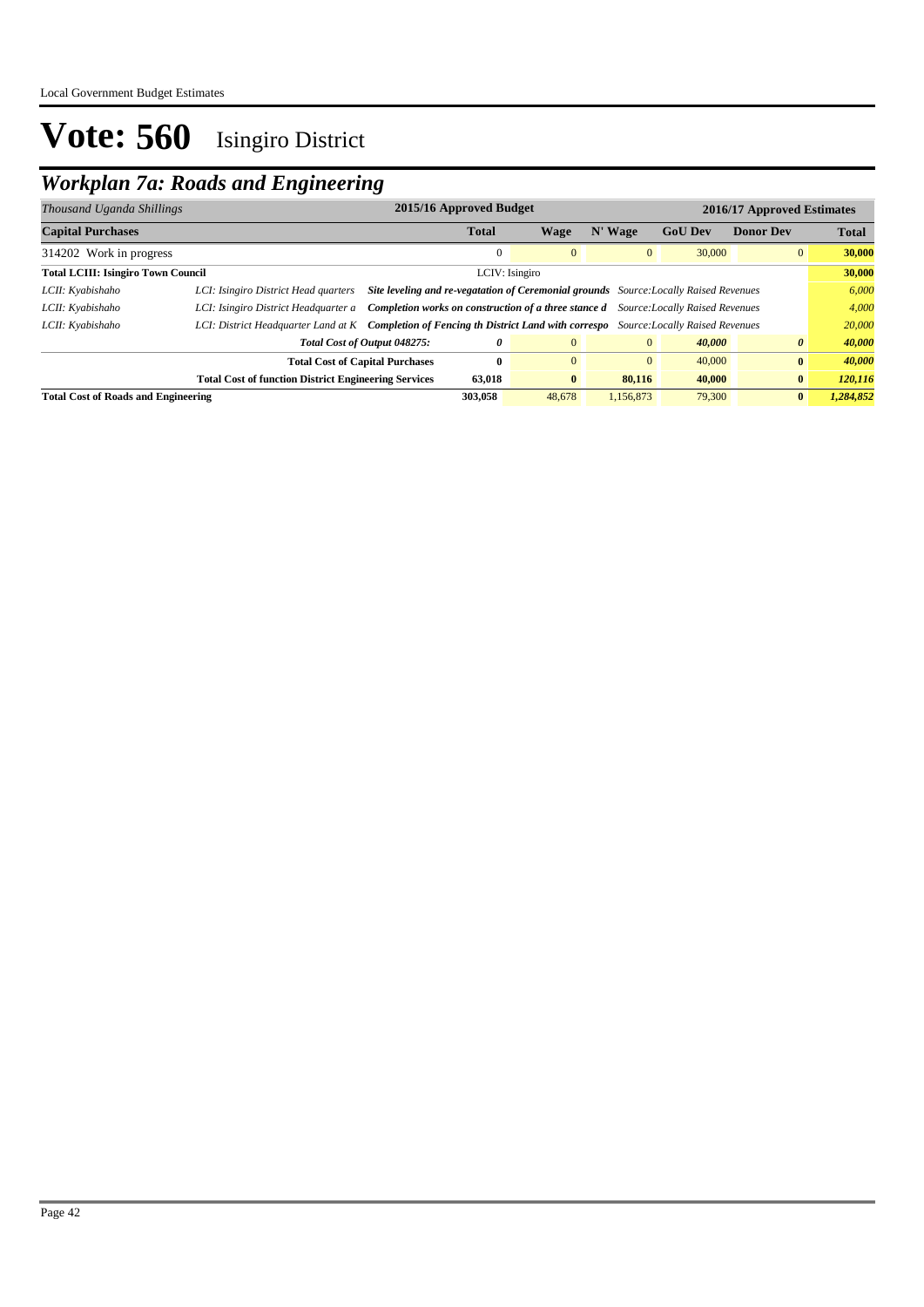# Vote: 560 Isingiro District

## *Workplan 7a: Roads and Engineering*

| *Thousand Uganda Shillings* | | | 2015/16 Approved Budget | 2016/17 Approved Estimates | | | | |
|---|---|---|---|---|---|---|---|---|
| **Capital Purchases** | | | **Total** | **Wage** | **N' Wage** | **GoU Dev** | **Donor Dev** | **Total** |
| 314202 Work in progress | | | 0 | 0 | 0 | 30,000 | 0 | **30,000** |
| **Total LCIII: Isingiro Town Council** | | | LCIV: Isingiro | | | | | **30,000** |
| *LCII: Kyabishaho* | *LCI: Isingiro District Head quarters* | ***Site leveling and re-vegatation of Ceremonial grounds*** | *Source:Locally Raised Revenues* | | | | | *6,000* |
| *LCII: Kyabishaho* | *LCI: Isingiro District Headquarter a* | ***Completion works on construction of a three stance d*** | *Source:Locally Raised Revenues* | | | | | *4,000* |
| *LCII: Kyabishaho* | *LCI: District Headquarter Land at K* | ***Completion of Fencing th District Land with correspo*** | *Source:Locally Raised Revenues* | | | | | *20,000* |
| | | *Total Cost of Output 048275:* | *0* | 0 | 0 | *40,000* | *0* | *40,000* |
| | | **Total Cost of Capital Purchases** | **0** | 0 | 0 | 40,000 | **0** | ***40,000*** |
| | **Total Cost of function District Engineering Services** | | **63,018** | **0** | **80,116** | **40,000** | **0** | ***120,116*** |
| **Total Cost of Roads and Engineering** | | | **303,058** | 48,678 | 1,156,873 | 79,300 | **0** | ***1,284,852*** |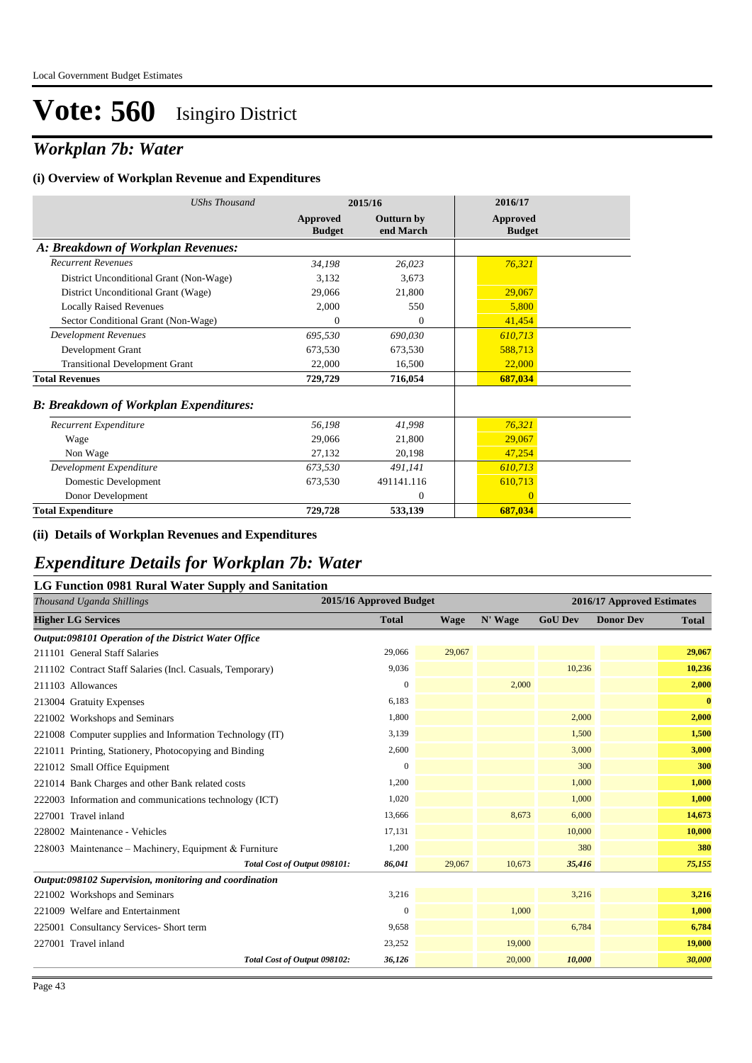Local Government Budget Estimates

# Vote: 560 Isingiro District

## *Workplan 7b: Water*

### (i) Overview of Workplan Revenue and Expenditures

| *UShs Thousand* | 2015/16 | | 2016/17 |
|---|---|---|---|
| | **Approved Budget** | **Outturn by end March** | **Approved Budget** |
| ***A: Breakdown of Workplan Revenues:*** | | | |
| *Recurrent Revenues* | *34,198* | *26,023* | *76,321* |
| District Unconditional Grant (Non-Wage) | 3,132 | 3,673 | |
| District Unconditional Grant (Wage) | 29,066 | 21,800 | 29,067 |
| Locally Raised Revenues | 2,000 | 550 | 5,800 |
| Sector Conditional Grant (Non-Wage) | 0 | 0 | 41,454 |
| *Development Revenues* | *695,530* | *690,030* | *610,713* |
| Development Grant | 673,530 | 673,530 | 588,713 |
| Transitional Development Grant | 22,000 | 16,500 | 22,000 |
| **Total Revenues** | **729,729** | **716,054** | **687,034** |
| ***B: Breakdown of Workplan Expenditures:*** | | | |
| *Recurrent Expenditure* | *56,198* | *41,998* | *76,321* |
| Wage | 29,066 | 21,800 | 29,067 |
| Non Wage | 27,132 | 20,198 | 47,254 |
| *Development Expenditure* | *673,530* | *491,141* | *610,713* |
| Domestic Development | 673,530 | 491141.116 | 610,713 |
| Donor Development | | 0 | 0 |
| **Total Expenditure** | **729,728** | **533,139** | **687,034** |

### (ii) Details of Workplan Revenues and Expenditures

## *Expenditure Details for Workplan 7b: Water*

### LG Function 0981 Rural Water Supply and Sanitation

| *Thousand Uganda Shillings* | 2015/16 Approved Budget | 2016/17 Approved Estimates | | | | |
|---|---|---|---|---|---|---|
| **Higher LG Services** | **Total** | **Wage** | **N' Wage** | **GoU Dev** | **Donor Dev** | **Total** |
| ***Output:098101 Operation of the District Water Office*** | | | | | | |
| 211101 General Staff Salaries | 29,066 | 29,067 | | | | **29,067** |
| 211102 Contract Staff Salaries (Incl. Casuals, Temporary) | 9,036 | | | 10,236 | | **10,236** |
| 211103 Allowances | 0 | | 2,000 | | | **2,000** |
| 213004 Gratuity Expenses | 6,183 | | | | | **0** |
| 221002 Workshops and Seminars | 1,800 | | | 2,000 | | **2,000** |
| 221008 Computer supplies and Information Technology (IT) | 3,139 | | | 1,500 | | **1,500** |
| 221011 Printing, Stationery, Photocopying and Binding | 2,600 | | | 3,000 | | **3,000** |
| 221012 Small Office Equipment | 0 | | | 300 | | **300** |
| 221014 Bank Charges and other Bank related costs | 1,200 | | | 1,000 | | **1,000** |
| 222003 Information and communications technology (ICT) | 1,020 | | | 1,000 | | **1,000** |
| 227001 Travel inland | 13,666 | | 8,673 | 6,000 | | **14,673** |
| 228002 Maintenance - Vehicles | 17,131 | | | 10,000 | | **10,000** |
| 228003 Maintenance – Machinery, Equipment & Furniture | 1,200 | | | 380 | | **380** |
| ***Total Cost of Output 098101:*** | ***86,041*** | 29,067 | 10,673 | ***35,416*** | | ***75,155*** |
| ***Output:098102 Supervision, monitoring and coordination*** | | | | | | |
| 221002 Workshops and Seminars | 3,216 | | | 3,216 | | **3,216** |
| 221009 Welfare and Entertainment | 0 | | 1,000 | | | **1,000** |
| 225001 Consultancy Services- Short term | 9,658 | | | 6,784 | | **6,784** |
| 227001 Travel inland | 23,252 | | 19,000 | | | **19,000** |
| ***Total Cost of Output 098102:*** | ***36,126*** | | 20,000 | ***10,000*** | | ***30,000*** |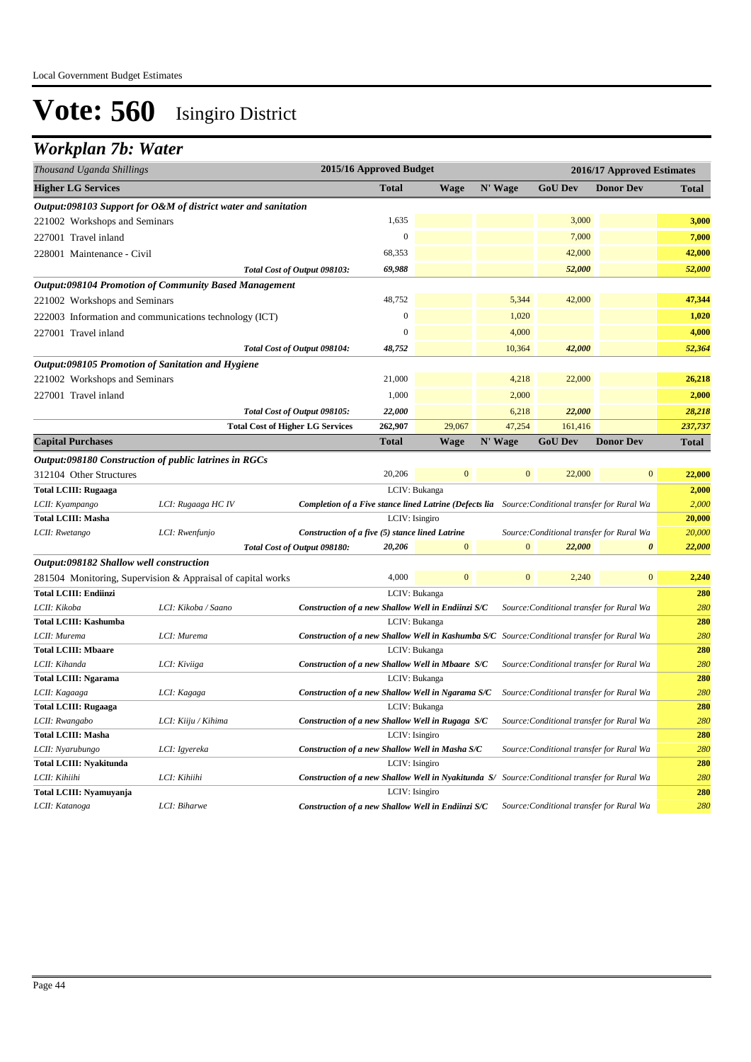# Vote: 560 Isingiro District

## Workplan 7b: Water

| Thousand Uganda Shillings | | | 2015/16 Approved Budget | 2016/17 Approved Estimates | | | | |
|---|---|---|---|---|---|---|---|---|
| **Higher LG Services** | | | **Total** | **Wage** | **N' Wage** | **GoU Dev** | **Donor Dev** | **Total** |
| ***Output:098103 Support for O&M of district water and sanitation*** | | | | | | | | |
| 221002 Workshops and Seminars | | | 1,635 | | | 3,000 | | **3,000** |
| 227001 Travel inland | | | 0 | | | 7,000 | | **7,000** |
| 228001 Maintenance - Civil | | | 68,353 | | | 42,000 | | **42,000** |
| | | *Total Cost of Output 098103:* | *69,988* | | | *52,000* | | *52,000* |
| ***Output:098104 Promotion of Community Based Management*** | | | | | | | | |
| 221002 Workshops and Seminars | | | 48,752 | | 5,344 | 42,000 | | **47,344** |
| 222003 Information and communications technology (ICT) | | | 0 | | 1,020 | | | **1,020** |
| 227001 Travel inland | | | 0 | | 4,000 | | | **4,000** |
| | | *Total Cost of Output 098104:* | *48,752* | | 10,364 | *42,000* | | *52,364* |
| ***Output:098105 Promotion of Sanitation and Hygiene*** | | | | | | | | |
| 221002 Workshops and Seminars | | | 21,000 | | 4,218 | 22,000 | | **26,218** |
| 227001 Travel inland | | | 1,000 | | 2,000 | | | **2,000** |
| | | *Total Cost of Output 098105:* | *22,000* | | 6,218 | *22,000* | | *28,218* |
| | | **Total Cost of Higher LG Services** | **262,907** | 29,067 | 47,254 | 161,416 | | ***237,737*** |
| **Capital Purchases** | | | **Total** | **Wage** | **N' Wage** | **GoU Dev** | **Donor Dev** | **Total** |
| ***Output:098180 Construction of public latrines in RGCs*** | | | | | | | | |
| 312104 Other Structures | | | 20,206 | 0 | 0 | 22,000 | 0 | **22,000** |
| **Total LCIII: Rugaaga** | | | LCIV: Bukanga | | | | | **2,000** |
| *LCII: Kyampango* | *LCI: Rugaaga HC IV* | ***Completion of a Five stance lined Latrine (Defects lia*** | *Source:Conditional transfer for Rural Wa* | | | | | *2,000* |
| **Total LCIII: Masha** | | | LCIV: Isingiro | | | | | **20,000** |
| *LCII: Rwetango* | *LCI: Rwenfunjo* | ***Construction of a five (5) stance lined Latrine*** | *Source:Conditional transfer for Rural Wa* | | | | | *20,000* |
| | | *Total Cost of Output 098180:* | *20,206* | 0 | 0 | *22,000* | *0* | *22,000* |
| ***Output:098182 Shallow well construction*** | | | | | | | | |
| 281504 Monitoring, Supervision & Appraisal of capital works | | | 4,000 | 0 | 0 | 2,240 | 0 | **2,240** |
| **Total LCIII: Endiinzi** | | | LCIV: Bukanga | | | | | **280** |
| *LCII: Kikoba* | *LCI: Kikoba / Saano* | ***Construction of a new Shallow Well in Endiinzi S/C*** | *Source:Conditional transfer for Rural Wa* | | | | | *280* |
| **Total LCIII: Kashumba** | | | LCIV: Bukanga | | | | | **280** |
| *LCII: Murema* | *LCI: Murema* | ***Construction of a new Shallow Well in Kashumba S/C*** | *Source:Conditional transfer for Rural Wa* | | | | | *280* |
| **Total LCIII: Mbaare** | | | LCIV: Bukanga | | | | | **280** |
| *LCII: Kihanda* | *LCI: Kiviiga* | ***Construction of a new Shallow Well in Mbaare S/C*** | *Source:Conditional transfer for Rural Wa* | | | | | *280* |
| **Total LCIII: Ngarama** | | | LCIV: Bukanga | | | | | **280** |
| *LCII: Kagaaga* | *LCI: Kagaga* | ***Construction of a new Shallow Well in Ngarama S/C*** | *Source:Conditional transfer for Rural Wa* | | | | | *280* |
| **Total LCIII: Rugaaga** | | | LCIV: Bukanga | | | | | **280** |
| *LCII: Rwangabo* | *LCI: Kiiju / Kihima* | ***Construction of a new Shallow Well in Rugaga S/C*** | *Source:Conditional transfer for Rural Wa* | | | | | *280* |
| **Total LCIII: Masha** | | | LCIV: Isingiro | | | | | **280** |
| *LCII: Nyarubungo* | *LCI: Igyereka* | ***Construction of a new Shallow Well in Masha S/C*** | *Source:Conditional transfer for Rural Wa* | | | | | *280* |
| **Total LCIII: Nyakitunda** | | | LCIV: Isingiro | | | | | **280** |
| *LCII: Kihiihi* | *LCI: Kihiihi* | ***Construction of a new Shallow Well in Nyakitunda S/*** | *Source:Conditional transfer for Rural Wa* | | | | | *280* |
| **Total LCIII: Nyamuyanja** | | | LCIV: Isingiro | | | | | **280** |
| *LCII: Katanoga* | *LCI: Biharwe* | ***Construction of a new Shallow Well in Endiinzi S/C*** | *Source:Conditional transfer for Rural Wa* | | | | | *280* |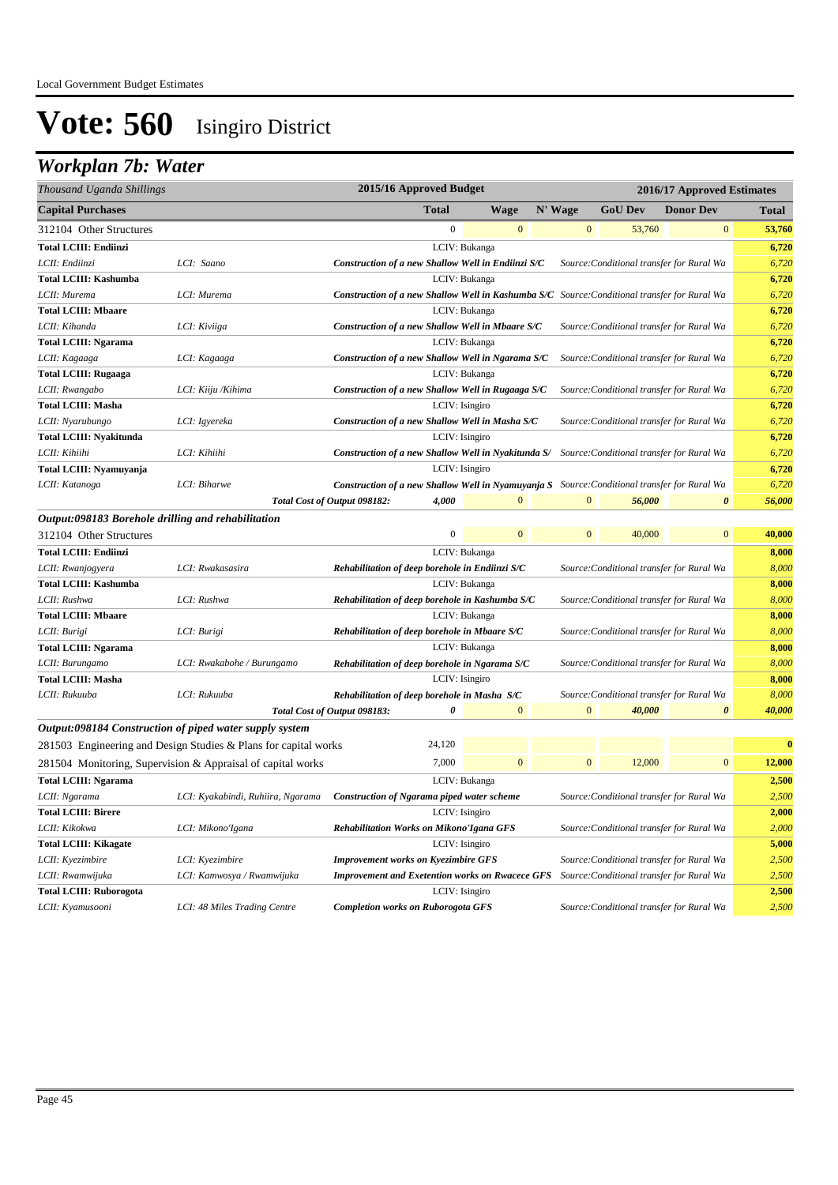Local Government Budget Estimates

# Vote: 560 Isingiro District

## Workplan 7b: Water

| Thousand Uganda Shillings | | | 2015/16 Approved Budget | | 2016/17 Approved Estimates | | | |
|---|---|---|---|---|---|---|---|---|
| **Capital Purchases** | | | **Total** | **Wage** | **N' Wage** | **GoU Dev** | **Donor Dev** | **Total** |
| 312104 Other Structures | | | 0 | 0 | 0 | 53,760 | 0 | **53,760** |
| **Total LCIII: Endiinzi** | | | LCIV: Bukanga | | | | | **6,720** |
| *LCII: Endiinzi* | *LCI: Saano* | ***Construction of a new Shallow Well in Endiinzi S/C*** | | | *Source:Conditional transfer for Rural Wa* | | | *6,720* |
| **Total LCIII: Kashumba** | | | LCIV: Bukanga | | | | | **6,720** |
| *LCII: Murema* | *LCI: Murema* | ***Construction of a new Shallow Well in Kashumba S/C*** | | | *Source:Conditional transfer for Rural Wa* | | | *6,720* |
| **Total LCIII: Mbaare** | | | LCIV: Bukanga | | | | | **6,720** |
| *LCII: Kihanda* | *LCI: Kiviiga* | ***Construction of a new Shallow Well in Mbaare S/C*** | | | *Source:Conditional transfer for Rural Wa* | | | *6,720* |
| **Total LCIII: Ngarama** | | | LCIV: Bukanga | | | | | **6,720** |
| *LCII: Kagaaga* | *LCI: Kagaaga* | ***Construction of a new Shallow Well in Ngarama S/C*** | | | *Source:Conditional transfer for Rural Wa* | | | *6,720* |
| **Total LCIII: Rugaaga** | | | LCIV: Bukanga | | | | | **6,720** |
| *LCII: Rwangabo* | *LCI: Kiiju /Kihima* | ***Construction of a new Shallow Well in Rugaaga S/C*** | | | *Source:Conditional transfer for Rural Wa* | | | *6,720* |
| **Total LCIII: Masha** | | | LCIV: Isingiro | | | | | **6,720** |
| *LCII: Nyarubungo* | *LCI: Igyereka* | ***Construction of a new Shallow Well in Masha S/C*** | | | *Source:Conditional transfer for Rural Wa* | | | *6,720* |
| **Total LCIII: Nyakitunda** | | | LCIV: Isingiro | | | | | **6,720** |
| *LCII: Kihiihi* | *LCI: Kihiihi* | ***Construction of a new Shallow Well in Nyakitunda S/*** | | | *Source:Conditional transfer for Rural Wa* | | | *6,720* |
| **Total LCIII: Nyamuyanja** | | | LCIV: Isingiro | | | | | **6,720** |
| *LCII: Katanoga* | *LCI: Biharwe* | ***Construction of a new Shallow Well in Nyamuyanja S*** | | | *Source:Conditional transfer for Rural Wa* | | | *6,720* |
| | | ***Total Cost of Output 098182:*** | ***4,000*** | 0 | 0 | ***56,000*** | ***0*** | ***56,000*** |
| ***Output:098183 Borehole drilling and rehabilitation*** | | | | | | | | |
| 312104 Other Structures | | | 0 | 0 | 0 | 40,000 | 0 | **40,000** |
| **Total LCIII: Endiinzi** | | | LCIV: Bukanga | | | | | **8,000** |
| *LCII: Rwanjogyera* | *LCI: Rwakasasira* | ***Rehabilitation of deep borehole in Endiinzi S/C*** | | | *Source:Conditional transfer for Rural Wa* | | | *8,000* |
| **Total LCIII: Kashumba** | | | LCIV: Bukanga | | | | | **8,000** |
| *LCII: Rushwa* | *LCI: Rushwa* | ***Rehabilitation of deep borehole in Kashumba S/C*** | | | *Source:Conditional transfer for Rural Wa* | | | *8,000* |
| **Total LCIII: Mbaare** | | | LCIV: Bukanga | | | | | **8,000** |
| *LCII: Burigi* | *LCI: Burigi* | ***Rehabilitation of deep borehole in Mbaare S/C*** | | | *Source:Conditional transfer for Rural Wa* | | | *8,000* |
| **Total LCIII: Ngarama** | | | LCIV: Bukanga | | | | | **8,000** |
| *LCII: Burungamo* | *LCI: Rwakabohe / Burungamo* | ***Rehabilitation of deep borehole in Ngarama S/C*** | | | *Source:Conditional transfer for Rural Wa* | | | *8,000* |
| **Total LCIII: Masha** | | | LCIV: Isingiro | | | | | **8,000** |
| *LCII: Rukuuba* | *LCI: Rukuuba* | ***Rehabilitation of deep borehole in Masha S/C*** | | | *Source:Conditional transfer for Rural Wa* | | | *8,000* |
| | | ***Total Cost of Output 098183:*** | ***0*** | 0 | 0 | ***40,000*** | ***0*** | ***40,000*** |
| ***Output:098184 Construction of piped water supply system*** | | | | | | | | |
| 281503 Engineering and Design Studies & Plans for capital works | | | 24,120 | | | | | **0** |
| 281504 Monitoring, Supervision & Appraisal of capital works | | | 7,000 | 0 | 0 | 12,000 | 0 | **12,000** |
| **Total LCIII: Ngarama** | | | LCIV: Bukanga | | | | | **2,500** |
| *LCII: Ngarama* | *LCI: Kyakabindi, Ruhiira, Ngarama* | ***Construction of Ngarama piped water scheme*** | | | *Source:Conditional transfer for Rural Wa* | | | *2,500* |
| **Total LCIII: Birere** | | | LCIV: Isingiro | | | | | **2,000** |
| *LCII: Kikokwa* | *LCI: Mikono'Igana* | ***Rehabilitation Works on Mikono'Igana GFS*** | | | *Source:Conditional transfer for Rural Wa* | | | *2,000* |
| **Total LCIII: Kikagate** | | | LCIV: Isingiro | | | | | **5,000** |
| *LCII: Kyezimbire* | *LCI: Kyezimbire* | ***Improvement works on Kyezimbire GFS*** | | | *Source:Conditional transfer for Rural Wa* | | | *2,500* |
| *LCII: Rwamwijuka* | *LCI: Kamwosya / Rwamwijuka* | ***Improvement and Exetention works on Rwacece GFS*** | | | *Source:Conditional transfer for Rural Wa* | | | *2,500* |
| **Total LCIII: Ruborogota** | | | LCIV: Isingiro | | | | | **2,500** |
| *LCII: Kyamusooni* | *LCI: 48 Miles Trading Centre* | ***Completion works on Ruborogota GFS*** | | | *Source:Conditional transfer for Rural Wa* | | | *2,500* |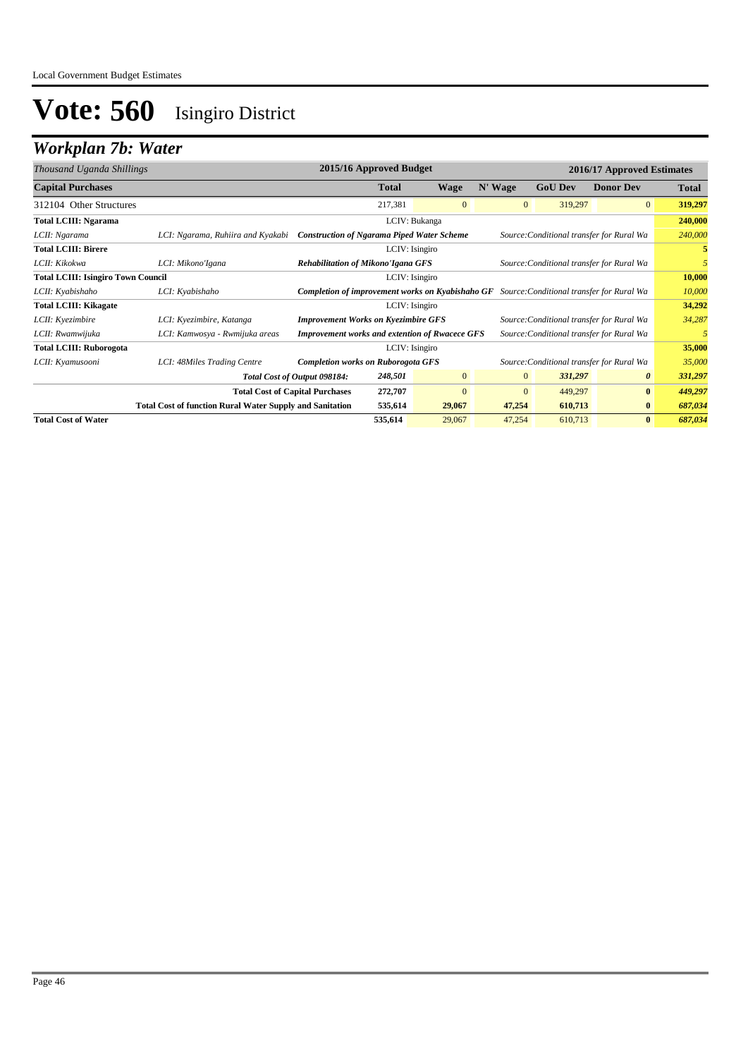# Vote: 560 Isingiro District

## Workplan 7b: Water

| *Thousand Uganda Shillings* | | | 2015/16 Approved Budget | 2016/17 Approved Estimates | | | | |
|---|---|---|---|---|---|---|---|---|
| **Capital Purchases** | | | **Total** | **Wage** | **N' Wage** | **GoU Dev** | **Donor Dev** | **Total** |
| 312104 Other Structures | | | 217,381 | 0 | 0 | 319,297 | 0 | **319,297** |
| **Total LCIII: Ngarama** | | LCIV: Bukanga | | | | | | **240,000** |
| *LCII: Ngarama* | *LCI: Ngarama, Ruhiira and Kyakabi* | ***Construction of Ngarama Piped Water Scheme*** | | | *Source:Conditional transfer for Rural Wa* | | | *240,000* |
| **Total LCIII: Birere** | | LCIV: Isingiro | | | | | | **5** |
| *LCII: Kikokwa* | *LCI: Mikono'Igana* | ***Rehabilitation of Mikono'Igana GFS*** | | | *Source:Conditional transfer for Rural Wa* | | | *5* |
| **Total LCIII: Isingiro Town Council** | | LCIV: Isingiro | | | | | | **10,000** |
| *LCII: Kyabishaho* | *LCI: Kyabishaho* | ***Completion of improvement works on Kyabishaho GF*** | | | *Source:Conditional transfer for Rural Wa* | | | *10,000* |
| **Total LCIII: Kikagate** | | LCIV: Isingiro | | | | | | **34,292** |
| *LCII: Kyezimbire* | *LCI: Kyezimbire, Katanga* | ***Improvement Works on Kyezimbire GFS*** | | | *Source:Conditional transfer for Rural Wa* | | | *34,287* |
| *LCII: Rwamwijuka* | *LCI: Kamwosya - Rwmijuka areas* | ***Improvement works and extention of Rwacece GFS*** | | | *Source:Conditional transfer for Rural Wa* | | | *5* |
| **Total LCIII: Ruborogota** | | LCIV: Isingiro | | | | | | **35,000** |
| *LCII: Kyamusooni* | *LCI: 48Miles Trading Centre* | ***Completion works on Ruborogota GFS*** | | | *Source:Conditional transfer for Rural Wa* | | | *35,000* |
| | | ***Total Cost of Output 098184:*** | ***248,501*** | 0 | 0 | ***331,297*** | ***0*** | ***331,297*** |
| | | **Total Cost of Capital Purchases** | **272,707** | 0 | 0 | 449,297 | **0** | ***449,297*** |
| | **Total Cost of function Rural Water Supply and Sanitation** | | **535,614** | **29,067** | **47,254** | **610,713** | **0** | ***687,034*** |
| **Total Cost of Water** | | | **535,614** | 29,067 | 47,254 | 610,713 | **0** | ***687,034*** |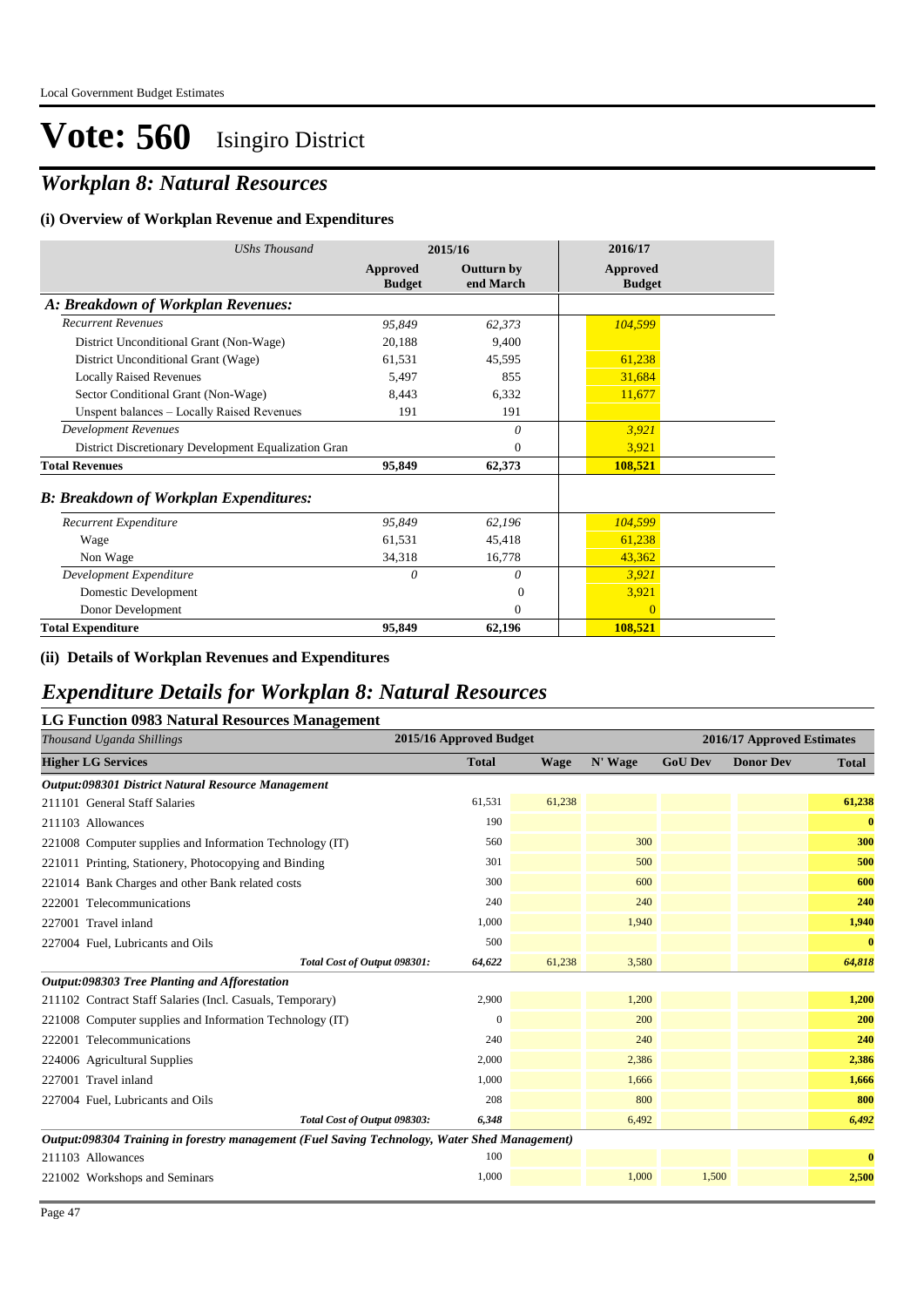# Vote: 560 Isingiro District

## *Workplan 8: Natural Resources*

### (i) Overview of Workplan Revenue and Expenditures

| *UShs Thousand* | 2015/16 | | 2016/17 |
|---|---|---|---|
| | **Approved Budget** | **Outturn by end March** | **Approved Budget** |
| ***A: Breakdown of Workplan Revenues:*** | | | |
| *Recurrent Revenues* | *95,849* | *62,373* | *104,599* |
| District Unconditional Grant (Non-Wage) | 20,188 | 9,400 | |
| District Unconditional Grant (Wage) | 61,531 | 45,595 | 61,238 |
| Locally Raised Revenues | 5,497 | 855 | 31,684 |
| Sector Conditional Grant (Non-Wage) | 8,443 | 6,332 | 11,677 |
| Unspent balances – Locally Raised Revenues | 191 | 191 | |
| *Development Revenues* | | *0* | *3,921* |
| District Discretionary Development Equalization Gran | | 0 | 3,921 |
| **Total Revenues** | **95,849** | **62,373** | **108,521** |
| ***B: Breakdown of Workplan Expenditures:*** | | | |
| *Recurrent Expenditure* | *95,849* | *62,196* | *104,599* |
| Wage | 61,531 | 45,418 | 61,238 |
| Non Wage | 34,318 | 16,778 | 43,362 |
| *Development Expenditure* | *0* | *0* | *3,921* |
| Domestic Development | | 0 | 3,921 |
| Donor Development | | 0 | 0 |
| **Total Expenditure** | **95,849** | **62,196** | **108,521** |

### (ii) Details of Workplan Revenues and Expenditures

## *Expenditure Details for Workplan 8: Natural Resources*

### LG Function 0983 Natural Resources Management

| *Thousand Uganda Shillings* | 2015/16 Approved Budget | 2016/17 Approved Estimates | | | | |
|---|---|---|---|---|---|---|
| **Higher LG Services** | **Total** | **Wage** | **N' Wage** | **GoU Dev** | **Donor Dev** | **Total** |
| ***Output:098301 District Natural Resource Management*** | | | | | | |
| 211101 General Staff Salaries | 61,531 | 61,238 | | | | **61,238** |
| 211103 Allowances | 190 | | | | | **0** |
| 221008 Computer supplies and Information Technology (IT) | 560 | | 300 | | | **300** |
| 221011 Printing, Stationery, Photocopying and Binding | 301 | | 500 | | | **500** |
| 221014 Bank Charges and other Bank related costs | 300 | | 600 | | | **600** |
| 222001 Telecommunications | 240 | | 240 | | | **240** |
| 227001 Travel inland | 1,000 | | 1,940 | | | **1,940** |
| 227004 Fuel, Lubricants and Oils | 500 | | | | | **0** |
| ***Total Cost of Output 098301:*** | ***64,622*** | 61,238 | 3,580 | | | ***64,818*** |
| ***Output:098303 Tree Planting and Afforestation*** | | | | | | |
| 211102 Contract Staff Salaries (Incl. Casuals, Temporary) | 2,900 | | 1,200 | | | **1,200** |
| 221008 Computer supplies and Information Technology (IT) | 0 | | 200 | | | **200** |
| 222001 Telecommunications | 240 | | 240 | | | **240** |
| 224006 Agricultural Supplies | 2,000 | | 2,386 | | | **2,386** |
| 227001 Travel inland | 1,000 | | 1,666 | | | **1,666** |
| 227004 Fuel, Lubricants and Oils | 208 | | 800 | | | **800** |
| ***Total Cost of Output 098303:*** | ***6,348*** | | 6,492 | | | ***6,492*** |
| ***Output:098304 Training in forestry management (Fuel Saving Technology, Water Shed Management)*** | | | | | | |
| 211103 Allowances | 100 | | | | | **0** |
| 221002 Workshops and Seminars | 1,000 | | 1,000 | 1,500 | | **2,500** |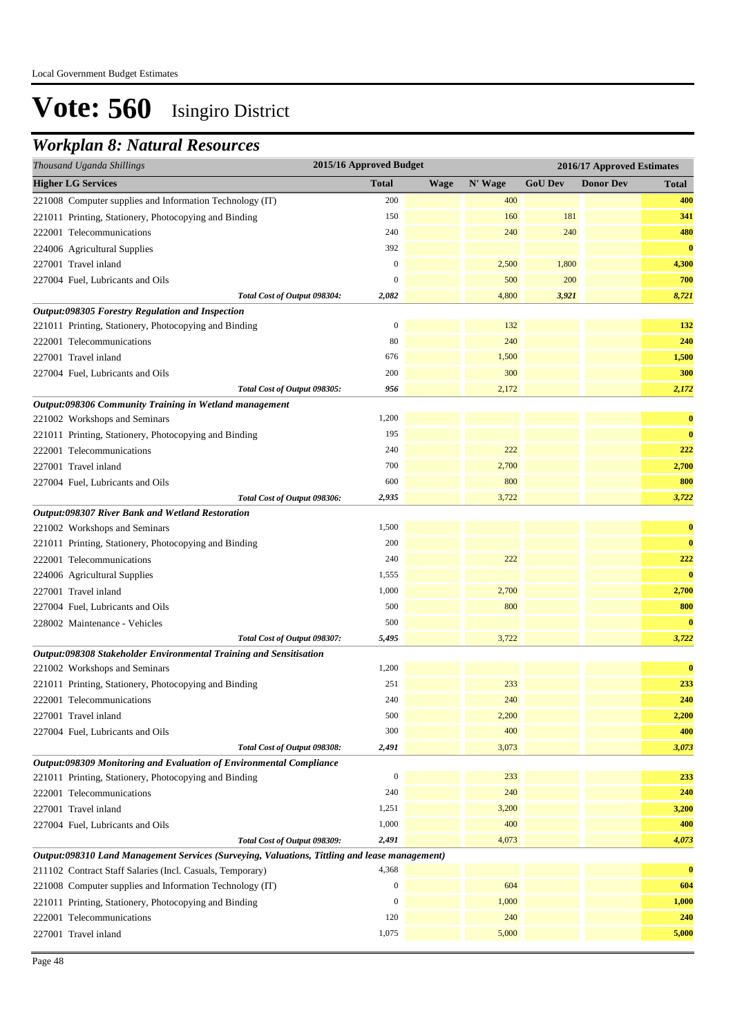# Vote: 560 Isingiro District

## *Workplan 8: Natural Resources*

| *Thousand Uganda Shillings* | 2015/16 Approved Budget | 2016/17 Approved Estimates | | | | |
|---|---|---|---|---|---|---|
| **Higher LG Services** | **Total** | **Wage** | **N' Wage** | **GoU Dev** | **Donor Dev** | **Total** |
| 221008 Computer supplies and Information Technology (IT) | 200 | | 400 | | | **400** |
| 221011 Printing, Stationery, Photocopying and Binding | 150 | | 160 | 181 | | **341** |
| 222001 Telecommunications | 240 | | 240 | 240 | | **480** |
| 224006 Agricultural Supplies | 392 | | | | | **0** |
| 227001 Travel inland | 0 | | 2,500 | 1,800 | | **4,300** |
| 227004 Fuel, Lubricants and Oils | 0 | | 500 | 200 | | **700** |
| *Total Cost of Output 098304:* | *2,082* | | *4,800* | *3,921* | | *8,721* |
| ***Output:098305 Forestry Regulation and Inspection*** | | | | | | |
| 221011 Printing, Stationery, Photocopying and Binding | 0 | | 132 | | | **132** |
| 222001 Telecommunications | 80 | | 240 | | | **240** |
| 227001 Travel inland | 676 | | 1,500 | | | **1,500** |
| 227004 Fuel, Lubricants and Oils | 200 | | 300 | | | **300** |
| *Total Cost of Output 098305:* | *956* | | *2,172* | | | *2,172* |
| ***Output:098306 Community Training in Wetland management*** | | | | | | |
| 221002 Workshops and Seminars | 1,200 | | | | | **0** |
| 221011 Printing, Stationery, Photocopying and Binding | 195 | | | | | **0** |
| 222001 Telecommunications | 240 | | 222 | | | **222** |
| 227001 Travel inland | 700 | | 2,700 | | | **2,700** |
| 227004 Fuel, Lubricants and Oils | 600 | | 800 | | | **800** |
| *Total Cost of Output 098306:* | *2,935* | | *3,722* | | | *3,722* |
| ***Output:098307 River Bank and Wetland Restoration*** | | | | | | |
| 221002 Workshops and Seminars | 1,500 | | | | | **0** |
| 221011 Printing, Stationery, Photocopying and Binding | 200 | | | | | **0** |
| 222001 Telecommunications | 240 | | 222 | | | **222** |
| 224006 Agricultural Supplies | 1,555 | | | | | **0** |
| 227001 Travel inland | 1,000 | | 2,700 | | | **2,700** |
| 227004 Fuel, Lubricants and Oils | 500 | | 800 | | | **800** |
| 228002 Maintenance - Vehicles | 500 | | | | | **0** |
| *Total Cost of Output 098307:* | *5,495* | | *3,722* | | | *3,722* |
| ***Output:098308 Stakeholder Environmental Training and Sensitisation*** | | | | | | |
| 221002 Workshops and Seminars | 1,200 | | | | | **0** |
| 221011 Printing, Stationery, Photocopying and Binding | 251 | | 233 | | | **233** |
| 222001 Telecommunications | 240 | | 240 | | | **240** |
| 227001 Travel inland | 500 | | 2,200 | | | **2,200** |
| 227004 Fuel, Lubricants and Oils | 300 | | 400 | | | **400** |
| *Total Cost of Output 098308:* | *2,491* | | *3,073* | | | *3,073* |
| ***Output:098309 Monitoring and Evaluation of Environmental Compliance*** | | | | | | |
| 221011 Printing, Stationery, Photocopying and Binding | 0 | | 233 | | | **233** |
| 222001 Telecommunications | 240 | | 240 | | | **240** |
| 227001 Travel inland | 1,251 | | 3,200 | | | **3,200** |
| 227004 Fuel, Lubricants and Oils | 1,000 | | 400 | | | **400** |
| *Total Cost of Output 098309:* | *2,491* | | *4,073* | | | *4,073* |
| ***Output:098310 Land Management Services (Surveying, Valuations, Tittling and lease management)*** | | | | | | |
| 211102 Contract Staff Salaries (Incl. Casuals, Temporary) | 4,368 | | | | | **0** |
| 221008 Computer supplies and Information Technology (IT) | 0 | | 604 | | | **604** |
| 221011 Printing, Stationery, Photocopying and Binding | 0 | | 1,000 | | | **1,000** |
| 222001 Telecommunications | 120 | | 240 | | | **240** |
| 227001 Travel inland | 1,075 | | 5,000 | | | **5,000** |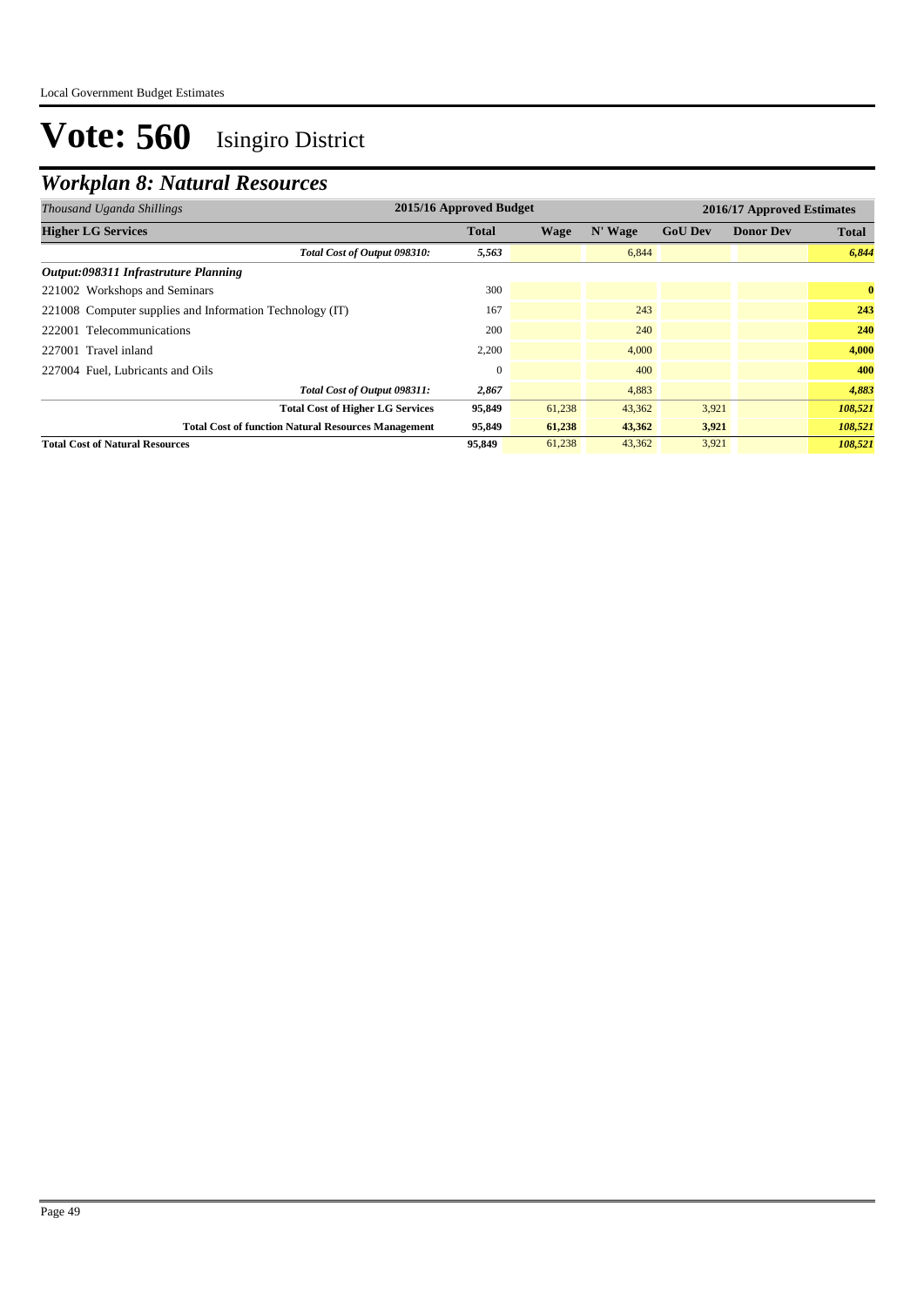# Vote: 560 Isingiro District

## *Workplan 8: Natural Resources*

| *Thousand Uganda Shillings* | 2015/16 Approved Budget | 2016/17 Approved Estimates | | | | |
|---|---|---|---|---|---|---|
| **Higher LG Services** | **Total** | **Wage** | **N' Wage** | **GoU Dev** | **Donor Dev** | **Total** |
| ***Total Cost of Output 098310:*** | ***5,563*** | | 6,844 | | | ***6,844*** |
| ***Output:098311 Infrastruture Planning*** | | | | | | |
| 221002 Workshops and Seminars | 300 | | | | | **0** |
| 221008 Computer supplies and Information Technology (IT) | 167 | | 243 | | | **243** |
| 222001 Telecommunications | 200 | | 240 | | | **240** |
| 227001 Travel inland | 2,200 | | 4,000 | | | **4,000** |
| 227004 Fuel, Lubricants and Oils | 0 | | 400 | | | **400** |
| ***Total Cost of Output 098311:*** | ***2,867*** | | 4,883 | | | ***4,883*** |
| **Total Cost of Higher LG Services** | **95,849** | 61,238 | 43,362 | 3,921 | | ***108,521*** |
| **Total Cost of function Natural Resources Management** | **95,849** | **61,238** | **43,362** | **3,921** | | ***108,521*** |
| **Total Cost of Natural Resources** | **95,849** | 61,238 | 43,362 | 3,921 | | ***108,521*** |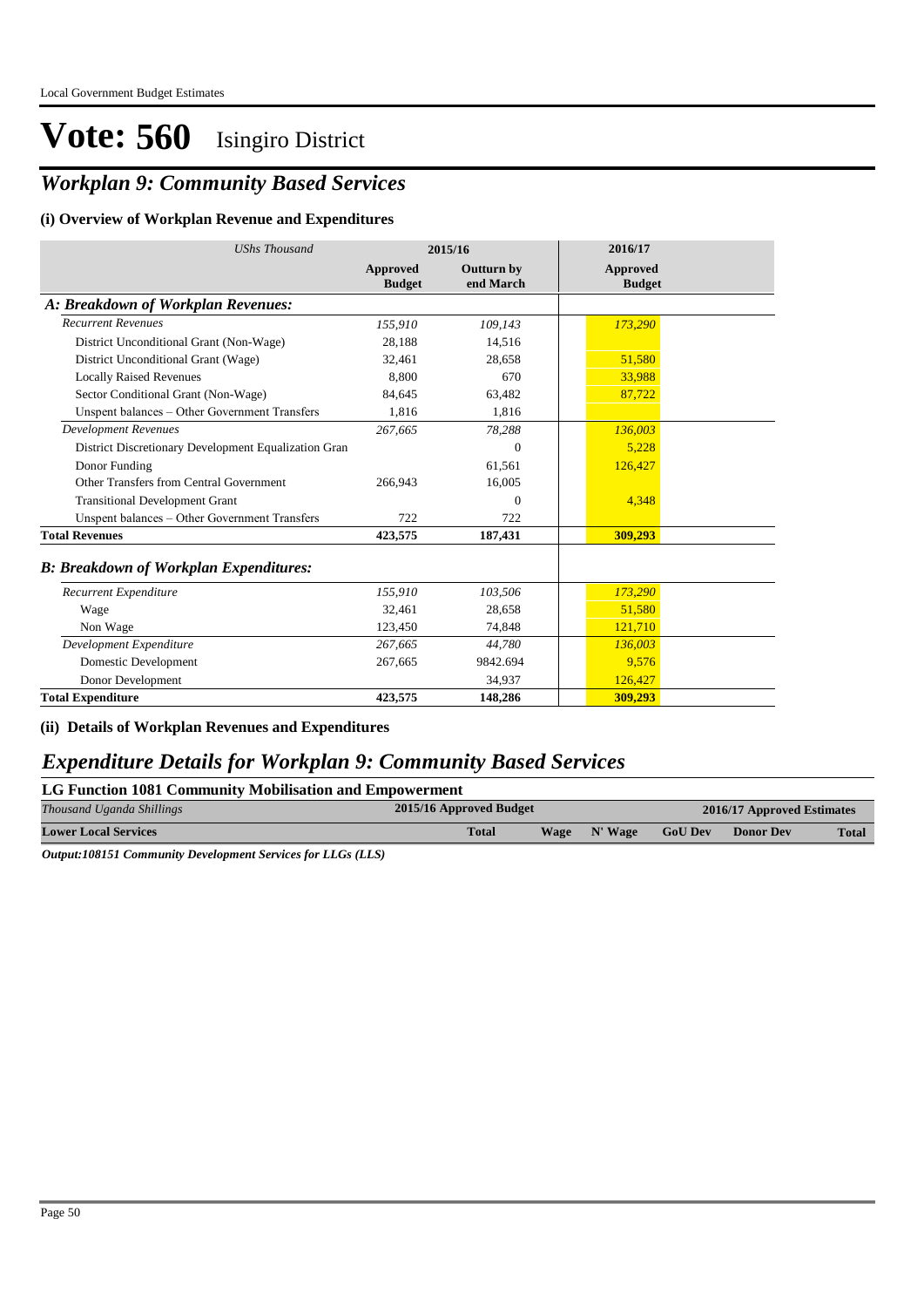# Vote: 560 Isingiro District

## *Workplan 9: Community Based Services*

### (i) Overview of Workplan Revenue and Expenditures

| *UShs Thousand* | 2015/16 | | 2016/17 |
|---|---|---|---|
| | **Approved Budget** | **Outturn by end March** | **Approved Budget** |
| ***A: Breakdown of Workplan Revenues:*** | | | |
| *Recurrent Revenues* | *155,910* | *109,143* | *173,290* |
| District Unconditional Grant (Non-Wage) | 28,188 | 14,516 | |
| District Unconditional Grant (Wage) | 32,461 | 28,658 | 51,580 |
| Locally Raised Revenues | 8,800 | 670 | 33,988 |
| Sector Conditional Grant (Non-Wage) | 84,645 | 63,482 | 87,722 |
| Unspent balances – Other Government Transfers | 1,816 | 1,816 | |
| *Development Revenues* | *267,665* | *78,288* | *136,003* |
| District Discretionary Development Equalization Gran | | 0 | 5,228 |
| Donor Funding | | 61,561 | 126,427 |
| Other Transfers from Central Government | 266,943 | 16,005 | |
| Transitional Development Grant | | 0 | 4,348 |
| Unspent balances – Other Government Transfers | 722 | 722 | |
| **Total Revenues** | **423,575** | **187,431** | **309,293** |
| ***B: Breakdown of Workplan Expenditures:*** | | | |
| *Recurrent Expenditure* | *155,910* | *103,506* | *173,290* |
| Wage | 32,461 | 28,658 | 51,580 |
| Non Wage | 123,450 | 74,848 | 121,710 |
| *Development Expenditure* | *267,665* | *44,780* | *136,003* |
| Domestic Development | 267,665 | 9842.694 | 9,576 |
| Donor Development | | 34,937 | 126,427 |
| **Total Expenditure** | **423,575** | **148,286** | **309,293** |

### (ii) Details of Workplan Revenues and Expenditures

## *Expenditure Details for Workplan 9: Community Based Services*

### LG Function 1081 Community Mobilisation and Empowerment

| *Thousand Uganda Shillings* | 2015/16 Approved Budget | 2016/17 Approved Estimates | | | | |
|---|---|---|---|---|---|---|
| **Lower Local Services** | **Total** | **Wage** | **N' Wage** | **GoU Dev** | **Donor Dev** | **Total** |

***Output:108151 Community Development Services for LLGs (LLS)***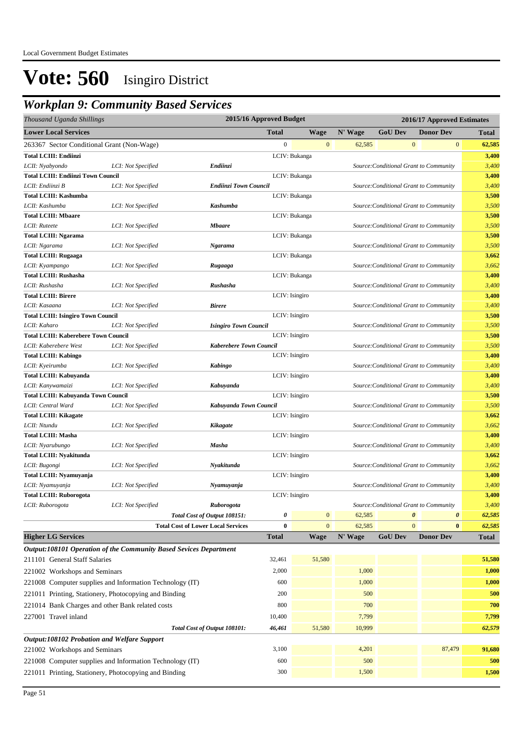Local Government Budget Estimates

# Vote: 560 Isingiro District

## Workplan 9: Community Based Services

| Thousand Uganda Shillings | | | 2015/16 Approved Budget | | 2016/17 Approved Estimates | | | |
|---|---|---|---|---|---|---|---|---|
| **Lower Local Services** | | | **Total** | **Wage** | **N' Wage** | **GoU Dev** | **Donor Dev** | **Total** |
| 263367 Sector Conditional Grant (Non-Wage) | | | 0 | 0 | 62,585 | 0 | 0 | 62,585 |
| **Total LCIII: Endiinzi** | | | LCIV: Bukanga | | | | | **3,400** |
| *LCII: Nyabyondo* | *LCI: Not Specified* | *Endiinzi* | | | *Source:Conditional Grant to Community* | | | *3,400* |
| **Total LCIII: Endiinzi Town Council** | | | LCIV: Bukanga | | | | | **3,400** |
| *LCII: Endiinzi B* | *LCI: Not Specified* | *Endiinzi Town Council* | | | *Source:Conditional Grant to Community* | | | *3,400* |
| **Total LCIII: Kashumba** | | | LCIV: Bukanga | | | | | **3,500** |
| *LCII: Kashumba* | *LCI: Not Specified* | *Kashumba* | | | *Source:Conditional Grant to Community* | | | *3,500* |
| **Total LCIII: Mbaare** | | | LCIV: Bukanga | | | | | **3,500** |
| *LCII: Ruteete* | *LCI: Not Specified* | *Mbaare* | | | *Source:Conditional Grant to Community* | | | *3,500* |
| **Total LCIII: Ngarama** | | | LCIV: Bukanga | | | | | **3,500** |
| *LCII: Ngarama* | *LCI: Not Specified* | *Ngarama* | | | *Source:Conditional Grant to Community* | | | *3,500* |
| **Total LCIII: Rugaaga** | | | LCIV: Bukanga | | | | | **3,662** |
| *LCII: Kyampango* | *LCI: Not Specified* | *Rugaaga* | | | *Source:Conditional Grant to Community* | | | *3,662* |
| **Total LCIII: Rushasha** | | | LCIV: Bukanga | | | | | **3,400** |
| *LCII: Rushasha* | *LCI: Not Specified* | *Rushasha* | | | *Source:Conditional Grant to Community* | | | *3,400* |
| **Total LCIII: Birere** | | | LCIV: Isingiro | | | | | **3,400** |
| *LCII: Kasaana* | *LCI: Not Specified* | *Birere* | | | *Source:Conditional Grant to Community* | | | *3,400* |
| **Total LCIII: Isingiro Town Council** | | | LCIV: Isingiro | | | | | **3,500** |
| *LCII: Kaharo* | *LCI: Not Specified* | *Isingiro Town Council* | | | *Source:Conditional Grant to Community* | | | *3,500* |
| **Total LCIII: Kaberebere Town Council** | | | LCIV: Isingiro | | | | | **3,500** |
| *LCII: Kaberebere West* | *LCI: Not Specified* | *Kaberebere Town Council* | | | *Source:Conditional Grant to Community* | | | *3,500* |
| **Total LCIII: Kabingo** | | | LCIV: Isingiro | | | | | **3,400** |
| *LCII: Kyeirumba* | *LCI: Not Specified* | *Kabingo* | | | *Source:Conditional Grant to Community* | | | *3,400* |
| **Total LCIII: Kabuyanda** | | | LCIV: Isingiro | | | | | **3,400** |
| *LCII: Kanywamaizi* | *LCI: Not Specified* | *Kabuyanda* | | | *Source:Conditional Grant to Community* | | | *3,400* |
| **Total LCIII: Kabuyanda Town Council** | | | LCIV: Isingiro | | | | | **3,500** |
| *LCII: Central Ward* | *LCI: Not Specified* | *Kabuyanda Town Council* | | | *Source:Conditional Grant to Community* | | | *3,500* |
| **Total LCIII: Kikagate** | | | LCIV: Isingiro | | | | | **3,662** |
| *LCII: Ntundu* | *LCI: Not Specified* | *Kikagate* | | | *Source:Conditional Grant to Community* | | | *3,662* |
| **Total LCIII: Masha** | | | LCIV: Isingiro | | | | | **3,400** |
| *LCII: Nyarubungo* | *LCI: Not Specified* | *Masha* | | | *Source:Conditional Grant to Community* | | | *3,400* |
| **Total LCIII: Nyakitunda** | | | LCIV: Isingiro | | | | | **3,662** |
| *LCII: Bugongi* | *LCI: Not Specified* | *Nyakitunda* | | | *Source:Conditional Grant to Community* | | | *3,662* |
| **Total LCIII: Nyamuyanja** | | | LCIV: Isingiro | | | | | **3,400** |
| *LCII: Nyamuyanja* | *LCI: Not Specified* | *Nyamuyanja* | | | *Source:Conditional Grant to Community* | | | *3,400* |
| **Total LCIII: Ruborogota** | | | LCIV: Isingiro | | | | | **3,400** |
| *LCII: Ruborogota* | *LCI: Not Specified* | *Ruborogota* | | | *Source:Conditional Grant to Community* | | | *3,400* |
| | | *Total Cost of Output 108151:* | *0* | 0 | 62,585 | *0* | *0* | *62,585* |
| | | **Total Cost of Lower Local Services** | **0** | 0 | 62,585 | 0 | **0** | *62,585* |
| **Higher LG Services** | | | **Total** | **Wage** | **N' Wage** | **GoU Dev** | **Donor Dev** | **Total** |
| ***Output:108101 Operation of the Community Based Sevices Department*** | | | | | | | | |
| 211101 General Staff Salaries | | | 32,461 | 51,580 | | | | 51,580 |
| 221002 Workshops and Seminars | | | 2,000 | | 1,000 | | | 1,000 |
| 221008 Computer supplies and Information Technology (IT) | | | 600 | | 1,000 | | | 1,000 |
| 221011 Printing, Stationery, Photocopying and Binding | | | 200 | | 500 | | | 500 |
| 221014 Bank Charges and other Bank related costs | | | 800 | | 700 | | | 700 |
| 227001 Travel inland | | | 10,400 | | 7,799 | | | 7,799 |
| | | *Total Cost of Output 108101:* | *46,461* | 51,580 | 10,999 | | | *62,579* |
| ***Output:108102 Probation and Welfare Support*** | | | | | | | | |
| 221002 Workshops and Seminars | | | 3,100 | | 4,201 | | 87,479 | 91,680 |
| 221008 Computer supplies and Information Technology (IT) | | | 600 | | 500 | | | 500 |
| 221011 Printing, Stationery, Photocopying and Binding | | | 300 | | 1,500 | | | 1,500 |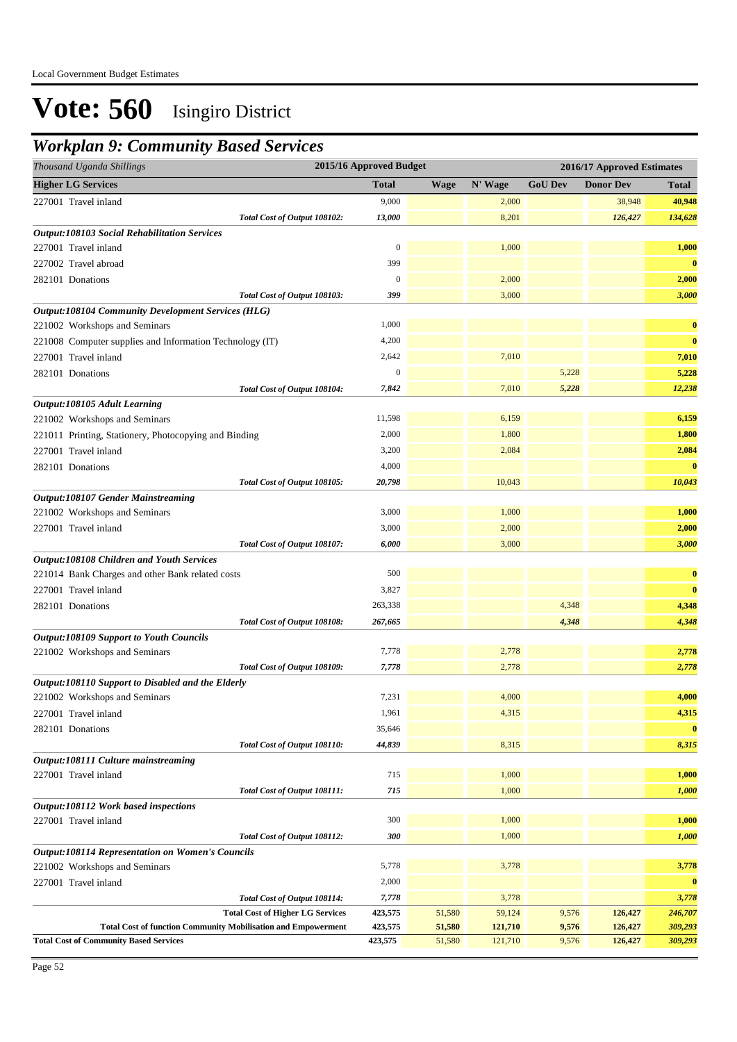Local Government Budget Estimates

# Vote: 560 Isingiro District

## *Workplan 9: Community Based Services*

| *Thousand Uganda Shillings* | 2015/16 Approved Budget | 2016/17 Approved Estimates | | | | |
|---|---|---|---|---|---|---|
| **Higher LG Services** | **Total** | **Wage** | **N' Wage** | **GoU Dev** | **Donor Dev** | **Total** |
| 227001 Travel inland | 9,000 | | 2,000 | | 38,948 | **40,948** |
| *Total Cost of Output 108102:* | ***13,000*** | | 8,201 | | ***126,427*** | ***134,628*** |
| ***Output:108103 Social Rehabilitation Services*** | | | | | | |
| 227001 Travel inland | 0 | | 1,000 | | | **1,000** |
| 227002 Travel abroad | 399 | | | | | **0** |
| 282101 Donations | 0 | | 2,000 | | | **2,000** |
| *Total Cost of Output 108103:* | ***399*** | | 3,000 | | | ***3,000*** |
| ***Output:108104 Community Development Services (HLG)*** | | | | | | |
| 221002 Workshops and Seminars | 1,000 | | | | | **0** |
| 221008 Computer supplies and Information Technology (IT) | 4,200 | | | | | **0** |
| 227001 Travel inland | 2,642 | | 7,010 | | | **7,010** |
| 282101 Donations | 0 | | | 5,228 | | **5,228** |
| *Total Cost of Output 108104:* | ***7,842*** | | 7,010 | ***5,228*** | | ***12,238*** |
| ***Output:108105 Adult Learning*** | | | | | | |
| 221002 Workshops and Seminars | 11,598 | | 6,159 | | | **6,159** |
| 221011 Printing, Stationery, Photocopying and Binding | 2,000 | | 1,800 | | | **1,800** |
| 227001 Travel inland | 3,200 | | 2,084 | | | **2,084** |
| 282101 Donations | 4,000 | | | | | **0** |
| *Total Cost of Output 108105:* | ***20,798*** | | 10,043 | | | ***10,043*** |
| ***Output:108107 Gender Mainstreaming*** | | | | | | |
| 221002 Workshops and Seminars | 3,000 | | 1,000 | | | **1,000** |
| 227001 Travel inland | 3,000 | | 2,000 | | | **2,000** |
| *Total Cost of Output 108107:* | ***6,000*** | | 3,000 | | | ***3,000*** |
| ***Output:108108 Children and Youth Services*** | | | | | | |
| 221014 Bank Charges and other Bank related costs | 500 | | | | | **0** |
| 227001 Travel inland | 3,827 | | | | | **0** |
| 282101 Donations | 263,338 | | | 4,348 | | **4,348** |
| *Total Cost of Output 108108:* | ***267,665*** | | | ***4,348*** | | ***4,348*** |
| ***Output:108109 Support to Youth Councils*** | | | | | | |
| 221002 Workshops and Seminars | 7,778 | | 2,778 | | | **2,778** |
| *Total Cost of Output 108109:* | ***7,778*** | | 2,778 | | | ***2,778*** |
| ***Output:108110 Support to Disabled and the Elderly*** | | | | | | |
| 221002 Workshops and Seminars | 7,231 | | 4,000 | | | **4,000** |
| 227001 Travel inland | 1,961 | | 4,315 | | | **4,315** |
| 282101 Donations | 35,646 | | | | | **0** |
| *Total Cost of Output 108110:* | ***44,839*** | | 8,315 | | | ***8,315*** |
| ***Output:108111 Culture mainstreaming*** | | | | | | |
| 227001 Travel inland | 715 | | 1,000 | | | **1,000** |
| *Total Cost of Output 108111:* | ***715*** | | 1,000 | | | ***1,000*** |
| ***Output:108112 Work based inspections*** | | | | | | |
| 227001 Travel inland | 300 | | 1,000 | | | **1,000** |
| *Total Cost of Output 108112:* | ***300*** | | 1,000 | | | ***1,000*** |
| ***Output:108114 Representation on Women's Councils*** | | | | | | |
| 221002 Workshops and Seminars | 5,778 | | 3,778 | | | **3,778** |
| 227001 Travel inland | 2,000 | | | | | **0** |
| *Total Cost of Output 108114:* | ***7,778*** | | 3,778 | | | ***3,778*** |
| **Total Cost of Higher LG Services** | **423,575** | 51,580 | 59,124 | 9,576 | **126,427** | ***246,707*** |
| **Total Cost of function Community Mobilisation and Empowerment** | **423,575** | **51,580** | **121,710** | **9,576** | **126,427** | ***309,293*** |
| **Total Cost of Community Based Services** | **423,575** | 51,580 | 121,710 | 9,576 | **126,427** | ***309,293*** |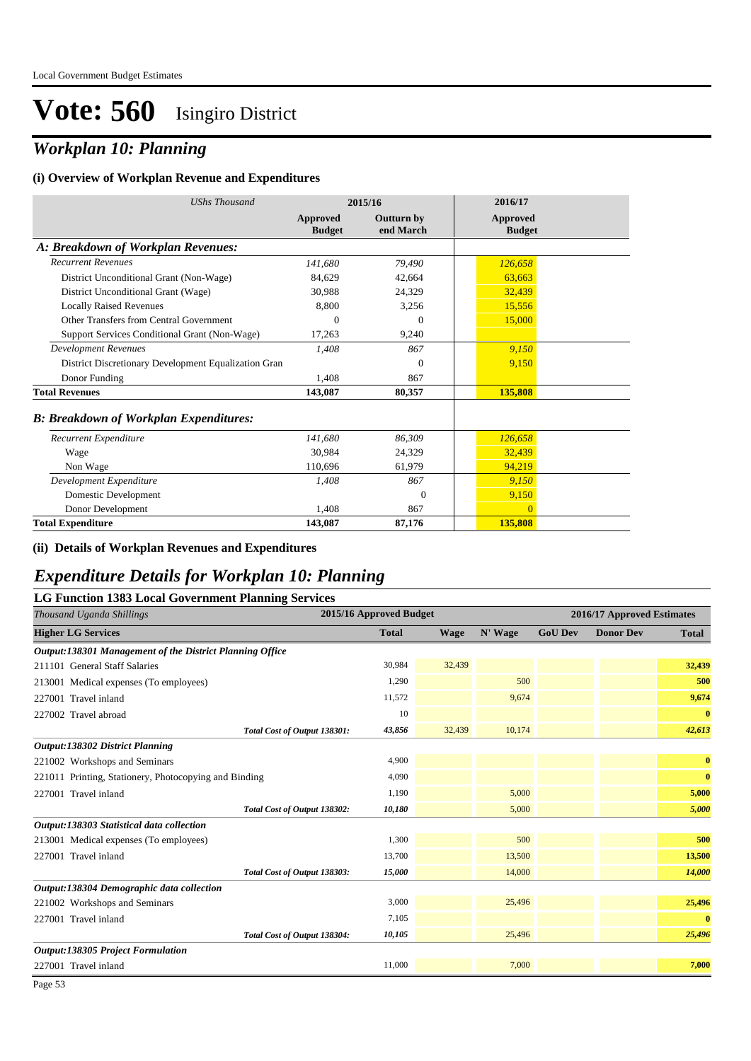# Vote: 560 Isingiro District

## *Workplan 10: Planning*

### (i) Overview of Workplan Revenue and Expenditures

| *UShs Thousand* | 2015/16 Approved Budget | 2015/16 Outturn by end March | 2016/17 Approved Budget |
|---|---|---|---|
| ***A: Breakdown of Workplan Revenues:*** | | | |
| *Recurrent Revenues* | *141,680* | *79,490* | *126,658* |
| District Unconditional Grant (Non-Wage) | 84,629 | 42,664 | 63,663 |
| District Unconditional Grant (Wage) | 30,988 | 24,329 | 32,439 |
| Locally Raised Revenues | 8,800 | 3,256 | 15,556 |
| Other Transfers from Central Government | 0 | 0 | 15,000 |
| Support Services Conditional Grant (Non-Wage) | 17,263 | 9,240 | |
| *Development Revenues* | *1,408* | *867* | *9,150* |
| District Discretionary Development Equalization Gran | | 0 | 9,150 |
| Donor Funding | 1,408 | 867 | |
| **Total Revenues** | **143,087** | **80,357** | **135,808** |
| ***B: Breakdown of Workplan Expenditures:*** | | | |
| *Recurrent Expenditure* | *141,680* | *86,309* | *126,658* |
| Wage | 30,984 | 24,329 | 32,439 |
| Non Wage | 110,696 | 61,979 | 94,219 |
| *Development Expenditure* | *1,408* | *867* | *9,150* |
| Domestic Development | | 0 | 9,150 |
| Donor Development | 1,408 | 867 | 0 |
| **Total Expenditure** | **143,087** | **87,176** | **135,808** |

### (ii) Details of Workplan Revenues and Expenditures

## *Expenditure Details for Workplan 10: Planning*

### LG Function 1383 Local Government Planning Services

| *Thousand Uganda Shillings* | 2015/16 Approved Budget | 2016/17 Approved Estimates | | | | |
|---|---|---|---|---|---|---|
| **Higher LG Services** | **Total** | **Wage** | **N' Wage** | **GoU Dev** | **Donor Dev** | **Total** |
| ***Output:138301 Management of the District Planning Office*** | | | | | | |
| 211101 General Staff Salaries | 30,984 | 32,439 | | | | **32,439** |
| 213001 Medical expenses (To employees) | 1,290 | | 500 | | | **500** |
| 227001 Travel inland | 11,572 | | 9,674 | | | **9,674** |
| 227002 Travel abroad | 10 | | | | | **0** |
| ***Total Cost of Output 138301:*** | ***43,856*** | 32,439 | 10,174 | | | ***42,613*** |
| ***Output:138302 District Planning*** | | | | | | |
| 221002 Workshops and Seminars | 4,900 | | | | | **0** |
| 221011 Printing, Stationery, Photocopying and Binding | 4,090 | | | | | **0** |
| 227001 Travel inland | 1,190 | | 5,000 | | | **5,000** |
| ***Total Cost of Output 138302:*** | ***10,180*** | | 5,000 | | | ***5,000*** |
| ***Output:138303 Statistical data collection*** | | | | | | |
| 213001 Medical expenses (To employees) | 1,300 | | 500 | | | **500** |
| 227001 Travel inland | 13,700 | | 13,500 | | | **13,500** |
| ***Total Cost of Output 138303:*** | ***15,000*** | | 14,000 | | | ***14,000*** |
| ***Output:138304 Demographic data collection*** | | | | | | |
| 221002 Workshops and Seminars | 3,000 | | 25,496 | | | **25,496** |
| 227001 Travel inland | 7,105 | | | | | **0** |
| ***Total Cost of Output 138304:*** | ***10,105*** | | 25,496 | | | ***25,496*** |
| ***Output:138305 Project Formulation*** | | | | | | |
| 227001 Travel inland | 11,000 | | 7,000 | | | **7,000** |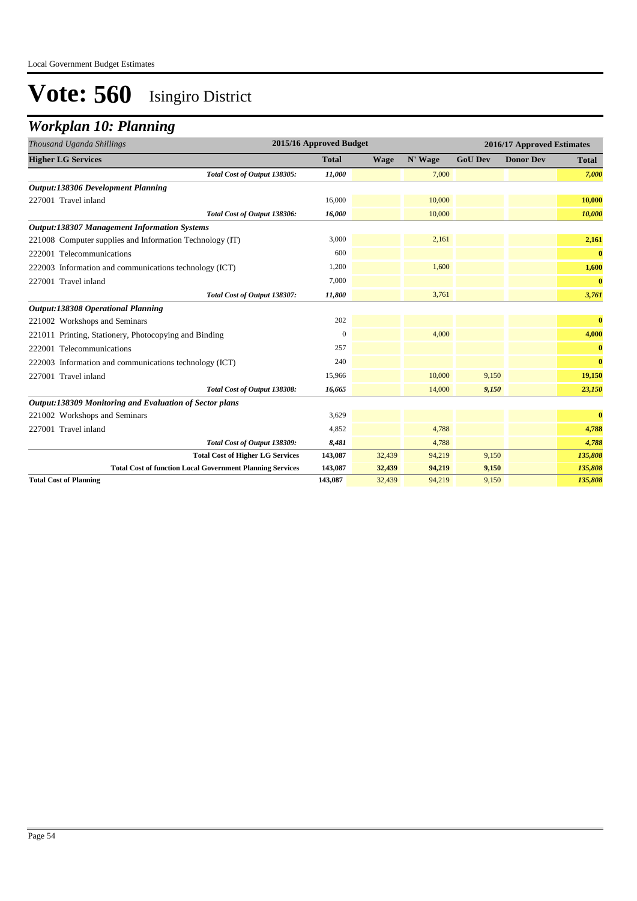# Vote: 560 Isingiro District

## Workplan 10: Planning

| *Thousand Uganda Shillings* | 2015/16 Approved Budget | 2016/17 Approved Estimates | | | | |
|---|---|---|---|---|---|---|
| **Higher LG Services** | **Total** | **Wage** | **N' Wage** | **GoU Dev** | **Donor Dev** | **Total** |
| ***Total Cost of Output 138305:*** | ***11,000*** | | 7,000 | | | ***7,000*** |
| ***Output:138306 Development Planning*** | | | | | | |
| 227001 Travel inland | 16,000 | | 10,000 | | | **10,000** |
| ***Total Cost of Output 138306:*** | ***16,000*** | | 10,000 | | | ***10,000*** |
| ***Output:138307 Management Information Systems*** | | | | | | |
| 221008 Computer supplies and Information Technology (IT) | 3,000 | | 2,161 | | | **2,161** |
| 222001 Telecommunications | 600 | | | | | **0** |
| 222003 Information and communications technology (ICT) | 1,200 | | 1,600 | | | **1,600** |
| 227001 Travel inland | 7,000 | | | | | **0** |
| ***Total Cost of Output 138307:*** | ***11,800*** | | 3,761 | | | ***3,761*** |
| ***Output:138308 Operational Planning*** | | | | | | |
| 221002 Workshops and Seminars | 202 | | | | | **0** |
| 221011 Printing, Stationery, Photocopying and Binding | 0 | | 4,000 | | | **4,000** |
| 222001 Telecommunications | 257 | | | | | **0** |
| 222003 Information and communications technology (ICT) | 240 | | | | | **0** |
| 227001 Travel inland | 15,966 | | 10,000 | 9,150 | | **19,150** |
| ***Total Cost of Output 138308:*** | ***16,665*** | | 14,000 | ***9,150*** | | ***23,150*** |
| ***Output:138309 Monitoring and Evaluation of Sector plans*** | | | | | | |
| 221002 Workshops and Seminars | 3,629 | | | | | **0** |
| 227001 Travel inland | 4,852 | | 4,788 | | | **4,788** |
| ***Total Cost of Output 138309:*** | ***8,481*** | | 4,788 | | | ***4,788*** |
| **Total Cost of Higher LG Services** | **143,087** | 32,439 | 94,219 | 9,150 | | ***135,808*** |
| **Total Cost of function Local Government Planning Services** | **143,087** | **32,439** | **94,219** | **9,150** | | ***135,808*** |
| **Total Cost of Planning** | **143,087** | 32,439 | 94,219 | 9,150 | | ***135,808*** |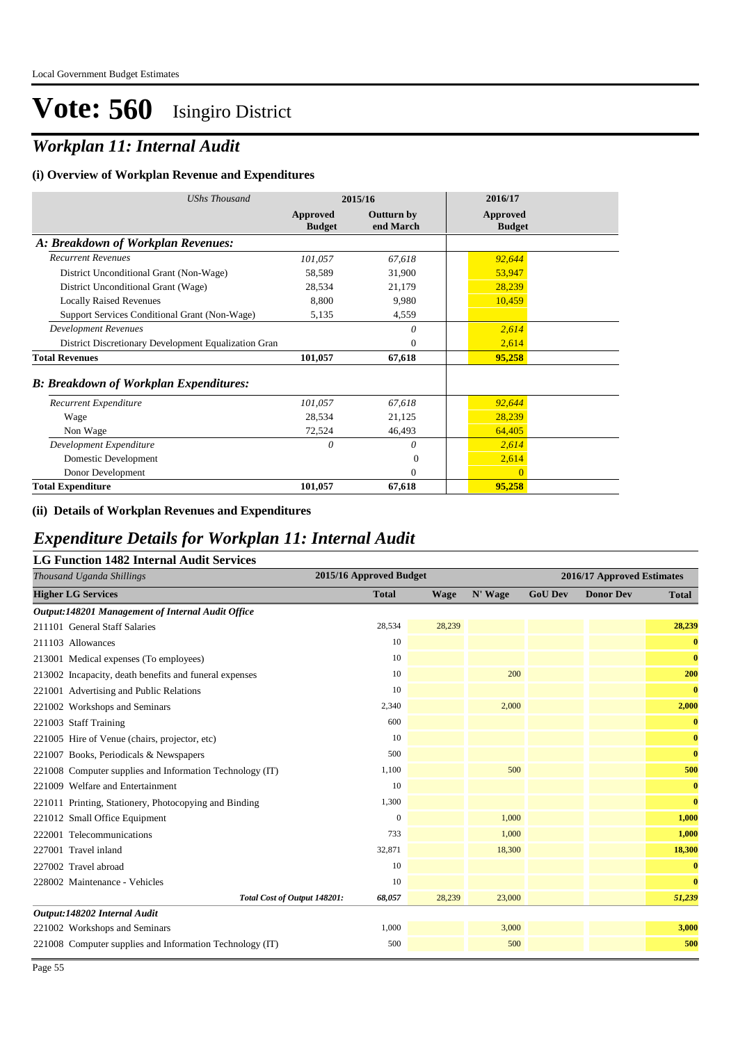Local Government Budget Estimates

# Vote: 560 Isingiro District

## *Workplan 11: Internal Audit*

### (i) Overview of Workplan Revenue and Expenditures

| *UShs Thousand* | 2015/16 | | 2016/17 |
|---|---|---|---|
| | **Approved Budget** | **Outturn by end March** | **Approved Budget** |
| ***A: Breakdown of Workplan Revenues:*** | | | |
| *Recurrent Revenues* | *101,057* | *67,618* | *92,644* |
| District Unconditional Grant (Non-Wage) | 58,589 | 31,900 | 53,947 |
| District Unconditional Grant (Wage) | 28,534 | 21,179 | 28,239 |
| Locally Raised Revenues | 8,800 | 9,980 | 10,459 |
| Support Services Conditional Grant (Non-Wage) | 5,135 | 4,559 | |
| *Development Revenues* | | *0* | *2,614* |
| District Discretionary Development Equalization Gran | | 0 | 2,614 |
| **Total Revenues** | **101,057** | **67,618** | **95,258** |
| ***B: Breakdown of Workplan Expenditures:*** | | | |
| *Recurrent Expenditure* | *101,057* | *67,618* | *92,644* |
| Wage | 28,534 | 21,125 | 28,239 |
| Non Wage | 72,524 | 46,493 | 64,405 |
| *Development Expenditure* | *0* | *0* | *2,614* |
| Domestic Development | | 0 | 2,614 |
| Donor Development | | 0 | 0 |
| **Total Expenditure** | **101,057** | **67,618** | **95,258** |

### (ii) Details of Workplan Revenues and Expenditures

## *Expenditure Details for Workplan 11: Internal Audit*

### LG Function 1482 Internal Audit Services

| *Thousand Uganda Shillings* | 2015/16 Approved Budget | 2016/17 Approved Estimates | | | | |
|---|---|---|---|---|---|---|
| **Higher LG Services** | **Total** | **Wage** | **N' Wage** | **GoU Dev** | **Donor Dev** | **Total** |
| ***Output:148201 Management of Internal Audit Office*** | | | | | | |
| 211101 General Staff Salaries | 28,534 | 28,239 | | | | **28,239** |
| 211103 Allowances | 10 | | | | | **0** |
| 213001 Medical expenses (To employees) | 10 | | | | | **0** |
| 213002 Incapacity, death benefits and funeral expenses | 10 | | 200 | | | **200** |
| 221001 Advertising and Public Relations | 10 | | | | | **0** |
| 221002 Workshops and Seminars | 2,340 | | 2,000 | | | **2,000** |
| 221003 Staff Training | 600 | | | | | **0** |
| 221005 Hire of Venue (chairs, projector, etc) | 10 | | | | | **0** |
| 221007 Books, Periodicals & Newspapers | 500 | | | | | **0** |
| 221008 Computer supplies and Information Technology (IT) | 1,100 | | 500 | | | **500** |
| 221009 Welfare and Entertainment | 10 | | | | | **0** |
| 221011 Printing, Stationery, Photocopying and Binding | 1,300 | | | | | **0** |
| 221012 Small Office Equipment | 0 | | 1,000 | | | **1,000** |
| 222001 Telecommunications | 733 | | 1,000 | | | **1,000** |
| 227001 Travel inland | 32,871 | | 18,300 | | | **18,300** |
| 227002 Travel abroad | 10 | | | | | **0** |
| 228002 Maintenance - Vehicles | 10 | | | | | **0** |
| ***Total Cost of Output 148201:*** | ***68,057*** | 28,239 | 23,000 | | | ***51,239*** |
| ***Output:148202 Internal Audit*** | | | | | | |
| 221002 Workshops and Seminars | 1,000 | | 3,000 | | | **3,000** |
| 221008 Computer supplies and Information Technology (IT) | 500 | | 500 | | | **500** |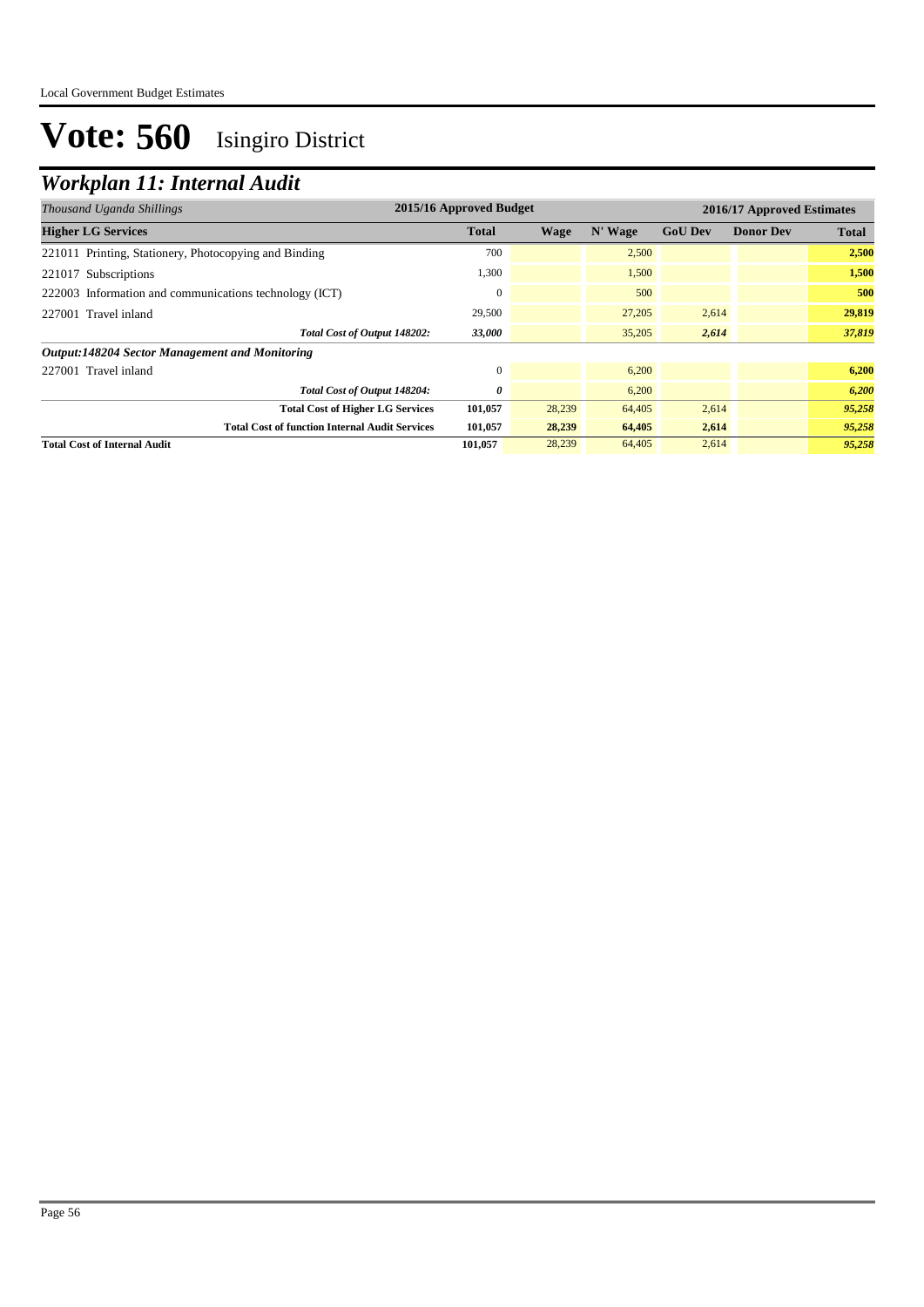# Vote: 560 Isingiro District

## *Workplan 11: Internal Audit*

| *Thousand Uganda Shillings* | 2015/16 Approved Budget | | | 2016/17 Approved Estimates | | |
|---|---|---|---|---|---|---|
| **Higher LG Services** | **Total** | **Wage** | **N' Wage** | **GoU Dev** | **Donor Dev** | **Total** |
| 221011 Printing, Stationery, Photocopying and Binding | 700 | | 2,500 | | | **2,500** |
| 221017 Subscriptions | 1,300 | | 1,500 | | | **1,500** |
| 222003 Information and communications technology (ICT) | 0 | | 500 | | | **500** |
| 227001 Travel inland | 29,500 | | 27,205 | 2,614 | | **29,819** |
| ***Total Cost of Output 148202:*** | ***33,000*** | | 35,205 | ***2,614*** | | ***37,819*** |
| ***Output:148204 Sector Management and Monitoring*** | | | | | | |
| 227001 Travel inland | 0 | | 6,200 | | | **6,200** |
| ***Total Cost of Output 148204:*** | ***0*** | | 6,200 | | | ***6,200*** |
| **Total Cost of Higher LG Services** | **101,057** | 28,239 | 64,405 | 2,614 | | ***95,258*** |
| **Total Cost of function Internal Audit Services** | **101,057** | **28,239** | **64,405** | **2,614** | | ***95,258*** |
| **Total Cost of Internal Audit** | **101,057** | 28,239 | 64,405 | 2,614 | | ***95,258*** |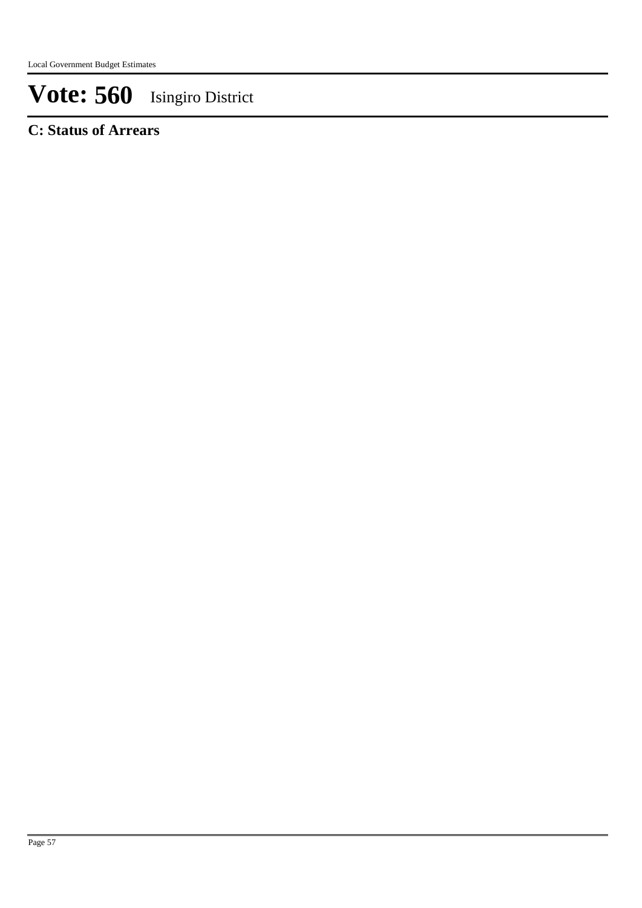# Vote: 560 Isingiro District

## C: Status of Arrears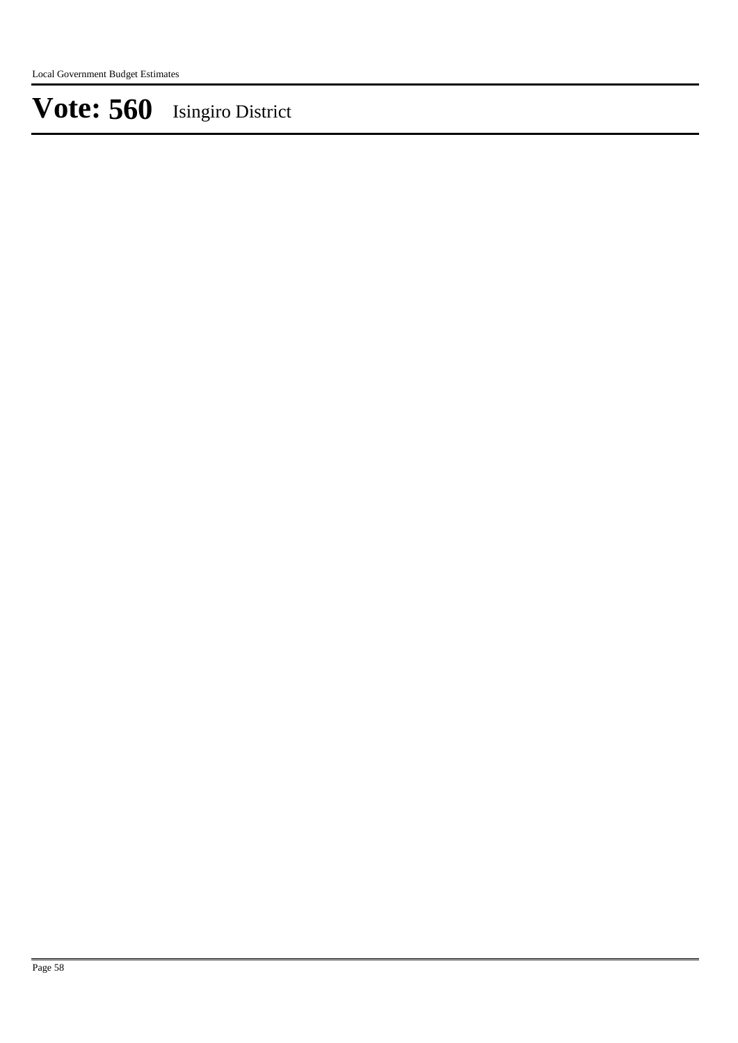# Vote: 560 Isingiro District